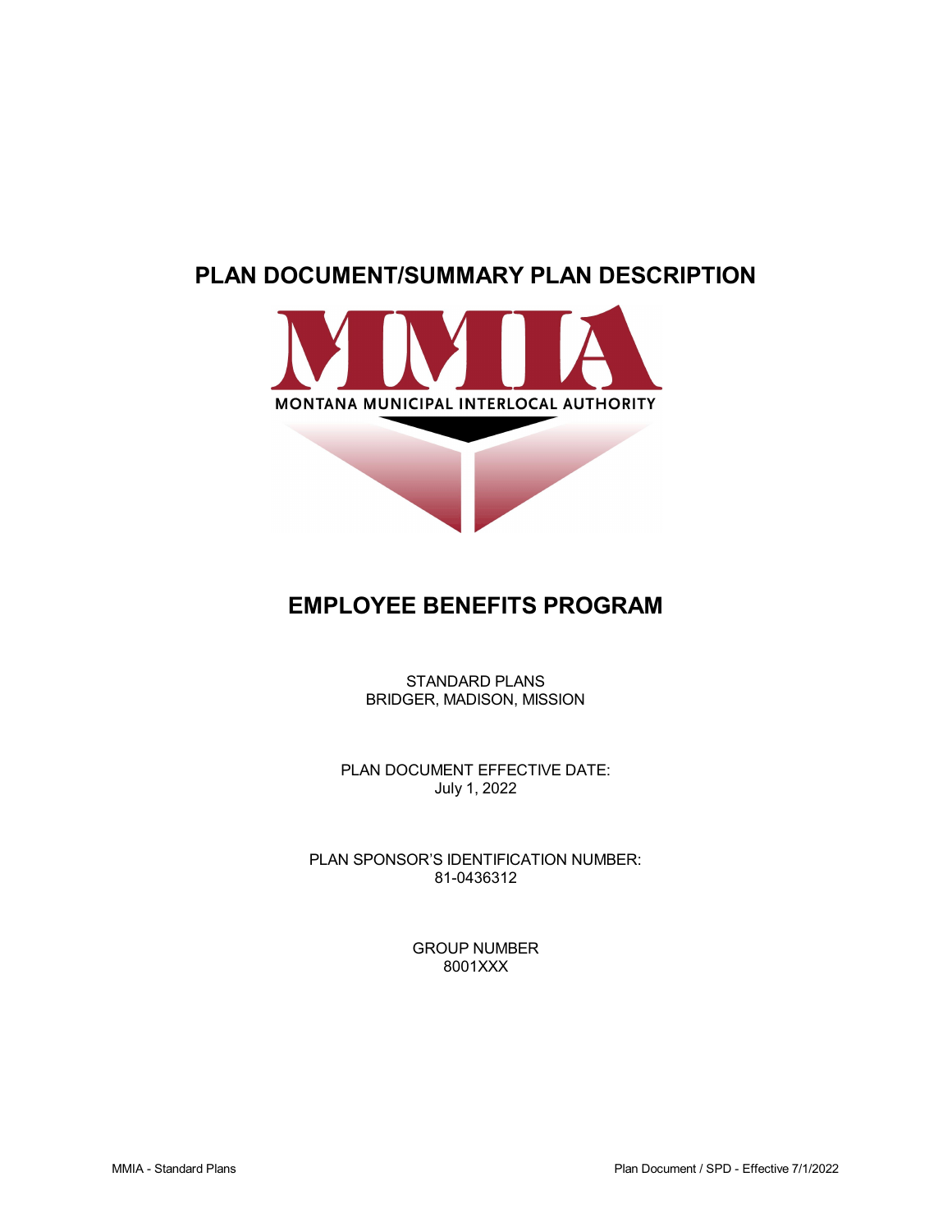# PLAN DOCUMENT/SUMMARY PLAN DESCRIPTION

MMIA

MONTANA MUNICIPAL INTERLOCAL AUTHORITY

# EMPLOYEE BENEFITS PROGRAM

STANDARD PLANS
BRIDGER, MADISON, MISSION

PLAN DOCUMENT EFFECTIVE DATE:
July 1, 2022

PLAN SPONSOR'S IDENTIFICATION NUMBER:
81-0436312

GROUP NUMBER
8001XXX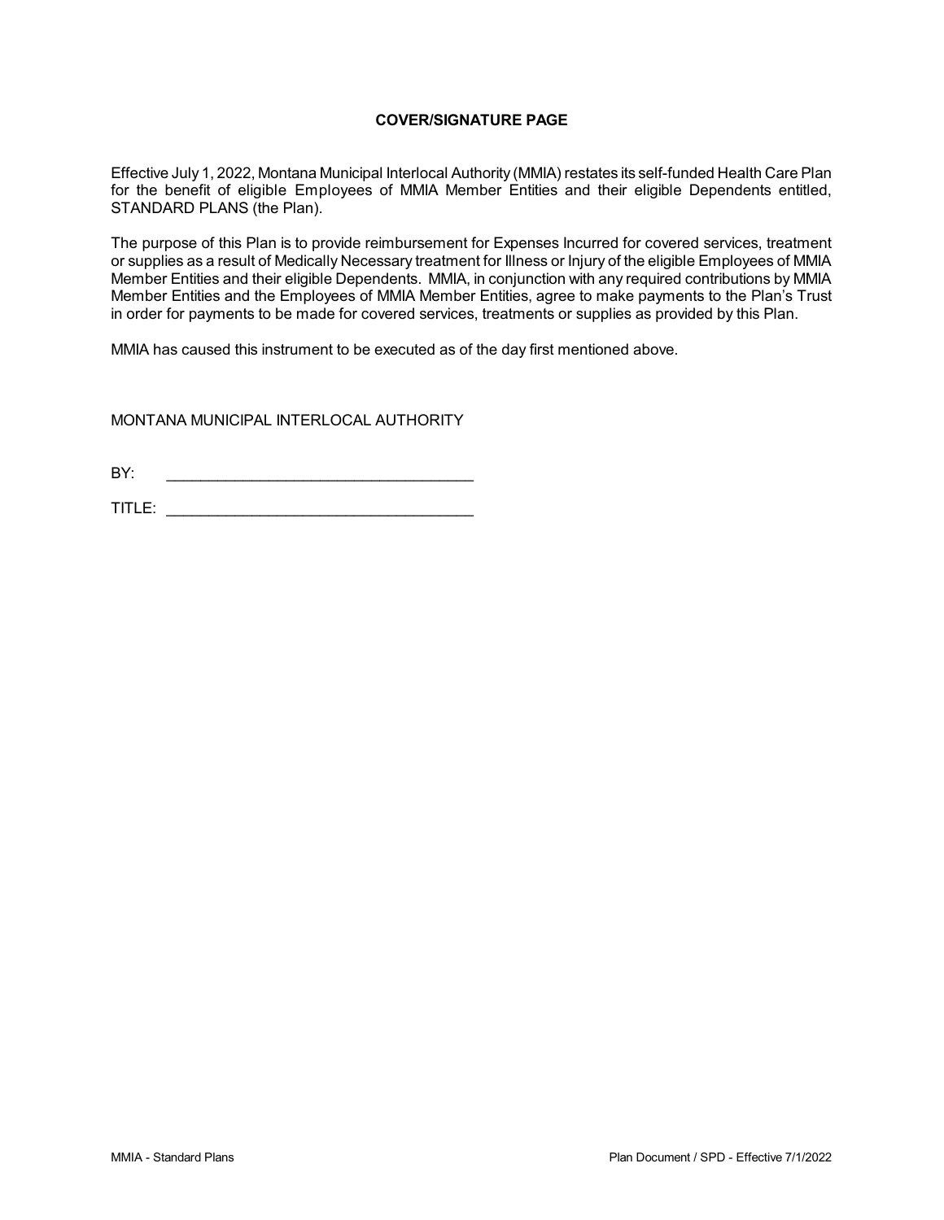## COVER/SIGNATURE PAGE

Effective July 1, 2022, Montana Municipal Interlocal Authority (MMIA) restates its self-funded Health Care Plan for the benefit of eligible Employees of MMIA Member Entities and their eligible Dependents entitled, STANDARD PLANS (the Plan).

The purpose of this Plan is to provide reimbursement for Expenses Incurred for covered services, treatment or supplies as a result of Medically Necessary treatment for Illness or Injury of the eligible Employees of MMIA Member Entities and their eligible Dependents. MMIA, in conjunction with any required contributions by MMIA Member Entities and the Employees of MMIA Member Entities, agree to make payments to the Plan's Trust in order for payments to be made for covered services, treatments or supplies as provided by this Plan.

MMIA has caused this instrument to be executed as of the day first mentioned above.

MONTANA MUNICIPAL INTERLOCAL AUTHORITY

BY: ____________________________________

TITLE: ____________________________________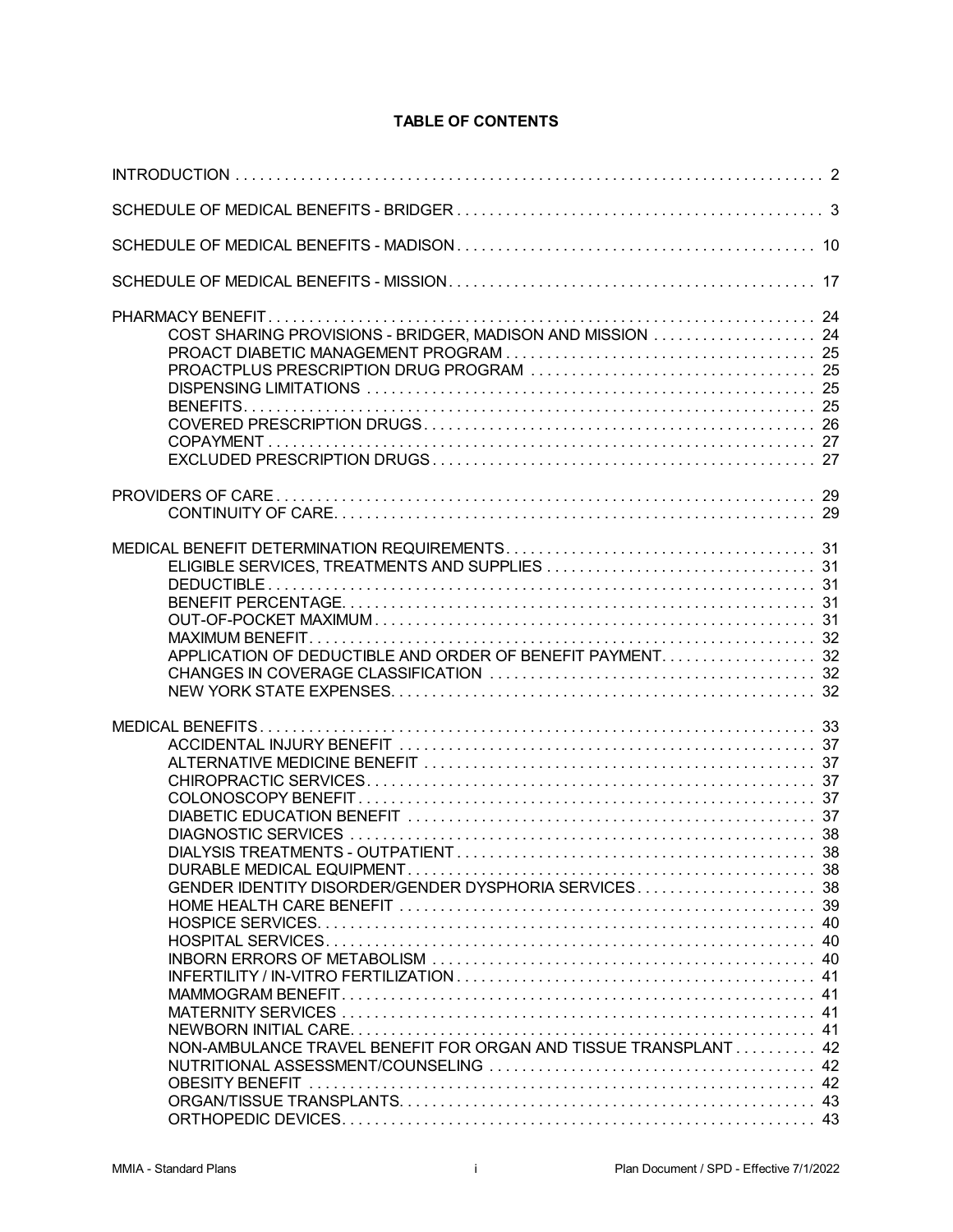# TABLE OF CONTENTS

| | |
|---|---|
| INTRODUCTION | 2 |
| SCHEDULE OF MEDICAL BENEFITS - BRIDGER | 3 |
| SCHEDULE OF MEDICAL BENEFITS - MADISON | 10 |
| SCHEDULE OF MEDICAL BENEFITS - MISSION | 17 |
| PHARMACY BENEFIT | 24 |
| COST SHARING PROVISIONS - BRIDGER, MADISON AND MISSION | 24 |
| PROACT DIABETIC MANAGEMENT PROGRAM | 25 |
| PROACTPLUS PRESCRIPTION DRUG PROGRAM | 25 |
| DISPENSING LIMITATIONS | 25 |
| BENEFITS | 25 |
| COVERED PRESCRIPTION DRUGS | 26 |
| COPAYMENT | 27 |
| EXCLUDED PRESCRIPTION DRUGS | 27 |
| PROVIDERS OF CARE | 29 |
| CONTINUITY OF CARE | 29 |
| MEDICAL BENEFIT DETERMINATION REQUIREMENTS | 31 |
| ELIGIBLE SERVICES, TREATMENTS AND SUPPLIES | 31 |
| DEDUCTIBLE | 31 |
| BENEFIT PERCENTAGE | 31 |
| OUT-OF-POCKET MAXIMUM | 31 |
| MAXIMUM BENEFIT | 32 |
| APPLICATION OF DEDUCTIBLE AND ORDER OF BENEFIT PAYMENT | 32 |
| CHANGES IN COVERAGE CLASSIFICATION | 32 |
| NEW YORK STATE EXPENSES | 32 |
| MEDICAL BENEFITS | 33 |
| ACCIDENTAL INJURY BENEFIT | 37 |
| ALTERNATIVE MEDICINE BENEFIT | 37 |
| CHIROPRACTIC SERVICES | 37 |
| COLONOSCOPY BENEFIT | 37 |
| DIABETIC EDUCATION BENEFIT | 37 |
| DIAGNOSTIC SERVICES | 38 |
| DIALYSIS TREATMENTS - OUTPATIENT | 38 |
| DURABLE MEDICAL EQUIPMENT | 38 |
| GENDER IDENTITY DISORDER/GENDER DYSPHORIA SERVICES | 38 |
| HOME HEALTH CARE BENEFIT | 39 |
| HOSPICE SERVICES | 40 |
| HOSPITAL SERVICES | 40 |
| INBORN ERRORS OF METABOLISM | 40 |
| INFERTILITY / IN-VITRO FERTILIZATION | 41 |
| MAMMOGRAM BENEFIT | 41 |
| MATERNITY SERVICES | 41 |
| NEWBORN INITIAL CARE | 41 |
| NON-AMBULANCE TRAVEL BENEFIT FOR ORGAN AND TISSUE TRANSPLANT | 42 |
| NUTRITIONAL ASSESSMENT/COUNSELING | 42 |
| OBESITY BENEFIT | 42 |
| ORGAN/TISSUE TRANSPLANTS | 43 |
| ORTHOPEDIC DEVICES | 43 |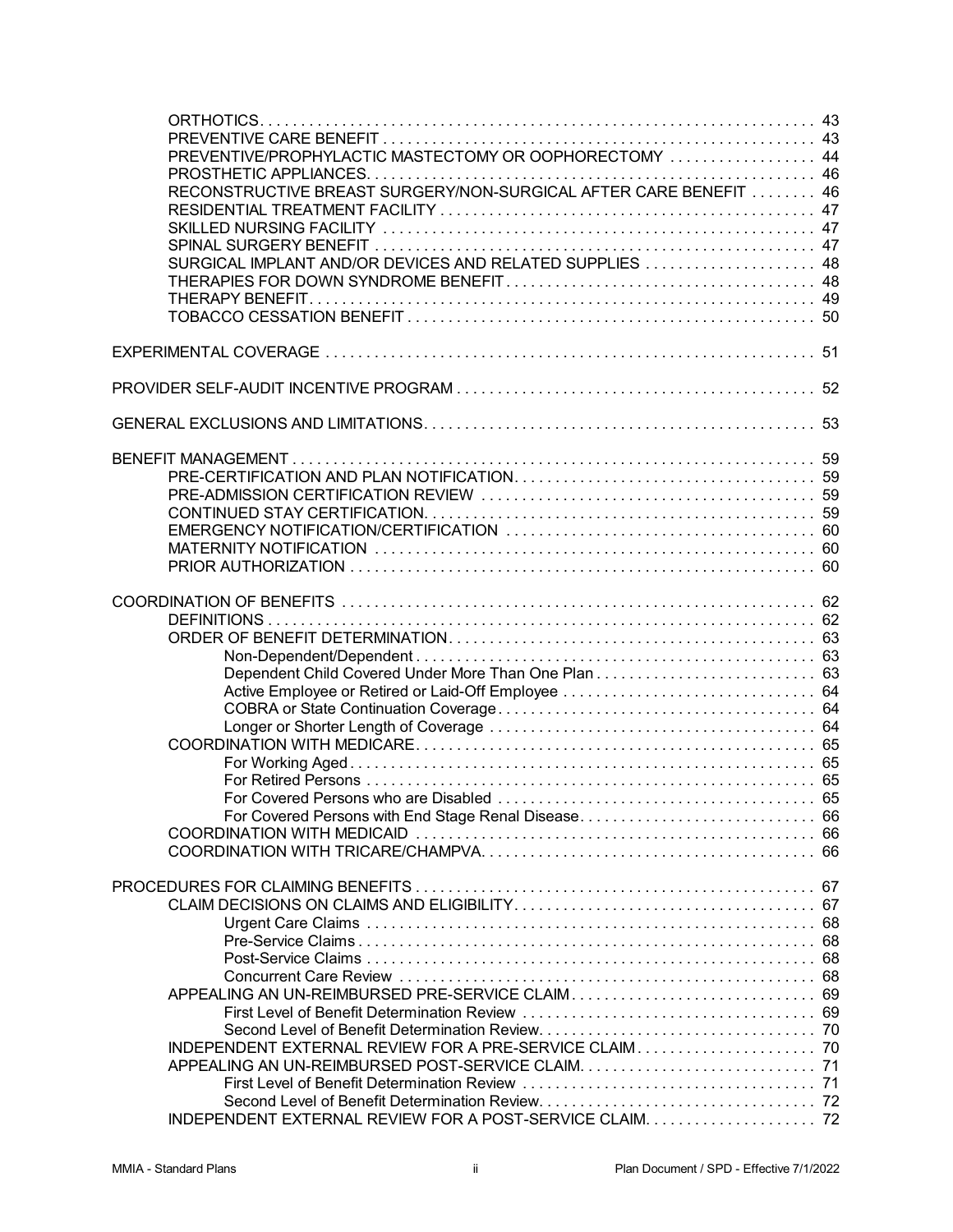- ORTHOTICS . . . . . 43
- PREVENTIVE CARE BENEFIT . . . . . 43
- PREVENTIVE/PROPHYLACTIC MASTECTOMY OR OOPHORECTOMY . . . . . 44
- PROSTHETIC APPLIANCES. . . . . 46
- RECONSTRUCTIVE BREAST SURGERY/NON-SURGICAL AFTER CARE BENEFIT . . . . . 46
- RESIDENTIAL TREATMENT FACILITY . . . . . 47
- SKILLED NURSING FACILITY . . . . . 47
- SPINAL SURGERY BENEFIT . . . . . 47
- SURGICAL IMPLANT AND/OR DEVICES AND RELATED SUPPLIES . . . . . 48
- THERAPIES FOR DOWN SYNDROME BENEFIT . . . . . 48
- THERAPY BENEFIT. . . . . 49
- TOBACCO CESSATION BENEFIT . . . . . 50

EXPERIMENTAL COVERAGE . . . . . 51

PROVIDER SELF-AUDIT INCENTIVE PROGRAM . . . . . 52

GENERAL EXCLUSIONS AND LIMITATIONS. . . . . 53

BENEFIT MANAGEMENT . . . . . 59
- PRE-CERTIFICATION AND PLAN NOTIFICATION. . . . . 59
- PRE-ADMISSION CERTIFICATION REVIEW . . . . . 59
- CONTINUED STAY CERTIFICATION. . . . . 59
- EMERGENCY NOTIFICATION/CERTIFICATION . . . . . 60
- MATERNITY NOTIFICATION . . . . . 60
- PRIOR AUTHORIZATION . . . . . 60

COORDINATION OF BENEFITS . . . . . 62
- DEFINITIONS . . . . . 62
- ORDER OF BENEFIT DETERMINATION. . . . . 63
  - Non-Dependent/Dependent . . . . . 63
  - Dependent Child Covered Under More Than One Plan . . . . . 63
  - Active Employee or Retired or Laid-Off Employee . . . . . 64
  - COBRA or State Continuation Coverage. . . . . 64
  - Longer or Shorter Length of Coverage . . . . . 64
- COORDINATION WITH MEDICARE. . . . . 65
  - For Working Aged . . . . . 65
  - For Retired Persons . . . . . 65
  - For Covered Persons who are Disabled . . . . . 65
  - For Covered Persons with End Stage Renal Disease. . . . . 66
- COORDINATION WITH MEDICAID . . . . . 66
- COORDINATION WITH TRICARE/CHAMPVA. . . . . 66

PROCEDURES FOR CLAIMING BENEFITS . . . . . 67
- CLAIM DECISIONS ON CLAIMS AND ELIGIBILITY. . . . . 67
  - Urgent Care Claims . . . . . 68
  - Pre-Service Claims . . . . . 68
  - Post-Service Claims . . . . . 68
  - Concurrent Care Review . . . . . 68
- APPEALING AN UN-REIMBURSED PRE-SERVICE CLAIM . . . . . 69
  - First Level of Benefit Determination Review . . . . . 69
  - Second Level of Benefit Determination Review. . . . . 70
- INDEPENDENT EXTERNAL REVIEW FOR A PRE-SERVICE CLAIM . . . . . 70
- APPEALING AN UN-REIMBURSED POST-SERVICE CLAIM. . . . . 71
  - First Level of Benefit Determination Review . . . . . 71
  - Second Level of Benefit Determination Review. . . . . 72
- INDEPENDENT EXTERNAL REVIEW FOR A POST-SERVICE CLAIM. . . . . 72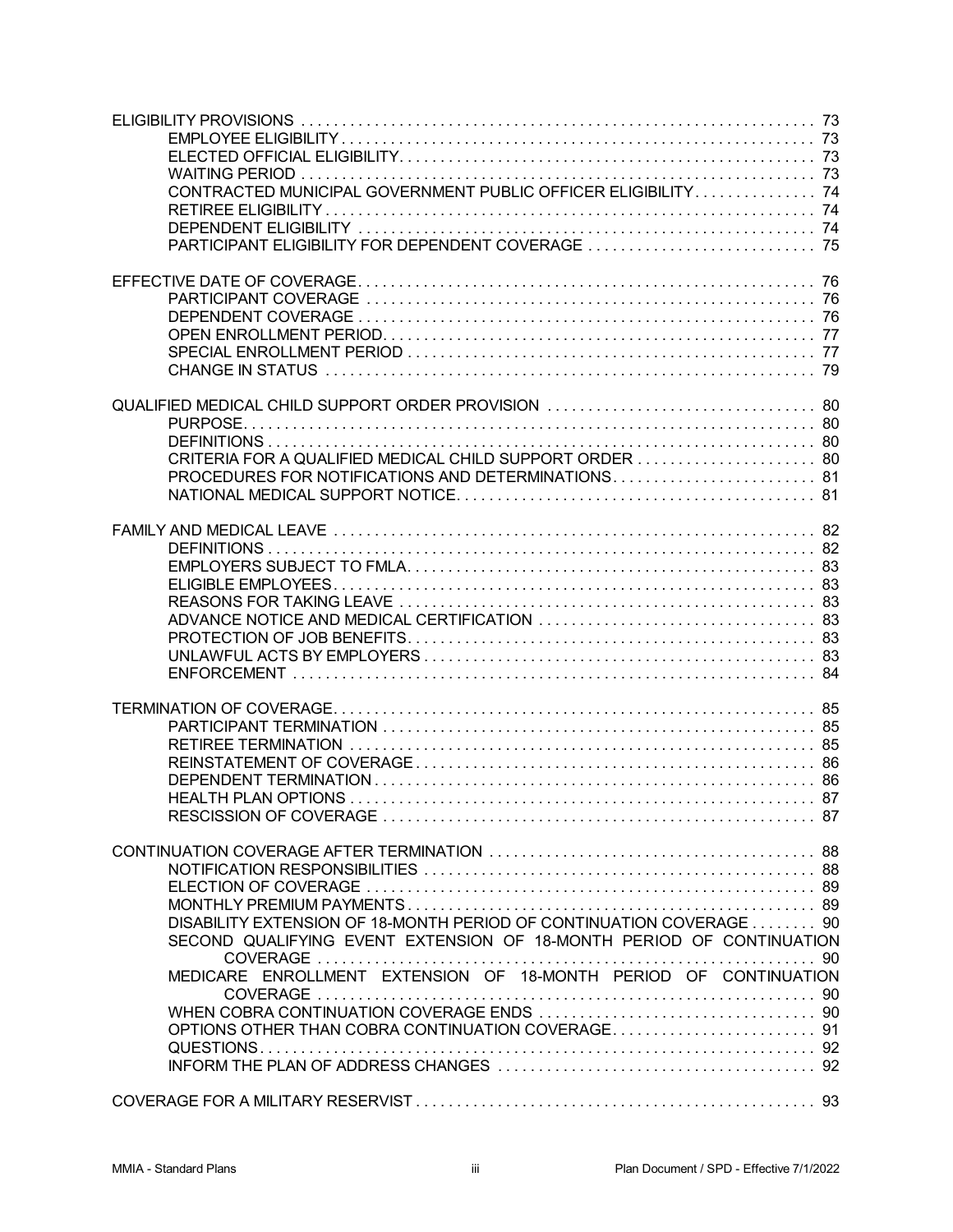ELIGIBILITY PROVISIONS . . . . . . . . . . 73
- EMPLOYEE ELIGIBILITY . . . . . . . . . . 73
- ELECTED OFFICIAL ELIGIBILITY . . . . . . . . . . 73
- WAITING PERIOD . . . . . . . . . . 73
- CONTRACTED MUNICIPAL GOVERNMENT PUBLIC OFFICER ELIGIBILITY . . . . . . . . . . 74
- RETIREE ELIGIBILITY . . . . . . . . . . 74
- DEPENDENT ELIGIBILITY . . . . . . . . . . 74
- PARTICIPANT ELIGIBILITY FOR DEPENDENT COVERAGE . . . . . . . . . . 75

EFFECTIVE DATE OF COVERAGE . . . . . . . . . . 76
- PARTICIPANT COVERAGE . . . . . . . . . . 76
- DEPENDENT COVERAGE . . . . . . . . . . 76
- OPEN ENROLLMENT PERIOD . . . . . . . . . . 77
- SPECIAL ENROLLMENT PERIOD . . . . . . . . . . 77
- CHANGE IN STATUS . . . . . . . . . . 79

QUALIFIED MEDICAL CHILD SUPPORT ORDER PROVISION . . . . . . . . . . 80
- PURPOSE . . . . . . . . . . 80
- DEFINITIONS . . . . . . . . . . 80
- CRITERIA FOR A QUALIFIED MEDICAL CHILD SUPPORT ORDER . . . . . . . . . . 80
- PROCEDURES FOR NOTIFICATIONS AND DETERMINATIONS . . . . . . . . . . 81
- NATIONAL MEDICAL SUPPORT NOTICE . . . . . . . . . . 81

FAMILY AND MEDICAL LEAVE . . . . . . . . . . 82
- DEFINITIONS . . . . . . . . . . 82
- EMPLOYERS SUBJECT TO FMLA . . . . . . . . . . 83
- ELIGIBLE EMPLOYEES . . . . . . . . . . 83
- REASONS FOR TAKING LEAVE . . . . . . . . . . 83
- ADVANCE NOTICE AND MEDICAL CERTIFICATION . . . . . . . . . . 83
- PROTECTION OF JOB BENEFITS . . . . . . . . . . 83
- UNLAWFUL ACTS BY EMPLOYERS . . . . . . . . . . 83
- ENFORCEMENT . . . . . . . . . . 84

TERMINATION OF COVERAGE . . . . . . . . . . 85
- PARTICIPANT TERMINATION . . . . . . . . . . 85
- RETIREE TERMINATION . . . . . . . . . . 85
- REINSTATEMENT OF COVERAGE . . . . . . . . . . 86
- DEPENDENT TERMINATION . . . . . . . . . . 86
- HEALTH PLAN OPTIONS . . . . . . . . . . 87
- RESCISSION OF COVERAGE . . . . . . . . . . 87

CONTINUATION COVERAGE AFTER TERMINATION . . . . . . . . . . 88
- NOTIFICATION RESPONSIBILITIES . . . . . . . . . . 88
- ELECTION OF COVERAGE . . . . . . . . . . 89
- MONTHLY PREMIUM PAYMENTS . . . . . . . . . . 89
- DISABILITY EXTENSION OF 18-MONTH PERIOD OF CONTINUATION COVERAGE . . . . . . . . . . 90
- SECOND QUALIFYING EVENT EXTENSION OF 18-MONTH PERIOD OF CONTINUATION COVERAGE . . . . . . . . . . 90
- MEDICARE ENROLLMENT EXTENSION OF 18-MONTH PERIOD OF CONTINUATION COVERAGE . . . . . . . . . . 90
- WHEN COBRA CONTINUATION COVERAGE ENDS . . . . . . . . . . 90
- OPTIONS OTHER THAN COBRA CONTINUATION COVERAGE . . . . . . . . . . 91
- QUESTIONS . . . . . . . . . . 92
- INFORM THE PLAN OF ADDRESS CHANGES . . . . . . . . . . 92

COVERAGE FOR A MILITARY RESERVIST . . . . . . . . . . 93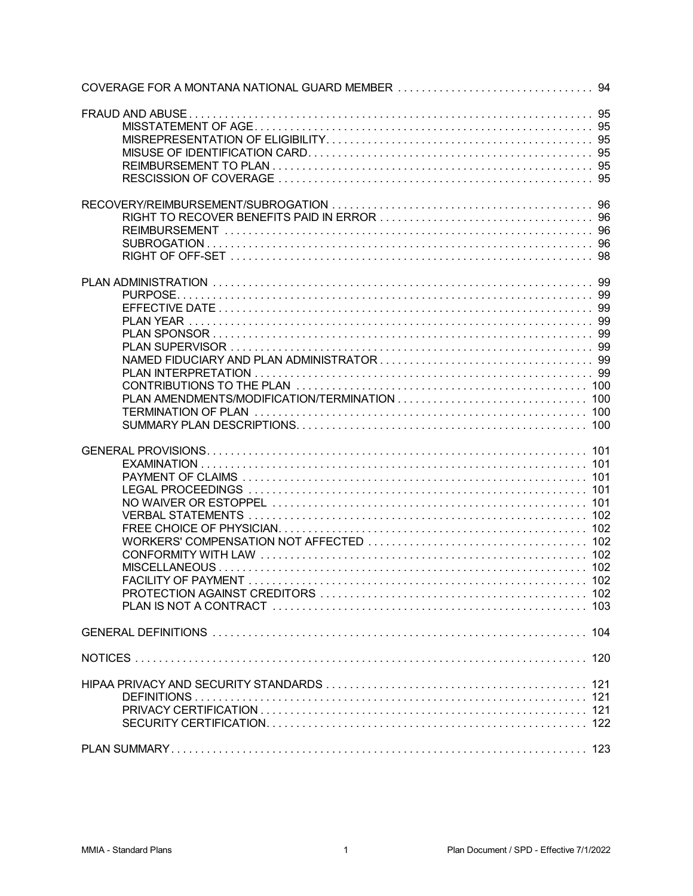| | |
|---|---|
| COVERAGE FOR A MONTANA NATIONAL GUARD MEMBER | 94 |
| | |
| FRAUD AND ABUSE | 95 |
| MISSTATEMENT OF AGE | 95 |
| MISREPRESENTATION OF ELIGIBILITY | 95 |
| MISUSE OF IDENTIFICATION CARD | 95 |
| REIMBURSEMENT TO PLAN | 95 |
| RESCISSION OF COVERAGE | 95 |
| | |
| RECOVERY/REIMBURSEMENT/SUBROGATION | 96 |
| RIGHT TO RECOVER BENEFITS PAID IN ERROR | 96 |
| REIMBURSEMENT | 96 |
| SUBROGATION | 96 |
| RIGHT OF OFF-SET | 98 |
| | |
| PLAN ADMINISTRATION | 99 |
| PURPOSE | 99 |
| EFFECTIVE DATE | 99 |
| PLAN YEAR | 99 |
| PLAN SPONSOR | 99 |
| PLAN SUPERVISOR | 99 |
| NAMED FIDUCIARY AND PLAN ADMINISTRATOR | 99 |
| PLAN INTERPRETATION | 99 |
| CONTRIBUTIONS TO THE PLAN | 100 |
| PLAN AMENDMENTS/MODIFICATION/TERMINATION | 100 |
| TERMINATION OF PLAN | 100 |
| SUMMARY PLAN DESCRIPTIONS | 100 |
| | |
| GENERAL PROVISIONS | 101 |
| EXAMINATION | 101 |
| PAYMENT OF CLAIMS | 101 |
| LEGAL PROCEEDINGS | 101 |
| NO WAIVER OR ESTOPPEL | 101 |
| VERBAL STATEMENTS | 102 |
| FREE CHOICE OF PHYSICIAN | 102 |
| WORKERS' COMPENSATION NOT AFFECTED | 102 |
| CONFORMITY WITH LAW | 102 |
| MISCELLANEOUS | 102 |
| FACILITY OF PAYMENT | 102 |
| PROTECTION AGAINST CREDITORS | 102 |
| PLAN IS NOT A CONTRACT | 103 |
| | |
| GENERAL DEFINITIONS | 104 |
| | |
| NOTICES | 120 |
| | |
| HIPAA PRIVACY AND SECURITY STANDARDS | 121 |
| DEFINITIONS | 121 |
| PRIVACY CERTIFICATION | 121 |
| SECURITY CERTIFICATION | 122 |
| | |
| PLAN SUMMARY | 123 |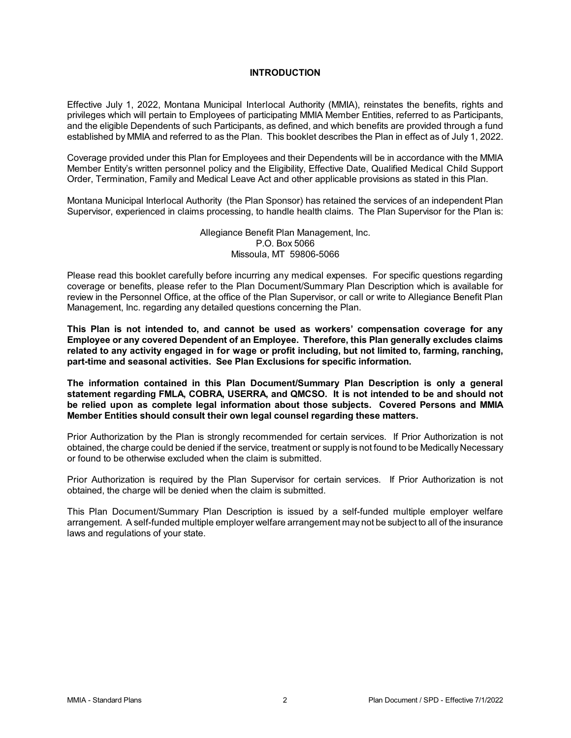# INTRODUCTION

Effective July 1, 2022, Montana Municipal Interlocal Authority (MMIA), reinstates the benefits, rights and privileges which will pertain to Employees of participating MMIA Member Entities, referred to as Participants, and the eligible Dependents of such Participants, as defined, and which benefits are provided through a fund established by MMIA and referred to as the Plan. This booklet describes the Plan in effect as of July 1, 2022.

Coverage provided under this Plan for Employees and their Dependents will be in accordance with the MMIA Member Entity's written personnel policy and the Eligibility, Effective Date, Qualified Medical Child Support Order, Termination, Family and Medical Leave Act and other applicable provisions as stated in this Plan.

Montana Municipal Interlocal Authority (the Plan Sponsor) has retained the services of an independent Plan Supervisor, experienced in claims processing, to handle health claims. The Plan Supervisor for the Plan is:

Allegiance Benefit Plan Management, Inc.
P.O. Box 5066
Missoula, MT 59806-5066

Please read this booklet carefully before incurring any medical expenses. For specific questions regarding coverage or benefits, please refer to the Plan Document/Summary Plan Description which is available for review in the Personnel Office, at the office of the Plan Supervisor, or call or write to Allegiance Benefit Plan Management, Inc. regarding any detailed questions concerning the Plan.

**This Plan is not intended to, and cannot be used as workers' compensation coverage for any Employee or any covered Dependent of an Employee. Therefore, this Plan generally excludes claims related to any activity engaged in for wage or profit including, but not limited to, farming, ranching, part-time and seasonal activities. See Plan Exclusions for specific information.**

**The information contained in this Plan Document/Summary Plan Description is only a general statement regarding FMLA, COBRA, USERRA, and QMCSO. It is not intended to be and should not be relied upon as complete legal information about those subjects. Covered Persons and MMIA Member Entities should consult their own legal counsel regarding these matters.**

Prior Authorization by the Plan is strongly recommended for certain services. If Prior Authorization is not obtained, the charge could be denied if the service, treatment or supply is not found to be Medically Necessary or found to be otherwise excluded when the claim is submitted.

Prior Authorization is required by the Plan Supervisor for certain services. If Prior Authorization is not obtained, the charge will be denied when the claim is submitted.

This Plan Document/Summary Plan Description is issued by a self-funded multiple employer welfare arrangement. A self-funded multiple employer welfare arrangement may not be subject to all of the insurance laws and regulations of your state.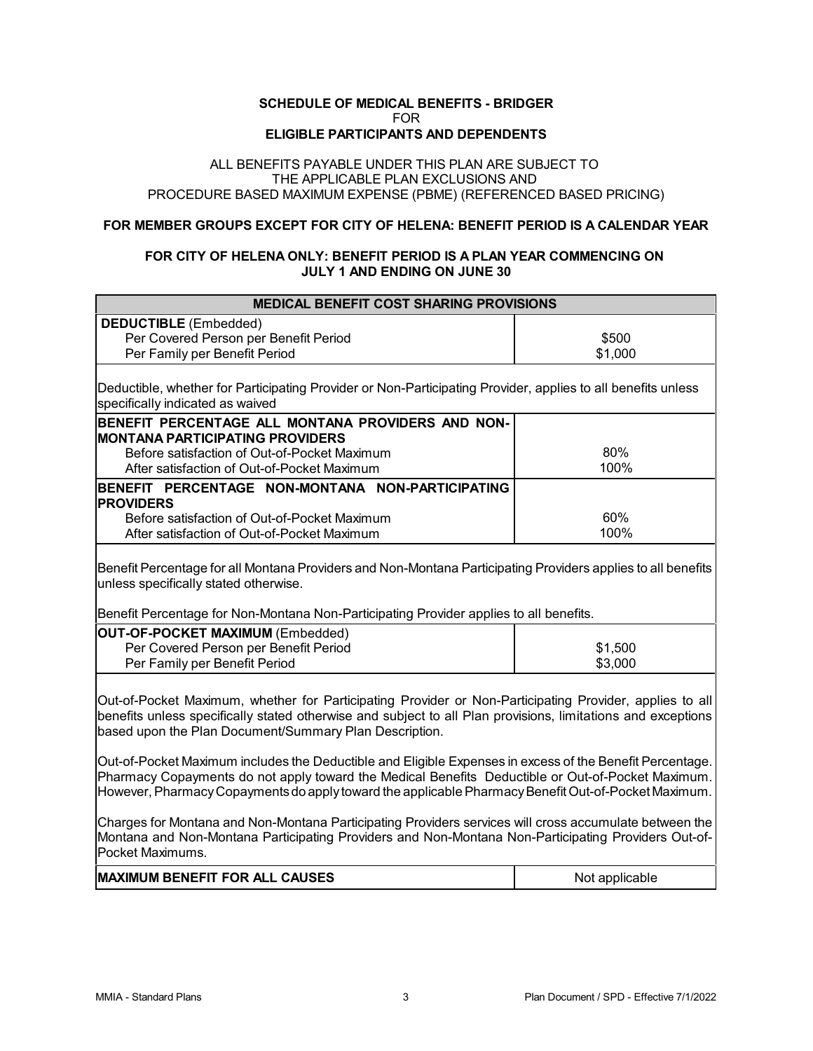# SCHEDULE OF MEDICAL BENEFITS - BRIDGER
FOR
# ELIGIBLE PARTICIPANTS AND DEPENDENTS

ALL BENEFITS PAYABLE UNDER THIS PLAN ARE SUBJECT TO THE APPLICABLE PLAN EXCLUSIONS AND PROCEDURE BASED MAXIMUM EXPENSE (PBME) (REFERENCED BASED PRICING)

**FOR MEMBER GROUPS EXCEPT FOR CITY OF HELENA: BENEFIT PERIOD IS A CALENDAR YEAR**

**FOR CITY OF HELENA ONLY: BENEFIT PERIOD IS A PLAN YEAR COMMENCING ON JULY 1 AND ENDING ON JUNE 30**

| MEDICAL BENEFIT COST SHARING PROVISIONS | |
|---|---|
| **DEDUCTIBLE** (Embedded)<br>Per Covered Person per Benefit Period<br>Per Family per Benefit Period | <br>$500<br>$1,000 |
| Deductible, whether for Participating Provider or Non-Participating Provider, applies to all benefits unless specifically indicated as waived | |
| **BENEFIT PERCENTAGE ALL MONTANA PROVIDERS AND NON-MONTANA PARTICIPATING PROVIDERS**<br>Before satisfaction of Out-of-Pocket Maximum<br>After satisfaction of Out-of-Pocket Maximum | <br>80%<br>100% |
| **BENEFIT PERCENTAGE NON-MONTANA NON-PARTICIPATING PROVIDERS**<br>Before satisfaction of Out-of-Pocket Maximum<br>After satisfaction of Out-of-Pocket Maximum | <br>60%<br>100% |
| Benefit Percentage for all Montana Providers and Non-Montana Participating Providers applies to all benefits unless specifically stated otherwise.<br><br>Benefit Percentage for Non-Montana Non-Participating Provider applies to all benefits. | |
| **OUT-OF-POCKET MAXIMUM** (Embedded)<br>Per Covered Person per Benefit Period<br>Per Family per Benefit Period | <br>$1,500<br>$3,000 |
| Out-of-Pocket Maximum, whether for Participating Provider or Non-Participating Provider, applies to all benefits unless specifically stated otherwise and subject to all Plan provisions, limitations and exceptions based upon the Plan Document/Summary Plan Description.<br><br>Out-of-Pocket Maximum includes the Deductible and Eligible Expenses in excess of the Benefit Percentage. Pharmacy Copayments do not apply toward the Medical Benefits Deductible or Out-of-Pocket Maximum. However, Pharmacy Copayments do apply toward the applicable Pharmacy Benefit Out-of-Pocket Maximum.<br><br>Charges for Montana and Non-Montana Participating Providers services will cross accumulate between the Montana and Non-Montana Participating Providers and Non-Montana Non-Participating Providers Out-of-Pocket Maximums. | |
| **MAXIMUM BENEFIT FOR ALL CAUSES** | Not applicable |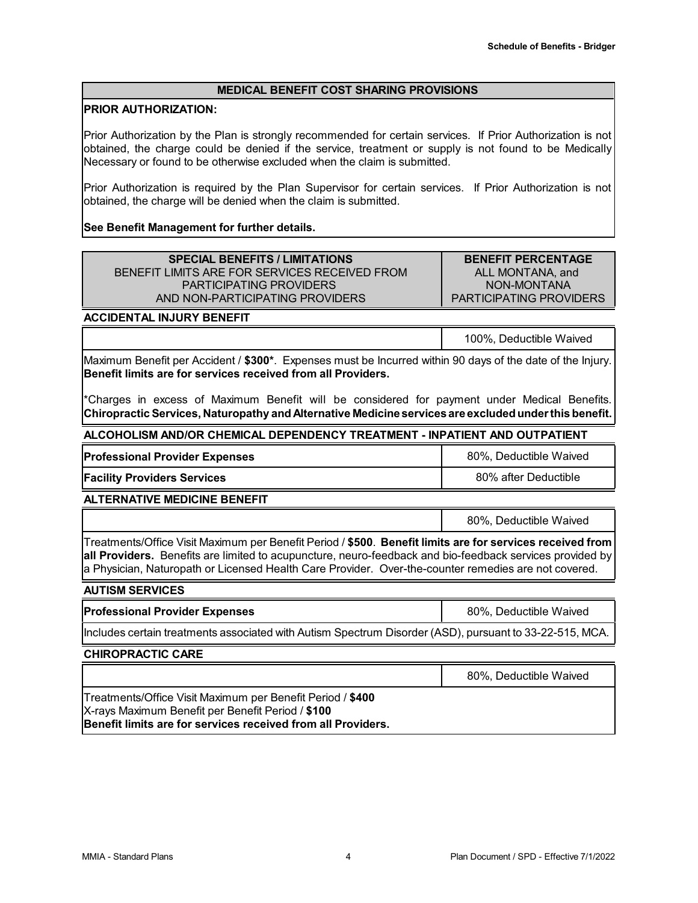## MEDICAL BENEFIT COST SHARING PROVISIONS

**PRIOR AUTHORIZATION:**

Prior Authorization by the Plan is strongly recommended for certain services. If Prior Authorization is not obtained, the charge could be denied if the service, treatment or supply is not found to be Medically Necessary or found to be otherwise excluded when the claim is submitted.

Prior Authorization is required by the Plan Supervisor for certain services. If Prior Authorization is not obtained, the charge will be denied when the claim is submitted.

**See Benefit Management for further details.**

| **SPECIAL BENEFITS / LIMITATIONS**<br>BENEFIT LIMITS ARE FOR SERVICES RECEIVED FROM PARTICIPATING PROVIDERS AND NON-PARTICIPATING PROVIDERS | **BENEFIT PERCENTAGE**<br>ALL MONTANA, and NON-MONTANA PARTICIPATING PROVIDERS |
|---|---|

### ACCIDENTAL INJURY BENEFIT

| | |
|---|---|
| | 100%, Deductible Waived |

Maximum Benefit per Accident / **$300***. Expenses must be Incurred within 90 days of the date of the Injury. **Benefit limits are for services received from all Providers.**

*Charges in excess of Maximum Benefit will be considered for payment under Medical Benefits. **Chiropractic Services, Naturopathy and Alternative Medicine services are excluded under this benefit.**

### ALCOHOLISM AND/OR CHEMICAL DEPENDENCY TREATMENT - INPATIENT AND OUTPATIENT

| | |
|---|---|
| **Professional Provider Expenses** | 80%, Deductible Waived |
| **Facility Providers Services** | 80% after Deductible |

### ALTERNATIVE MEDICINE BENEFIT

| | |
|---|---|
| | 80%, Deductible Waived |

Treatments/Office Visit Maximum per Benefit Period / **$500**. **Benefit limits are for services received from all Providers.** Benefits are limited to acupuncture, neuro-feedback and bio-feedback services provided by a Physician, Naturopath or Licensed Health Care Provider. Over-the-counter remedies are not covered.

### AUTISM SERVICES

| | |
|---|---|
| **Professional Provider Expenses** | 80%, Deductible Waived |

Includes certain treatments associated with Autism Spectrum Disorder (ASD), pursuant to 33-22-515, MCA.

### CHIROPRACTIC CARE

| | |
|---|---|
| | 80%, Deductible Waived |

Treatments/Office Visit Maximum per Benefit Period / **$400**
X-rays Maximum Benefit per Benefit Period / **$100**
**Benefit limits are for services received from all Providers.**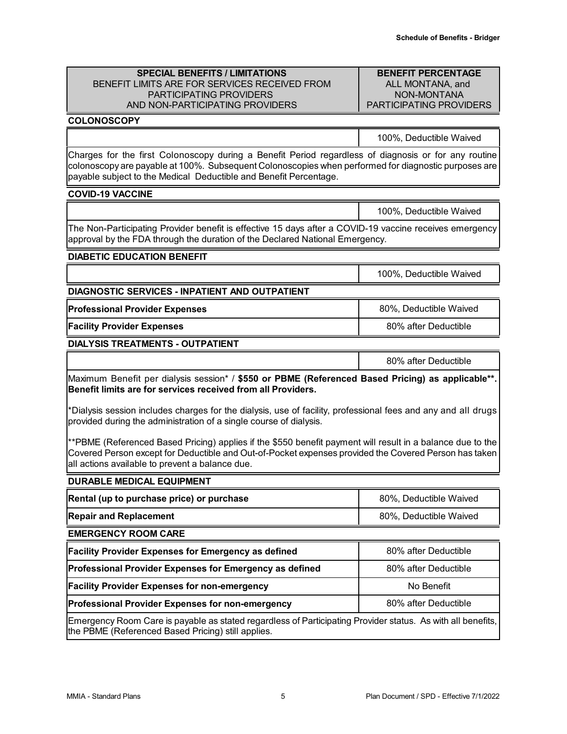| SPECIAL BENEFITS / LIMITATIONS<br>BENEFIT LIMITS ARE FOR SERVICES RECEIVED FROM PARTICIPATING PROVIDERS AND NON-PARTICIPATING PROVIDERS | BENEFIT PERCENTAGE<br>ALL MONTANA, and NON-MONTANA PARTICIPATING PROVIDERS |
|---|---|

**COLONOSCOPY**

| | |
|---|---|
| | 100%, Deductible Waived |

Charges for the first Colonoscopy during a Benefit Period regardless of diagnosis or for any routine colonoscopy are payable at 100%. Subsequent Colonoscopies when performed for diagnostic purposes are payable subject to the Medical Deductible and Benefit Percentage.

**COVID-19 VACCINE**

| | |
|---|---|
| | 100%, Deductible Waived |

The Non-Participating Provider benefit is effective 15 days after a COVID-19 vaccine receives emergency approval by the FDA through the duration of the Declared National Emergency.

**DIABETIC EDUCATION BENEFIT**

| | |
|---|---|
| | 100%, Deductible Waived |

**DIAGNOSTIC SERVICES - INPATIENT AND OUTPATIENT**

| | |
|---|---|
| **Professional Provider Expenses** | 80%, Deductible Waived |
| **Facility Provider Expenses** | 80% after Deductible |

**DIALYSIS TREATMENTS - OUTPATIENT**

| | |
|---|---|
| | 80% after Deductible |

Maximum Benefit per dialysis session* / **$550 or PBME (Referenced Based Pricing) as applicable**. Benefit limits are for services received from all Providers.**

*Dialysis session includes charges for the dialysis, use of facility, professional fees and any and all drugs provided during the administration of a single course of dialysis.

**PBME (Referenced Based Pricing) applies if the $550 benefit payment will result in a balance due to the Covered Person except for Deductible and Out-of-Pocket expenses provided the Covered Person has taken all actions available to prevent a balance due.

**DURABLE MEDICAL EQUIPMENT**

| | |
|---|---|
| **Rental (up to purchase price) or purchase** | 80%, Deductible Waived |
| **Repair and Replacement** | 80%, Deductible Waived |

**EMERGENCY ROOM CARE**

| | |
|---|---|
| **Facility Provider Expenses for Emergency as defined** | 80% after Deductible |
| **Professional Provider Expenses for Emergency as defined** | 80% after Deductible |
| **Facility Provider Expenses for non-emergency** | No Benefit |
| **Professional Provider Expenses for non-emergency** | 80% after Deductible |

Emergency Room Care is payable as stated regardless of Participating Provider status. As with all benefits, the PBME (Referenced Based Pricing) still applies.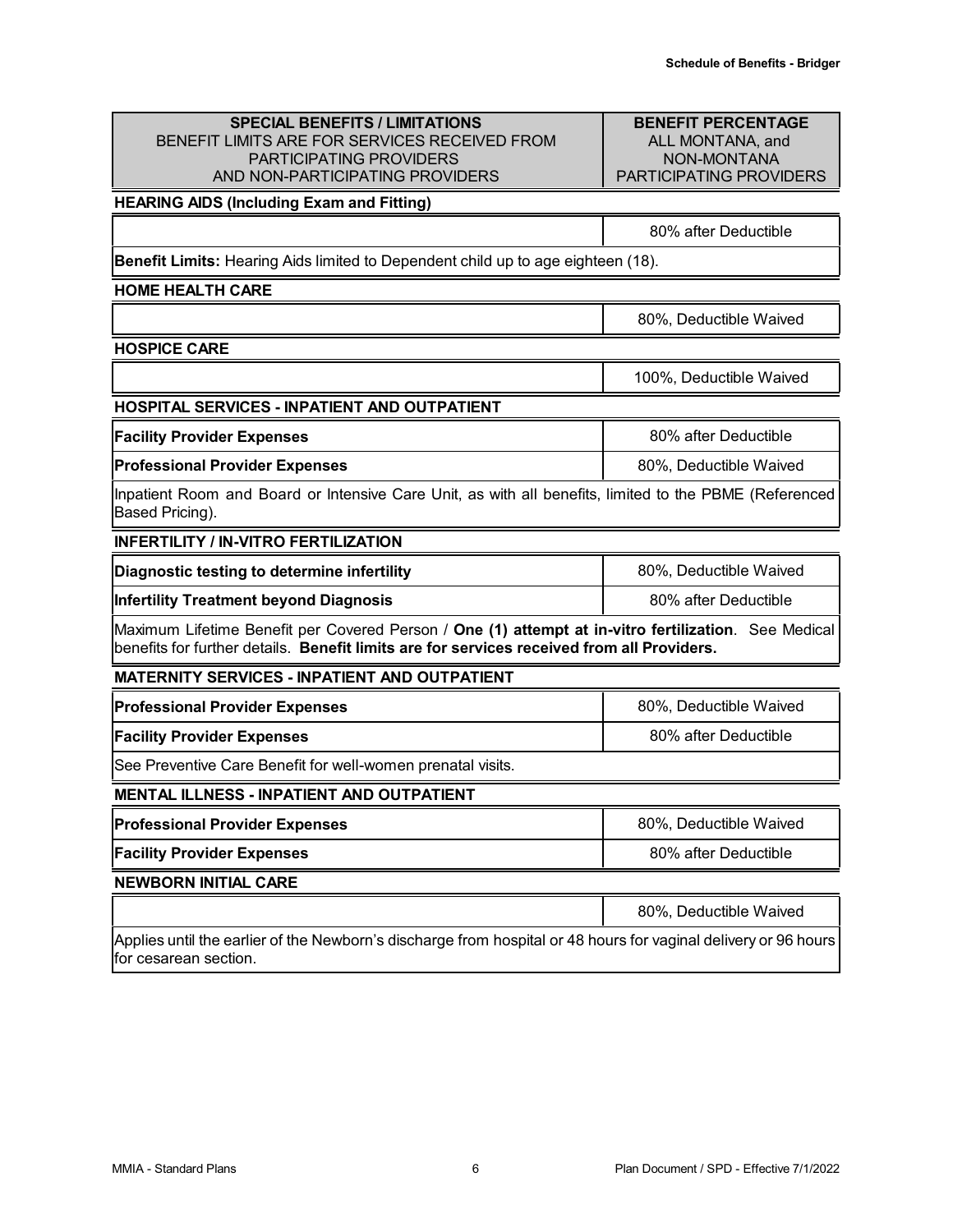| SPECIAL BENEFITS / LIMITATIONS<br>BENEFIT LIMITS ARE FOR SERVICES RECEIVED FROM PARTICIPATING PROVIDERS AND NON-PARTICIPATING PROVIDERS | BENEFIT PERCENTAGE<br>ALL MONTANA, and NON-MONTANA PARTICIPATING PROVIDERS |
|---|---|
| **HEARING AIDS (Including Exam and Fitting)** | |
| | 80% after Deductible |
| **Benefit Limits:** Hearing Aids limited to Dependent child up to age eighteen (18). | |
| **HOME HEALTH CARE** | |
| | 80%, Deductible Waived |
| **HOSPICE CARE** | |
| | 100%, Deductible Waived |
| **HOSPITAL SERVICES - INPATIENT AND OUTPATIENT** | |
| **Facility Provider Expenses** | 80% after Deductible |
| **Professional Provider Expenses** | 80%, Deductible Waived |
| Inpatient Room and Board or Intensive Care Unit, as with all benefits, limited to the PBME (Referenced Based Pricing). | |
| **INFERTILITY / IN-VITRO FERTILIZATION** | |
| **Diagnostic testing to determine infertility** | 80%, Deductible Waived |
| **Infertility Treatment beyond Diagnosis** | 80% after Deductible |
| Maximum Lifetime Benefit per Covered Person / **One (1) attempt at in-vitro fertilization**. See Medical benefits for further details. **Benefit limits are for services received from all Providers.** | |
| **MATERNITY SERVICES - INPATIENT AND OUTPATIENT** | |
| **Professional Provider Expenses** | 80%, Deductible Waived |
| **Facility Provider Expenses** | 80% after Deductible |
| See Preventive Care Benefit for well-women prenatal visits. | |
| **MENTAL ILLNESS - INPATIENT AND OUTPATIENT** | |
| **Professional Provider Expenses** | 80%, Deductible Waived |
| **Facility Provider Expenses** | 80% after Deductible |
| **NEWBORN INITIAL CARE** | |
| | 80%, Deductible Waived |
| Applies until the earlier of the Newborn's discharge from hospital or 48 hours for vaginal delivery or 96 hours for cesarean section. | |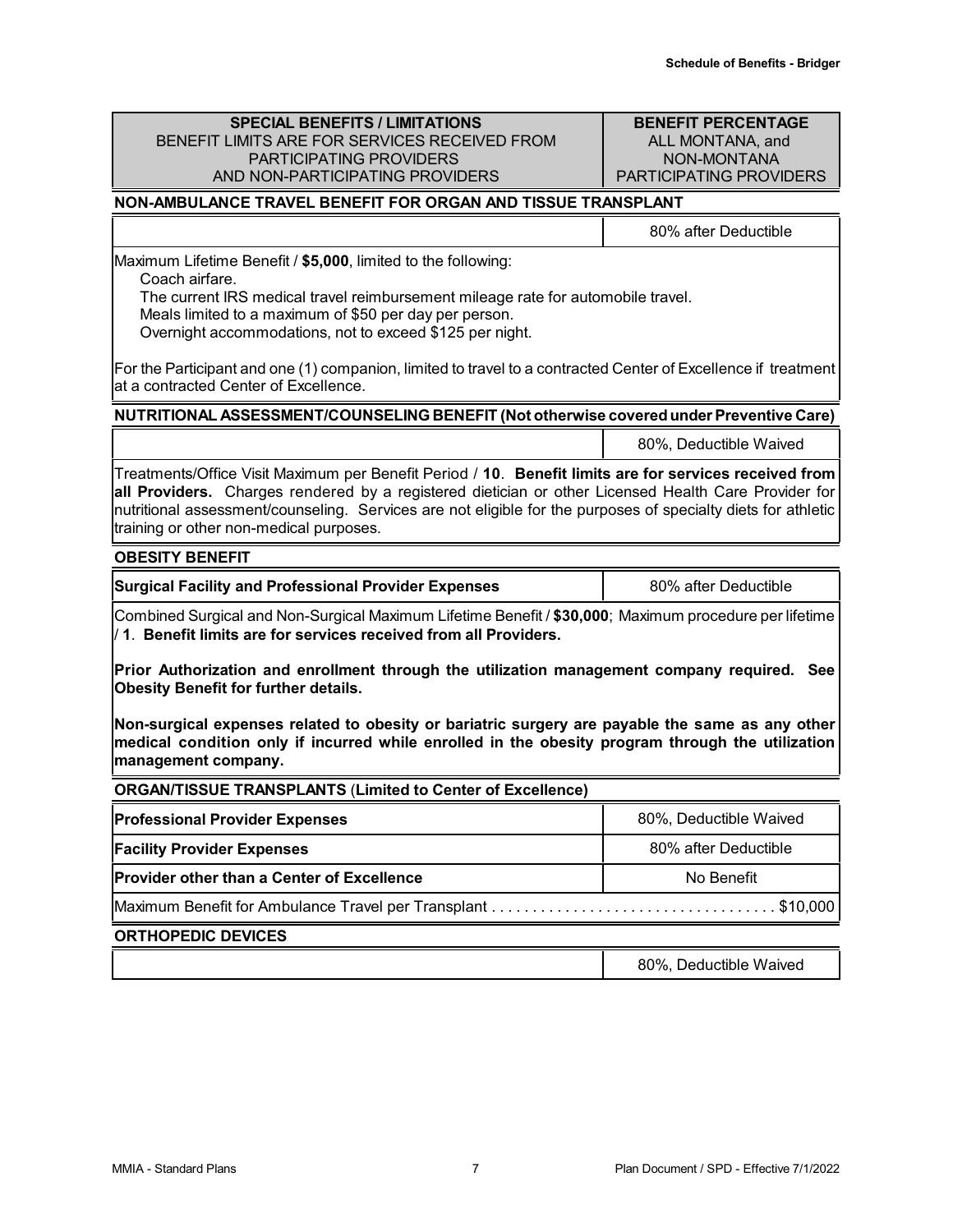| SPECIAL BENEFITS / LIMITATIONS<br>BENEFIT LIMITS ARE FOR SERVICES RECEIVED FROM PARTICIPATING PROVIDERS AND NON-PARTICIPATING PROVIDERS | BENEFIT PERCENTAGE<br>ALL MONTANA, and NON-MONTANA PARTICIPATING PROVIDERS |
|---|---|

**NON-AMBULANCE TRAVEL BENEFIT FOR ORGAN AND TISSUE TRANSPLANT**

| | 80% after Deductible |
|---|---|

Maximum Lifetime Benefit / **$5,000**, limited to the following:

- Coach airfare.
- The current IRS medical travel reimbursement mileage rate for automobile travel.
- Meals limited to a maximum of $50 per day per person.
- Overnight accommodations, not to exceed $125 per night.

For the Participant and one (1) companion, limited to travel to a contracted Center of Excellence if treatment at a contracted Center of Excellence.

**NUTRITIONAL ASSESSMENT/COUNSELING BENEFIT (Not otherwise covered under Preventive Care)**

| | 80%, Deductible Waived |
|---|---|

Treatments/Office Visit Maximum per Benefit Period / **10**. **Benefit limits are for services received from all Providers.** Charges rendered by a registered dietician or other Licensed Health Care Provider for nutritional assessment/counseling. Services are not eligible for the purposes of specialty diets for athletic training or other non-medical purposes.

**OBESITY BENEFIT**

| **Surgical Facility and Professional Provider Expenses** | 80% after Deductible |
|---|---|

Combined Surgical and Non-Surgical Maximum Lifetime Benefit / **$30,000**; Maximum procedure per lifetime / **1**. **Benefit limits are for services received from all Providers.**

**Prior Authorization and enrollment through the utilization management company required. See Obesity Benefit for further details.**

**Non-surgical expenses related to obesity or bariatric surgery are payable the same as any other medical condition only if incurred while enrolled in the obesity program through the utilization management company.**

**ORGAN/TISSUE TRANSPLANTS (Limited to Center of Excellence)**

| | |
|---|---|
| **Professional Provider Expenses** | 80%, Deductible Waived |
| **Facility Provider Expenses** | 80% after Deductible |
| **Provider other than a Center of Excellence** | No Benefit |

Maximum Benefit for Ambulance Travel per Transplant .................................. $10,000

**ORTHOPEDIC DEVICES**

| | 80%, Deductible Waived |
|---|---|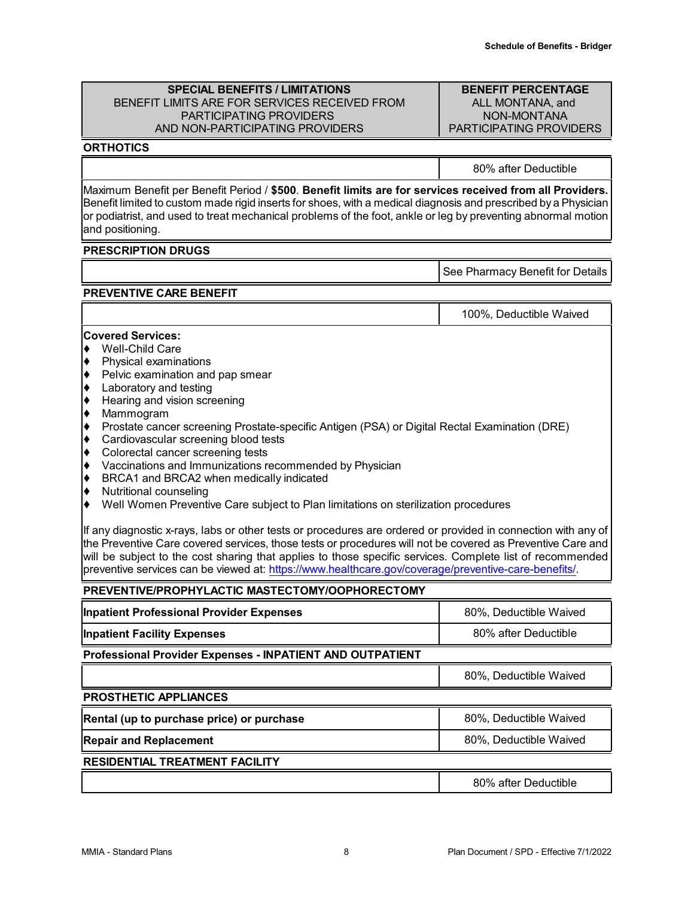| SPECIAL BENEFITS / LIMITATIONS<br>BENEFIT LIMITS ARE FOR SERVICES RECEIVED FROM PARTICIPATING PROVIDERS AND NON-PARTICIPATING PROVIDERS | BENEFIT PERCENTAGE<br>ALL MONTANA, and NON-MONTANA PARTICIPATING PROVIDERS |
|---|---|
| **ORTHOTICS** | |
| | 80% after Deductible |

Maximum Benefit per Benefit Period / **$500**. **Benefit limits are for services received from all Providers.** Benefit limited to custom made rigid inserts for shoes, with a medical diagnosis and prescribed by a Physician or podiatrist, and used to treat mechanical problems of the foot, ankle or leg by preventing abnormal motion and positioning.

| | |
|---|---|
| **PRESCRIPTION DRUGS** | |
| | See Pharmacy Benefit for Details |
| **PREVENTIVE CARE BENEFIT** | |
| | 100%, Deductible Waived |

**Covered Services:**

- Well-Child Care
- Physical examinations
- Pelvic examination and pap smear
- Laboratory and testing
- Hearing and vision screening
- Mammogram
- Prostate cancer screening Prostate-specific Antigen (PSA) or Digital Rectal Examination (DRE)
- Cardiovascular screening blood tests
- Colorectal cancer screening tests
- Vaccinations and Immunizations recommended by Physician
- BRCA1 and BRCA2 when medically indicated
- Nutritional counseling
- Well Women Preventive Care subject to Plan limitations on sterilization procedures

If any diagnostic x-rays, labs or other tests or procedures are ordered or provided in connection with any of the Preventive Care covered services, those tests or procedures will not be covered as Preventive Care and will be subject to the cost sharing that applies to those specific services. Complete list of recommended preventive services can be viewed at: https://www.healthcare.gov/coverage/preventive-care-benefits/.

| | |
|---|---|
| **PREVENTIVE/PROPHYLACTIC MASTECTOMY/OOPHORECTOMY** | |
| **Inpatient Professional Provider Expenses** | 80%, Deductible Waived |
| **Inpatient Facility Expenses** | 80% after Deductible |
| **Professional Provider Expenses - INPATIENT AND OUTPATIENT** | |
| | 80%, Deductible Waived |
| **PROSTHETIC APPLIANCES** | |
| **Rental (up to purchase price) or purchase** | 80%, Deductible Waived |
| **Repair and Replacement** | 80%, Deductible Waived |
| **RESIDENTIAL TREATMENT FACILITY** | |
| | 80% after Deductible |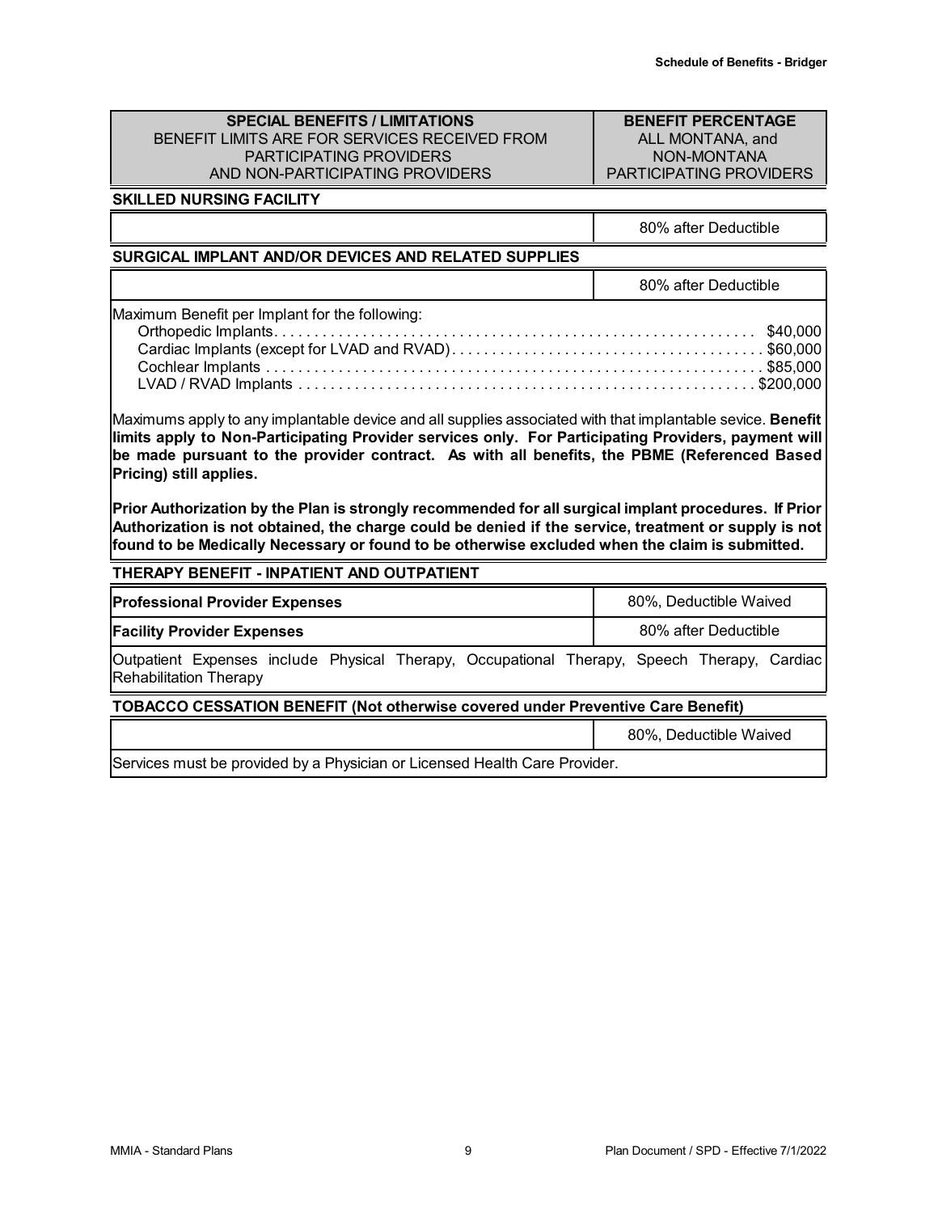| SPECIAL BENEFITS / LIMITATIONS<br>BENEFIT LIMITS ARE FOR SERVICES RECEIVED FROM PARTICIPATING PROVIDERS AND NON-PARTICIPATING PROVIDERS | BENEFIT PERCENTAGE<br>ALL MONTANA, and NON-MONTANA PARTICIPATING PROVIDERS |
|---|---|

**SKILLED NURSING FACILITY**

| | |
|---|---|
| | 80% after Deductible |

**SURGICAL IMPLANT AND/OR DEVICES AND RELATED SUPPLIES**

| | |
|---|---|
| | 80% after Deductible |

Maximum Benefit per Implant for the following:

- Orthopedic Implants . . . . . . . . . . $40,000
- Cardiac Implants (except for LVAD and RVAD) . . . . . . . . . . $60,000
- Cochlear Implants . . . . . . . . . . $85,000
- LVAD / RVAD Implants . . . . . . . . . . $200,000

Maximums apply to any implantable device and all supplies associated with that implantable sevice. **Benefit limits apply to Non-Participating Provider services only. For Participating Providers, payment will be made pursuant to the provider contract. As with all benefits, the PBME (Referenced Based Pricing) still applies.**

**Prior Authorization by the Plan is strongly recommended for all surgical implant procedures. If Prior Authorization is not obtained, the charge could be denied if the service, treatment or supply is not found to be Medically Necessary or found to be otherwise excluded when the claim is submitted.**

**THERAPY BENEFIT - INPATIENT AND OUTPATIENT**

| | |
|---|---|
| **Professional Provider Expenses** | 80%, Deductible Waived |
| **Facility Provider Expenses** | 80% after Deductible |

Outpatient Expenses include Physical Therapy, Occupational Therapy, Speech Therapy, Cardiac Rehabilitation Therapy

**TOBACCO CESSATION BENEFIT (Not otherwise covered under Preventive Care Benefit)**

| | |
|---|---|
| | 80%, Deductible Waived |

Services must be provided by a Physician or Licensed Health Care Provider.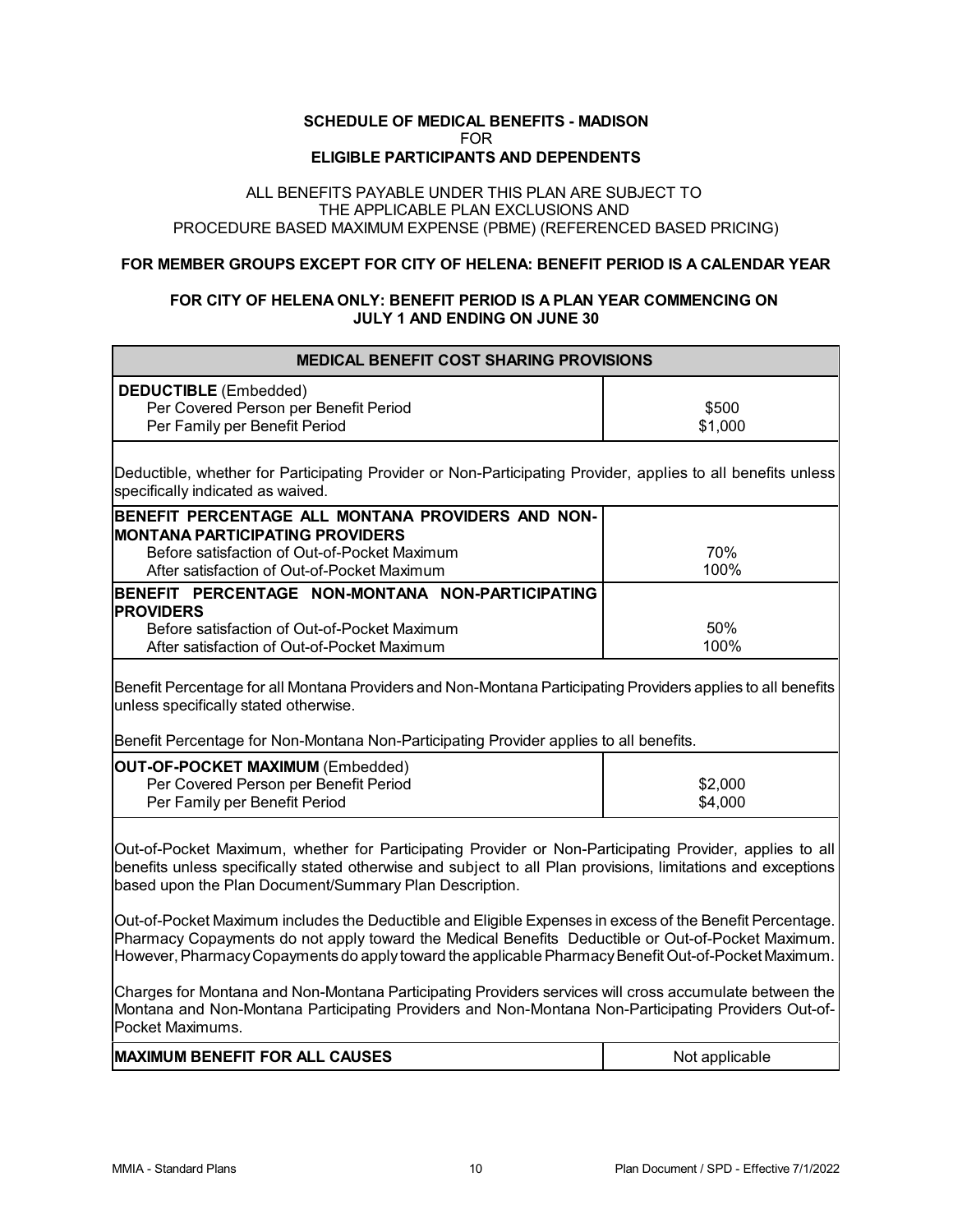**SCHEDULE OF MEDICAL BENEFITS - MADISON**
FOR
**ELIGIBLE PARTICIPANTS AND DEPENDENTS**

ALL BENEFITS PAYABLE UNDER THIS PLAN ARE SUBJECT TO
THE APPLICABLE PLAN EXCLUSIONS AND
PROCEDURE BASED MAXIMUM EXPENSE (PBME) (REFERENCED BASED PRICING)

**FOR MEMBER GROUPS EXCEPT FOR CITY OF HELENA: BENEFIT PERIOD IS A CALENDAR YEAR**

**FOR CITY OF HELENA ONLY: BENEFIT PERIOD IS A PLAN YEAR COMMENCING ON JULY 1 AND ENDING ON JUNE 30**

| **MEDICAL BENEFIT COST SHARING PROVISIONS** | |
|---|---|
| **DEDUCTIBLE** (Embedded)<br>Per Covered Person per Benefit Period<br>Per Family per Benefit Period | <br>$500<br>$1,000 |
| Deductible, whether for Participating Provider or Non-Participating Provider, applies to all benefits unless specifically indicated as waived. | |
| **BENEFIT PERCENTAGE ALL MONTANA PROVIDERS AND NON-MONTANA PARTICIPATING PROVIDERS**<br>Before satisfaction of Out-of-Pocket Maximum<br>After satisfaction of Out-of-Pocket Maximum | <br>70%<br>100% |
| **BENEFIT PERCENTAGE NON-MONTANA NON-PARTICIPATING PROVIDERS**<br>Before satisfaction of Out-of-Pocket Maximum<br>After satisfaction of Out-of-Pocket Maximum | <br>50%<br>100% |
| Benefit Percentage for all Montana Providers and Non-Montana Participating Providers applies to all benefits unless specifically stated otherwise.<br><br>Benefit Percentage for Non-Montana Non-Participating Provider applies to all benefits. | |
| **OUT-OF-POCKET MAXIMUM** (Embedded)<br>Per Covered Person per Benefit Period<br>Per Family per Benefit Period | <br>$2,000<br>$4,000 |
| Out-of-Pocket Maximum, whether for Participating Provider or Non-Participating Provider, applies to all benefits unless specifically stated otherwise and subject to all Plan provisions, limitations and exceptions based upon the Plan Document/Summary Plan Description.<br><br>Out-of-Pocket Maximum includes the Deductible and Eligible Expenses in excess of the Benefit Percentage. Pharmacy Copayments do not apply toward the Medical Benefits Deductible or Out-of-Pocket Maximum. However, Pharmacy Copayments do apply toward the applicable Pharmacy Benefit Out-of-Pocket Maximum.<br><br>Charges for Montana and Non-Montana Participating Providers services will cross accumulate between the Montana and Non-Montana Participating Providers and Non-Montana Non-Participating Providers Out-of-Pocket Maximums. | |
| **MAXIMUM BENEFIT FOR ALL CAUSES** | Not applicable |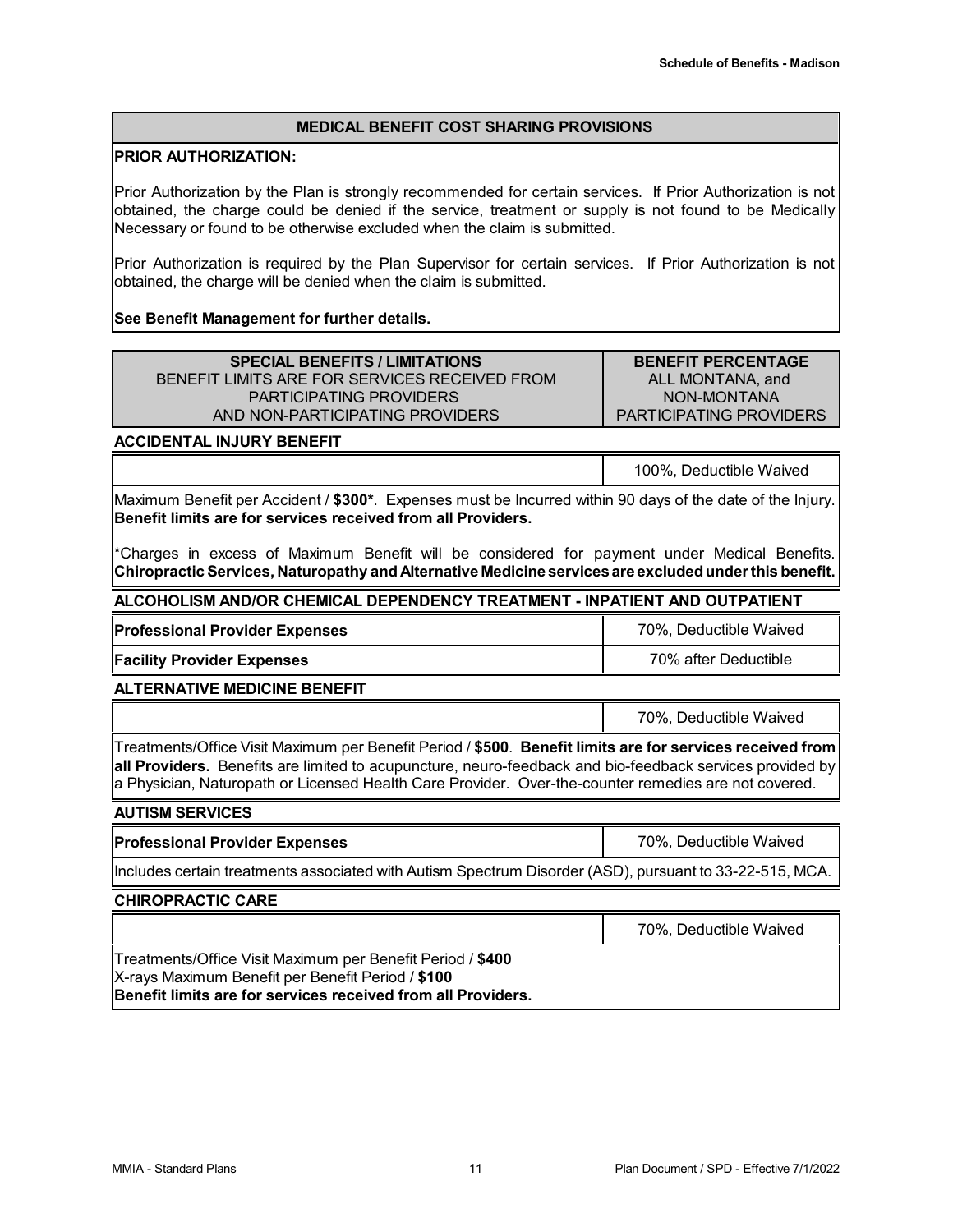## MEDICAL BENEFIT COST SHARING PROVISIONS

**PRIOR AUTHORIZATION:**

Prior Authorization by the Plan is strongly recommended for certain services. If Prior Authorization is not obtained, the charge could be denied if the service, treatment or supply is not found to be Medically Necessary or found to be otherwise excluded when the claim is submitted.

Prior Authorization is required by the Plan Supervisor for certain services. If Prior Authorization is not obtained, the charge will be denied when the claim is submitted.

**See Benefit Management for further details.**

| **SPECIAL BENEFITS / LIMITATIONS**<br>BENEFIT LIMITS ARE FOR SERVICES RECEIVED FROM PARTICIPATING PROVIDERS AND NON-PARTICIPATING PROVIDERS | **BENEFIT PERCENTAGE**<br>ALL MONTANA, and NON-MONTANA PARTICIPATING PROVIDERS |
|---|---|
| **ACCIDENTAL INJURY BENEFIT** | |
| | 100%, Deductible Waived |
| Maximum Benefit per Accident / **$300***. Expenses must be Incurred within 90 days of the date of the Injury. **Benefit limits are for services received from all Providers.**<br><br>*Charges in excess of Maximum Benefit will be considered for payment under Medical Benefits. **Chiropractic Services, Naturopathy and Alternative Medicine services are excluded under this benefit.** | |
| **ALCOHOLISM AND/OR CHEMICAL DEPENDENCY TREATMENT - INPATIENT AND OUTPATIENT** | |
| **Professional Provider Expenses** | 70%, Deductible Waived |
| **Facility Provider Expenses** | 70% after Deductible |
| **ALTERNATIVE MEDICINE BENEFIT** | |
| | 70%, Deductible Waived |
| Treatments/Office Visit Maximum per Benefit Period / **$500**. **Benefit limits are for services received from all Providers.** Benefits are limited to acupuncture, neuro-feedback and bio-feedback services provided by a Physician, Naturopath or Licensed Health Care Provider. Over-the-counter remedies are not covered. | |
| **AUTISM SERVICES** | |
| **Professional Provider Expenses** | 70%, Deductible Waived |
| Includes certain treatments associated with Autism Spectrum Disorder (ASD), pursuant to 33-22-515, MCA. | |
| **CHIROPRACTIC CARE** | |
| | 70%, Deductible Waived |
| Treatments/Office Visit Maximum per Benefit Period / **$400**<br>X-rays Maximum Benefit per Benefit Period / **$100**<br>**Benefit limits are for services received from all Providers.** | |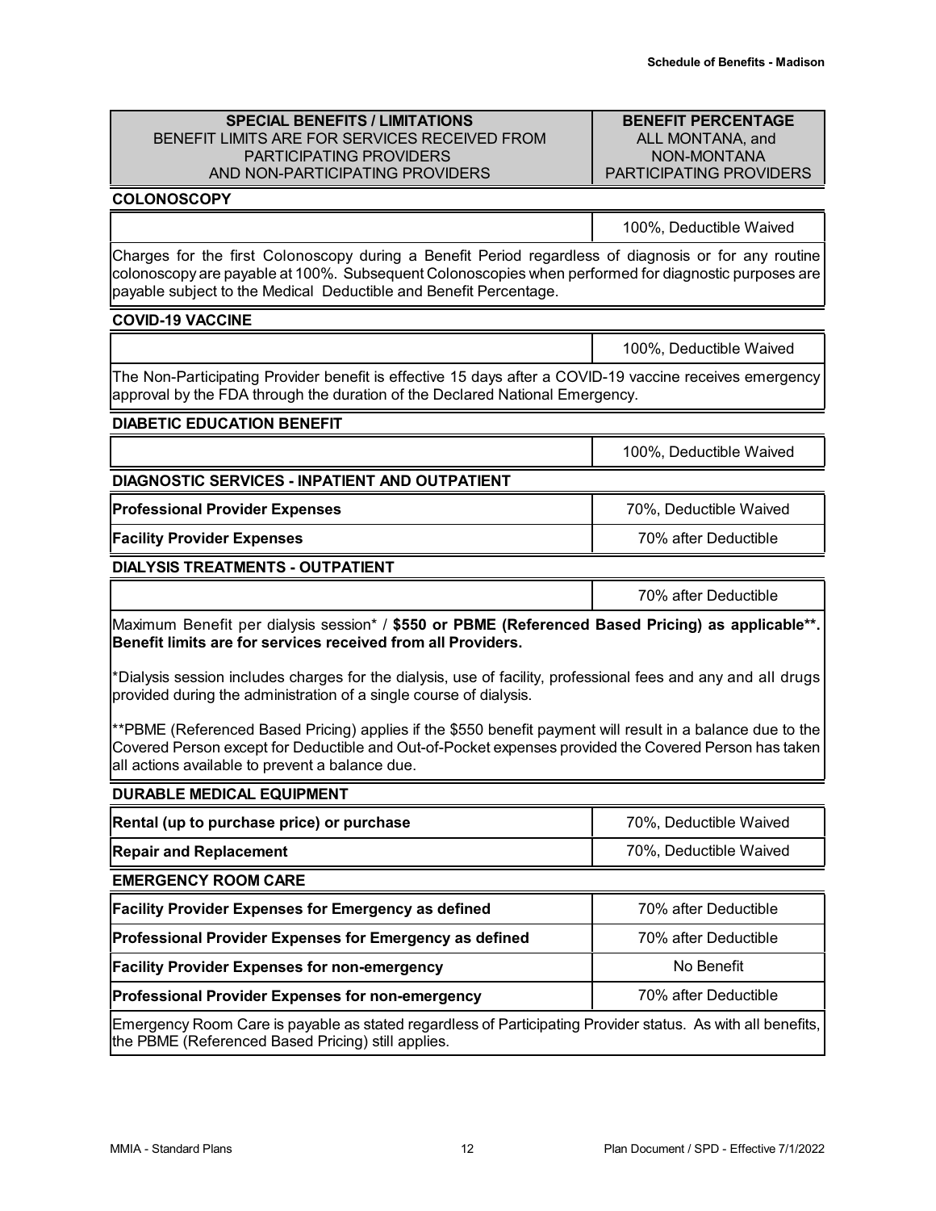| SPECIAL BENEFITS / LIMITATIONS<br>BENEFIT LIMITS ARE FOR SERVICES RECEIVED FROM PARTICIPATING PROVIDERS AND NON-PARTICIPATING PROVIDERS | BENEFIT PERCENTAGE<br>ALL MONTANA, and NON-MONTANA PARTICIPATING PROVIDERS |
|---|---|

**COLONOSCOPY**

| | |
|---|---|
| | 100%, Deductible Waived |

Charges for the first Colonoscopy during a Benefit Period regardless of diagnosis or for any routine colonoscopy are payable at 100%. Subsequent Colonoscopies when performed for diagnostic purposes are payable subject to the Medical Deductible and Benefit Percentage.

**COVID-19 VACCINE**

| | |
|---|---|
| | 100%, Deductible Waived |

The Non-Participating Provider benefit is effective 15 days after a COVID-19 vaccine receives emergency approval by the FDA through the duration of the Declared National Emergency.

**DIABETIC EDUCATION BENEFIT**

| | |
|---|---|
| | 100%, Deductible Waived |

**DIAGNOSTIC SERVICES - INPATIENT AND OUTPATIENT**

| | |
|---|---|
| **Professional Provider Expenses** | 70%, Deductible Waived |
| **Facility Provider Expenses** | 70% after Deductible |

**DIALYSIS TREATMENTS - OUTPATIENT**

| | |
|---|---|
| | 70% after Deductible |

Maximum Benefit per dialysis session* / **$550 or PBME (Referenced Based Pricing) as applicable**. Benefit limits are for services received from all Providers.**

*Dialysis session includes charges for the dialysis, use of facility, professional fees and any and all drugs provided during the administration of a single course of dialysis.

**PBME (Referenced Based Pricing) applies if the $550 benefit payment will result in a balance due to the Covered Person except for Deductible and Out-of-Pocket expenses provided the Covered Person has taken all actions available to prevent a balance due.

**DURABLE MEDICAL EQUIPMENT**

| | |
|---|---|
| **Rental (up to purchase price) or purchase** | 70%, Deductible Waived |
| **Repair and Replacement** | 70%, Deductible Waived |

**EMERGENCY ROOM CARE**

| | |
|---|---|
| **Facility Provider Expenses for Emergency as defined** | 70% after Deductible |
| **Professional Provider Expenses for Emergency as defined** | 70% after Deductible |
| **Facility Provider Expenses for non-emergency** | No Benefit |
| **Professional Provider Expenses for non-emergency** | 70% after Deductible |

Emergency Room Care is payable as stated regardless of Participating Provider status. As with all benefits, the PBME (Referenced Based Pricing) still applies.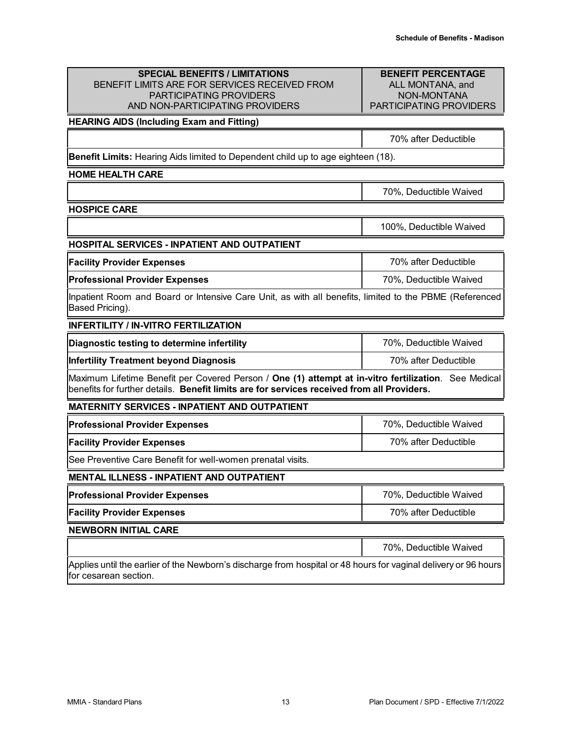| SPECIAL BENEFITS / LIMITATIONS<br>BENEFIT LIMITS ARE FOR SERVICES RECEIVED FROM PARTICIPATING PROVIDERS AND NON-PARTICIPATING PROVIDERS | BENEFIT PERCENTAGE<br>ALL MONTANA, and NON-MONTANA PARTICIPATING PROVIDERS |
|---|---|
| **HEARING AIDS (Including Exam and Fitting)** | |
| | 70% after Deductible |
| **Benefit Limits:** Hearing Aids limited to Dependent child up to age eighteen (18). | |
| **HOME HEALTH CARE** | |
| | 70%, Deductible Waived |
| **HOSPICE CARE** | |
| | 100%, Deductible Waived |
| **HOSPITAL SERVICES - INPATIENT AND OUTPATIENT** | |
| **Facility Provider Expenses** | 70% after Deductible |
| **Professional Provider Expenses** | 70%, Deductible Waived |
| Inpatient Room and Board or Intensive Care Unit, as with all benefits, limited to the PBME (Referenced Based Pricing). | |
| **INFERTILITY / IN-VITRO FERTILIZATION** | |
| **Diagnostic testing to determine infertility** | 70%, Deductible Waived |
| **Infertility Treatment beyond Diagnosis** | 70% after Deductible |
| Maximum Lifetime Benefit per Covered Person / **One (1) attempt at in-vitro fertilization**. See Medical benefits for further details. **Benefit limits are for services received from all Providers.** | |
| **MATERNITY SERVICES - INPATIENT AND OUTPATIENT** | |
| **Professional Provider Expenses** | 70%, Deductible Waived |
| **Facility Provider Expenses** | 70% after Deductible |
| See Preventive Care Benefit for well-women prenatal visits. | |
| **MENTAL ILLNESS - INPATIENT AND OUTPATIENT** | |
| **Professional Provider Expenses** | 70%, Deductible Waived |
| **Facility Provider Expenses** | 70% after Deductible |
| **NEWBORN INITIAL CARE** | |
| | 70%, Deductible Waived |
| Applies until the earlier of the Newborn's discharge from hospital or 48 hours for vaginal delivery or 96 hours for cesarean section. | |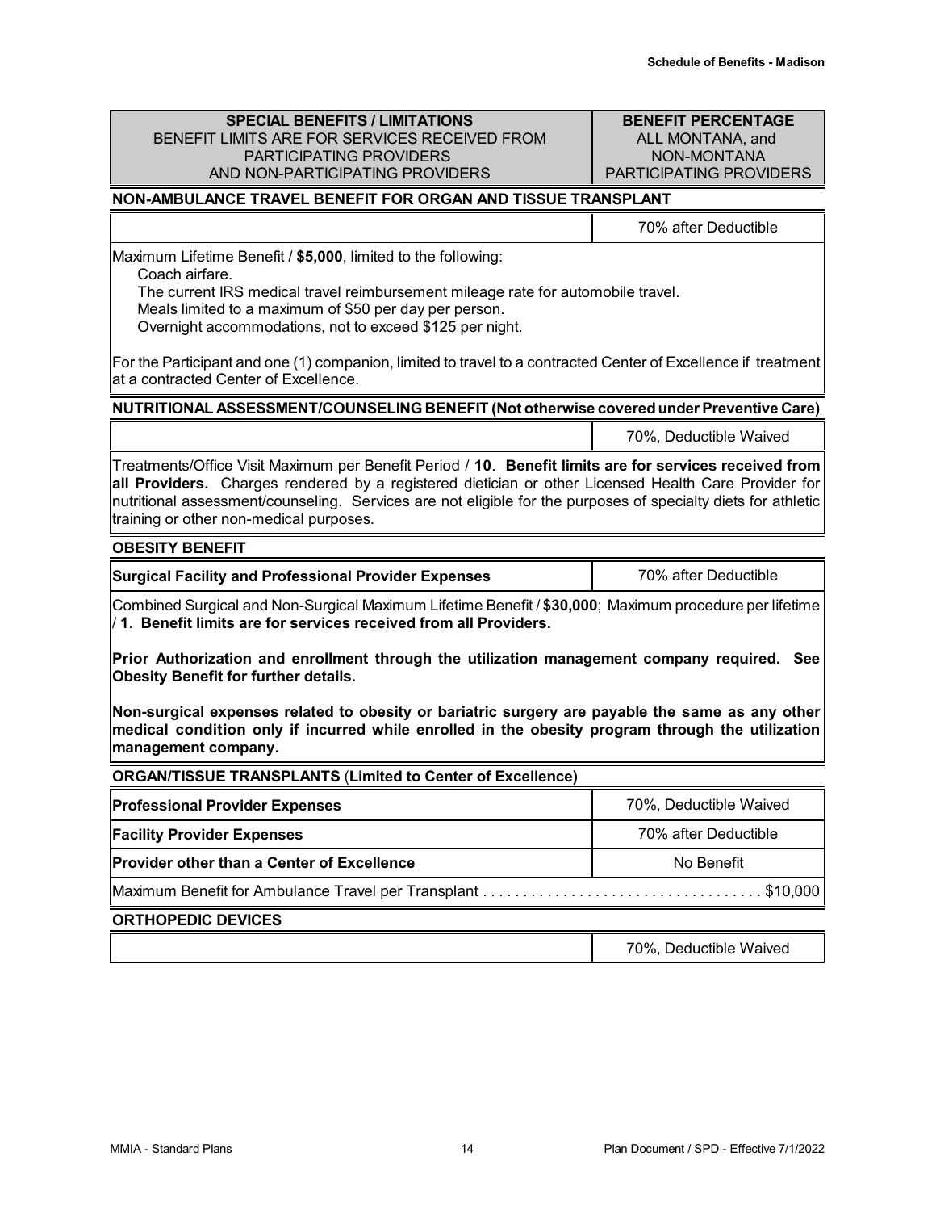| SPECIAL BENEFITS / LIMITATIONS<br>BENEFIT LIMITS ARE FOR SERVICES RECEIVED FROM PARTICIPATING PROVIDERS AND NON-PARTICIPATING PROVIDERS | BENEFIT PERCENTAGE<br>ALL MONTANA, and NON-MONTANA PARTICIPATING PROVIDERS |
|---|---|

**NON-AMBULANCE TRAVEL BENEFIT FOR ORGAN AND TISSUE TRANSPLANT**

| | |
|---|---|
| | 70% after Deductible |

Maximum Lifetime Benefit / **$5,000**, limited to the following:

- Coach airfare.
- The current IRS medical travel reimbursement mileage rate for automobile travel.
- Meals limited to a maximum of $50 per day per person.
- Overnight accommodations, not to exceed $125 per night.

For the Participant and one (1) companion, limited to travel to a contracted Center of Excellence if treatment at a contracted Center of Excellence.

**NUTRITIONAL ASSESSMENT/COUNSELING BENEFIT (Not otherwise covered under Preventive Care)**

| | |
|---|---|
| | 70%, Deductible Waived |

Treatments/Office Visit Maximum per Benefit Period / **10**. **Benefit limits are for services received from all Providers.** Charges rendered by a registered dietician or other Licensed Health Care Provider for nutritional assessment/counseling. Services are not eligible for the purposes of specialty diets for athletic training or other non-medical purposes.

**OBESITY BENEFIT**

| | |
|---|---|
| **Surgical Facility and Professional Provider Expenses** | 70% after Deductible |

Combined Surgical and Non-Surgical Maximum Lifetime Benefit / **$30,000**; Maximum procedure per lifetime / **1**. **Benefit limits are for services received from all Providers.**

**Prior Authorization and enrollment through the utilization management company required. See Obesity Benefit for further details.**

**Non-surgical expenses related to obesity or bariatric surgery are payable the same as any other medical condition only if incurred while enrolled in the obesity program through the utilization management company.**

**ORGAN/TISSUE TRANSPLANTS (Limited to Center of Excellence)**

| | |
|---|---|
| **Professional Provider Expenses** | 70%, Deductible Waived |
| **Facility Provider Expenses** | 70% after Deductible |
| **Provider other than a Center of Excellence** | No Benefit |
| Maximum Benefit for Ambulance Travel per Transplant | $10,000 |

**ORTHOPEDIC DEVICES**

| | |
|---|---|
| | 70%, Deductible Waived |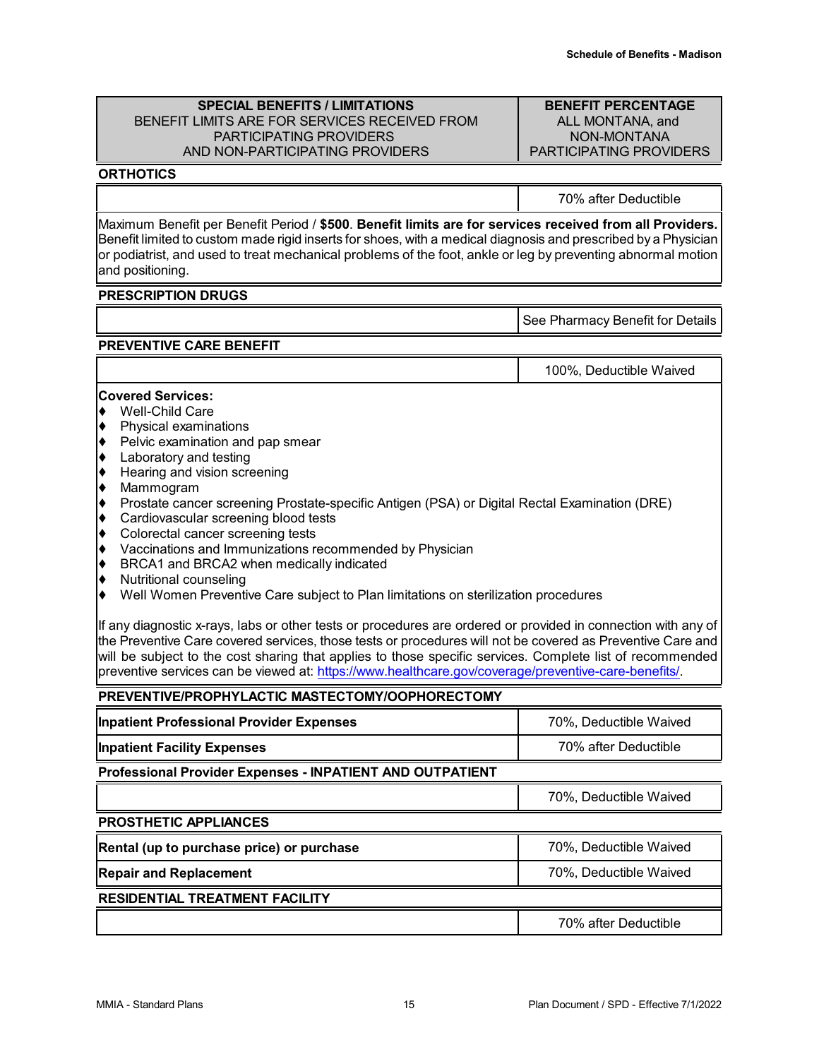| SPECIAL BENEFITS / LIMITATIONS<br>BENEFIT LIMITS ARE FOR SERVICES RECEIVED FROM PARTICIPATING PROVIDERS AND NON-PARTICIPATING PROVIDERS | BENEFIT PERCENTAGE<br>ALL MONTANA, and NON-MONTANA PARTICIPATING PROVIDERS |
|---|---|
| **ORTHOTICS** | |
| | 70% after Deductible |
| Maximum Benefit per Benefit Period / **$500**. **Benefit limits are for services received from all Providers.** Benefit limited to custom made rigid inserts for shoes, with a medical diagnosis and prescribed by a Physician or podiatrist, and used to treat mechanical problems of the foot, ankle or leg by preventing abnormal motion and positioning. | |
| **PRESCRIPTION DRUGS** | |
| | See Pharmacy Benefit for Details |
| **PREVENTIVE CARE BENEFIT** | |
| | 100%, Deductible Waived |
| **Covered Services:**<br>♦ Well-Child Care<br>♦ Physical examinations<br>♦ Pelvic examination and pap smear<br>♦ Laboratory and testing<br>♦ Hearing and vision screening<br>♦ Mammogram<br>♦ Prostate cancer screening Prostate-specific Antigen (PSA) or Digital Rectal Examination (DRE)<br>♦ Cardiovascular screening blood tests<br>♦ Colorectal cancer screening tests<br>♦ Vaccinations and Immunizations recommended by Physician<br>♦ BRCA1 and BRCA2 when medically indicated<br>♦ Nutritional counseling<br>♦ Well Women Preventive Care subject to Plan limitations on sterilization procedures<br><br>If any diagnostic x-rays, labs or other tests or procedures are ordered or provided in connection with any of the Preventive Care covered services, those tests or procedures will not be covered as Preventive Care and will be subject to the cost sharing that applies to those specific services. Complete list of recommended preventive services can be viewed at: https://www.healthcare.gov/coverage/preventive-care-benefits/. | |
| **PREVENTIVE/PROPHYLACTIC MASTECTOMY/OOPHORECTOMY** | |
| **Inpatient Professional Provider Expenses** | 70%, Deductible Waived |
| **Inpatient Facility Expenses** | 70% after Deductible |
| **Professional Provider Expenses - INPATIENT AND OUTPATIENT** | |
| | 70%, Deductible Waived |
| **PROSTHETIC APPLIANCES** | |
| **Rental (up to purchase price) or purchase** | 70%, Deductible Waived |
| **Repair and Replacement** | 70%, Deductible Waived |
| **RESIDENTIAL TREATMENT FACILITY** | |
| | 70% after Deductible |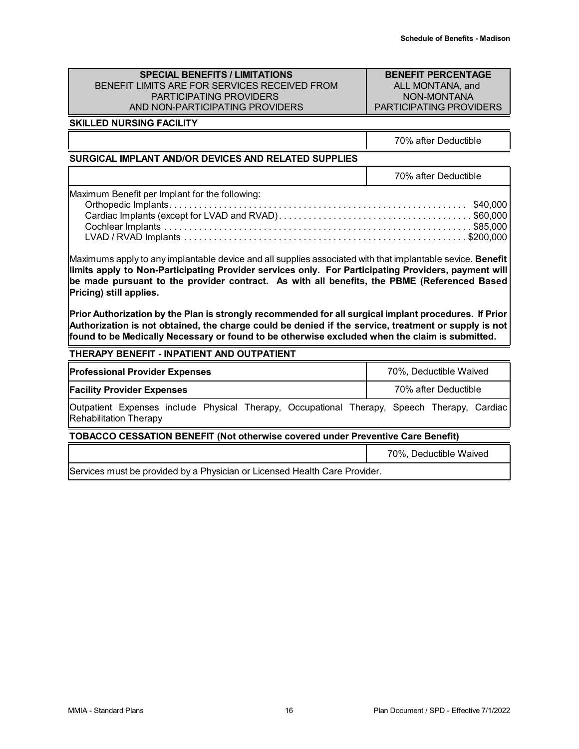| SPECIAL BENEFITS / LIMITATIONS<br>BENEFIT LIMITS ARE FOR SERVICES RECEIVED FROM PARTICIPATING PROVIDERS AND NON-PARTICIPATING PROVIDERS | BENEFIT PERCENTAGE<br>ALL MONTANA, and NON-MONTANA PARTICIPATING PROVIDERS |
|---|---|

**SKILLED NURSING FACILITY**

| | |
|---|---|
| | 70% after Deductible |

**SURGICAL IMPLANT AND/OR DEVICES AND RELATED SUPPLIES**

| | |
|---|---|
| | 70% after Deductible |

Maximum Benefit per Implant for the following:

- Orthopedic Implants . . . . . . . . . . $40,000
- Cardiac Implants (except for LVAD and RVAD) . . . . . . . . . . $60,000
- Cochlear Implants . . . . . . . . . . $85,000
- LVAD / RVAD Implants . . . . . . . . . . $200,000

Maximums apply to any implantable device and all supplies associated with that implantable sevice. **Benefit limits apply to Non-Participating Provider services only. For Participating Providers, payment will be made pursuant to the provider contract. As with all benefits, the PBME (Referenced Based Pricing) still applies.**

**Prior Authorization by the Plan is strongly recommended for all surgical implant procedures. If Prior Authorization is not obtained, the charge could be denied if the service, treatment or supply is not found to be Medically Necessary or found to be otherwise excluded when the claim is submitted.**

**THERAPY BENEFIT - INPATIENT AND OUTPATIENT**

| | |
|---|---|
| **Professional Provider Expenses** | 70%, Deductible Waived |
| **Facility Provider Expenses** | 70% after Deductible |

Outpatient Expenses include Physical Therapy, Occupational Therapy, Speech Therapy, Cardiac Rehabilitation Therapy

**TOBACCO CESSATION BENEFIT (Not otherwise covered under Preventive Care Benefit)**

| | |
|---|---|
| | 70%, Deductible Waived |

Services must be provided by a Physician or Licensed Health Care Provider.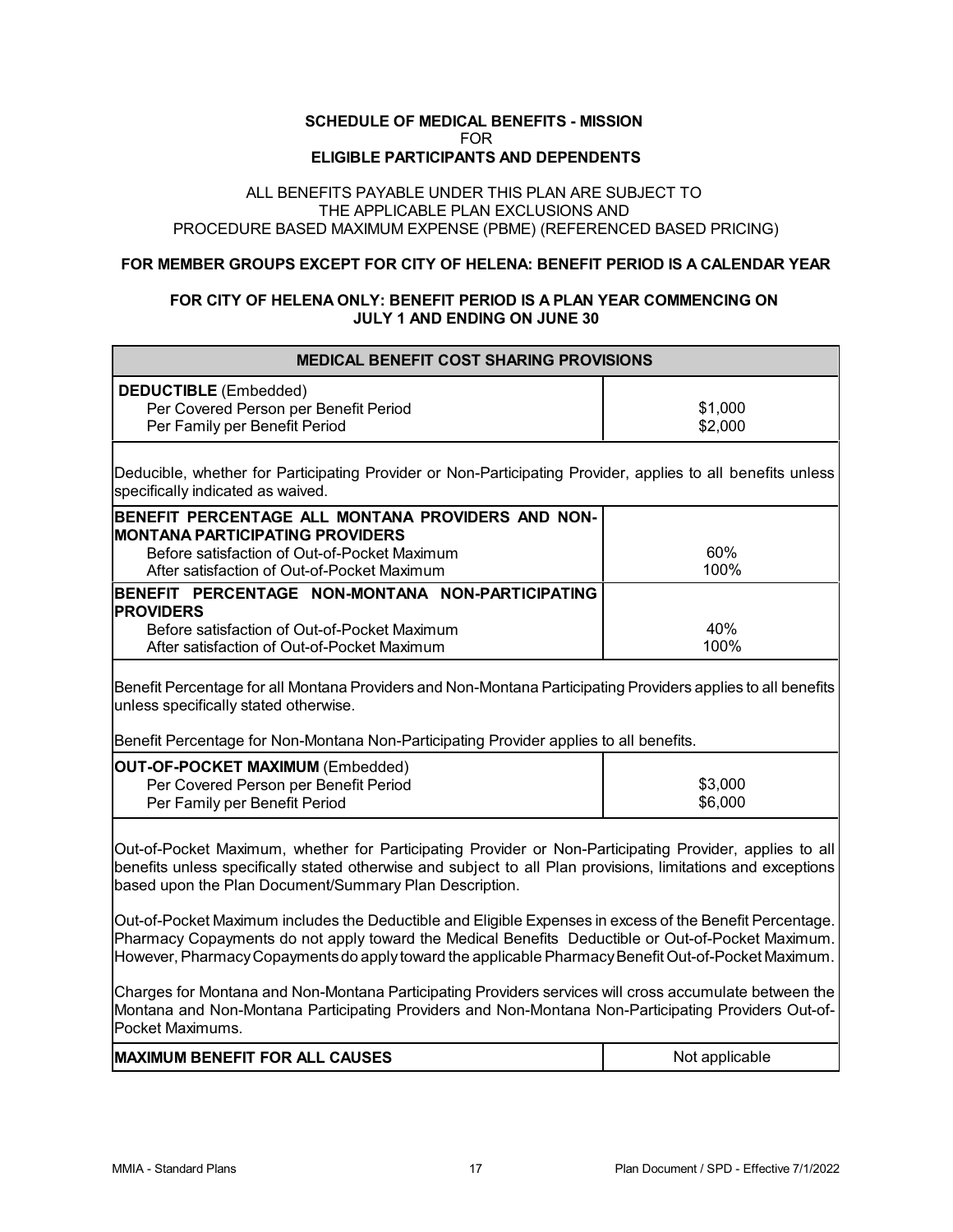**SCHEDULE OF MEDICAL BENEFITS - MISSION**
FOR
**ELIGIBLE PARTICIPANTS AND DEPENDENTS**

ALL BENEFITS PAYABLE UNDER THIS PLAN ARE SUBJECT TO
THE APPLICABLE PLAN EXCLUSIONS AND
PROCEDURE BASED MAXIMUM EXPENSE (PBME) (REFERENCED BASED PRICING)

**FOR MEMBER GROUPS EXCEPT FOR CITY OF HELENA: BENEFIT PERIOD IS A CALENDAR YEAR**

**FOR CITY OF HELENA ONLY: BENEFIT PERIOD IS A PLAN YEAR COMMENCING ON JULY 1 AND ENDING ON JUNE 30**

| **MEDICAL BENEFIT COST SHARING PROVISIONS** | |
|---|---|
| **DEDUCTIBLE** (Embedded)<br>Per Covered Person per Benefit Period<br>Per Family per Benefit Period | <br>$1,000<br>$2,000 |
| Deducible, whether for Participating Provider or Non-Participating Provider, applies to all benefits unless specifically indicated as waived. | |
| **BENEFIT PERCENTAGE ALL MONTANA PROVIDERS AND NON-MONTANA PARTICIPATING PROVIDERS**<br>Before satisfaction of Out-of-Pocket Maximum<br>After satisfaction of Out-of-Pocket Maximum | <br>60%<br>100% |
| **BENEFIT PERCENTAGE NON-MONTANA NON-PARTICIPATING PROVIDERS**<br>Before satisfaction of Out-of-Pocket Maximum<br>After satisfaction of Out-of-Pocket Maximum | <br>40%<br>100% |
| Benefit Percentage for all Montana Providers and Non-Montana Participating Providers applies to all benefits unless specifically stated otherwise.<br><br>Benefit Percentage for Non-Montana Non-Participating Provider applies to all benefits. | |
| **OUT-OF-POCKET MAXIMUM** (Embedded)<br>Per Covered Person per Benefit Period<br>Per Family per Benefit Period | <br>$3,000<br>$6,000 |
| Out-of-Pocket Maximum, whether for Participating Provider or Non-Participating Provider, applies to all benefits unless specifically stated otherwise and subject to all Plan provisions, limitations and exceptions based upon the Plan Document/Summary Plan Description.<br><br>Out-of-Pocket Maximum includes the Deductible and Eligible Expenses in excess of the Benefit Percentage. Pharmacy Copayments do not apply toward the Medical Benefits Deductible or Out-of-Pocket Maximum. However, Pharmacy Copayments do apply toward the applicable Pharmacy Benefit Out-of-Pocket Maximum.<br><br>Charges for Montana and Non-Montana Participating Providers services will cross accumulate between the Montana and Non-Montana Participating Providers and Non-Montana Non-Participating Providers Out-of-Pocket Maximums. | |
| **MAXIMUM BENEFIT FOR ALL CAUSES** | Not applicable |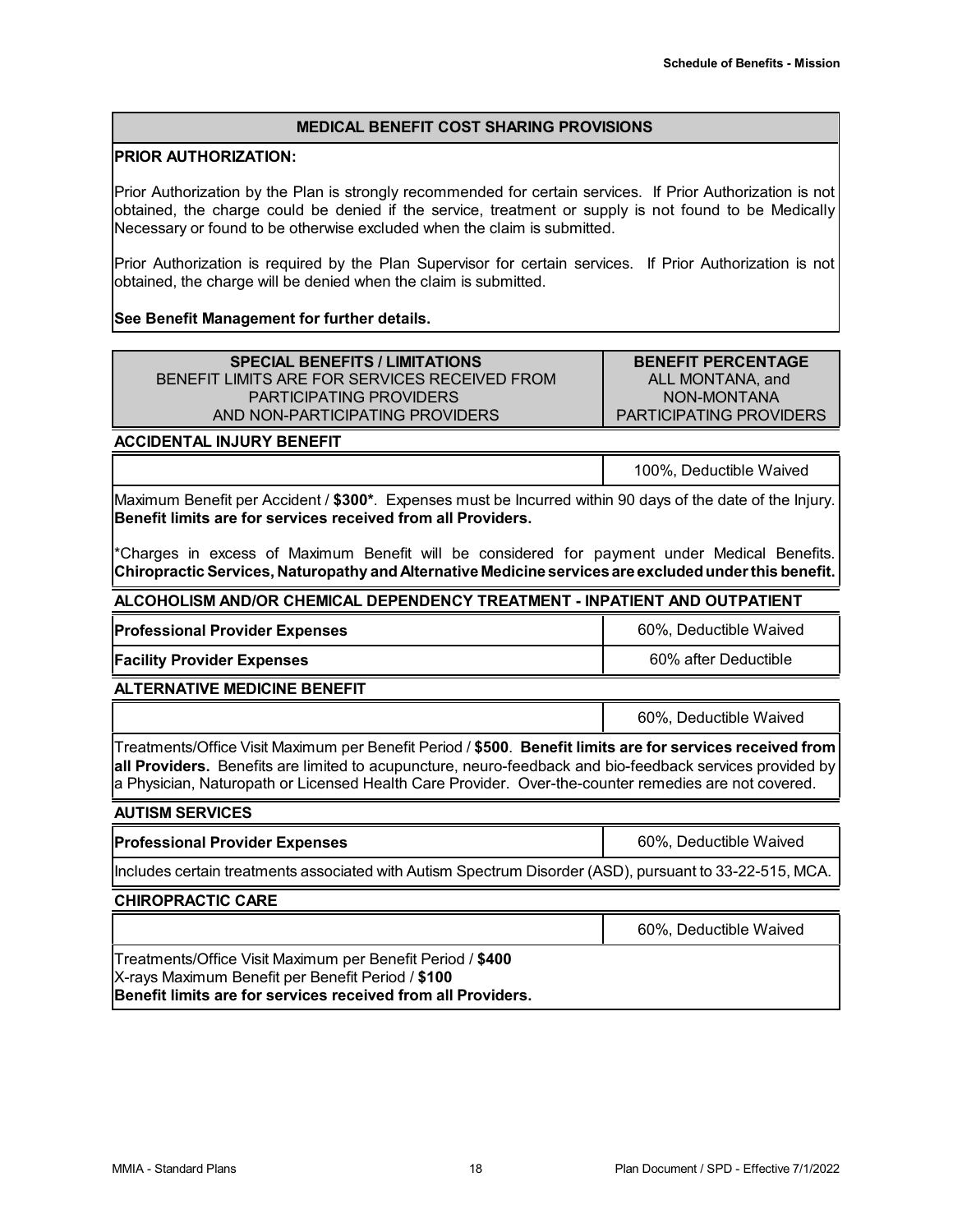## MEDICAL BENEFIT COST SHARING PROVISIONS

**PRIOR AUTHORIZATION:**

Prior Authorization by the Plan is strongly recommended for certain services. If Prior Authorization is not obtained, the charge could be denied if the service, treatment or supply is not found to be Medically Necessary or found to be otherwise excluded when the claim is submitted.

Prior Authorization is required by the Plan Supervisor for certain services. If Prior Authorization is not obtained, the charge will be denied when the claim is submitted.

**See Benefit Management for further details.**

| **SPECIAL BENEFITS / LIMITATIONS** BENEFIT LIMITS ARE FOR SERVICES RECEIVED FROM PARTICIPATING PROVIDERS AND NON-PARTICIPATING PROVIDERS | **BENEFIT PERCENTAGE** ALL MONTANA, and NON-MONTANA PARTICIPATING PROVIDERS |
|---|---|
| **ACCIDENTAL INJURY BENEFIT** | |
| | 100%, Deductible Waived |
| Maximum Benefit per Accident / **$300***. Expenses must be Incurred within 90 days of the date of the Injury. **Benefit limits are for services received from all Providers.** *Charges in excess of Maximum Benefit will be considered for payment under Medical Benefits. **Chiropractic Services, Naturopathy and Alternative Medicine services are excluded under this benefit.** | |
| **ALCOHOLISM AND/OR CHEMICAL DEPENDENCY TREATMENT - INPATIENT AND OUTPATIENT** | |
| **Professional Provider Expenses** | 60%, Deductible Waived |
| **Facility Provider Expenses** | 60% after Deductible |
| **ALTERNATIVE MEDICINE BENEFIT** | |
| | 60%, Deductible Waived |
| Treatments/Office Visit Maximum per Benefit Period / **$500**. **Benefit limits are for services received from all Providers.** Benefits are limited to acupuncture, neuro-feedback and bio-feedback services provided by a Physician, Naturopath or Licensed Health Care Provider. Over-the-counter remedies are not covered. | |
| **AUTISM SERVICES** | |
| **Professional Provider Expenses** | 60%, Deductible Waived |
| Includes certain treatments associated with Autism Spectrum Disorder (ASD), pursuant to 33-22-515, MCA. | |
| **CHIROPRACTIC CARE** | |
| | 60%, Deductible Waived |
| Treatments/Office Visit Maximum per Benefit Period / **$400** X-rays Maximum Benefit per Benefit Period / **$100** **Benefit limits are for services received from all Providers.** | |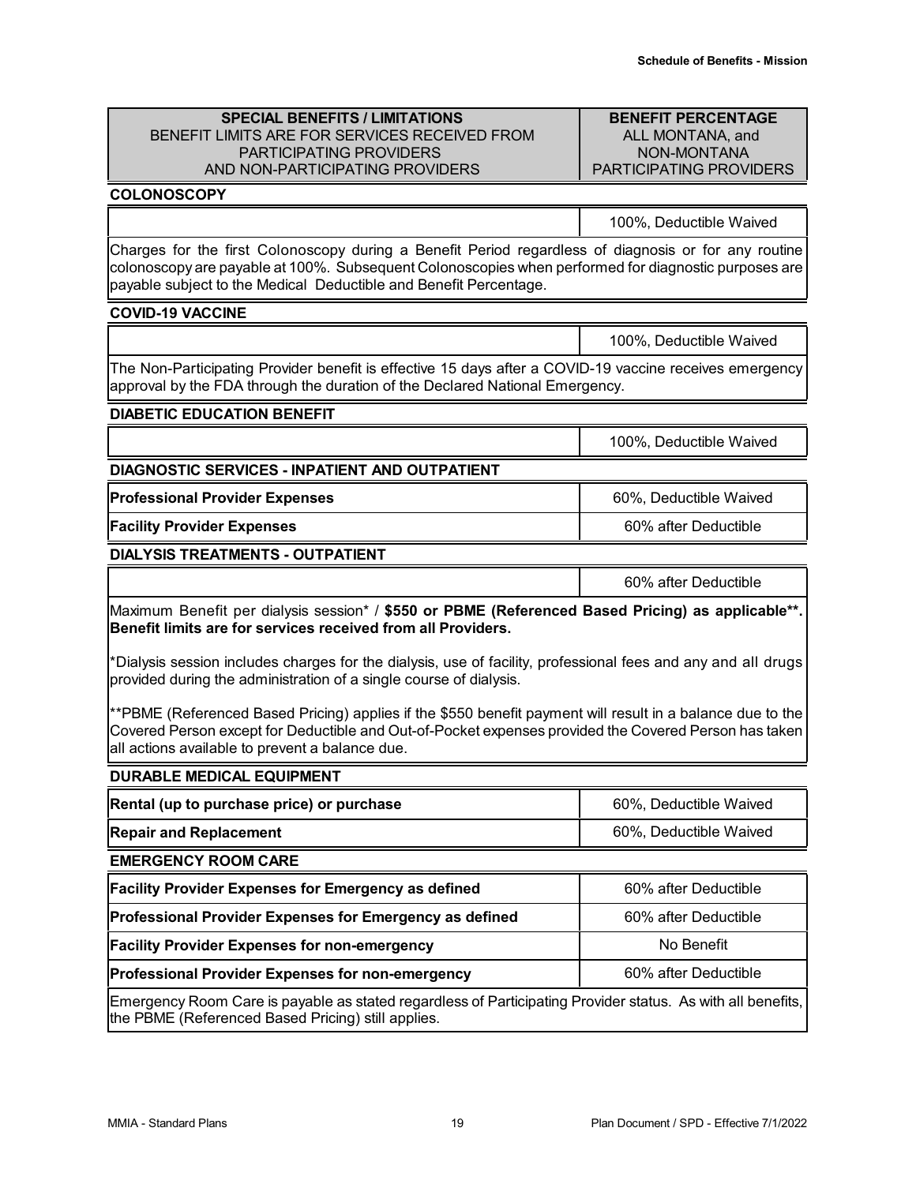| SPECIAL BENEFITS / LIMITATIONS<br>BENEFIT LIMITS ARE FOR SERVICES RECEIVED FROM PARTICIPATING PROVIDERS AND NON-PARTICIPATING PROVIDERS | BENEFIT PERCENTAGE<br>ALL MONTANA, and NON-MONTANA PARTICIPATING PROVIDERS |
|---|---|
| **COLONOSCOPY** | |
| | 100%, Deductible Waived |
| Charges for the first Colonoscopy during a Benefit Period regardless of diagnosis or for any routine colonoscopy are payable at 100%. Subsequent Colonoscopies when performed for diagnostic purposes are payable subject to the Medical Deductible and Benefit Percentage. | |
| **COVID-19 VACCINE** | |
| | 100%, Deductible Waived |
| The Non-Participating Provider benefit is effective 15 days after a COVID-19 vaccine receives emergency approval by the FDA through the duration of the Declared National Emergency. | |
| **DIABETIC EDUCATION BENEFIT** | |
| | 100%, Deductible Waived |
| **DIAGNOSTIC SERVICES - INPATIENT AND OUTPATIENT** | |
| **Professional Provider Expenses** | 60%, Deductible Waived |
| **Facility Provider Expenses** | 60% after Deductible |
| **DIALYSIS TREATMENTS - OUTPATIENT** | |
| | 60% after Deductible |
| Maximum Benefit per dialysis session* / **$550 or PBME (Referenced Based Pricing) as applicable**. Benefit limits are for services received from all Providers.**<br><br>*Dialysis session includes charges for the dialysis, use of facility, professional fees and any and all drugs provided during the administration of a single course of dialysis.<br><br>**PBME (Referenced Based Pricing) applies if the $550 benefit payment will result in a balance due to the Covered Person except for Deductible and Out-of-Pocket expenses provided the Covered Person has taken all actions available to prevent a balance due. | |
| **DURABLE MEDICAL EQUIPMENT** | |
| **Rental (up to purchase price) or purchase** | 60%, Deductible Waived |
| **Repair and Replacement** | 60%, Deductible Waived |
| **EMERGENCY ROOM CARE** | |
| **Facility Provider Expenses for Emergency as defined** | 60% after Deductible |
| **Professional Provider Expenses for Emergency as defined** | 60% after Deductible |
| **Facility Provider Expenses for non-emergency** | No Benefit |
| **Professional Provider Expenses for non-emergency** | 60% after Deductible |
| Emergency Room Care is payable as stated regardless of Participating Provider status. As with all benefits, the PBME (Referenced Based Pricing) still applies. | |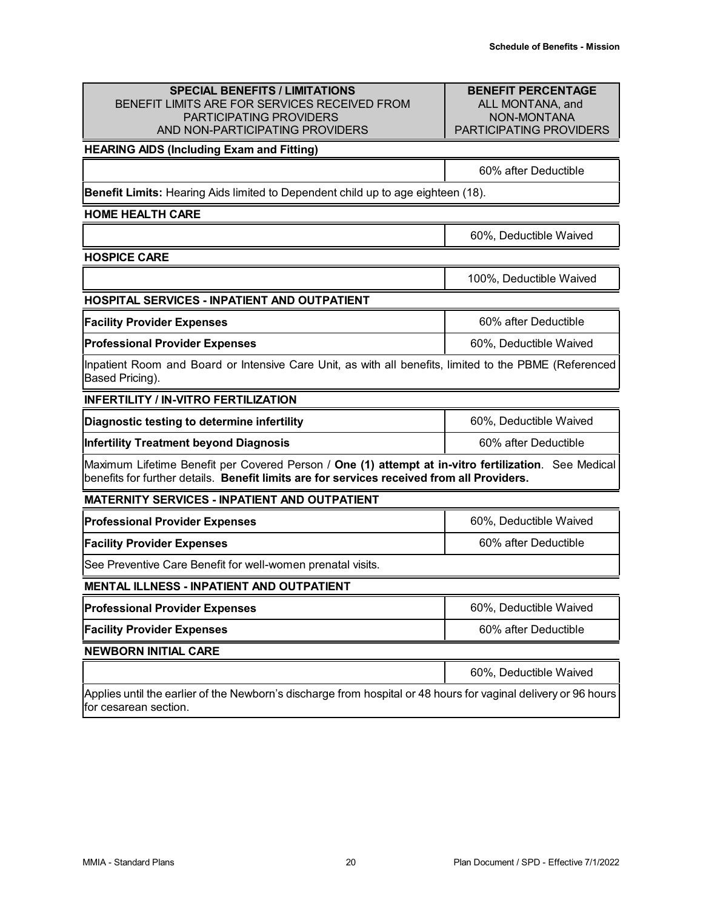| SPECIAL BENEFITS / LIMITATIONS<br>BENEFIT LIMITS ARE FOR SERVICES RECEIVED FROM PARTICIPATING PROVIDERS AND NON-PARTICIPATING PROVIDERS | BENEFIT PERCENTAGE<br>ALL MONTANA, and NON-MONTANA PARTICIPATING PROVIDERS |
|---|---|
| **HEARING AIDS (Including Exam and Fitting)** | |
| | 60% after Deductible |
| **Benefit Limits:** Hearing Aids limited to Dependent child up to age eighteen (18). | |
| **HOME HEALTH CARE** | |
| | 60%, Deductible Waived |
| **HOSPICE CARE** | |
| | 100%, Deductible Waived |
| **HOSPITAL SERVICES - INPATIENT AND OUTPATIENT** | |
| **Facility Provider Expenses** | 60% after Deductible |
| **Professional Provider Expenses** | 60%, Deductible Waived |
| Inpatient Room and Board or Intensive Care Unit, as with all benefits, limited to the PBME (Referenced Based Pricing). | |
| **INFERTILITY / IN-VITRO FERTILIZATION** | |
| **Diagnostic testing to determine infertility** | 60%, Deductible Waived |
| **Infertility Treatment beyond Diagnosis** | 60% after Deductible |
| Maximum Lifetime Benefit per Covered Person / **One (1) attempt at in-vitro fertilization**. See Medical benefits for further details. **Benefit limits are for services received from all Providers.** | |
| **MATERNITY SERVICES - INPATIENT AND OUTPATIENT** | |
| **Professional Provider Expenses** | 60%, Deductible Waived |
| **Facility Provider Expenses** | 60% after Deductible |
| See Preventive Care Benefit for well-women prenatal visits. | |
| **MENTAL ILLNESS - INPATIENT AND OUTPATIENT** | |
| **Professional Provider Expenses** | 60%, Deductible Waived |
| **Facility Provider Expenses** | 60% after Deductible |
| **NEWBORN INITIAL CARE** | |
| | 60%, Deductible Waived |
| Applies until the earlier of the Newborn's discharge from hospital or 48 hours for vaginal delivery or 96 hours for cesarean section. | |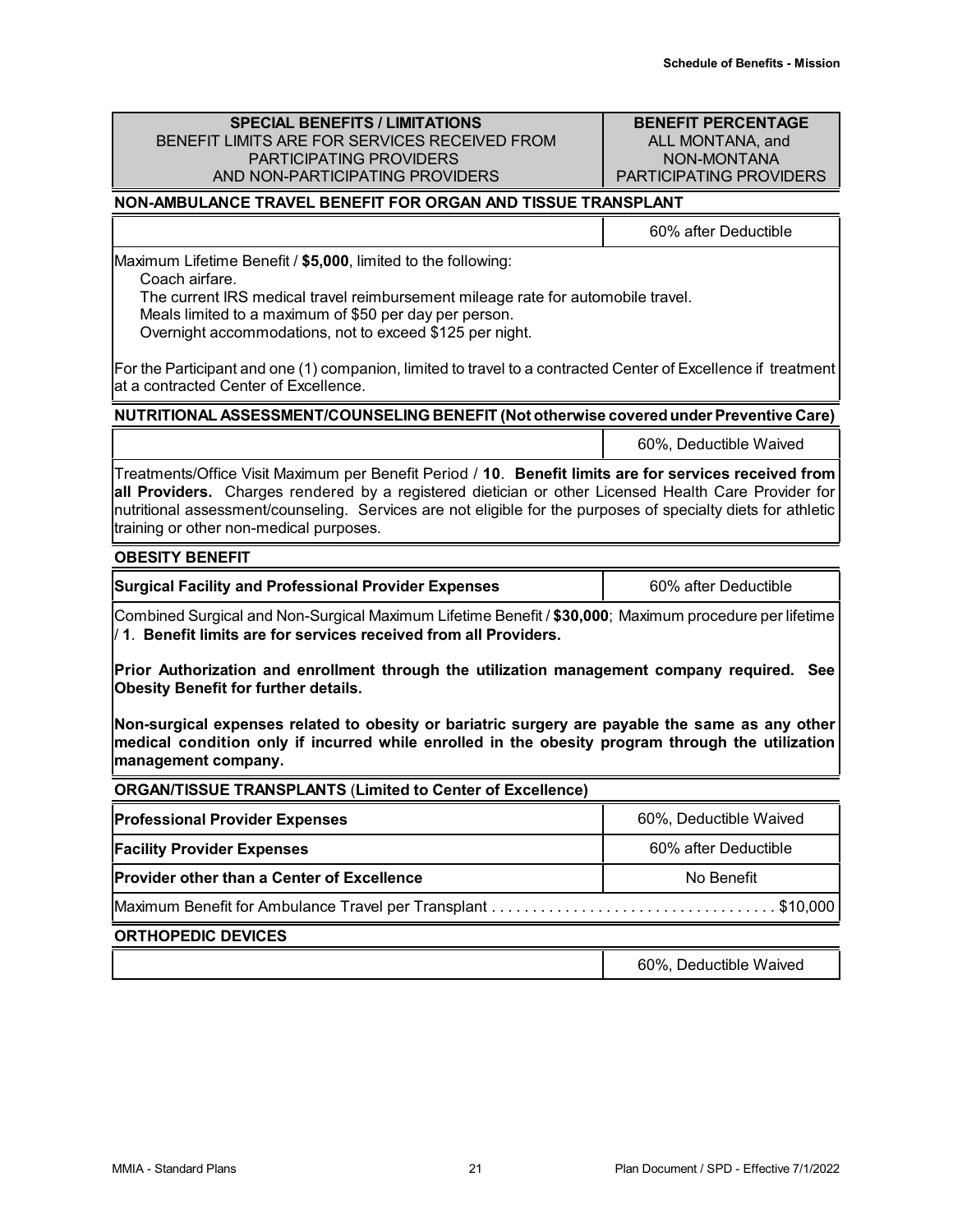| SPECIAL BENEFITS / LIMITATIONS<br>BENEFIT LIMITS ARE FOR SERVICES RECEIVED FROM PARTICIPATING PROVIDERS AND NON-PARTICIPATING PROVIDERS | BENEFIT PERCENTAGE<br>ALL MONTANA, and NON-MONTANA PARTICIPATING PROVIDERS |
|---|---|

**NON-AMBULANCE TRAVEL BENEFIT FOR ORGAN AND TISSUE TRANSPLANT**

| | |
|---|---|
| | 60% after Deductible |

Maximum Lifetime Benefit / **$5,000**, limited to the following:
- Coach airfare.
- The current IRS medical travel reimbursement mileage rate for automobile travel.
- Meals limited to a maximum of $50 per day per person.
- Overnight accommodations, not to exceed $125 per night.

For the Participant and one (1) companion, limited to travel to a contracted Center of Excellence if treatment at a contracted Center of Excellence.

**NUTRITIONAL ASSESSMENT/COUNSELING BENEFIT (Not otherwise covered under Preventive Care)**

| | |
|---|---|
| | 60%, Deductible Waived |

Treatments/Office Visit Maximum per Benefit Period / **10**. **Benefit limits are for services received from all Providers.** Charges rendered by a registered dietician or other Licensed Health Care Provider for nutritional assessment/counseling. Services are not eligible for the purposes of specialty diets for athletic training or other non-medical purposes.

**OBESITY BENEFIT**

| | |
|---|---|
| **Surgical Facility and Professional Provider Expenses** | 60% after Deductible |

Combined Surgical and Non-Surgical Maximum Lifetime Benefit / **$30,000**; Maximum procedure per lifetime / **1**. **Benefit limits are for services received from all Providers.**

**Prior Authorization and enrollment through the utilization management company required. See Obesity Benefit for further details.**

**Non-surgical expenses related to obesity or bariatric surgery are payable the same as any other medical condition only if incurred while enrolled in the obesity program through the utilization management company.**

**ORGAN/TISSUE TRANSPLANTS (Limited to Center of Excellence)**

| | |
|---|---|
| **Professional Provider Expenses** | 60%, Deductible Waived |
| **Facility Provider Expenses** | 60% after Deductible |
| **Provider other than a Center of Excellence** | No Benefit |

Maximum Benefit for Ambulance Travel per Transplant . . . . . . . . . . . . . . . . . . . . . . . . . . . . . . . . . . $10,000

**ORTHOPEDIC DEVICES**

| | |
|---|---|
| | 60%, Deductible Waived |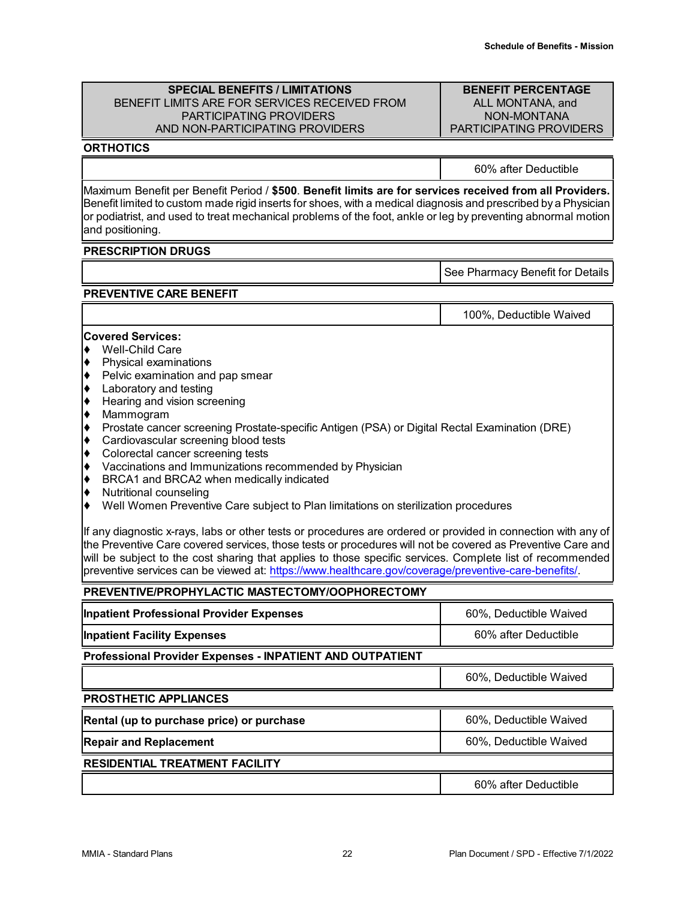| SPECIAL BENEFITS / LIMITATIONS<br>BENEFIT LIMITS ARE FOR SERVICES RECEIVED FROM PARTICIPATING PROVIDERS AND NON-PARTICIPATING PROVIDERS | BENEFIT PERCENTAGE<br>ALL MONTANA, and NON-MONTANA PARTICIPATING PROVIDERS |
|---|---|
| **ORTHOTICS** | |
| | 60% after Deductible |
| Maximum Benefit per Benefit Period / **$500**. **Benefit limits are for services received from all Providers.** Benefit limited to custom made rigid inserts for shoes, with a medical diagnosis and prescribed by a Physician or podiatrist, and used to treat mechanical problems of the foot, ankle or leg by preventing abnormal motion and positioning. | |
| **PRESCRIPTION DRUGS** | |
| | See Pharmacy Benefit for Details |
| **PREVENTIVE CARE BENEFIT** | |
| | 100%, Deductible Waived |
| **Covered Services:**<br>♦ Well-Child Care<br>♦ Physical examinations<br>♦ Pelvic examination and pap smear<br>♦ Laboratory and testing<br>♦ Hearing and vision screening<br>♦ Mammogram<br>♦ Prostate cancer screening Prostate-specific Antigen (PSA) or Digital Rectal Examination (DRE)<br>♦ Cardiovascular screening blood tests<br>♦ Colorectal cancer screening tests<br>♦ Vaccinations and Immunizations recommended by Physician<br>♦ BRCA1 and BRCA2 when medically indicated<br>♦ Nutritional counseling<br>♦ Well Women Preventive Care subject to Plan limitations on sterilization procedures<br><br>If any diagnostic x-rays, labs or other tests or procedures are ordered or provided in connection with any of the Preventive Care covered services, those tests or procedures will not be covered as Preventive Care and will be subject to the cost sharing that applies to those specific services. Complete list of recommended preventive services can be viewed at: https://www.healthcare.gov/coverage/preventive-care-benefits/. | |
| **PREVENTIVE/PROPHYLACTIC MASTECTOMY/OOPHORECTOMY** | |
| **Inpatient Professional Provider Expenses** | 60%, Deductible Waived |
| **Inpatient Facility Expenses** | 60% after Deductible |
| **Professional Provider Expenses - INPATIENT AND OUTPATIENT** | |
| | 60%, Deductible Waived |
| **PROSTHETIC APPLIANCES** | |
| **Rental (up to purchase price) or purchase** | 60%, Deductible Waived |
| **Repair and Replacement** | 60%, Deductible Waived |
| **RESIDENTIAL TREATMENT FACILITY** | |
| | 60% after Deductible |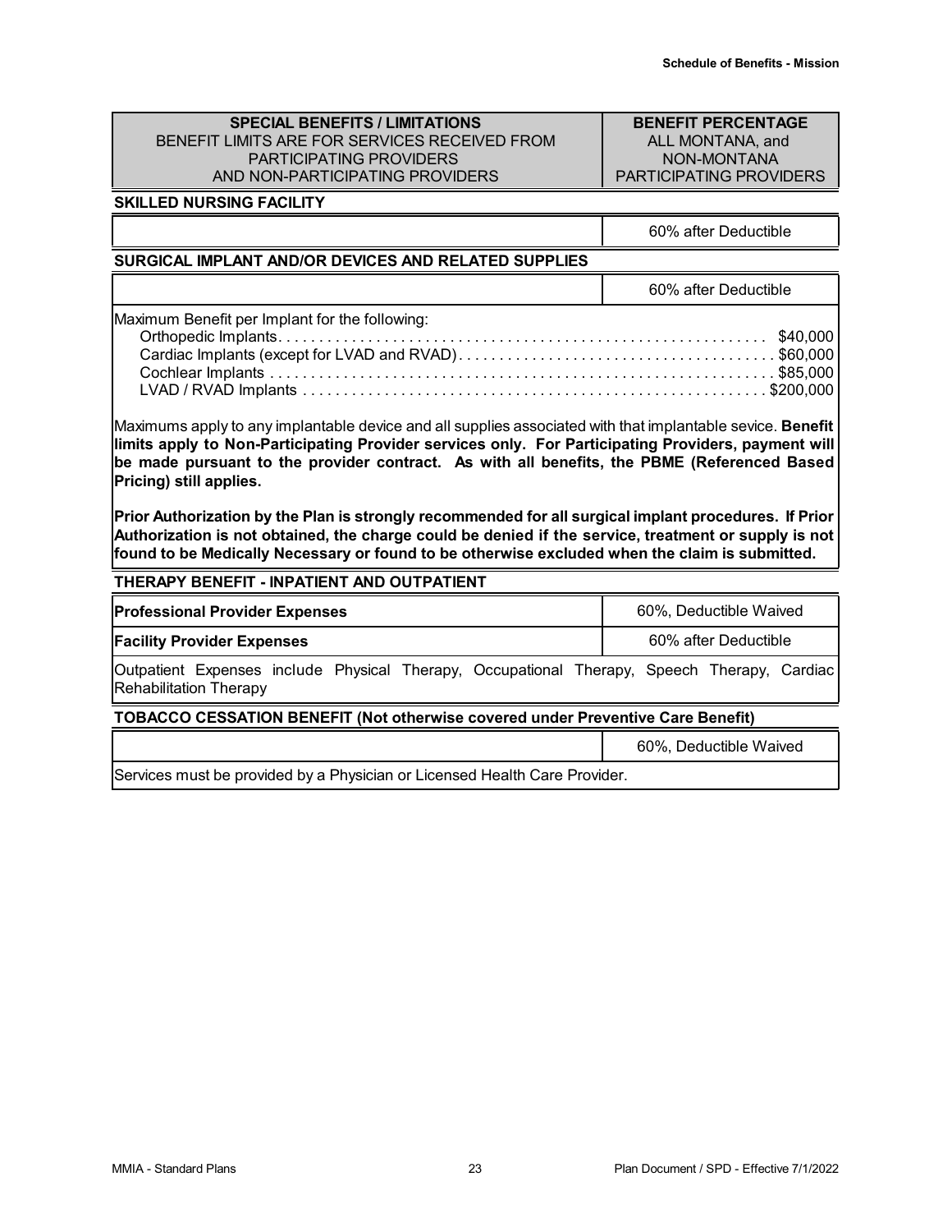| SPECIAL BENEFITS / LIMITATIONS<br>BENEFIT LIMITS ARE FOR SERVICES RECEIVED FROM PARTICIPATING PROVIDERS AND NON-PARTICIPATING PROVIDERS | BENEFIT PERCENTAGE<br>ALL MONTANA, and NON-MONTANA PARTICIPATING PROVIDERS |
|---|---|

**SKILLED NURSING FACILITY**

| | |
|---|---|
| | 60% after Deductible |

**SURGICAL IMPLANT AND/OR DEVICES AND RELATED SUPPLIES**

| | |
|---|---|
| | 60% after Deductible |

Maximum Benefit per Implant for the following:

- Orthopedic Implants . . . . . . . . . . $40,000
- Cardiac Implants (except for LVAD and RVAD) . . . . . . . . . . $60,000
- Cochlear Implants . . . . . . . . . . $85,000
- LVAD / RVAD Implants . . . . . . . . . . $200,000

Maximums apply to any implantable device and all supplies associated with that implantable sevice. **Benefit limits apply to Non-Participating Provider services only. For Participating Providers, payment will be made pursuant to the provider contract. As with all benefits, the PBME (Referenced Based Pricing) still applies.**

**Prior Authorization by the Plan is strongly recommended for all surgical implant procedures. If Prior Authorization is not obtained, the charge could be denied if the service, treatment or supply is not found to be Medically Necessary or found to be otherwise excluded when the claim is submitted.**

**THERAPY BENEFIT - INPATIENT AND OUTPATIENT**

| | |
|---|---|
| **Professional Provider Expenses** | 60%, Deductible Waived |
| **Facility Provider Expenses** | 60% after Deductible |

Outpatient Expenses include Physical Therapy, Occupational Therapy, Speech Therapy, Cardiac Rehabilitation Therapy

**TOBACCO CESSATION BENEFIT (Not otherwise covered under Preventive Care Benefit)**

| | |
|---|---|
| | 60%, Deductible Waived |

Services must be provided by a Physician or Licensed Health Care Provider.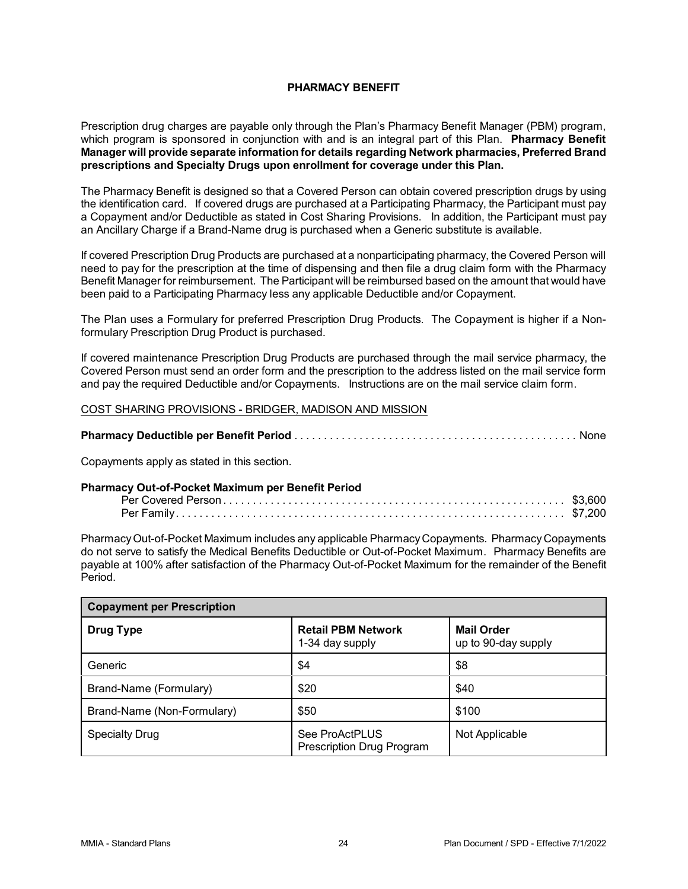## PHARMACY BENEFIT

Prescription drug charges are payable only through the Plan's Pharmacy Benefit Manager (PBM) program, which program is sponsored in conjunction with and is an integral part of this Plan. **Pharmacy Benefit Manager will provide separate information for details regarding Network pharmacies, Preferred Brand prescriptions and Specialty Drugs upon enrollment for coverage under this Plan.**

The Pharmacy Benefit is designed so that a Covered Person can obtain covered prescription drugs by using the identification card. If covered drugs are purchased at a Participating Pharmacy, the Participant must pay a Copayment and/or Deductible as stated in Cost Sharing Provisions. In addition, the Participant must pay an Ancillary Charge if a Brand-Name drug is purchased when a Generic substitute is available.

If covered Prescription Drug Products are purchased at a nonparticipating pharmacy, the Covered Person will need to pay for the prescription at the time of dispensing and then file a drug claim form with the Pharmacy Benefit Manager for reimbursement. The Participant will be reimbursed based on the amount that would have been paid to a Participating Pharmacy less any applicable Deductible and/or Copayment.

The Plan uses a Formulary for preferred Prescription Drug Products. The Copayment is higher if a Non-formulary Prescription Drug Product is purchased.

If covered maintenance Prescription Drug Products are purchased through the mail service pharmacy, the Covered Person must send an order form and the prescription to the address listed on the mail service form and pay the required Deductible and/or Copayments. Instructions are on the mail service claim form.

COST SHARING PROVISIONS - BRIDGER, MADISON AND MISSION

**Pharmacy Deductible per Benefit Period** .............................................. None

Copayments apply as stated in this section.

**Pharmacy Out-of-Pocket Maximum per Benefit Period**

Per Covered Person ........................................................ $3,600
Per Family ................................................................. $7,200

Pharmacy Out-of-Pocket Maximum includes any applicable Pharmacy Copayments. Pharmacy Copayments do not serve to satisfy the Medical Benefits Deductible or Out-of-Pocket Maximum. Pharmacy Benefits are payable at 100% after satisfaction of the Pharmacy Out-of-Pocket Maximum for the remainder of the Benefit Period.

| **Copayment per Prescription** | | |
|---|---|---|
| **Drug Type** | **Retail PBM Network** 1-34 day supply | **Mail Order** up to 90-day supply |
| Generic | $4 | $8 |
| Brand-Name (Formulary) | $20 | $40 |
| Brand-Name (Non-Formulary) | $50 | $100 |
| Specialty Drug | See ProActPLUS Prescription Drug Program | Not Applicable |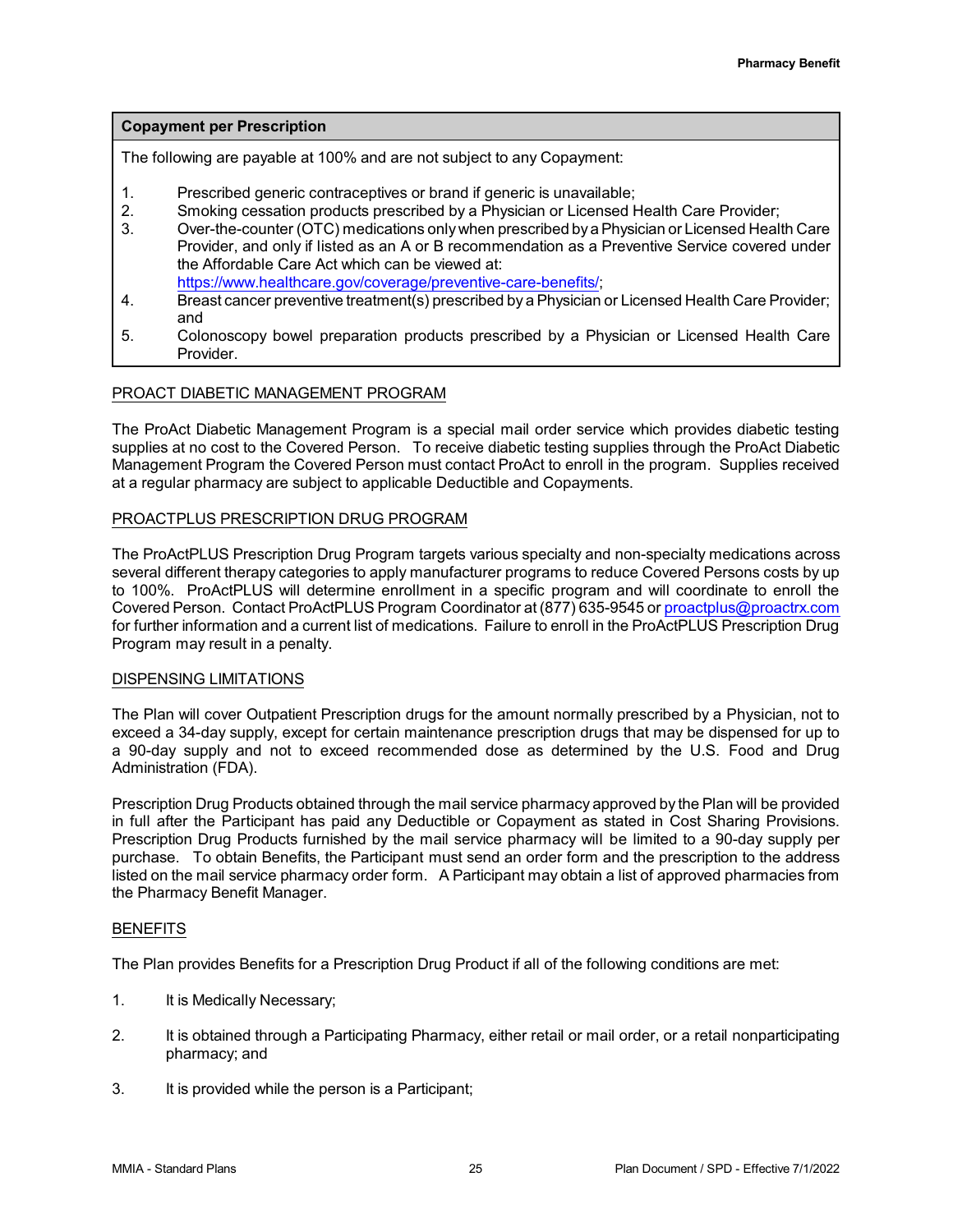| Copayment per Prescription |
|---|
| The following are payable at 100% and are not subject to any Copayment:<br><br>1. Prescribed generic contraceptives or brand if generic is unavailable;<br>2. Smoking cessation products prescribed by a Physician or Licensed Health Care Provider;<br>3. Over-the-counter (OTC) medications only when prescribed by a Physician or Licensed Health Care Provider, and only if listed as an A or B recommendation as a Preventive Service covered under the Affordable Care Act which can be viewed at: https://www.healthcare.gov/coverage/preventive-care-benefits/;<br>4. Breast cancer preventive treatment(s) prescribed by a Physician or Licensed Health Care Provider; and<br>5. Colonoscopy bowel preparation products prescribed by a Physician or Licensed Health Care Provider. |

PROACT DIABETIC MANAGEMENT PROGRAM

The ProAct Diabetic Management Program is a special mail order service which provides diabetic testing supplies at no cost to the Covered Person. To receive diabetic testing supplies through the ProAct Diabetic Management Program the Covered Person must contact ProAct to enroll in the program. Supplies received at a regular pharmacy are subject to applicable Deductible and Copayments.

PROACTPLUS PRESCRIPTION DRUG PROGRAM

The ProActPLUS Prescription Drug Program targets various specialty and non-specialty medications across several different therapy categories to apply manufacturer programs to reduce Covered Persons costs by up to 100%. ProActPLUS will determine enrollment in a specific program and will coordinate to enroll the Covered Person. Contact ProActPLUS Program Coordinator at (877) 635-9545 or proactplus@proactrx.com for further information and a current list of medications. Failure to enroll in the ProActPLUS Prescription Drug Program may result in a penalty.

DISPENSING LIMITATIONS

The Plan will cover Outpatient Prescription drugs for the amount normally prescribed by a Physician, not to exceed a 34-day supply, except for certain maintenance prescription drugs that may be dispensed for up to a 90-day supply and not to exceed recommended dose as determined by the U.S. Food and Drug Administration (FDA).

Prescription Drug Products obtained through the mail service pharmacy approved by the Plan will be provided in full after the Participant has paid any Deductible or Copayment as stated in Cost Sharing Provisions. Prescription Drug Products furnished by the mail service pharmacy will be limited to a 90-day supply per purchase. To obtain Benefits, the Participant must send an order form and the prescription to the address listed on the mail service pharmacy order form. A Participant may obtain a list of approved pharmacies from the Pharmacy Benefit Manager.

BENEFITS

The Plan provides Benefits for a Prescription Drug Product if all of the following conditions are met:

1. It is Medically Necessary;

2. It is obtained through a Participating Pharmacy, either retail or mail order, or a retail nonparticipating pharmacy; and

3. It is provided while the person is a Participant;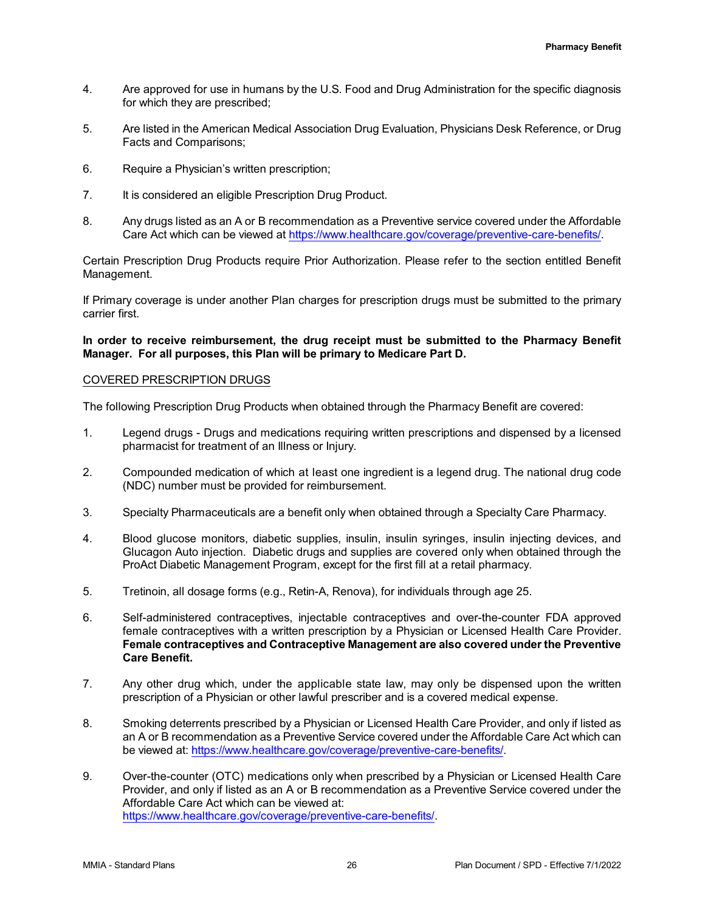4. Are approved for use in humans by the U.S. Food and Drug Administration for the specific diagnosis for which they are prescribed;

5. Are listed in the American Medical Association Drug Evaluation, Physicians Desk Reference, or Drug Facts and Comparisons;

6. Require a Physician's written prescription;

7. It is considered an eligible Prescription Drug Product.

8. Any drugs listed as an A or B recommendation as a Preventive service covered under the Affordable Care Act which can be viewed at https://www.healthcare.gov/coverage/preventive-care-benefits/.

Certain Prescription Drug Products require Prior Authorization. Please refer to the section entitled Benefit Management.

If Primary coverage is under another Plan charges for prescription drugs must be submitted to the primary carrier first.

**In order to receive reimbursement, the drug receipt must be submitted to the Pharmacy Benefit Manager. For all purposes, this Plan will be primary to Medicare Part D.**

COVERED PRESCRIPTION DRUGS

The following Prescription Drug Products when obtained through the Pharmacy Benefit are covered:

1. Legend drugs - Drugs and medications requiring written prescriptions and dispensed by a licensed pharmacist for treatment of an Illness or Injury.

2. Compounded medication of which at least one ingredient is a legend drug. The national drug code (NDC) number must be provided for reimbursement.

3. Specialty Pharmaceuticals are a benefit only when obtained through a Specialty Care Pharmacy.

4. Blood glucose monitors, diabetic supplies, insulin, insulin syringes, insulin injecting devices, and Glucagon Auto injection. Diabetic drugs and supplies are covered only when obtained through the ProAct Diabetic Management Program, except for the first fill at a retail pharmacy.

5. Tretinoin, all dosage forms (e.g., Retin-A, Renova), for individuals through age 25.

6. Self-administered contraceptives, injectable contraceptives and over-the-counter FDA approved female contraceptives with a written prescription by a Physician or Licensed Health Care Provider. **Female contraceptives and Contraceptive Management are also covered under the Preventive Care Benefit.**

7. Any other drug which, under the applicable state law, may only be dispensed upon the written prescription of a Physician or other lawful prescriber and is a covered medical expense.

8. Smoking deterrents prescribed by a Physician or Licensed Health Care Provider, and only if listed as an A or B recommendation as a Preventive Service covered under the Affordable Care Act which can be viewed at: https://www.healthcare.gov/coverage/preventive-care-benefits/.

9. Over-the-counter (OTC) medications only when prescribed by a Physician or Licensed Health Care Provider, and only if listed as an A or B recommendation as a Preventive Service covered under the Affordable Care Act which can be viewed at: https://www.healthcare.gov/coverage/preventive-care-benefits/.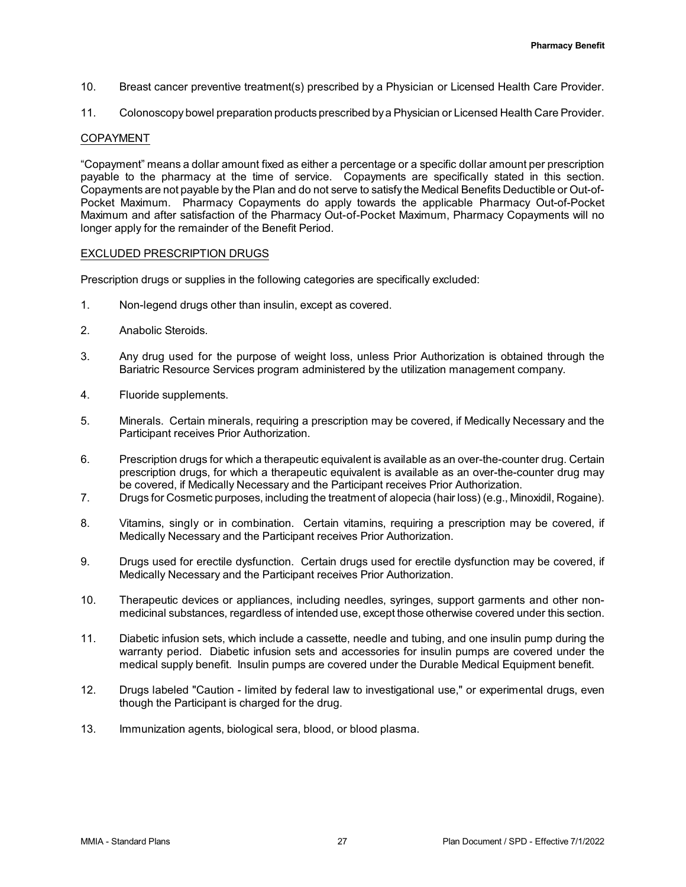10. Breast cancer preventive treatment(s) prescribed by a Physician or Licensed Health Care Provider.

11. Colonoscopy bowel preparation products prescribed by a Physician or Licensed Health Care Provider.

## COPAYMENT

"Copayment" means a dollar amount fixed as either a percentage or a specific dollar amount per prescription payable to the pharmacy at the time of service. Copayments are specifically stated in this section. Copayments are not payable by the Plan and do not serve to satisfy the Medical Benefits Deductible or Out-of-Pocket Maximum. Pharmacy Copayments do apply towards the applicable Pharmacy Out-of-Pocket Maximum and after satisfaction of the Pharmacy Out-of-Pocket Maximum, Pharmacy Copayments will no longer apply for the remainder of the Benefit Period.

## EXCLUDED PRESCRIPTION DRUGS

Prescription drugs or supplies in the following categories are specifically excluded:

1. Non-legend drugs other than insulin, except as covered.

2. Anabolic Steroids.

3. Any drug used for the purpose of weight loss, unless Prior Authorization is obtained through the Bariatric Resource Services program administered by the utilization management company.

4. Fluoride supplements.

5. Minerals. Certain minerals, requiring a prescription may be covered, if Medically Necessary and the Participant receives Prior Authorization.

6. Prescription drugs for which a therapeutic equivalent is available as an over-the-counter drug. Certain prescription drugs, for which a therapeutic equivalent is available as an over-the-counter drug may be covered, if Medically Necessary and the Participant receives Prior Authorization.

7. Drugs for Cosmetic purposes, including the treatment of alopecia (hair loss) (e.g., Minoxidil, Rogaine).

8. Vitamins, singly or in combination. Certain vitamins, requiring a prescription may be covered, if Medically Necessary and the Participant receives Prior Authorization.

9. Drugs used for erectile dysfunction. Certain drugs used for erectile dysfunction may be covered, if Medically Necessary and the Participant receives Prior Authorization.

10. Therapeutic devices or appliances, including needles, syringes, support garments and other non-medicinal substances, regardless of intended use, except those otherwise covered under this section.

11. Diabetic infusion sets, which include a cassette, needle and tubing, and one insulin pump during the warranty period. Diabetic infusion sets and accessories for insulin pumps are covered under the medical supply benefit. Insulin pumps are covered under the Durable Medical Equipment benefit.

12. Drugs labeled "Caution - limited by federal law to investigational use," or experimental drugs, even though the Participant is charged for the drug.

13. Immunization agents, biological sera, blood, or blood plasma.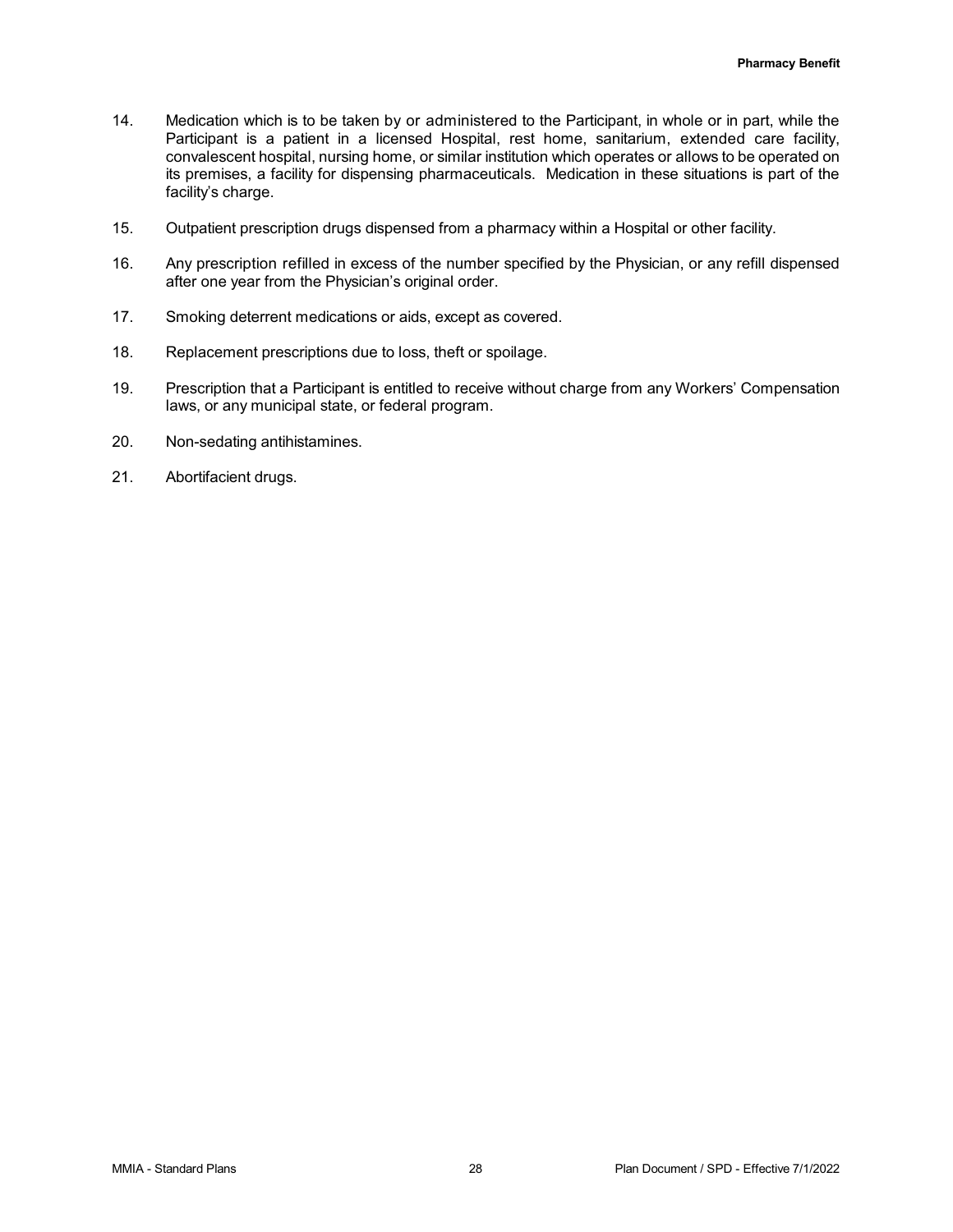14. Medication which is to be taken by or administered to the Participant, in whole or in part, while the Participant is a patient in a licensed Hospital, rest home, sanitarium, extended care facility, convalescent hospital, nursing home, or similar institution which operates or allows to be operated on its premises, a facility for dispensing pharmaceuticals. Medication in these situations is part of the facility's charge.

15. Outpatient prescription drugs dispensed from a pharmacy within a Hospital or other facility.

16. Any prescription refilled in excess of the number specified by the Physician, or any refill dispensed after one year from the Physician's original order.

17. Smoking deterrent medications or aids, except as covered.

18. Replacement prescriptions due to loss, theft or spoilage.

19. Prescription that a Participant is entitled to receive without charge from any Workers' Compensation laws, or any municipal state, or federal program.

20. Non-sedating antihistamines.

21. Abortifacient drugs.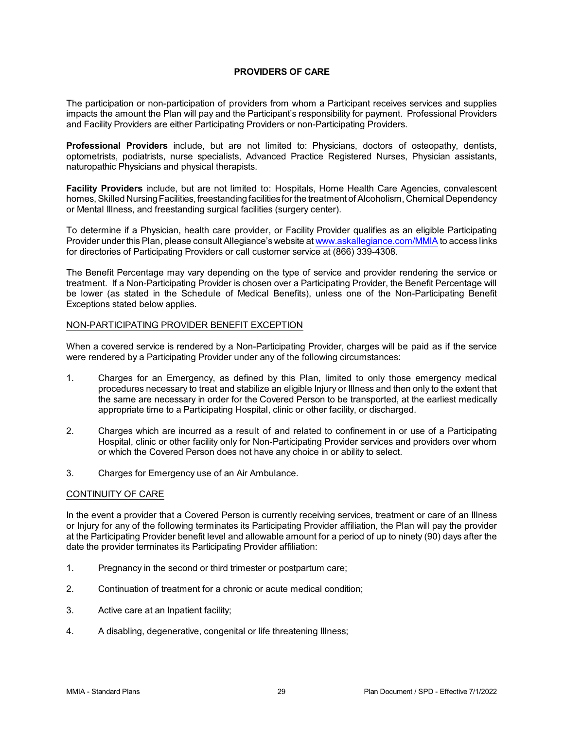## PROVIDERS OF CARE

The participation or non-participation of providers from whom a Participant receives services and supplies impacts the amount the Plan will pay and the Participant's responsibility for payment. Professional Providers and Facility Providers are either Participating Providers or non-Participating Providers.

**Professional Providers** include, but are not limited to: Physicians, doctors of osteopathy, dentists, optometrists, podiatrists, nurse specialists, Advanced Practice Registered Nurses, Physician assistants, naturopathic Physicians and physical therapists.

**Facility Providers** include, but are not limited to: Hospitals, Home Health Care Agencies, convalescent homes, Skilled Nursing Facilities, freestanding facilities for the treatment of Alcoholism, Chemical Dependency or Mental Illness, and freestanding surgical facilities (surgery center).

To determine if a Physician, health care provider, or Facility Provider qualifies as an eligible Participating Provider under this Plan, please consult Allegiance's website at [www.askallegiance.com/MMIA](http://www.askallegiance.com/MMIA) to access links for directories of Participating Providers or call customer service at (866) 339-4308.

The Benefit Percentage may vary depending on the type of service and provider rendering the service or treatment. If a Non-Participating Provider is chosen over a Participating Provider, the Benefit Percentage will be lower (as stated in the Schedule of Medical Benefits), unless one of the Non-Participating Benefit Exceptions stated below applies.

### NON-PARTICIPATING PROVIDER BENEFIT EXCEPTION

When a covered service is rendered by a Non-Participating Provider, charges will be paid as if the service were rendered by a Participating Provider under any of the following circumstances:

1. Charges for an Emergency, as defined by this Plan, limited to only those emergency medical procedures necessary to treat and stabilize an eligible Injury or Illness and then only to the extent that the same are necessary in order for the Covered Person to be transported, at the earliest medically appropriate time to a Participating Hospital, clinic or other facility, or discharged.

2. Charges which are incurred as a result of and related to confinement in or use of a Participating Hospital, clinic or other facility only for Non-Participating Provider services and providers over whom or which the Covered Person does not have any choice in or ability to select.

3. Charges for Emergency use of an Air Ambulance.

### CONTINUITY OF CARE

In the event a provider that a Covered Person is currently receiving services, treatment or care of an Illness or Injury for any of the following terminates its Participating Provider affiliation, the Plan will pay the provider at the Participating Provider benefit level and allowable amount for a period of up to ninety (90) days after the date the provider terminates its Participating Provider affiliation:

1. Pregnancy in the second or third trimester or postpartum care;

2. Continuation of treatment for a chronic or acute medical condition;

3. Active care at an Inpatient facility;

4. A disabling, degenerative, congenital or life threatening Illness;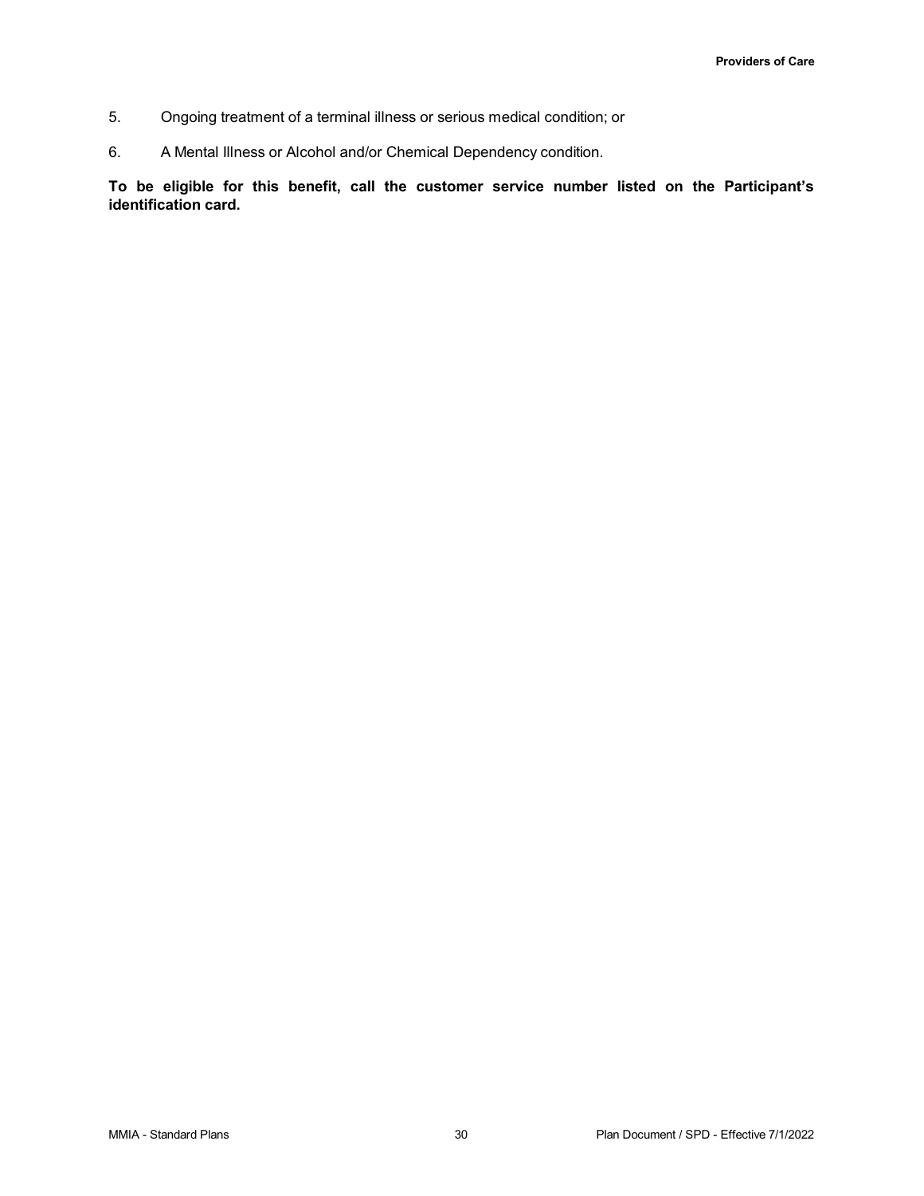5. Ongoing treatment of a terminal illness or serious medical condition; or

6. A Mental Illness or Alcohol and/or Chemical Dependency condition.

**To be eligible for this benefit, call the customer service number listed on the Participant's identification card.**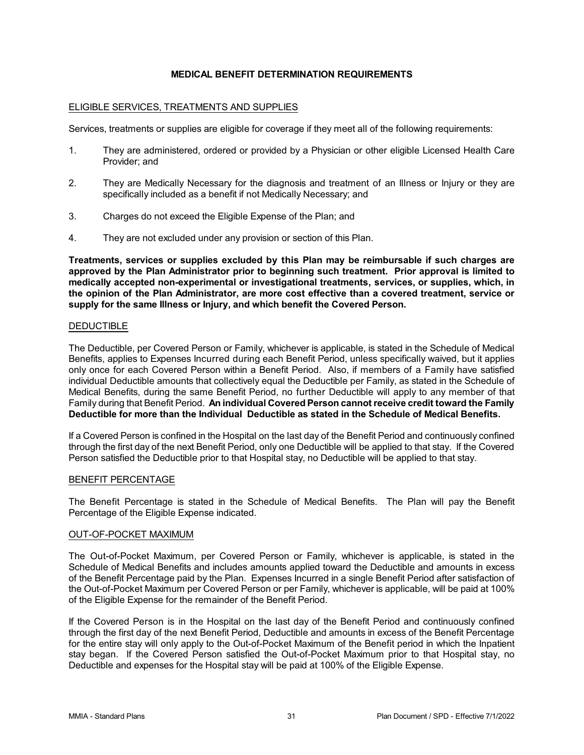# MEDICAL BENEFIT DETERMINATION REQUIREMENTS

## ELIGIBLE SERVICES, TREATMENTS AND SUPPLIES

Services, treatments or supplies are eligible for coverage if they meet all of the following requirements:

1. They are administered, ordered or provided by a Physician or other eligible Licensed Health Care Provider; and
2. They are Medically Necessary for the diagnosis and treatment of an Illness or Injury or they are specifically included as a benefit if not Medically Necessary; and
3. Charges do not exceed the Eligible Expense of the Plan; and
4. They are not excluded under any provision or section of this Plan.

**Treatments, services or supplies excluded by this Plan may be reimbursable if such charges are approved by the Plan Administrator prior to beginning such treatment. Prior approval is limited to medically accepted non-experimental or investigational treatments, services, or supplies, which, in the opinion of the Plan Administrator, are more cost effective than a covered treatment, service or supply for the same Illness or Injury, and which benefit the Covered Person.**

## DEDUCTIBLE

The Deductible, per Covered Person or Family, whichever is applicable, is stated in the Schedule of Medical Benefits, applies to Expenses Incurred during each Benefit Period, unless specifically waived, but it applies only once for each Covered Person within a Benefit Period. Also, if members of a Family have satisfied individual Deductible amounts that collectively equal the Deductible per Family, as stated in the Schedule of Medical Benefits, during the same Benefit Period, no further Deductible will apply to any member of that Family during that Benefit Period. **An individual Covered Person cannot receive credit toward the Family Deductible for more than the Individual Deductible as stated in the Schedule of Medical Benefits.**

If a Covered Person is confined in the Hospital on the last day of the Benefit Period and continuously confined through the first day of the next Benefit Period, only one Deductible will be applied to that stay. If the Covered Person satisfied the Deductible prior to that Hospital stay, no Deductible will be applied to that stay.

## BENEFIT PERCENTAGE

The Benefit Percentage is stated in the Schedule of Medical Benefits. The Plan will pay the Benefit Percentage of the Eligible Expense indicated.

## OUT-OF-POCKET MAXIMUM

The Out-of-Pocket Maximum, per Covered Person or Family, whichever is applicable, is stated in the Schedule of Medical Benefits and includes amounts applied toward the Deductible and amounts in excess of the Benefit Percentage paid by the Plan. Expenses Incurred in a single Benefit Period after satisfaction of the Out-of-Pocket Maximum per Covered Person or per Family, whichever is applicable, will be paid at 100% of the Eligible Expense for the remainder of the Benefit Period.

If the Covered Person is in the Hospital on the last day of the Benefit Period and continuously confined through the first day of the next Benefit Period, Deductible and amounts in excess of the Benefit Percentage for the entire stay will only apply to the Out-of-Pocket Maximum of the Benefit period in which the Inpatient stay began. If the Covered Person satisfied the Out-of-Pocket Maximum prior to that Hospital stay, no Deductible and expenses for the Hospital stay will be paid at 100% of the Eligible Expense.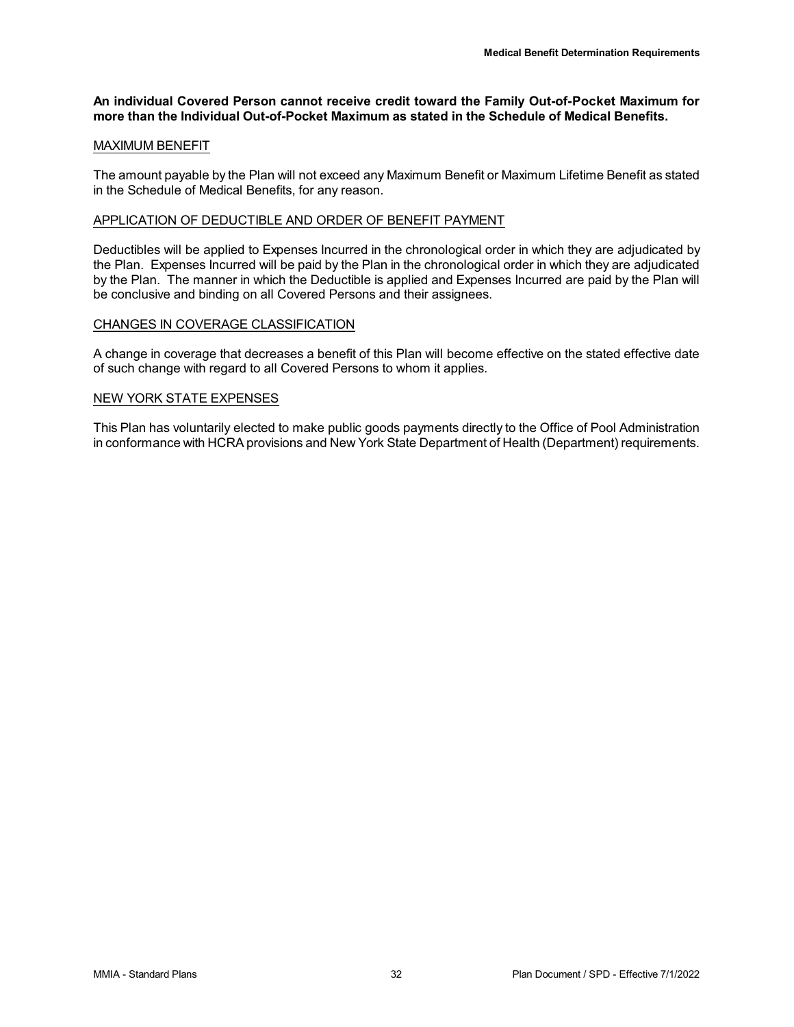**An individual Covered Person cannot receive credit toward the Family Out-of-Pocket Maximum for more than the Individual Out-of-Pocket Maximum as stated in the Schedule of Medical Benefits.**

## MAXIMUM BENEFIT

The amount payable by the Plan will not exceed any Maximum Benefit or Maximum Lifetime Benefit as stated in the Schedule of Medical Benefits, for any reason.

## APPLICATION OF DEDUCTIBLE AND ORDER OF BENEFIT PAYMENT

Deductibles will be applied to Expenses Incurred in the chronological order in which they are adjudicated by the Plan. Expenses Incurred will be paid by the Plan in the chronological order in which they are adjudicated by the Plan. The manner in which the Deductible is applied and Expenses Incurred are paid by the Plan will be conclusive and binding on all Covered Persons and their assignees.

## CHANGES IN COVERAGE CLASSIFICATION

A change in coverage that decreases a benefit of this Plan will become effective on the stated effective date of such change with regard to all Covered Persons to whom it applies.

## NEW YORK STATE EXPENSES

This Plan has voluntarily elected to make public goods payments directly to the Office of Pool Administration in conformance with HCRA provisions and New York State Department of Health (Department) requirements.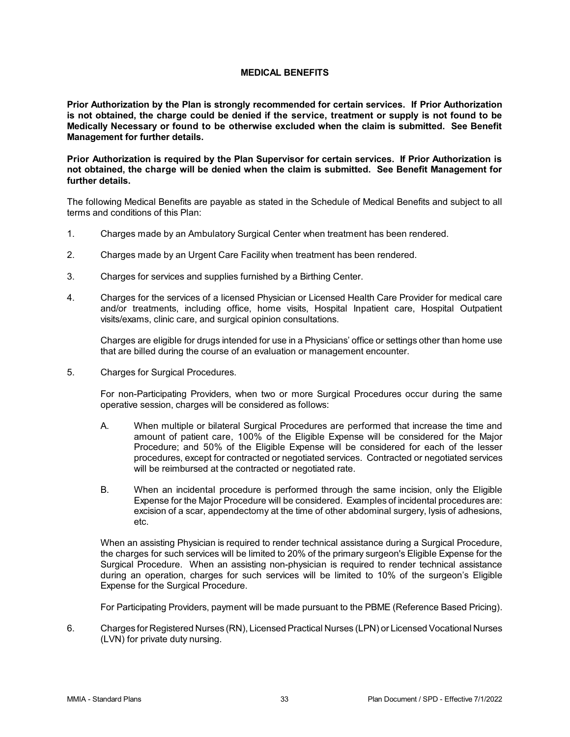## MEDICAL BENEFITS

**Prior Authorization by the Plan is strongly recommended for certain services. If Prior Authorization is not obtained, the charge could be denied if the service, treatment or supply is not found to be Medically Necessary or found to be otherwise excluded when the claim is submitted. See Benefit Management for further details.**

**Prior Authorization is required by the Plan Supervisor for certain services. If Prior Authorization is not obtained, the charge will be denied when the claim is submitted. See Benefit Management for further details.**

The following Medical Benefits are payable as stated in the Schedule of Medical Benefits and subject to all terms and conditions of this Plan:

1. Charges made by an Ambulatory Surgical Center when treatment has been rendered.

2. Charges made by an Urgent Care Facility when treatment has been rendered.

3. Charges for services and supplies furnished by a Birthing Center.

4. Charges for the services of a licensed Physician or Licensed Health Care Provider for medical care and/or treatments, including office, home visits, Hospital Inpatient care, Hospital Outpatient visits/exams, clinic care, and surgical opinion consultations.

   Charges are eligible for drugs intended for use in a Physicians' office or settings other than home use that are billed during the course of an evaluation or management encounter.

5. Charges for Surgical Procedures.

   For non-Participating Providers, when two or more Surgical Procedures occur during the same operative session, charges will be considered as follows:

   A. When multiple or bilateral Surgical Procedures are performed that increase the time and amount of patient care, 100% of the Eligible Expense will be considered for the Major Procedure; and 50% of the Eligible Expense will be considered for each of the lesser procedures, except for contracted or negotiated services. Contracted or negotiated services will be reimbursed at the contracted or negotiated rate.

   B. When an incidental procedure is performed through the same incision, only the Eligible Expense for the Major Procedure will be considered. Examples of incidental procedures are: excision of a scar, appendectomy at the time of other abdominal surgery, lysis of adhesions, etc.

   When an assisting Physician is required to render technical assistance during a Surgical Procedure, the charges for such services will be limited to 20% of the primary surgeon's Eligible Expense for the Surgical Procedure. When an assisting non-physician is required to render technical assistance during an operation, charges for such services will be limited to 10% of the surgeon's Eligible Expense for the Surgical Procedure.

   For Participating Providers, payment will be made pursuant to the PBME (Reference Based Pricing).

6. Charges for Registered Nurses (RN), Licensed Practical Nurses (LPN) or Licensed Vocational Nurses (LVN) for private duty nursing.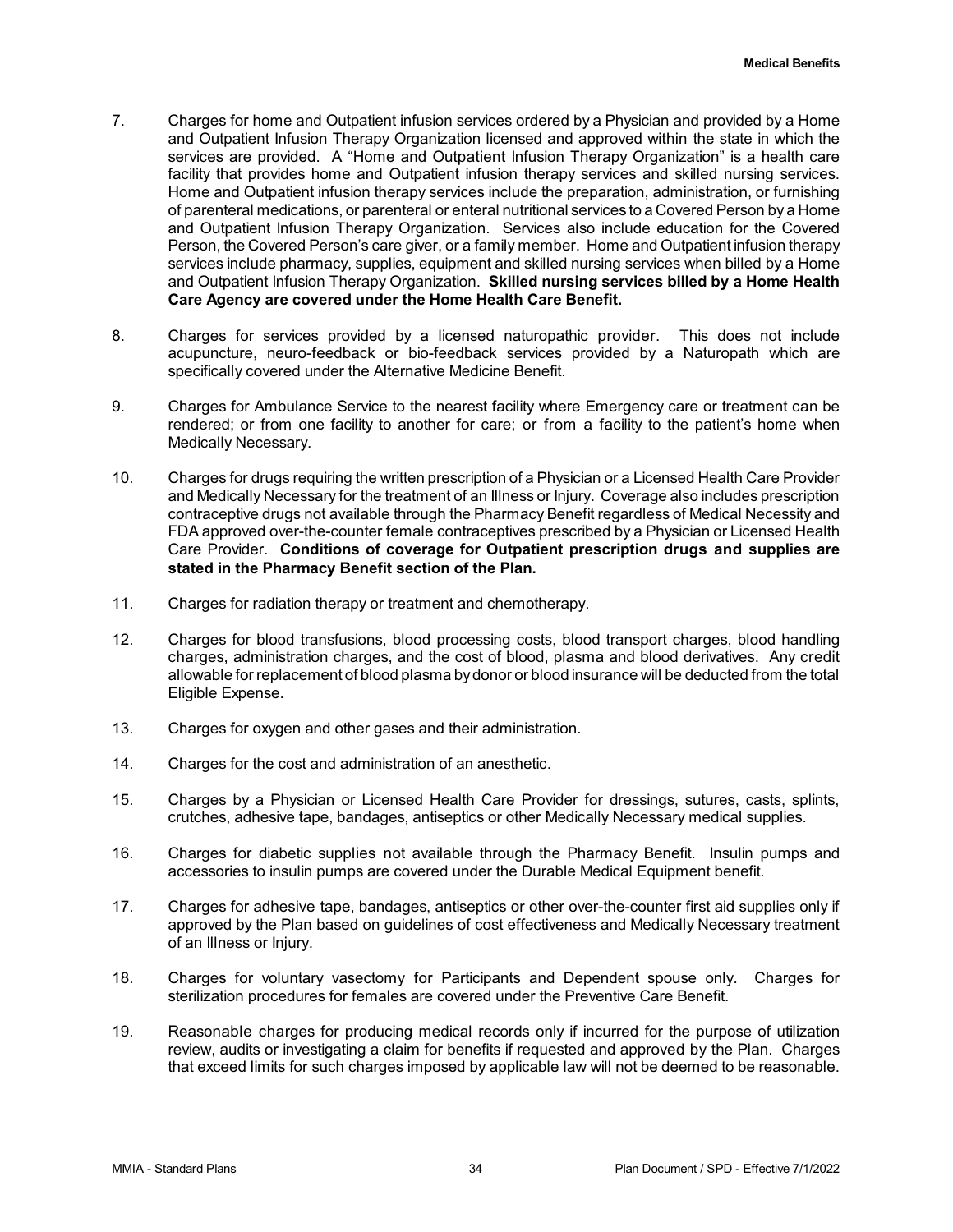7. Charges for home and Outpatient infusion services ordered by a Physician and provided by a Home and Outpatient Infusion Therapy Organization licensed and approved within the state in which the services are provided. A "Home and Outpatient Infusion Therapy Organization" is a health care facility that provides home and Outpatient infusion therapy services and skilled nursing services. Home and Outpatient infusion therapy services include the preparation, administration, or furnishing of parenteral medications, or parenteral or enteral nutritional services to a Covered Person by a Home and Outpatient Infusion Therapy Organization. Services also include education for the Covered Person, the Covered Person's care giver, or a family member. Home and Outpatient infusion therapy services include pharmacy, supplies, equipment and skilled nursing services when billed by a Home and Outpatient Infusion Therapy Organization. **Skilled nursing services billed by a Home Health Care Agency are covered under the Home Health Care Benefit.**

8. Charges for services provided by a licensed naturopathic provider. This does not include acupuncture, neuro-feedback or bio-feedback services provided by a Naturopath which are specifically covered under the Alternative Medicine Benefit.

9. Charges for Ambulance Service to the nearest facility where Emergency care or treatment can be rendered; or from one facility to another for care; or from a facility to the patient's home when Medically Necessary.

10. Charges for drugs requiring the written prescription of a Physician or a Licensed Health Care Provider and Medically Necessary for the treatment of an Illness or Injury. Coverage also includes prescription contraceptive drugs not available through the Pharmacy Benefit regardless of Medical Necessity and FDA approved over-the-counter female contraceptives prescribed by a Physician or Licensed Health Care Provider. **Conditions of coverage for Outpatient prescription drugs and supplies are stated in the Pharmacy Benefit section of the Plan.**

11. Charges for radiation therapy or treatment and chemotherapy.

12. Charges for blood transfusions, blood processing costs, blood transport charges, blood handling charges, administration charges, and the cost of blood, plasma and blood derivatives. Any credit allowable for replacement of blood plasma by donor or blood insurance will be deducted from the total Eligible Expense.

13. Charges for oxygen and other gases and their administration.

14. Charges for the cost and administration of an anesthetic.

15. Charges by a Physician or Licensed Health Care Provider for dressings, sutures, casts, splints, crutches, adhesive tape, bandages, antiseptics or other Medically Necessary medical supplies.

16. Charges for diabetic supplies not available through the Pharmacy Benefit. Insulin pumps and accessories to insulin pumps are covered under the Durable Medical Equipment benefit.

17. Charges for adhesive tape, bandages, antiseptics or other over-the-counter first aid supplies only if approved by the Plan based on guidelines of cost effectiveness and Medically Necessary treatment of an Illness or Injury.

18. Charges for voluntary vasectomy for Participants and Dependent spouse only. Charges for sterilization procedures for females are covered under the Preventive Care Benefit.

19. Reasonable charges for producing medical records only if incurred for the purpose of utilization review, audits or investigating a claim for benefits if requested and approved by the Plan. Charges that exceed limits for such charges imposed by applicable law will not be deemed to be reasonable.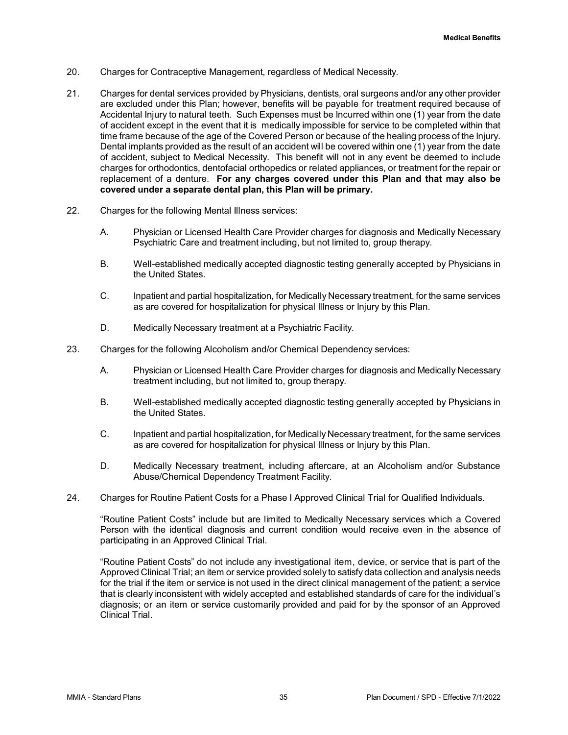20. Charges for Contraceptive Management, regardless of Medical Necessity.

21. Charges for dental services provided by Physicians, dentists, oral surgeons and/or any other provider are excluded under this Plan; however, benefits will be payable for treatment required because of Accidental Injury to natural teeth. Such Expenses must be Incurred within one (1) year from the date of accident except in the event that it is medically impossible for service to be completed within that time frame because of the age of the Covered Person or because of the healing process of the Injury. Dental implants provided as the result of an accident will be covered within one (1) year from the date of accident, subject to Medical Necessity. This benefit will not in any event be deemed to include charges for orthodontics, dentofacial orthopedics or related appliances, or treatment for the repair or replacement of a denture. **For any charges covered under this Plan and that may also be covered under a separate dental plan, this Plan will be primary.**

22. Charges for the following Mental Illness services:

    A. Physician or Licensed Health Care Provider charges for diagnosis and Medically Necessary Psychiatric Care and treatment including, but not limited to, group therapy.

    B. Well-established medically accepted diagnostic testing generally accepted by Physicians in the United States.

    C. Inpatient and partial hospitalization, for Medically Necessary treatment, for the same services as are covered for hospitalization for physical Illness or Injury by this Plan.

    D. Medically Necessary treatment at a Psychiatric Facility.

23. Charges for the following Alcoholism and/or Chemical Dependency services:

    A. Physician or Licensed Health Care Provider charges for diagnosis and Medically Necessary treatment including, but not limited to, group therapy.

    B. Well-established medically accepted diagnostic testing generally accepted by Physicians in the United States.

    C. Inpatient and partial hospitalization, for Medically Necessary treatment, for the same services as are covered for hospitalization for physical Illness or Injury by this Plan.

    D. Medically Necessary treatment, including aftercare, at an Alcoholism and/or Substance Abuse/Chemical Dependency Treatment Facility.

24. Charges for Routine Patient Costs for a Phase I Approved Clinical Trial for Qualified Individuals.

    "Routine Patient Costs" include but are limited to Medically Necessary services which a Covered Person with the identical diagnosis and current condition would receive even in the absence of participating in an Approved Clinical Trial.

    "Routine Patient Costs" do not include any investigational item, device, or service that is part of the Approved Clinical Trial; an item or service provided solely to satisfy data collection and analysis needs for the trial if the item or service is not used in the direct clinical management of the patient; a service that is clearly inconsistent with widely accepted and established standards of care for the individual's diagnosis; or an item or service customarily provided and paid for by the sponsor of an Approved Clinical Trial.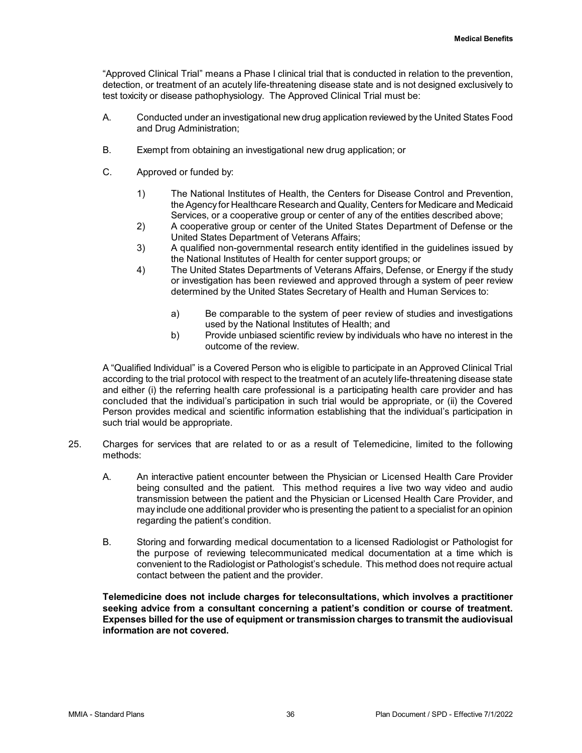"Approved Clinical Trial" means a Phase I clinical trial that is conducted in relation to the prevention, detection, or treatment of an acutely life-threatening disease state and is not designed exclusively to test toxicity or disease pathophysiology. The Approved Clinical Trial must be:

A. Conducted under an investigational new drug application reviewed by the United States Food and Drug Administration;

B. Exempt from obtaining an investigational new drug application; or

C. Approved or funded by:

   1) The National Institutes of Health, the Centers for Disease Control and Prevention, the Agency for Healthcare Research and Quality, Centers for Medicare and Medicaid Services, or a cooperative group or center of any of the entities described above;
   2) A cooperative group or center of the United States Department of Defense or the United States Department of Veterans Affairs;
   3) A qualified non-governmental research entity identified in the guidelines issued by the National Institutes of Health for center support groups; or
   4) The United States Departments of Veterans Affairs, Defense, or Energy if the study or investigation has been reviewed and approved through a system of peer review determined by the United States Secretary of Health and Human Services to:

      a) Be comparable to the system of peer review of studies and investigations used by the National Institutes of Health; and
      b) Provide unbiased scientific review by individuals who have no interest in the outcome of the review.

A "Qualified Individual" is a Covered Person who is eligible to participate in an Approved Clinical Trial according to the trial protocol with respect to the treatment of an acutely life-threatening disease state and either (i) the referring health care professional is a participating health care provider and has concluded that the individual's participation in such trial would be appropriate, or (ii) the Covered Person provides medical and scientific information establishing that the individual's participation in such trial would be appropriate.

25. Charges for services that are related to or as a result of Telemedicine, limited to the following methods:

   A. An interactive patient encounter between the Physician or Licensed Health Care Provider being consulted and the patient. This method requires a live two way video and audio transmission between the patient and the Physician or Licensed Health Care Provider, and may include one additional provider who is presenting the patient to a specialist for an opinion regarding the patient's condition.

   B. Storing and forwarding medical documentation to a licensed Radiologist or Pathologist for the purpose of reviewing telecommunicated medical documentation at a time which is convenient to the Radiologist or Pathologist's schedule. This method does not require actual contact between the patient and the provider.

   **Telemedicine does not include charges for teleconsultations, which involves a practitioner seeking advice from a consultant concerning a patient's condition or course of treatment. Expenses billed for the use of equipment or transmission charges to transmit the audiovisual information are not covered.**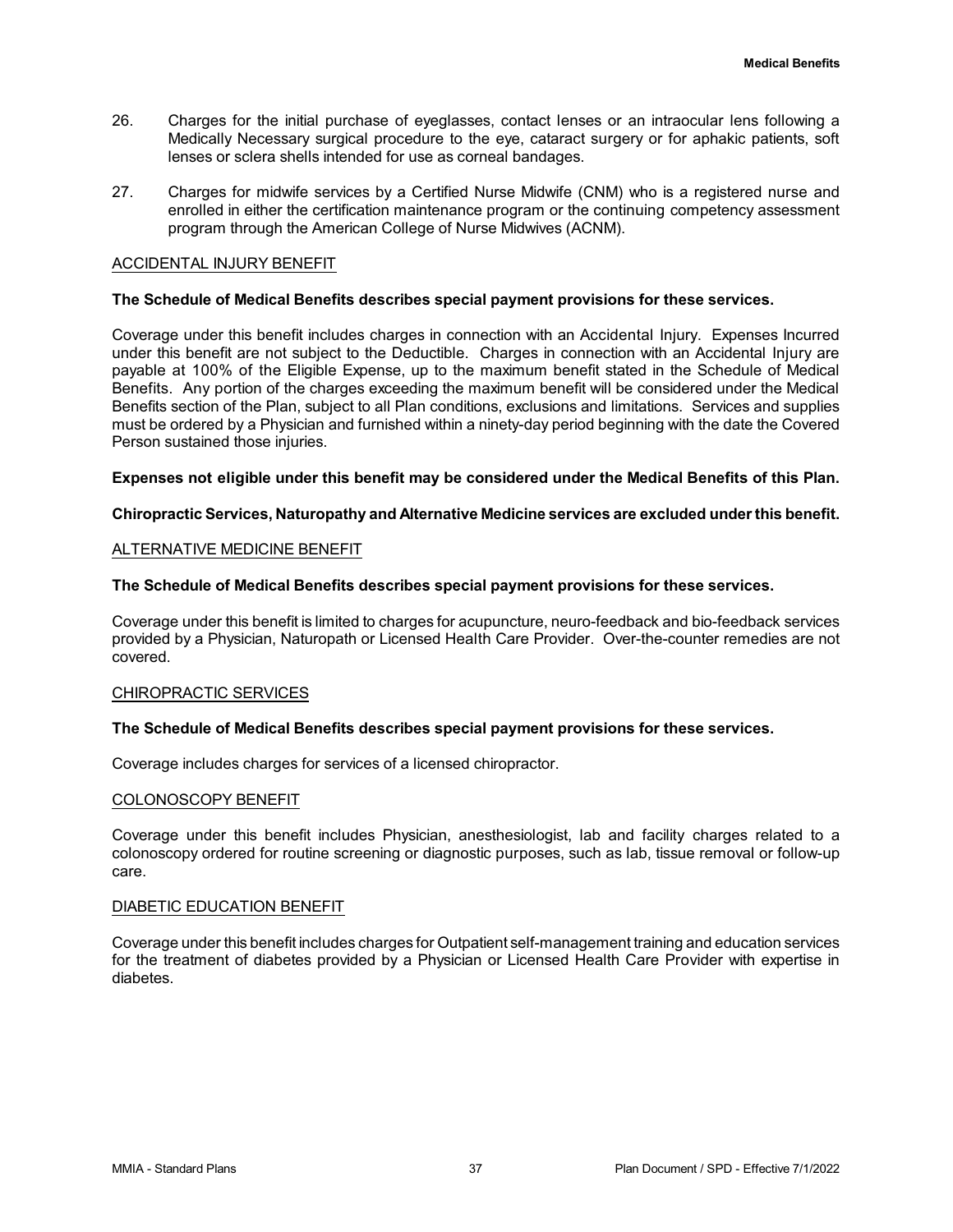26. Charges for the initial purchase of eyeglasses, contact lenses or an intraocular lens following a Medically Necessary surgical procedure to the eye, cataract surgery or for aphakic patients, soft lenses or sclera shells intended for use as corneal bandages.

27. Charges for midwife services by a Certified Nurse Midwife (CNM) who is a registered nurse and enrolled in either the certification maintenance program or the continuing competency assessment program through the American College of Nurse Midwives (ACNM).

## ACCIDENTAL INJURY BENEFIT

**The Schedule of Medical Benefits describes special payment provisions for these services.**

Coverage under this benefit includes charges in connection with an Accidental Injury. Expenses Incurred under this benefit are not subject to the Deductible. Charges in connection with an Accidental Injury are payable at 100% of the Eligible Expense, up to the maximum benefit stated in the Schedule of Medical Benefits. Any portion of the charges exceeding the maximum benefit will be considered under the Medical Benefits section of the Plan, subject to all Plan conditions, exclusions and limitations. Services and supplies must be ordered by a Physician and furnished within a ninety-day period beginning with the date the Covered Person sustained those injuries.

**Expenses not eligible under this benefit may be considered under the Medical Benefits of this Plan.**

**Chiropractic Services, Naturopathy and Alternative Medicine services are excluded under this benefit.**

## ALTERNATIVE MEDICINE BENEFIT

**The Schedule of Medical Benefits describes special payment provisions for these services.**

Coverage under this benefit is limited to charges for acupuncture, neuro-feedback and bio-feedback services provided by a Physician, Naturopath or Licensed Health Care Provider. Over-the-counter remedies are not covered.

## CHIROPRACTIC SERVICES

**The Schedule of Medical Benefits describes special payment provisions for these services.**

Coverage includes charges for services of a licensed chiropractor.

## COLONOSCOPY BENEFIT

Coverage under this benefit includes Physician, anesthesiologist, lab and facility charges related to a colonoscopy ordered for routine screening or diagnostic purposes, such as lab, tissue removal or follow-up care.

## DIABETIC EDUCATION BENEFIT

Coverage under this benefit includes charges for Outpatient self-management training and education services for the treatment of diabetes provided by a Physician or Licensed Health Care Provider with expertise in diabetes.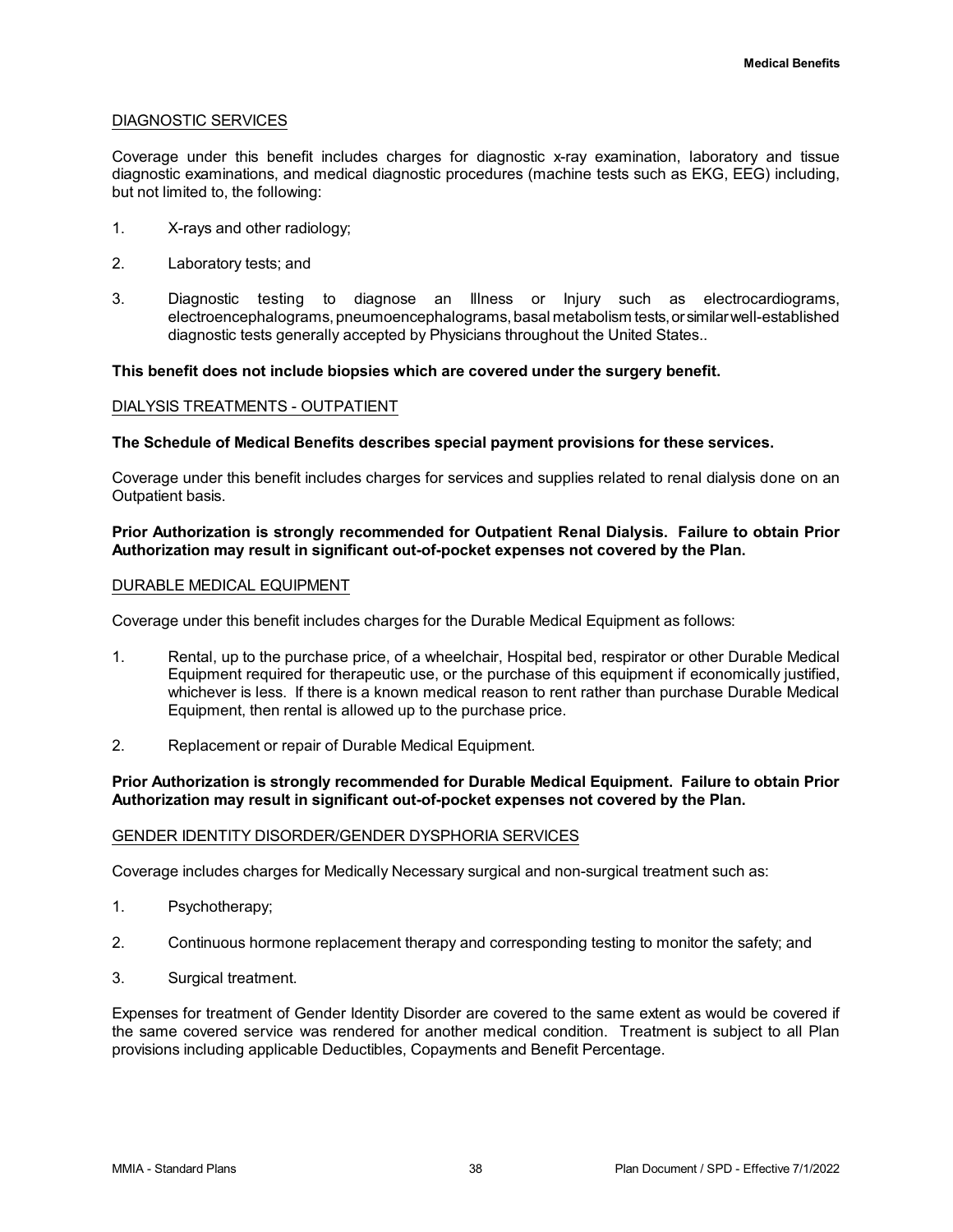DIAGNOSTIC SERVICES

Coverage under this benefit includes charges for diagnostic x-ray examination, laboratory and tissue diagnostic examinations, and medical diagnostic procedures (machine tests such as EKG, EEG) including, but not limited to, the following:

1. X-rays and other radiology;

2. Laboratory tests; and

3. Diagnostic testing to diagnose an Illness or Injury such as electrocardiograms, electroencephalograms, pneumoencephalograms, basal metabolism tests, or similar well-established diagnostic tests generally accepted by Physicians throughout the United States..

**This benefit does not include biopsies which are covered under the surgery benefit.**

DIALYSIS TREATMENTS - OUTPATIENT

**The Schedule of Medical Benefits describes special payment provisions for these services.**

Coverage under this benefit includes charges for services and supplies related to renal dialysis done on an Outpatient basis.

**Prior Authorization is strongly recommended for Outpatient Renal Dialysis. Failure to obtain Prior Authorization may result in significant out-of-pocket expenses not covered by the Plan.**

DURABLE MEDICAL EQUIPMENT

Coverage under this benefit includes charges for the Durable Medical Equipment as follows:

1. Rental, up to the purchase price, of a wheelchair, Hospital bed, respirator or other Durable Medical Equipment required for therapeutic use, or the purchase of this equipment if economically justified, whichever is less. If there is a known medical reason to rent rather than purchase Durable Medical Equipment, then rental is allowed up to the purchase price.

2. Replacement or repair of Durable Medical Equipment.

**Prior Authorization is strongly recommended for Durable Medical Equipment. Failure to obtain Prior Authorization may result in significant out-of-pocket expenses not covered by the Plan.**

GENDER IDENTITY DISORDER/GENDER DYSPHORIA SERVICES

Coverage includes charges for Medically Necessary surgical and non-surgical treatment such as:

1. Psychotherapy;

2. Continuous hormone replacement therapy and corresponding testing to monitor the safety; and

3. Surgical treatment.

Expenses for treatment of Gender Identity Disorder are covered to the same extent as would be covered if the same covered service was rendered for another medical condition. Treatment is subject to all Plan provisions including applicable Deductibles, Copayments and Benefit Percentage.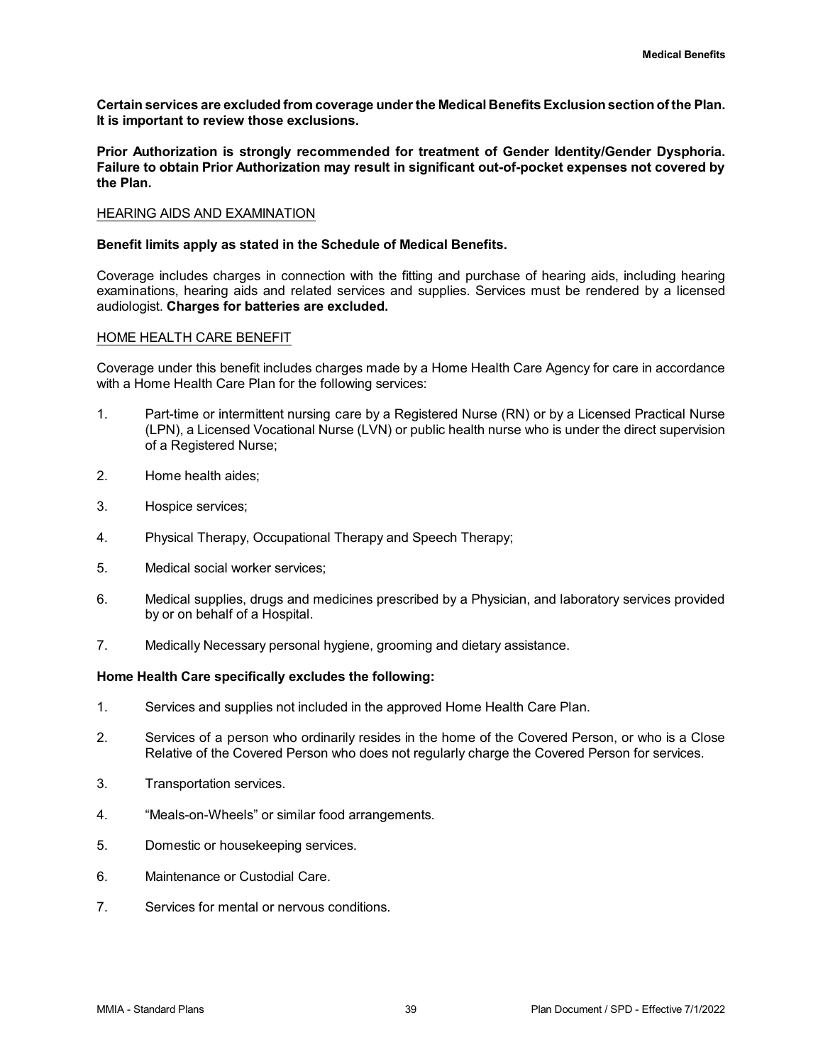**Certain services are excluded from coverage under the Medical Benefits Exclusion section of the Plan. It is important to review those exclusions.**

**Prior Authorization is strongly recommended for treatment of Gender Identity/Gender Dysphoria. Failure to obtain Prior Authorization may result in significant out-of-pocket expenses not covered by the Plan.**

## HEARING AIDS AND EXAMINATION

**Benefit limits apply as stated in the Schedule of Medical Benefits.**

Coverage includes charges in connection with the fitting and purchase of hearing aids, including hearing examinations, hearing aids and related services and supplies. Services must be rendered by a licensed audiologist. **Charges for batteries are excluded.**

## HOME HEALTH CARE BENEFIT

Coverage under this benefit includes charges made by a Home Health Care Agency for care in accordance with a Home Health Care Plan for the following services:

1. Part-time or intermittent nursing care by a Registered Nurse (RN) or by a Licensed Practical Nurse (LPN), a Licensed Vocational Nurse (LVN) or public health nurse who is under the direct supervision of a Registered Nurse;
2. Home health aides;
3. Hospice services;
4. Physical Therapy, Occupational Therapy and Speech Therapy;
5. Medical social worker services;
6. Medical supplies, drugs and medicines prescribed by a Physician, and laboratory services provided by or on behalf of a Hospital.
7. Medically Necessary personal hygiene, grooming and dietary assistance.

**Home Health Care specifically excludes the following:**

1. Services and supplies not included in the approved Home Health Care Plan.
2. Services of a person who ordinarily resides in the home of the Covered Person, or who is a Close Relative of the Covered Person who does not regularly charge the Covered Person for services.
3. Transportation services.
4. "Meals-on-Wheels" or similar food arrangements.
5. Domestic or housekeeping services.
6. Maintenance or Custodial Care.
7. Services for mental or nervous conditions.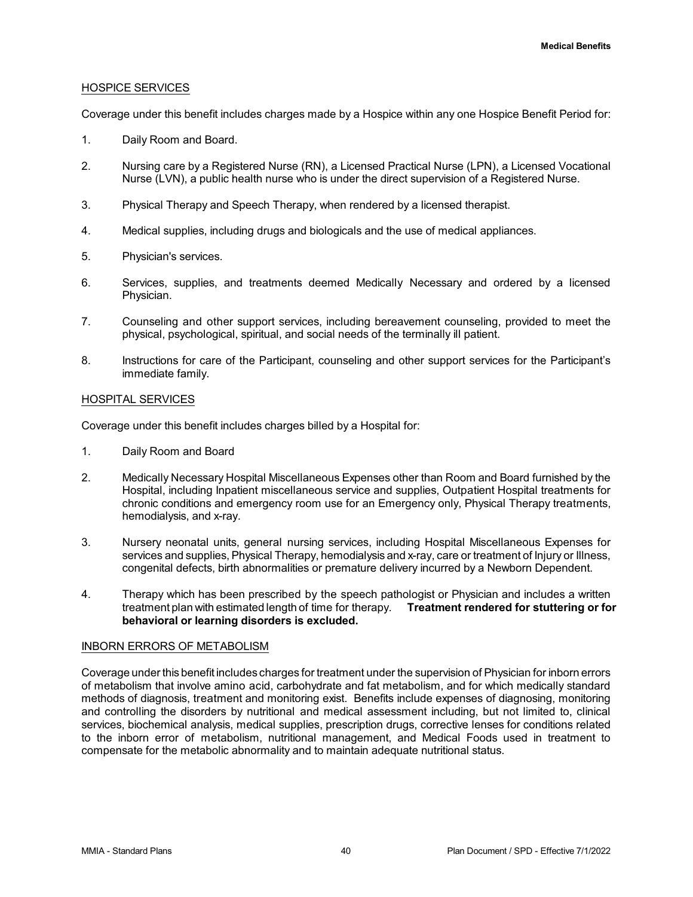## HOSPICE SERVICES

Coverage under this benefit includes charges made by a Hospice within any one Hospice Benefit Period for:

1. Daily Room and Board.
2. Nursing care by a Registered Nurse (RN), a Licensed Practical Nurse (LPN), a Licensed Vocational Nurse (LVN), a public health nurse who is under the direct supervision of a Registered Nurse.
3. Physical Therapy and Speech Therapy, when rendered by a licensed therapist.
4. Medical supplies, including drugs and biologicals and the use of medical appliances.
5. Physician's services.
6. Services, supplies, and treatments deemed Medically Necessary and ordered by a licensed Physician.
7. Counseling and other support services, including bereavement counseling, provided to meet the physical, psychological, spiritual, and social needs of the terminally ill patient.
8. Instructions for care of the Participant, counseling and other support services for the Participant's immediate family.

## HOSPITAL SERVICES

Coverage under this benefit includes charges billed by a Hospital for:

1. Daily Room and Board
2. Medically Necessary Hospital Miscellaneous Expenses other than Room and Board furnished by the Hospital, including Inpatient miscellaneous service and supplies, Outpatient Hospital treatments for chronic conditions and emergency room use for an Emergency only, Physical Therapy treatments, hemodialysis, and x-ray.
3. Nursery neonatal units, general nursing services, including Hospital Miscellaneous Expenses for services and supplies, Physical Therapy, hemodialysis and x-ray, care or treatment of Injury or Illness, congenital defects, birth abnormalities or premature delivery incurred by a Newborn Dependent.
4. Therapy which has been prescribed by the speech pathologist or Physician and includes a written treatment plan with estimated length of time for therapy. **Treatment rendered for stuttering or for behavioral or learning disorders is excluded.**

## INBORN ERRORS OF METABOLISM

Coverage under this benefit includes charges for treatment under the supervision of Physician for inborn errors of metabolism that involve amino acid, carbohydrate and fat metabolism, and for which medically standard methods of diagnosis, treatment and monitoring exist. Benefits include expenses of diagnosing, monitoring and controlling the disorders by nutritional and medical assessment including, but not limited to, clinical services, biochemical analysis, medical supplies, prescription drugs, corrective lenses for conditions related to the inborn error of metabolism, nutritional management, and Medical Foods used in treatment to compensate for the metabolic abnormality and to maintain adequate nutritional status.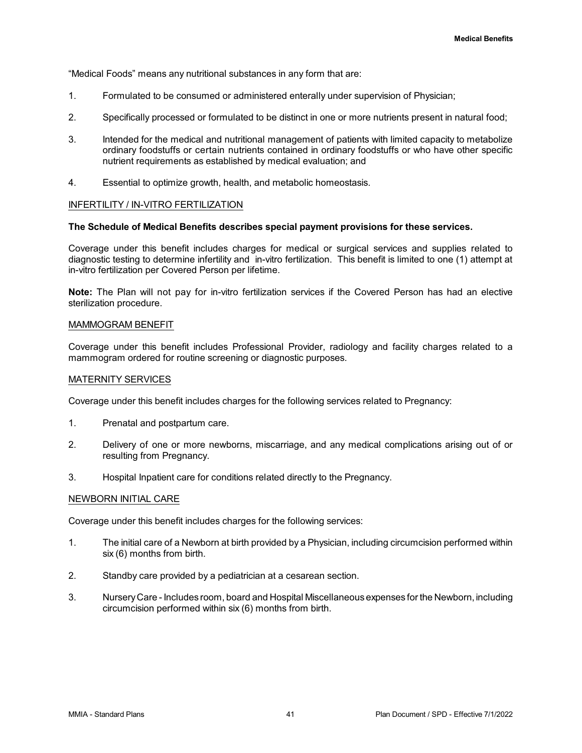"Medical Foods" means any nutritional substances in any form that are:

1. Formulated to be consumed or administered enterally under supervision of Physician;

2. Specifically processed or formulated to be distinct in one or more nutrients present in natural food;

3. Intended for the medical and nutritional management of patients with limited capacity to metabolize ordinary foodstuffs or certain nutrients contained in ordinary foodstuffs or who have other specific nutrient requirements as established by medical evaluation; and

4. Essential to optimize growth, health, and metabolic homeostasis.

## INFERTILITY / IN-VITRO FERTILIZATION

**The Schedule of Medical Benefits describes special payment provisions for these services.**

Coverage under this benefit includes charges for medical or surgical services and supplies related to diagnostic testing to determine infertility and in-vitro fertilization. This benefit is limited to one (1) attempt at in-vitro fertilization per Covered Person per lifetime.

**Note:** The Plan will not pay for in-vitro fertilization services if the Covered Person has had an elective sterilization procedure.

## MAMMOGRAM BENEFIT

Coverage under this benefit includes Professional Provider, radiology and facility charges related to a mammogram ordered for routine screening or diagnostic purposes.

## MATERNITY SERVICES

Coverage under this benefit includes charges for the following services related to Pregnancy:

1. Prenatal and postpartum care.

2. Delivery of one or more newborns, miscarriage, and any medical complications arising out of or resulting from Pregnancy.

3. Hospital Inpatient care for conditions related directly to the Pregnancy.

## NEWBORN INITIAL CARE

Coverage under this benefit includes charges for the following services:

1. The initial care of a Newborn at birth provided by a Physician, including circumcision performed within six (6) months from birth.

2. Standby care provided by a pediatrician at a cesarean section.

3. Nursery Care - Includes room, board and Hospital Miscellaneous expenses for the Newborn, including circumcision performed within six (6) months from birth.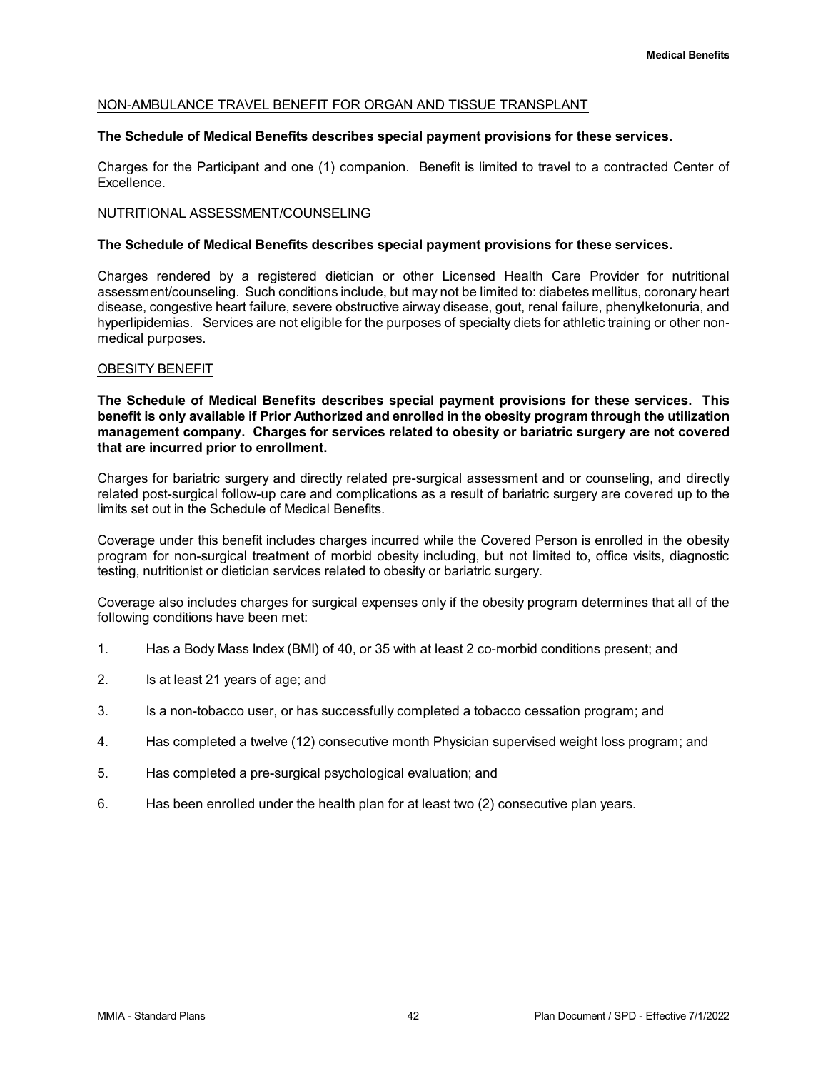## NON-AMBULANCE TRAVEL BENEFIT FOR ORGAN AND TISSUE TRANSPLANT

**The Schedule of Medical Benefits describes special payment provisions for these services.**

Charges for the Participant and one (1) companion. Benefit is limited to travel to a contracted Center of Excellence.

## NUTRITIONAL ASSESSMENT/COUNSELING

**The Schedule of Medical Benefits describes special payment provisions for these services.**

Charges rendered by a registered dietician or other Licensed Health Care Provider for nutritional assessment/counseling. Such conditions include, but may not be limited to: diabetes mellitus, coronary heart disease, congestive heart failure, severe obstructive airway disease, gout, renal failure, phenylketonuria, and hyperlipidemias. Services are not eligible for the purposes of specialty diets for athletic training or other non-medical purposes.

## OBESITY BENEFIT

**The Schedule of Medical Benefits describes special payment provisions for these services. This benefit is only available if Prior Authorized and enrolled in the obesity program through the utilization management company. Charges for services related to obesity or bariatric surgery are not covered that are incurred prior to enrollment.**

Charges for bariatric surgery and directly related pre-surgical assessment and or counseling, and directly related post-surgical follow-up care and complications as a result of bariatric surgery are covered up to the limits set out in the Schedule of Medical Benefits.

Coverage under this benefit includes charges incurred while the Covered Person is enrolled in the obesity program for non-surgical treatment of morbid obesity including, but not limited to, office visits, diagnostic testing, nutritionist or dietician services related to obesity or bariatric surgery.

Coverage also includes charges for surgical expenses only if the obesity program determines that all of the following conditions have been met:

1. Has a Body Mass Index (BMI) of 40, or 35 with at least 2 co-morbid conditions present; and
2. Is at least 21 years of age; and
3. Is a non-tobacco user, or has successfully completed a tobacco cessation program; and
4. Has completed a twelve (12) consecutive month Physician supervised weight loss program; and
5. Has completed a pre-surgical psychological evaluation; and
6. Has been enrolled under the health plan for at least two (2) consecutive plan years.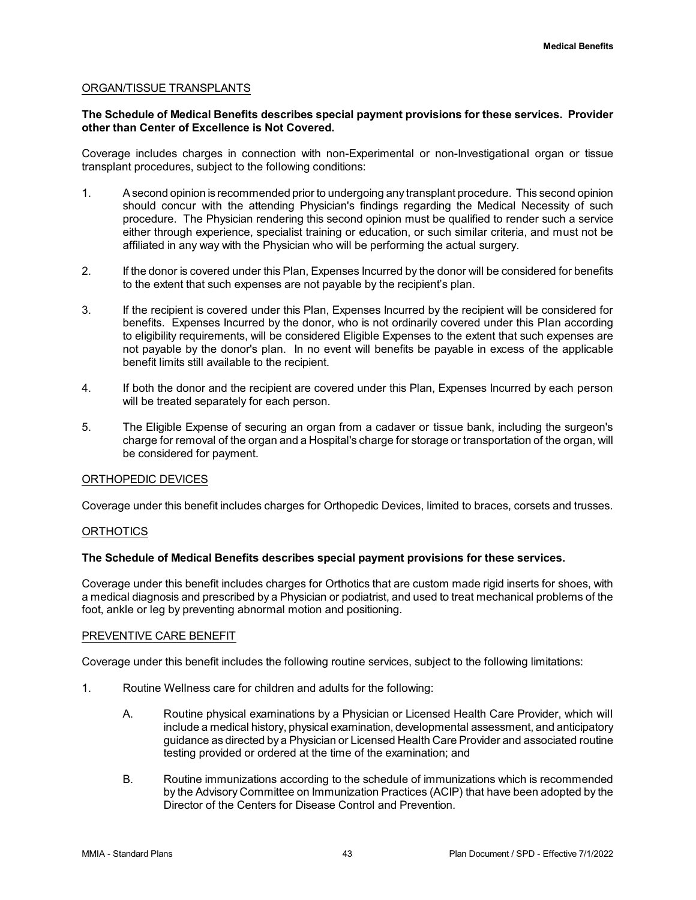## ORGAN/TISSUE TRANSPLANTS

**The Schedule of Medical Benefits describes special payment provisions for these services. Provider other than Center of Excellence is Not Covered.**

Coverage includes charges in connection with non-Experimental or non-Investigational organ or tissue transplant procedures, subject to the following conditions:

1. A second opinion is recommended prior to undergoing any transplant procedure. This second opinion should concur with the attending Physician's findings regarding the Medical Necessity of such procedure. The Physician rendering this second opinion must be qualified to render such a service either through experience, specialist training or education, or such similar criteria, and must not be affiliated in any way with the Physician who will be performing the actual surgery.

2. If the donor is covered under this Plan, Expenses Incurred by the donor will be considered for benefits to the extent that such expenses are not payable by the recipient's plan.

3. If the recipient is covered under this Plan, Expenses Incurred by the recipient will be considered for benefits. Expenses Incurred by the donor, who is not ordinarily covered under this Plan according to eligibility requirements, will be considered Eligible Expenses to the extent that such expenses are not payable by the donor's plan. In no event will benefits be payable in excess of the applicable benefit limits still available to the recipient.

4. If both the donor and the recipient are covered under this Plan, Expenses Incurred by each person will be treated separately for each person.

5. The Eligible Expense of securing an organ from a cadaver or tissue bank, including the surgeon's charge for removal of the organ and a Hospital's charge for storage or transportation of the organ, will be considered for payment.

## ORTHOPEDIC DEVICES

Coverage under this benefit includes charges for Orthopedic Devices, limited to braces, corsets and trusses.

## ORTHOTICS

**The Schedule of Medical Benefits describes special payment provisions for these services.**

Coverage under this benefit includes charges for Orthotics that are custom made rigid inserts for shoes, with a medical diagnosis and prescribed by a Physician or podiatrist, and used to treat mechanical problems of the foot, ankle or leg by preventing abnormal motion and positioning.

## PREVENTIVE CARE BENEFIT

Coverage under this benefit includes the following routine services, subject to the following limitations:

1. Routine Wellness care for children and adults for the following:

   A. Routine physical examinations by a Physician or Licensed Health Care Provider, which will include a medical history, physical examination, developmental assessment, and anticipatory guidance as directed by a Physician or Licensed Health Care Provider and associated routine testing provided or ordered at the time of the examination; and

   B. Routine immunizations according to the schedule of immunizations which is recommended by the Advisory Committee on Immunization Practices (ACIP) that have been adopted by the Director of the Centers for Disease Control and Prevention.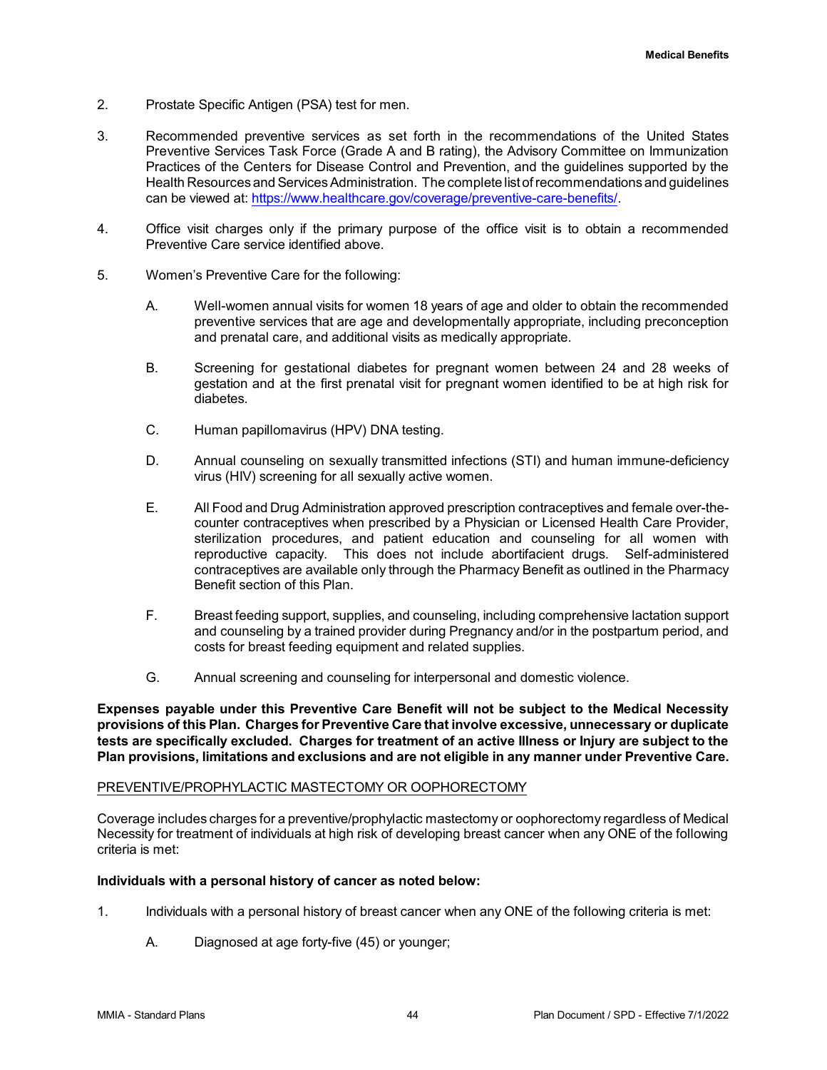2. Prostate Specific Antigen (PSA) test for men.

3. Recommended preventive services as set forth in the recommendations of the United States Preventive Services Task Force (Grade A and B rating), the Advisory Committee on Immunization Practices of the Centers for Disease Control and Prevention, and the guidelines supported by the Health Resources and Services Administration. The complete list of recommendations and guidelines can be viewed at: https://www.healthcare.gov/coverage/preventive-care-benefits/.

4. Office visit charges only if the primary purpose of the office visit is to obtain a recommended Preventive Care service identified above.

5. Women's Preventive Care for the following:

   A. Well-women annual visits for women 18 years of age and older to obtain the recommended preventive services that are age and developmentally appropriate, including preconception and prenatal care, and additional visits as medically appropriate.

   B. Screening for gestational diabetes for pregnant women between 24 and 28 weeks of gestation and at the first prenatal visit for pregnant women identified to be at high risk for diabetes.

   C. Human papillomavirus (HPV) DNA testing.

   D. Annual counseling on sexually transmitted infections (STI) and human immune-deficiency virus (HIV) screening for all sexually active women.

   E. All Food and Drug Administration approved prescription contraceptives and female over-the-counter contraceptives when prescribed by a Physician or Licensed Health Care Provider, sterilization procedures, and patient education and counseling for all women with reproductive capacity. This does not include abortifacient drugs. Self-administered contraceptives are available only through the Pharmacy Benefit as outlined in the Pharmacy Benefit section of this Plan.

   F. Breast feeding support, supplies, and counseling, including comprehensive lactation support and counseling by a trained provider during Pregnancy and/or in the postpartum period, and costs for breast feeding equipment and related supplies.

   G. Annual screening and counseling for interpersonal and domestic violence.

**Expenses payable under this Preventive Care Benefit will not be subject to the Medical Necessity provisions of this Plan. Charges for Preventive Care that involve excessive, unnecessary or duplicate tests are specifically excluded. Charges for treatment of an active Illness or Injury are subject to the Plan provisions, limitations and exclusions and are not eligible in any manner under Preventive Care.**

PREVENTIVE/PROPHYLACTIC MASTECTOMY OR OOPHORECTOMY

Coverage includes charges for a preventive/prophylactic mastectomy or oophorectomy regardless of Medical Necessity for treatment of individuals at high risk of developing breast cancer when any ONE of the following criteria is met:

**Individuals with a personal history of cancer as noted below:**

1. Individuals with a personal history of breast cancer when any ONE of the following criteria is met:

   A. Diagnosed at age forty-five (45) or younger;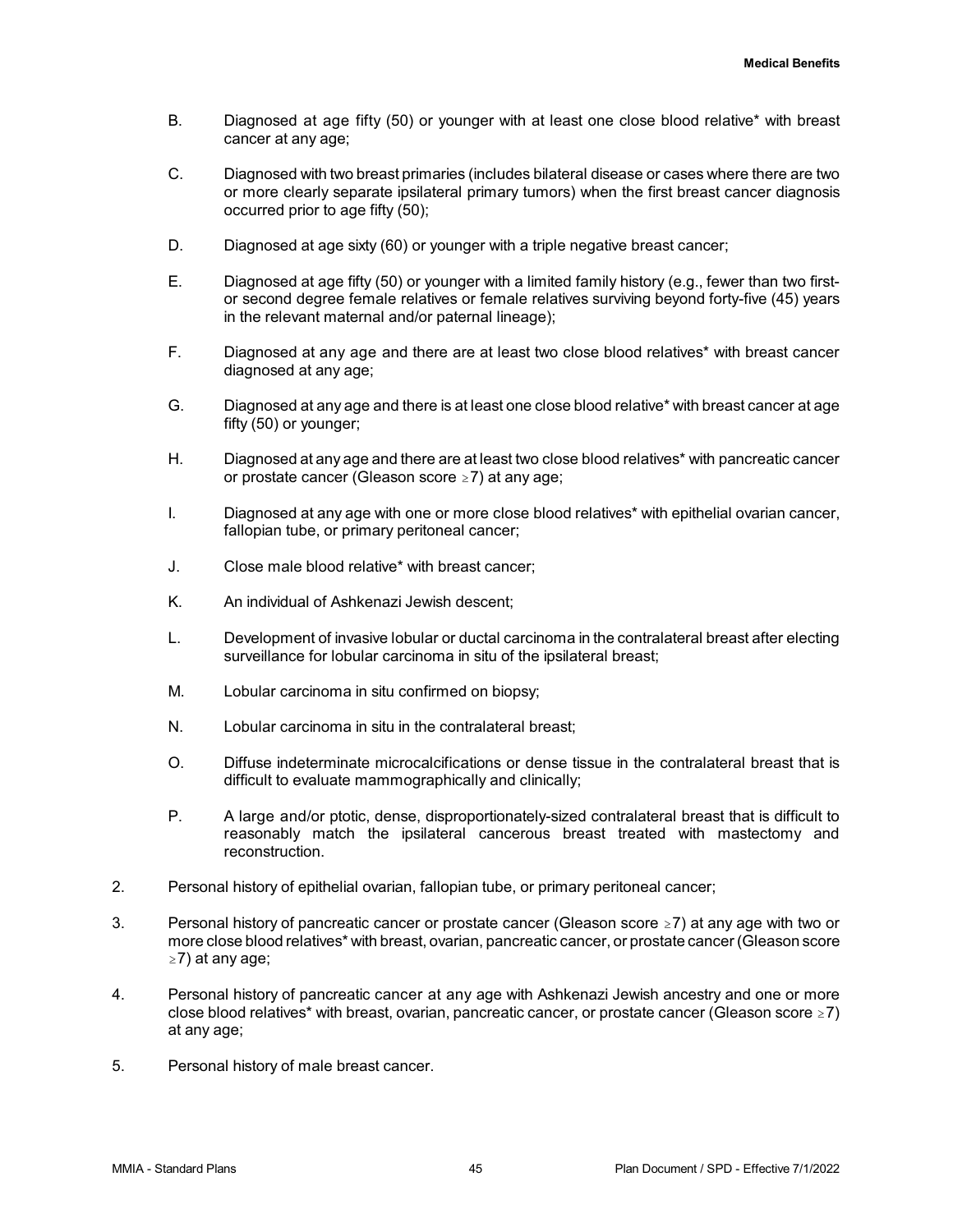B. Diagnosed at age fifty (50) or younger with at least one close blood relative* with breast cancer at any age;

C. Diagnosed with two breast primaries (includes bilateral disease or cases where there are two or more clearly separate ipsilateral primary tumors) when the first breast cancer diagnosis occurred prior to age fifty (50);

D. Diagnosed at age sixty (60) or younger with a triple negative breast cancer;

E. Diagnosed at age fifty (50) or younger with a limited family history (e.g., fewer than two first- or second degree female relatives or female relatives surviving beyond forty-five (45) years in the relevant maternal and/or paternal lineage);

F. Diagnosed at any age and there are at least two close blood relatives* with breast cancer diagnosed at any age;

G. Diagnosed at any age and there is at least one close blood relative* with breast cancer at age fifty (50) or younger;

H. Diagnosed at any age and there are at least two close blood relatives* with pancreatic cancer or prostate cancer (Gleason score $\geq 7$) at any age;

I. Diagnosed at any age with one or more close blood relatives* with epithelial ovarian cancer, fallopian tube, or primary peritoneal cancer;

J. Close male blood relative* with breast cancer;

K. An individual of Ashkenazi Jewish descent;

L. Development of invasive lobular or ductal carcinoma in the contralateral breast after electing surveillance for lobular carcinoma in situ of the ipsilateral breast;

M. Lobular carcinoma in situ confirmed on biopsy;

N. Lobular carcinoma in situ in the contralateral breast;

O. Diffuse indeterminate microcalcifications or dense tissue in the contralateral breast that is difficult to evaluate mammographically and clinically;

P. A large and/or ptotic, dense, disproportionately-sized contralateral breast that is difficult to reasonably match the ipsilateral cancerous breast treated with mastectomy and reconstruction.

2. Personal history of epithelial ovarian, fallopian tube, or primary peritoneal cancer;

3. Personal history of pancreatic cancer or prostate cancer (Gleason score $\geq 7$) at any age with two or more close blood relatives* with breast, ovarian, pancreatic cancer, or prostate cancer (Gleason score $\geq 7$) at any age;

4. Personal history of pancreatic cancer at any age with Ashkenazi Jewish ancestry and one or more close blood relatives* with breast, ovarian, pancreatic cancer, or prostate cancer (Gleason score $\geq 7$) at any age;

5. Personal history of male breast cancer.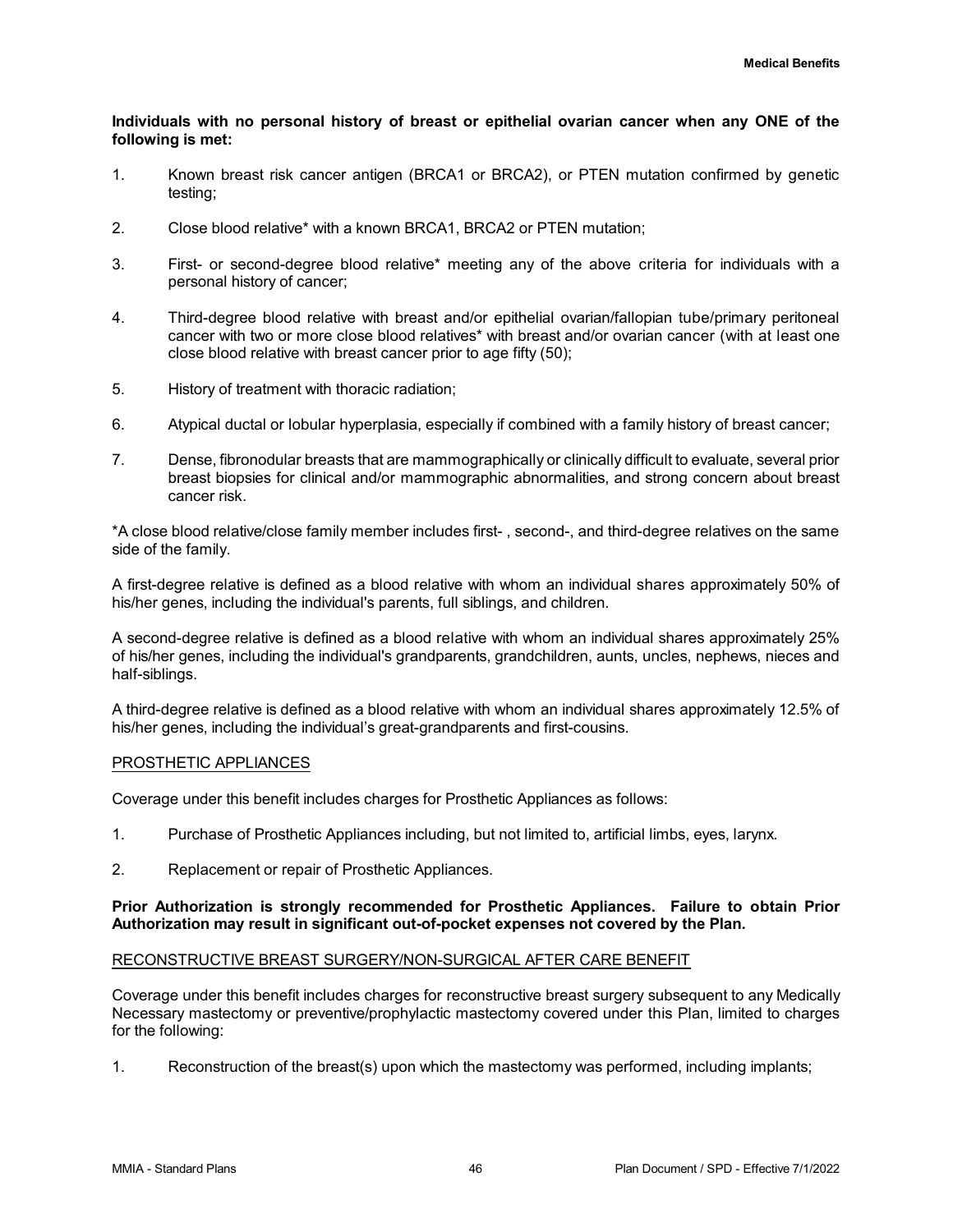**Individuals with no personal history of breast or epithelial ovarian cancer when any ONE of the following is met:**

1. Known breast risk cancer antigen (BRCA1 or BRCA2), or PTEN mutation confirmed by genetic testing;

2. Close blood relative* with a known BRCA1, BRCA2 or PTEN mutation;

3. First- or second-degree blood relative* meeting any of the above criteria for individuals with a personal history of cancer;

4. Third-degree blood relative with breast and/or epithelial ovarian/fallopian tube/primary peritoneal cancer with two or more close blood relatives* with breast and/or ovarian cancer (with at least one close blood relative with breast cancer prior to age fifty (50);

5. History of treatment with thoracic radiation;

6. Atypical ductal or lobular hyperplasia, especially if combined with a family history of breast cancer;

7. Dense, fibronodular breasts that are mammographically or clinically difficult to evaluate, several prior breast biopsies for clinical and/or mammographic abnormalities, and strong concern about breast cancer risk.

*A close blood relative/close family member includes first- , second-, and third-degree relatives on the same side of the family.

A first-degree relative is defined as a blood relative with whom an individual shares approximately 50% of his/her genes, including the individual's parents, full siblings, and children.

A second-degree relative is defined as a blood relative with whom an individual shares approximately 25% of his/her genes, including the individual's grandparents, grandchildren, aunts, uncles, nephews, nieces and half-siblings.

A third-degree relative is defined as a blood relative with whom an individual shares approximately 12.5% of his/her genes, including the individual's great-grandparents and first-cousins.

<u>PROSTHETIC APPLIANCES</u>

Coverage under this benefit includes charges for Prosthetic Appliances as follows:

1. Purchase of Prosthetic Appliances including, but not limited to, artificial limbs, eyes, larynx.

2. Replacement or repair of Prosthetic Appliances.

**Prior Authorization is strongly recommended for Prosthetic Appliances. Failure to obtain Prior Authorization may result in significant out-of-pocket expenses not covered by the Plan.**

<u>RECONSTRUCTIVE BREAST SURGERY/NON-SURGICAL AFTER CARE BENEFIT</u>

Coverage under this benefit includes charges for reconstructive breast surgery subsequent to any Medically Necessary mastectomy or preventive/prophylactic mastectomy covered under this Plan, limited to charges for the following:

1. Reconstruction of the breast(s) upon which the mastectomy was performed, including implants;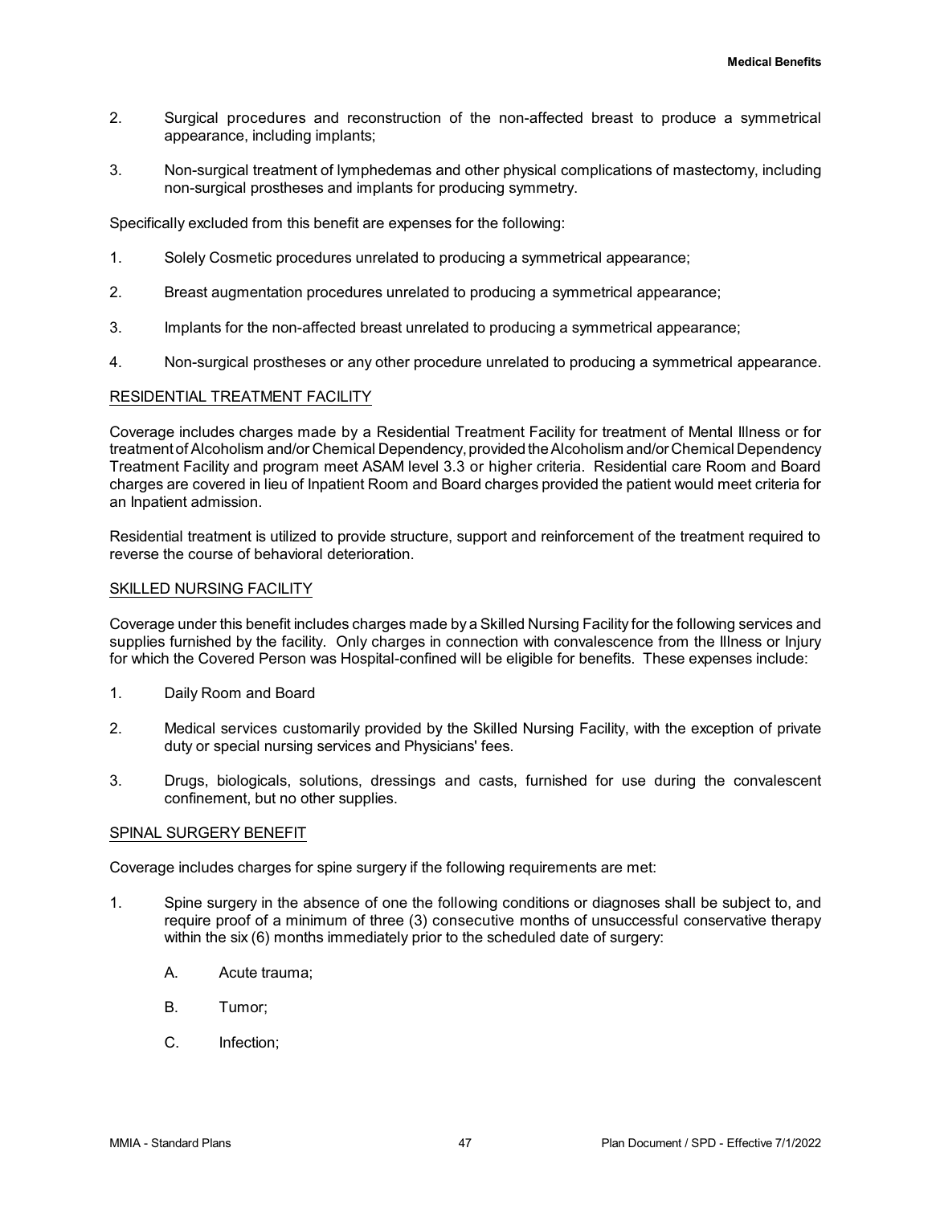2. Surgical procedures and reconstruction of the non-affected breast to produce a symmetrical appearance, including implants;

3. Non-surgical treatment of lymphedemas and other physical complications of mastectomy, including non-surgical prostheses and implants for producing symmetry.

Specifically excluded from this benefit are expenses for the following:

1. Solely Cosmetic procedures unrelated to producing a symmetrical appearance;

2. Breast augmentation procedures unrelated to producing a symmetrical appearance;

3. Implants for the non-affected breast unrelated to producing a symmetrical appearance;

4. Non-surgical prostheses or any other procedure unrelated to producing a symmetrical appearance.

RESIDENTIAL TREATMENT FACILITY

Coverage includes charges made by a Residential Treatment Facility for treatment of Mental Illness or for treatment of Alcoholism and/or Chemical Dependency, provided the Alcoholism and/or Chemical Dependency Treatment Facility and program meet ASAM level 3.3 or higher criteria. Residential care Room and Board charges are covered in lieu of Inpatient Room and Board charges provided the patient would meet criteria for an Inpatient admission.

Residential treatment is utilized to provide structure, support and reinforcement of the treatment required to reverse the course of behavioral deterioration.

SKILLED NURSING FACILITY

Coverage under this benefit includes charges made by a Skilled Nursing Facility for the following services and supplies furnished by the facility. Only charges in connection with convalescence from the Illness or Injury for which the Covered Person was Hospital-confined will be eligible for benefits. These expenses include:

1. Daily Room and Board

2. Medical services customarily provided by the Skilled Nursing Facility, with the exception of private duty or special nursing services and Physicians' fees.

3. Drugs, biologicals, solutions, dressings and casts, furnished for use during the convalescent confinement, but no other supplies.

SPINAL SURGERY BENEFIT

Coverage includes charges for spine surgery if the following requirements are met:

1. Spine surgery in the absence of one the following conditions or diagnoses shall be subject to, and require proof of a minimum of three (3) consecutive months of unsuccessful conservative therapy within the six (6) months immediately prior to the scheduled date of surgery:

   A. Acute trauma;

   B. Tumor;

   C. Infection;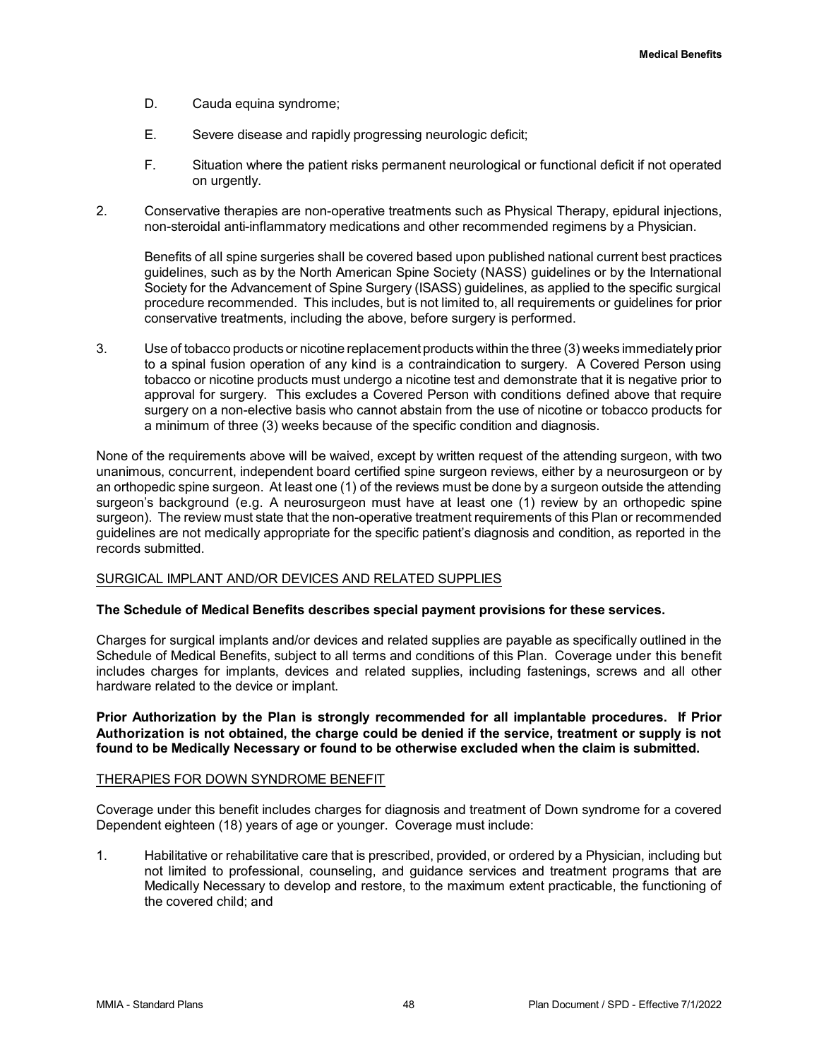D. Cauda equina syndrome;

E. Severe disease and rapidly progressing neurologic deficit;

F. Situation where the patient risks permanent neurological or functional deficit if not operated on urgently.

2. Conservative therapies are non-operative treatments such as Physical Therapy, epidural injections, non-steroidal anti-inflammatory medications and other recommended regimens by a Physician.

   Benefits of all spine surgeries shall be covered based upon published national current best practices guidelines, such as by the North American Spine Society (NASS) guidelines or by the International Society for the Advancement of Spine Surgery (ISASS) guidelines, as applied to the specific surgical procedure recommended. This includes, but is not limited to, all requirements or guidelines for prior conservative treatments, including the above, before surgery is performed.

3. Use of tobacco products or nicotine replacement products within the three (3) weeks immediately prior to a spinal fusion operation of any kind is a contraindication to surgery. A Covered Person using tobacco or nicotine products must undergo a nicotine test and demonstrate that it is negative prior to approval for surgery. This excludes a Covered Person with conditions defined above that require surgery on a non-elective basis who cannot abstain from the use of nicotine or tobacco products for a minimum of three (3) weeks because of the specific condition and diagnosis.

None of the requirements above will be waived, except by written request of the attending surgeon, with two unanimous, concurrent, independent board certified spine surgeon reviews, either by a neurosurgeon or by an orthopedic spine surgeon. At least one (1) of the reviews must be done by a surgeon outside the attending surgeon's background (e.g. A neurosurgeon must have at least one (1) review by an orthopedic spine surgeon). The review must state that the non-operative treatment requirements of this Plan or recommended guidelines are not medically appropriate for the specific patient's diagnosis and condition, as reported in the records submitted.

SURGICAL IMPLANT AND/OR DEVICES AND RELATED SUPPLIES

**The Schedule of Medical Benefits describes special payment provisions for these services.**

Charges for surgical implants and/or devices and related supplies are payable as specifically outlined in the Schedule of Medical Benefits, subject to all terms and conditions of this Plan. Coverage under this benefit includes charges for implants, devices and related supplies, including fastenings, screws and all other hardware related to the device or implant.

**Prior Authorization by the Plan is strongly recommended for all implantable procedures. If Prior Authorization is not obtained, the charge could be denied if the service, treatment or supply is not found to be Medically Necessary or found to be otherwise excluded when the claim is submitted.**

THERAPIES FOR DOWN SYNDROME BENEFIT

Coverage under this benefit includes charges for diagnosis and treatment of Down syndrome for a covered Dependent eighteen (18) years of age or younger. Coverage must include:

1. Habilitative or rehabilitative care that is prescribed, provided, or ordered by a Physician, including but not limited to professional, counseling, and guidance services and treatment programs that are Medically Necessary to develop and restore, to the maximum extent practicable, the functioning of the covered child; and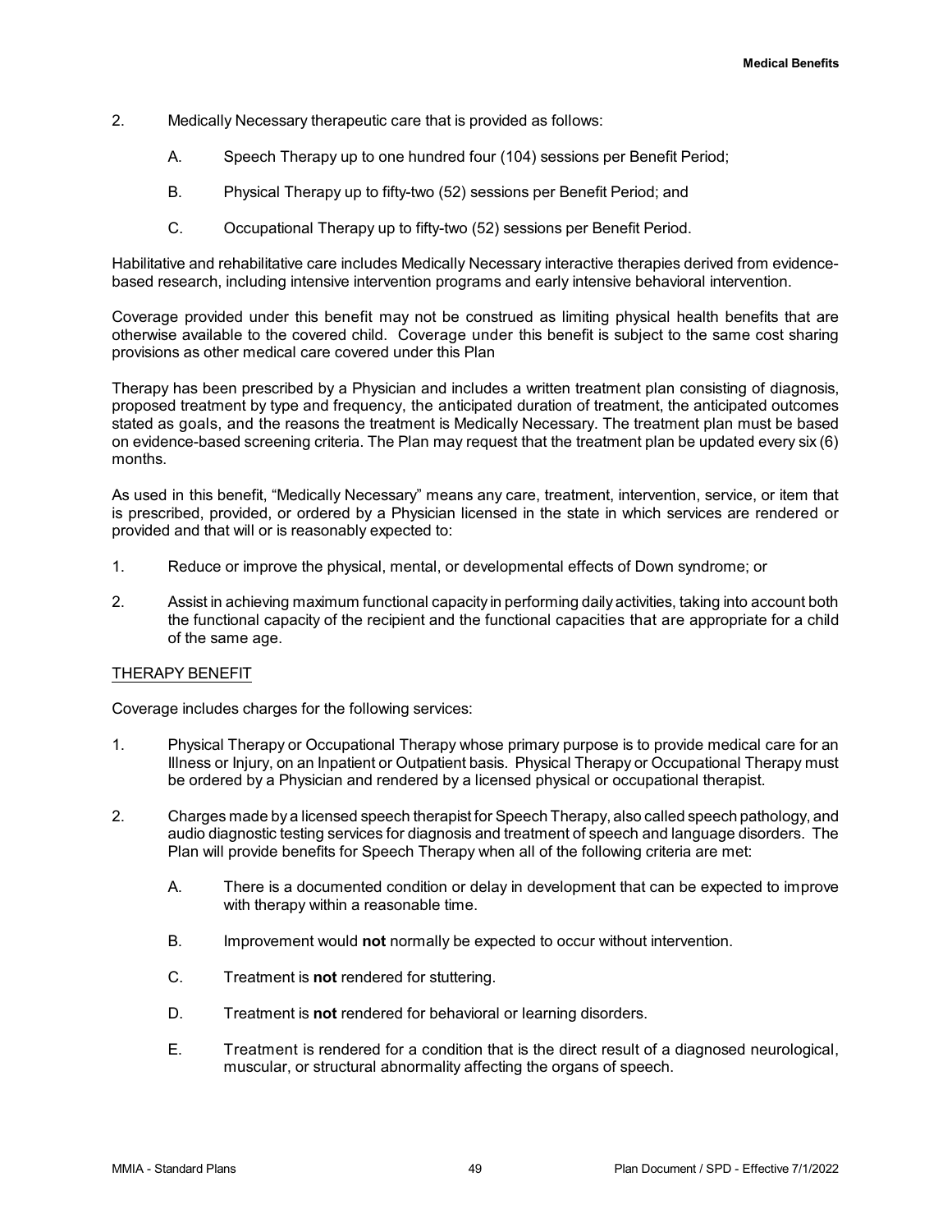2. Medically Necessary therapeutic care that is provided as follows:

    A. Speech Therapy up to one hundred four (104) sessions per Benefit Period;

    B. Physical Therapy up to fifty-two (52) sessions per Benefit Period; and

    C. Occupational Therapy up to fifty-two (52) sessions per Benefit Period.

Habilitative and rehabilitative care includes Medically Necessary interactive therapies derived from evidence-based research, including intensive intervention programs and early intensive behavioral intervention.

Coverage provided under this benefit may not be construed as limiting physical health benefits that are otherwise available to the covered child. Coverage under this benefit is subject to the same cost sharing provisions as other medical care covered under this Plan

Therapy has been prescribed by a Physician and includes a written treatment plan consisting of diagnosis, proposed treatment by type and frequency, the anticipated duration of treatment, the anticipated outcomes stated as goals, and the reasons the treatment is Medically Necessary. The treatment plan must be based on evidence-based screening criteria. The Plan may request that the treatment plan be updated every six (6) months.

As used in this benefit, "Medically Necessary" means any care, treatment, intervention, service, or item that is prescribed, provided, or ordered by a Physician licensed in the state in which services are rendered or provided and that will or is reasonably expected to:

1. Reduce or improve the physical, mental, or developmental effects of Down syndrome; or

2. Assist in achieving maximum functional capacity in performing daily activities, taking into account both the functional capacity of the recipient and the functional capacities that are appropriate for a child of the same age.

<u>THERAPY BENEFIT</u>

Coverage includes charges for the following services:

1. Physical Therapy or Occupational Therapy whose primary purpose is to provide medical care for an Illness or Injury, on an Inpatient or Outpatient basis. Physical Therapy or Occupational Therapy must be ordered by a Physician and rendered by a licensed physical or occupational therapist.

2. Charges made by a licensed speech therapist for Speech Therapy, also called speech pathology, and audio diagnostic testing services for diagnosis and treatment of speech and language disorders. The Plan will provide benefits for Speech Therapy when all of the following criteria are met:

    A. There is a documented condition or delay in development that can be expected to improve with therapy within a reasonable time.

    B. Improvement would **not** normally be expected to occur without intervention.

    C. Treatment is **not** rendered for stuttering.

    D. Treatment is **not** rendered for behavioral or learning disorders.

    E. Treatment is rendered for a condition that is the direct result of a diagnosed neurological, muscular, or structural abnormality affecting the organs of speech.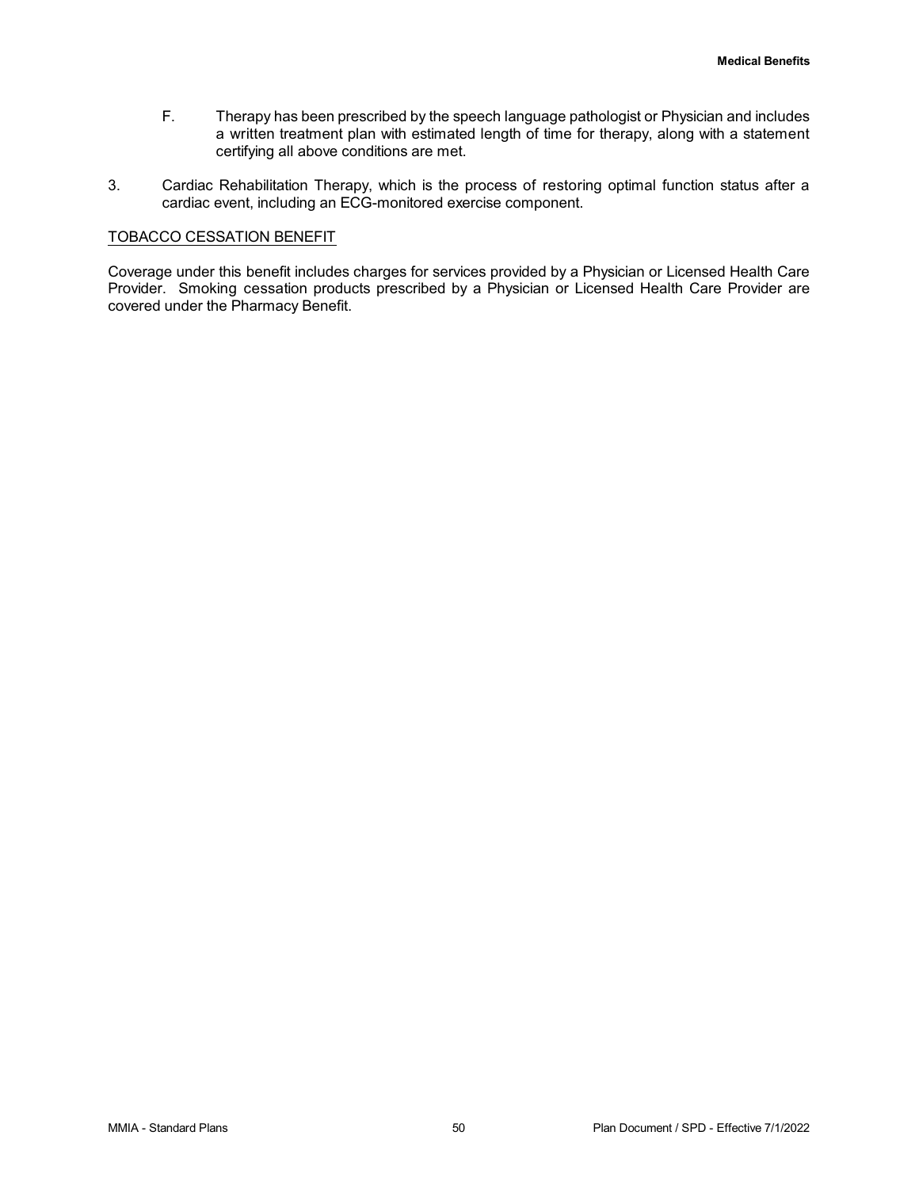F. Therapy has been prescribed by the speech language pathologist or Physician and includes a written treatment plan with estimated length of time for therapy, along with a statement certifying all above conditions are met.

3. Cardiac Rehabilitation Therapy, which is the process of restoring optimal function status after a cardiac event, including an ECG-monitored exercise component.

## TOBACCO CESSATION BENEFIT

Coverage under this benefit includes charges for services provided by a Physician or Licensed Health Care Provider. Smoking cessation products prescribed by a Physician or Licensed Health Care Provider are covered under the Pharmacy Benefit.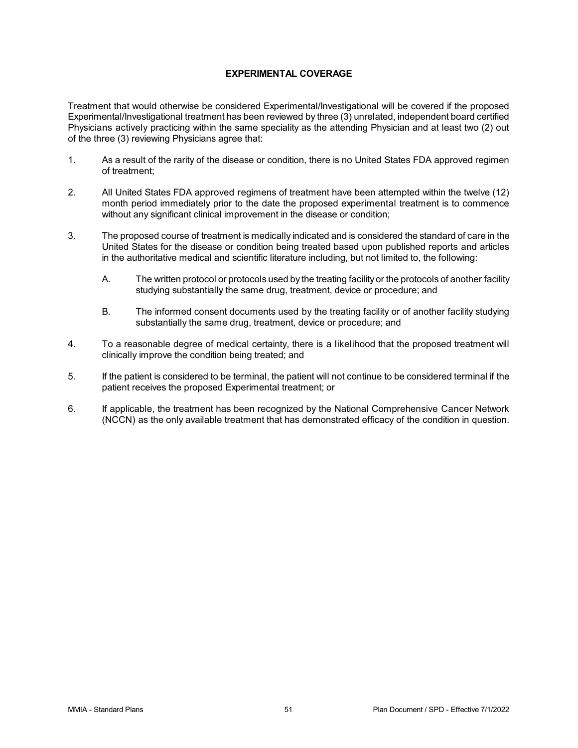## EXPERIMENTAL COVERAGE

Treatment that would otherwise be considered Experimental/Investigational will be covered if the proposed Experimental/Investigational treatment has been reviewed by three (3) unrelated, independent board certified Physicians actively practicing within the same speciality as the attending Physician and at least two (2) out of the three (3) reviewing Physicians agree that:

1. As a result of the rarity of the disease or condition, there is no United States FDA approved regimen of treatment;

2. All United States FDA approved regimens of treatment have been attempted within the twelve (12) month period immediately prior to the date the proposed experimental treatment is to commence without any significant clinical improvement in the disease or condition;

3. The proposed course of treatment is medically indicated and is considered the standard of care in the United States for the disease or condition being treated based upon published reports and articles in the authoritative medical and scientific literature including, but not limited to, the following:

   A. The written protocol or protocols used by the treating facility or the protocols of another facility studying substantially the same drug, treatment, device or procedure; and

   B. The informed consent documents used by the treating facility or of another facility studying substantially the same drug, treatment, device or procedure; and

4. To a reasonable degree of medical certainty, there is a likelihood that the proposed treatment will clinically improve the condition being treated; and

5. If the patient is considered to be terminal, the patient will not continue to be considered terminal if the patient receives the proposed Experimental treatment; or

6. If applicable, the treatment has been recognized by the National Comprehensive Cancer Network (NCCN) as the only available treatment that has demonstrated efficacy of the condition in question.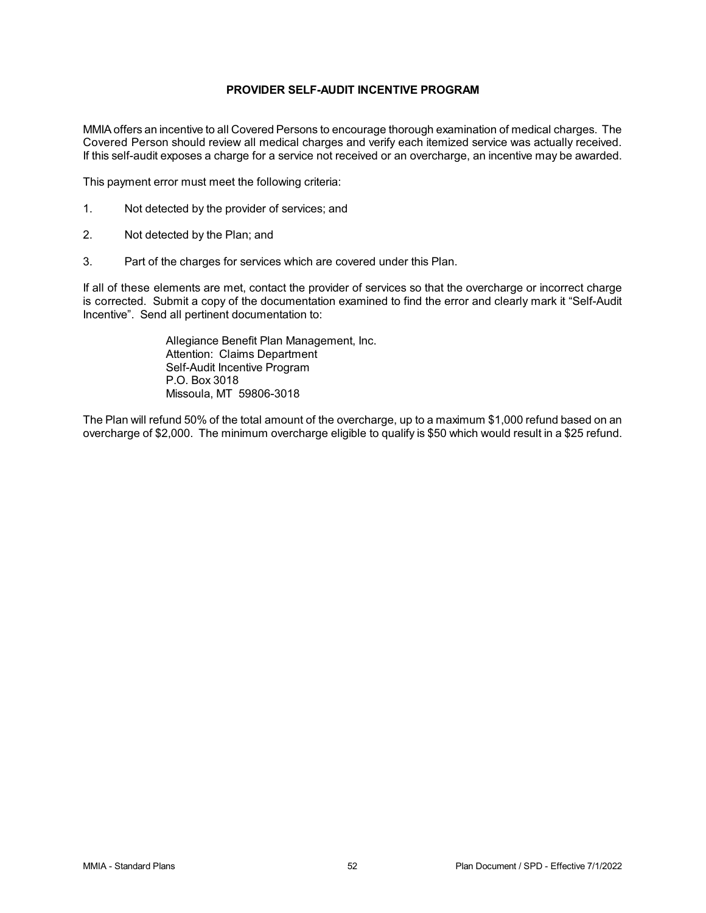## PROVIDER SELF-AUDIT INCENTIVE PROGRAM

MMIA offers an incentive to all Covered Persons to encourage thorough examination of medical charges. The Covered Person should review all medical charges and verify each itemized service was actually received. If this self-audit exposes a charge for a service not received or an overcharge, an incentive may be awarded.

This payment error must meet the following criteria:

1. Not detected by the provider of services; and
2. Not detected by the Plan; and
3. Part of the charges for services which are covered under this Plan.

If all of these elements are met, contact the provider of services so that the overcharge or incorrect charge is corrected. Submit a copy of the documentation examined to find the error and clearly mark it "Self-Audit Incentive". Send all pertinent documentation to:

Allegiance Benefit Plan Management, Inc.
Attention: Claims Department
Self-Audit Incentive Program
P.O. Box 3018
Missoula, MT 59806-3018

The Plan will refund 50% of the total amount of the overcharge, up to a maximum $1,000 refund based on an overcharge of $2,000. The minimum overcharge eligible to qualify is $50 which would result in a $25 refund.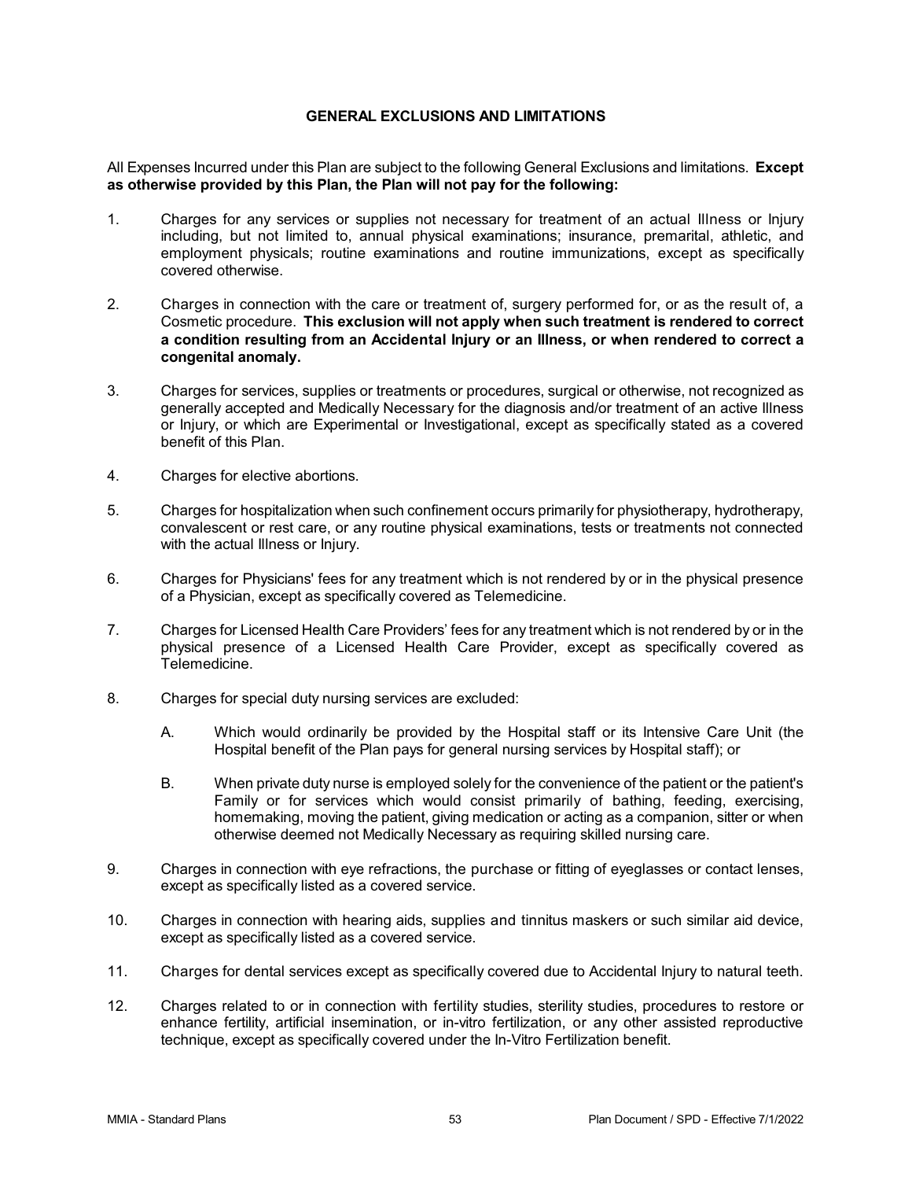## GENERAL EXCLUSIONS AND LIMITATIONS

All Expenses Incurred under this Plan are subject to the following General Exclusions and limitations. **Except as otherwise provided by this Plan, the Plan will not pay for the following:**

1. Charges for any services or supplies not necessary for treatment of an actual Illness or Injury including, but not limited to, annual physical examinations; insurance, premarital, athletic, and employment physicals; routine examinations and routine immunizations, except as specifically covered otherwise.

2. Charges in connection with the care or treatment of, surgery performed for, or as the result of, a Cosmetic procedure. **This exclusion will not apply when such treatment is rendered to correct a condition resulting from an Accidental Injury or an Illness, or when rendered to correct a congenital anomaly.**

3. Charges for services, supplies or treatments or procedures, surgical or otherwise, not recognized as generally accepted and Medically Necessary for the diagnosis and/or treatment of an active Illness or Injury, or which are Experimental or Investigational, except as specifically stated as a covered benefit of this Plan.

4. Charges for elective abortions.

5. Charges for hospitalization when such confinement occurs primarily for physiotherapy, hydrotherapy, convalescent or rest care, or any routine physical examinations, tests or treatments not connected with the actual Illness or Injury.

6. Charges for Physicians' fees for any treatment which is not rendered by or in the physical presence of a Physician, except as specifically covered as Telemedicine.

7. Charges for Licensed Health Care Providers' fees for any treatment which is not rendered by or in the physical presence of a Licensed Health Care Provider, except as specifically covered as Telemedicine.

8. Charges for special duty nursing services are excluded:

   A. Which would ordinarily be provided by the Hospital staff or its Intensive Care Unit (the Hospital benefit of the Plan pays for general nursing services by Hospital staff); or

   B. When private duty nurse is employed solely for the convenience of the patient or the patient's Family or for services which would consist primarily of bathing, feeding, exercising, homemaking, moving the patient, giving medication or acting as a companion, sitter or when otherwise deemed not Medically Necessary as requiring skilled nursing care.

9. Charges in connection with eye refractions, the purchase or fitting of eyeglasses or contact lenses, except as specifically listed as a covered service.

10. Charges in connection with hearing aids, supplies and tinnitus maskers or such similar aid device, except as specifically listed as a covered service.

11. Charges for dental services except as specifically covered due to Accidental Injury to natural teeth.

12. Charges related to or in connection with fertility studies, sterility studies, procedures to restore or enhance fertility, artificial insemination, or in-vitro fertilization, or any other assisted reproductive technique, except as specifically covered under the In-Vitro Fertilization benefit.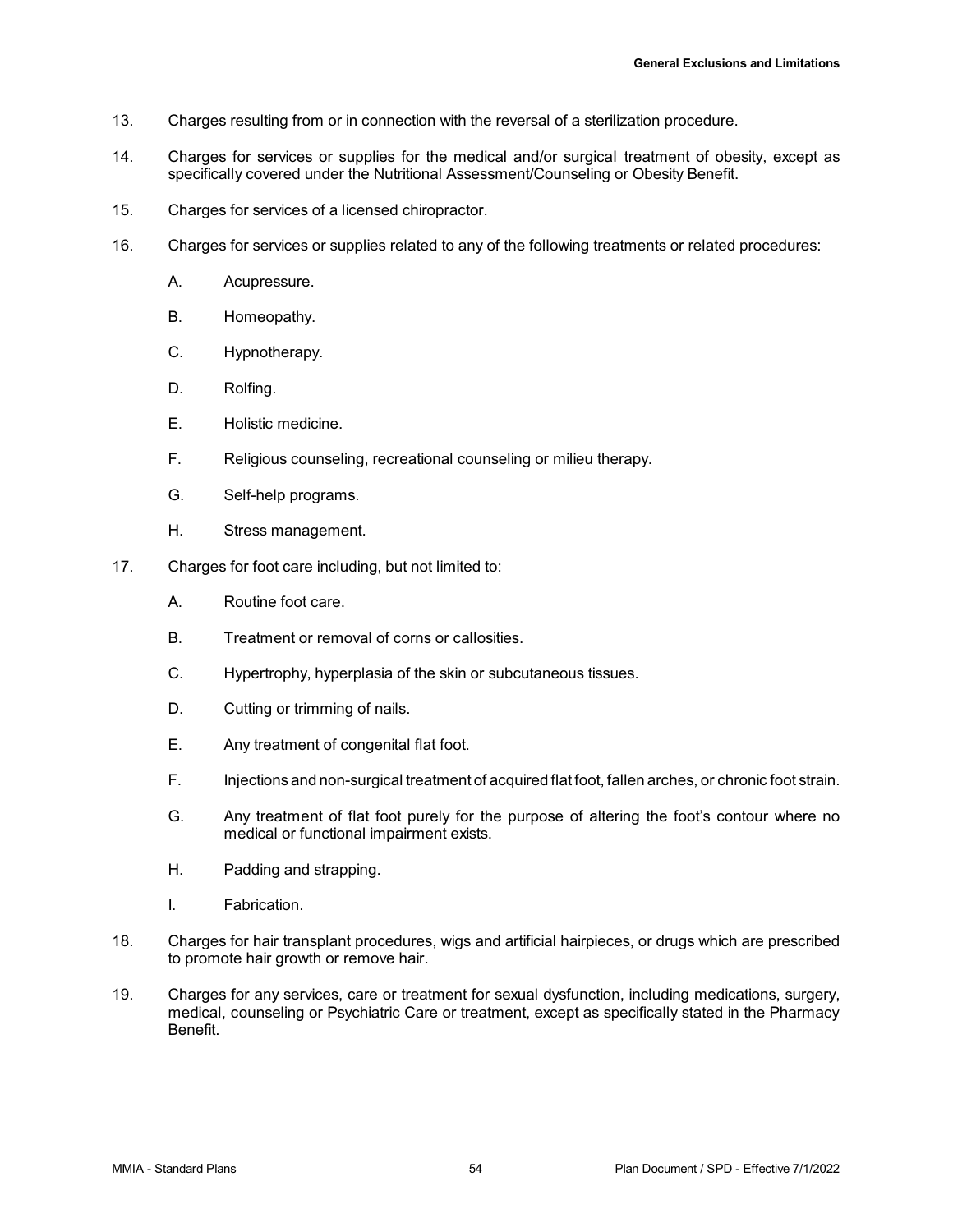13. Charges resulting from or in connection with the reversal of a sterilization procedure.

14. Charges for services or supplies for the medical and/or surgical treatment of obesity, except as specifically covered under the Nutritional Assessment/Counseling or Obesity Benefit.

15. Charges for services of a licensed chiropractor.

16. Charges for services or supplies related to any of the following treatments or related procedures:

    A. Acupressure.

    B. Homeopathy.

    C. Hypnotherapy.

    D. Rolfing.

    E. Holistic medicine.

    F. Religious counseling, recreational counseling or milieu therapy.

    G. Self-help programs.

    H. Stress management.

17. Charges for foot care including, but not limited to:

    A. Routine foot care.

    B. Treatment or removal of corns or callosities.

    C. Hypertrophy, hyperplasia of the skin or subcutaneous tissues.

    D. Cutting or trimming of nails.

    E. Any treatment of congenital flat foot.

    F. Injections and non-surgical treatment of acquired flat foot, fallen arches, or chronic foot strain.

    G. Any treatment of flat foot purely for the purpose of altering the foot's contour where no medical or functional impairment exists.

    H. Padding and strapping.

    I. Fabrication.

18. Charges for hair transplant procedures, wigs and artificial hairpieces, or drugs which are prescribed to promote hair growth or remove hair.

19. Charges for any services, care or treatment for sexual dysfunction, including medications, surgery, medical, counseling or Psychiatric Care or treatment, except as specifically stated in the Pharmacy Benefit.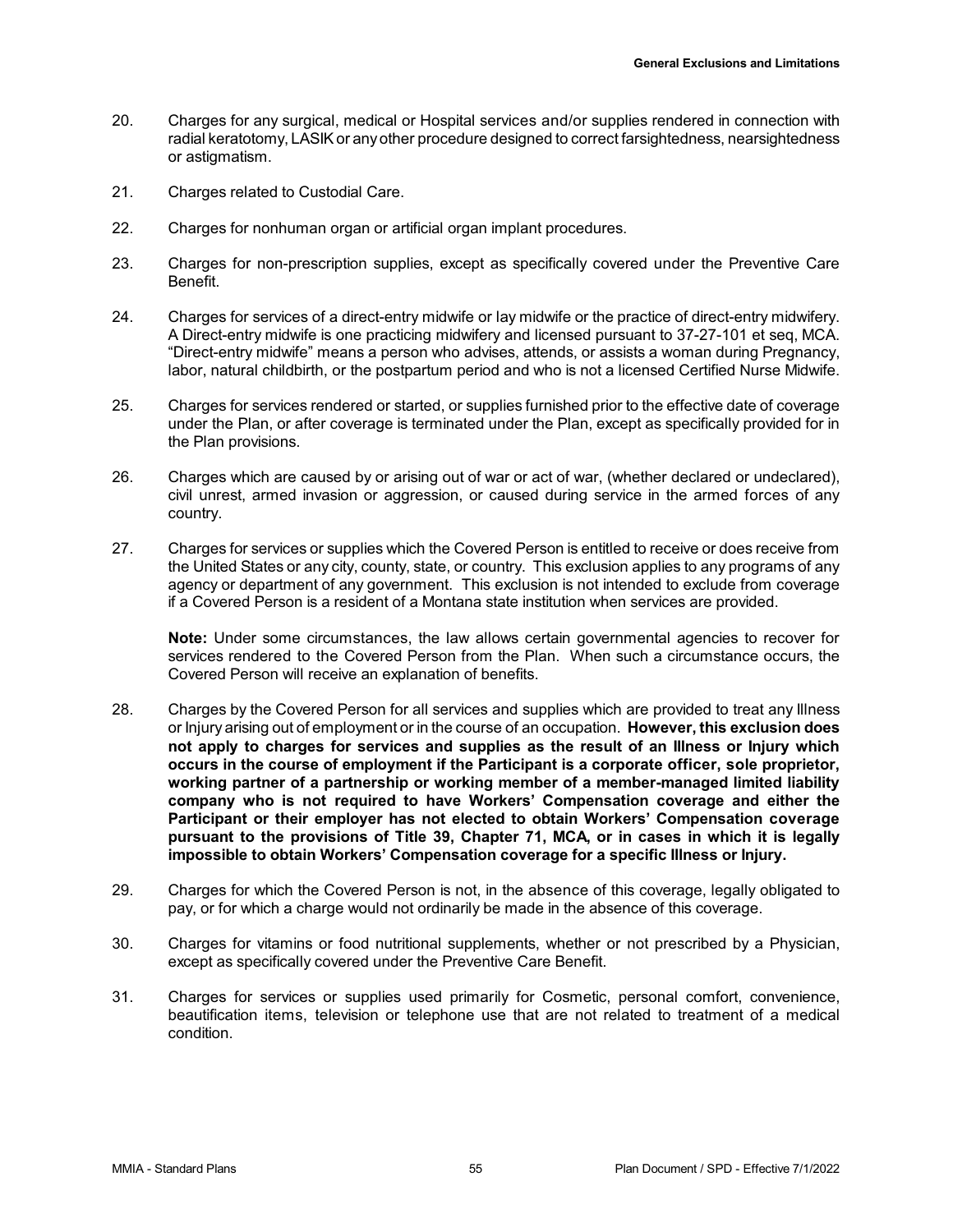20. Charges for any surgical, medical or Hospital services and/or supplies rendered in connection with radial keratotomy, LASIK or any other procedure designed to correct farsightedness, nearsightedness or astigmatism.

21. Charges related to Custodial Care.

22. Charges for nonhuman organ or artificial organ implant procedures.

23. Charges for non-prescription supplies, except as specifically covered under the Preventive Care Benefit.

24. Charges for services of a direct-entry midwife or lay midwife or the practice of direct-entry midwifery. A Direct-entry midwife is one practicing midwifery and licensed pursuant to 37-27-101 et seq, MCA. "Direct-entry midwife" means a person who advises, attends, or assists a woman during Pregnancy, labor, natural childbirth, or the postpartum period and who is not a licensed Certified Nurse Midwife.

25. Charges for services rendered or started, or supplies furnished prior to the effective date of coverage under the Plan, or after coverage is terminated under the Plan, except as specifically provided for in the Plan provisions.

26. Charges which are caused by or arising out of war or act of war, (whether declared or undeclared), civil unrest, armed invasion or aggression, or caused during service in the armed forces of any country.

27. Charges for services or supplies which the Covered Person is entitled to receive or does receive from the United States or any city, county, state, or country. This exclusion applies to any programs of any agency or department of any government. This exclusion is not intended to exclude from coverage if a Covered Person is a resident of a Montana state institution when services are provided.

    **Note:** Under some circumstances, the law allows certain governmental agencies to recover for services rendered to the Covered Person from the Plan. When such a circumstance occurs, the Covered Person will receive an explanation of benefits.

28. Charges by the Covered Person for all services and supplies which are provided to treat any Illness or Injury arising out of employment or in the course of an occupation. **However, this exclusion does not apply to charges for services and supplies as the result of an Illness or Injury which occurs in the course of employment if the Participant is a corporate officer, sole proprietor, working partner of a partnership or working member of a member-managed limited liability company who is not required to have Workers' Compensation coverage and either the Participant or their employer has not elected to obtain Workers' Compensation coverage pursuant to the provisions of Title 39, Chapter 71, MCA, or in cases in which it is legally impossible to obtain Workers' Compensation coverage for a specific Illness or Injury.**

29. Charges for which the Covered Person is not, in the absence of this coverage, legally obligated to pay, or for which a charge would not ordinarily be made in the absence of this coverage.

30. Charges for vitamins or food nutritional supplements, whether or not prescribed by a Physician, except as specifically covered under the Preventive Care Benefit.

31. Charges for services or supplies used primarily for Cosmetic, personal comfort, convenience, beautification items, television or telephone use that are not related to treatment of a medical condition.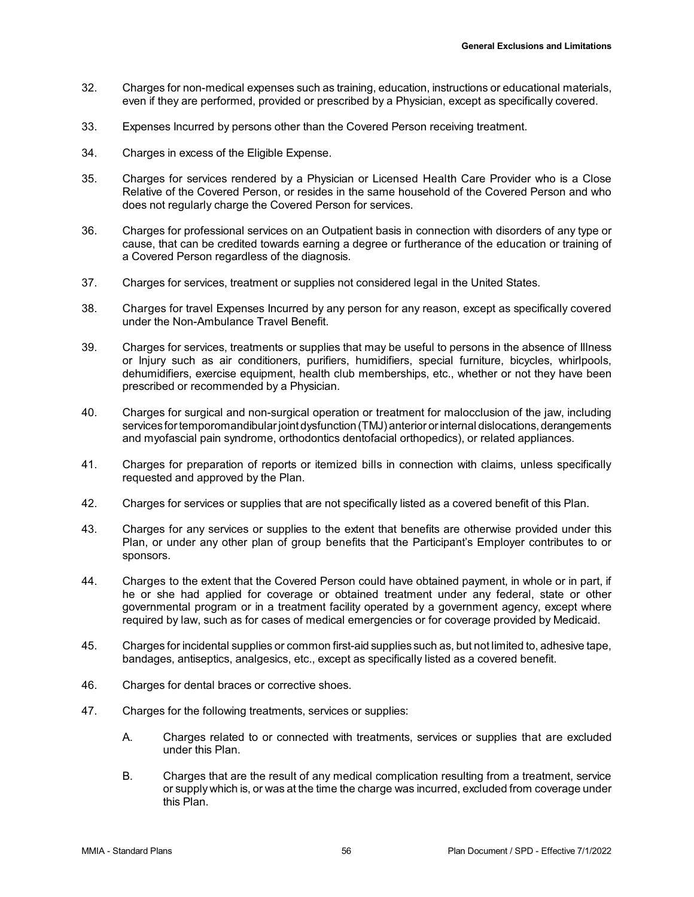32. Charges for non-medical expenses such as training, education, instructions or educational materials, even if they are performed, provided or prescribed by a Physician, except as specifically covered.

33. Expenses Incurred by persons other than the Covered Person receiving treatment.

34. Charges in excess of the Eligible Expense.

35. Charges for services rendered by a Physician or Licensed Health Care Provider who is a Close Relative of the Covered Person, or resides in the same household of the Covered Person and who does not regularly charge the Covered Person for services.

36. Charges for professional services on an Outpatient basis in connection with disorders of any type or cause, that can be credited towards earning a degree or furtherance of the education or training of a Covered Person regardless of the diagnosis.

37. Charges for services, treatment or supplies not considered legal in the United States.

38. Charges for travel Expenses Incurred by any person for any reason, except as specifically covered under the Non-Ambulance Travel Benefit.

39. Charges for services, treatments or supplies that may be useful to persons in the absence of Illness or Injury such as air conditioners, purifiers, humidifiers, special furniture, bicycles, whirlpools, dehumidifiers, exercise equipment, health club memberships, etc., whether or not they have been prescribed or recommended by a Physician.

40. Charges for surgical and non-surgical operation or treatment for malocclusion of the jaw, including services for temporomandibular joint dysfunction (TMJ) anterior or internal dislocations, derangements and myofascial pain syndrome, orthodontics dentofacial orthopedics), or related appliances.

41. Charges for preparation of reports or itemized bills in connection with claims, unless specifically requested and approved by the Plan.

42. Charges for services or supplies that are not specifically listed as a covered benefit of this Plan.

43. Charges for any services or supplies to the extent that benefits are otherwise provided under this Plan, or under any other plan of group benefits that the Participant's Employer contributes to or sponsors.

44. Charges to the extent that the Covered Person could have obtained payment, in whole or in part, if he or she had applied for coverage or obtained treatment under any federal, state or other governmental program or in a treatment facility operated by a government agency, except where required by law, such as for cases of medical emergencies or for coverage provided by Medicaid.

45. Charges for incidental supplies or common first-aid supplies such as, but not limited to, adhesive tape, bandages, antiseptics, analgesics, etc., except as specifically listed as a covered benefit.

46. Charges for dental braces or corrective shoes.

47. Charges for the following treatments, services or supplies:

    A. Charges related to or connected with treatments, services or supplies that are excluded under this Plan.

    B. Charges that are the result of any medical complication resulting from a treatment, service or supply which is, or was at the time the charge was incurred, excluded from coverage under this Plan.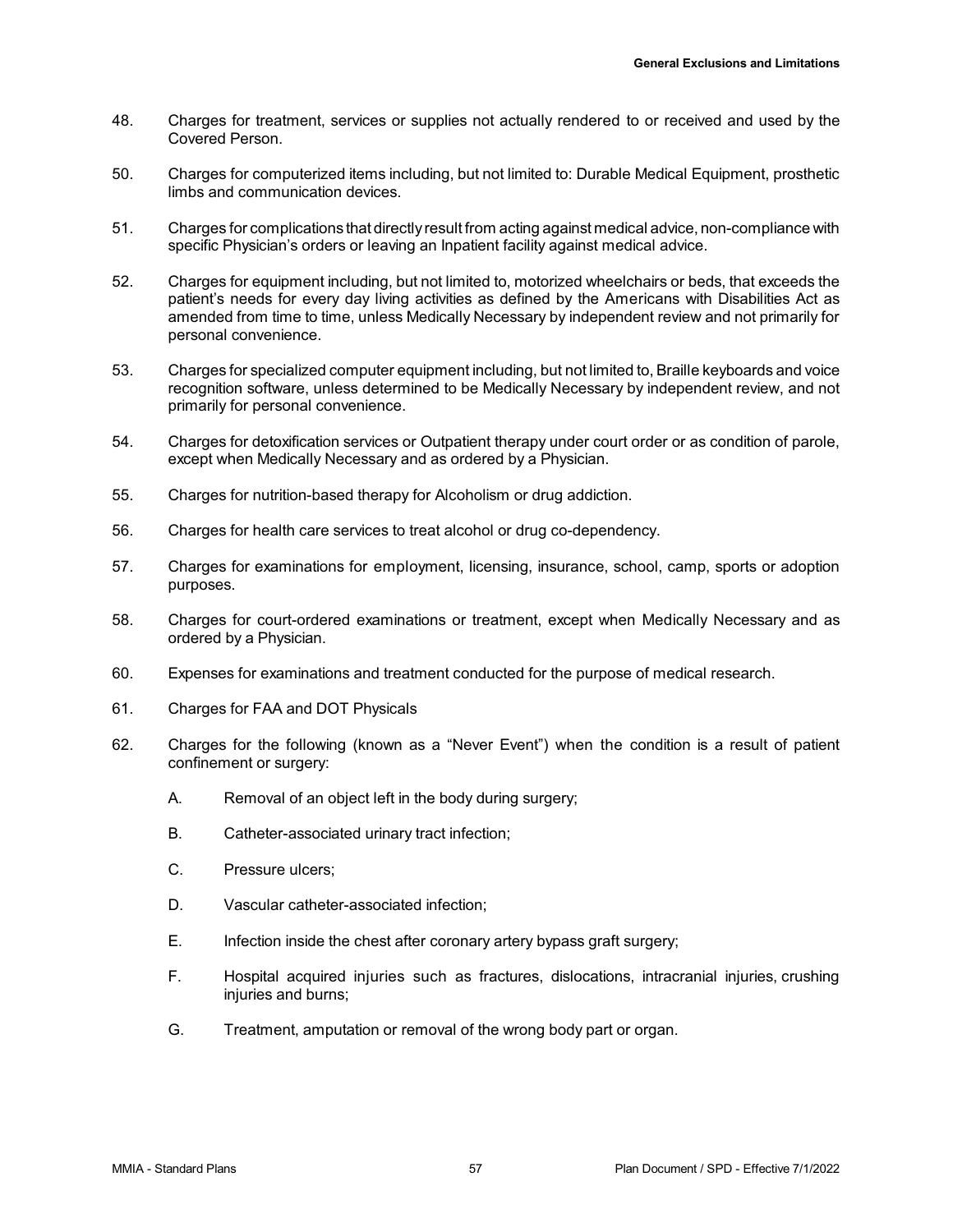48. Charges for treatment, services or supplies not actually rendered to or received and used by the Covered Person.

50. Charges for computerized items including, but not limited to: Durable Medical Equipment, prosthetic limbs and communication devices.

51. Charges for complications that directly result from acting against medical advice, non-compliance with specific Physician's orders or leaving an Inpatient facility against medical advice.

52. Charges for equipment including, but not limited to, motorized wheelchairs or beds, that exceeds the patient's needs for every day living activities as defined by the Americans with Disabilities Act as amended from time to time, unless Medically Necessary by independent review and not primarily for personal convenience.

53. Charges for specialized computer equipment including, but not limited to, Braille keyboards and voice recognition software, unless determined to be Medically Necessary by independent review, and not primarily for personal convenience.

54. Charges for detoxification services or Outpatient therapy under court order or as condition of parole, except when Medically Necessary and as ordered by a Physician.

55. Charges for nutrition-based therapy for Alcoholism or drug addiction.

56. Charges for health care services to treat alcohol or drug co-dependency.

57. Charges for examinations for employment, licensing, insurance, school, camp, sports or adoption purposes.

58. Charges for court-ordered examinations or treatment, except when Medically Necessary and as ordered by a Physician.

60. Expenses for examinations and treatment conducted for the purpose of medical research.

61. Charges for FAA and DOT Physicals

62. Charges for the following (known as a "Never Event") when the condition is a result of patient confinement or surgery:

    A. Removal of an object left in the body during surgery;

    B. Catheter-associated urinary tract infection;

    C. Pressure ulcers;

    D. Vascular catheter-associated infection;

    E. Infection inside the chest after coronary artery bypass graft surgery;

    F. Hospital acquired injuries such as fractures, dislocations, intracranial injuries, crushing injuries and burns;

    G. Treatment, amputation or removal of the wrong body part or organ.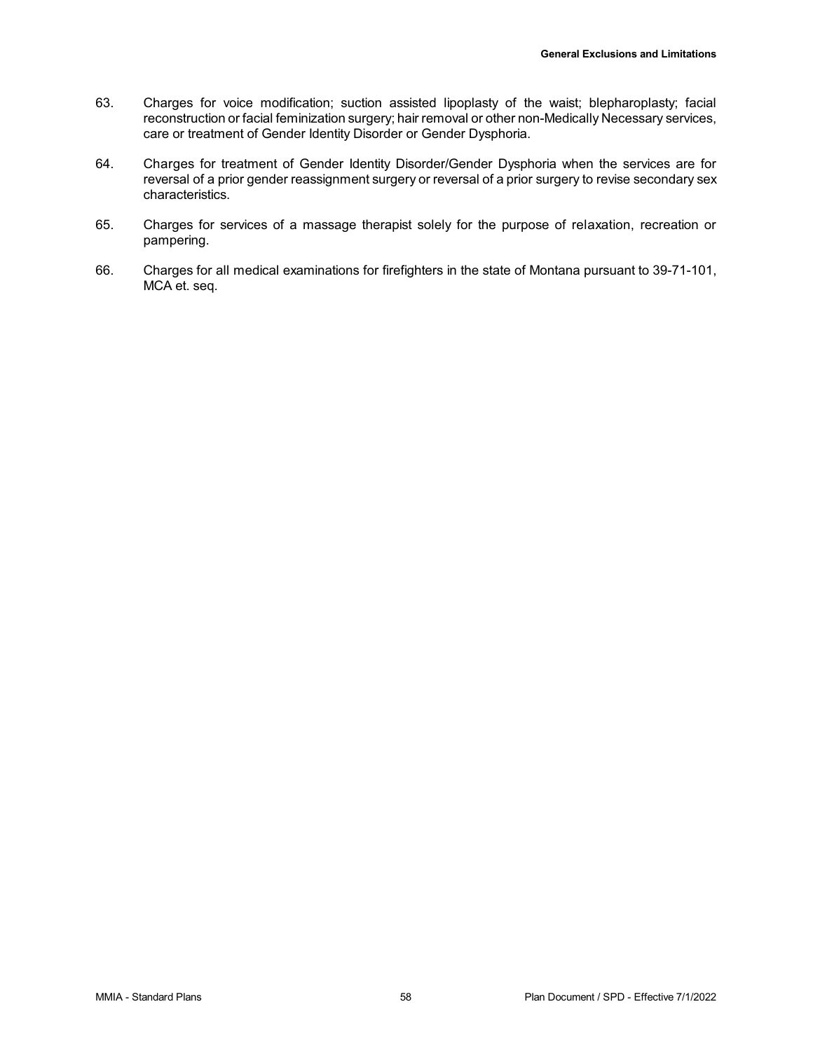63. Charges for voice modification; suction assisted lipoplasty of the waist; blepharoplasty; facial reconstruction or facial feminization surgery; hair removal or other non-Medically Necessary services, care or treatment of Gender Identity Disorder or Gender Dysphoria.

64. Charges for treatment of Gender Identity Disorder/Gender Dysphoria when the services are for reversal of a prior gender reassignment surgery or reversal of a prior surgery to revise secondary sex characteristics.

65. Charges for services of a massage therapist solely for the purpose of relaxation, recreation or pampering.

66. Charges for all medical examinations for firefighters in the state of Montana pursuant to 39-71-101, MCA et. seq.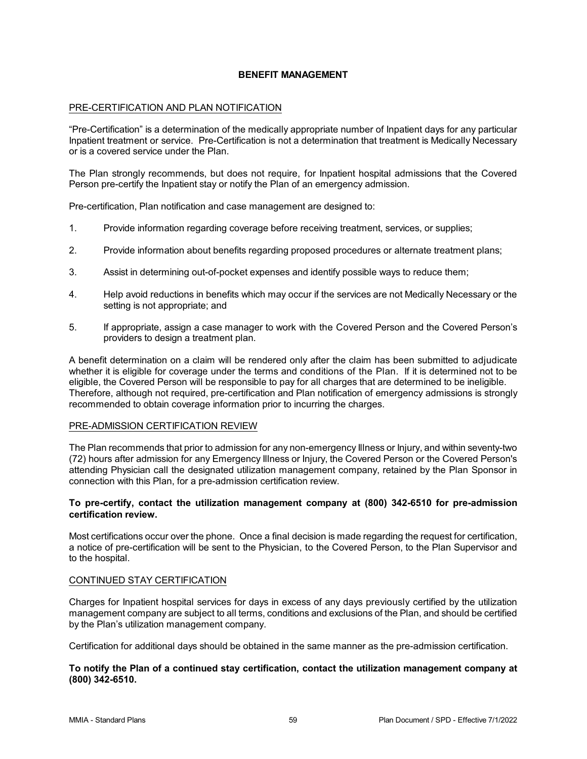# BENEFIT MANAGEMENT

## PRE-CERTIFICATION AND PLAN NOTIFICATION

"Pre-Certification" is a determination of the medically appropriate number of Inpatient days for any particular Inpatient treatment or service. Pre-Certification is not a determination that treatment is Medically Necessary or is a covered service under the Plan.

The Plan strongly recommends, but does not require, for Inpatient hospital admissions that the Covered Person pre-certify the Inpatient stay or notify the Plan of an emergency admission.

Pre-certification, Plan notification and case management are designed to:

1. Provide information regarding coverage before receiving treatment, services, or supplies;

2. Provide information about benefits regarding proposed procedures or alternate treatment plans;

3. Assist in determining out-of-pocket expenses and identify possible ways to reduce them;

4. Help avoid reductions in benefits which may occur if the services are not Medically Necessary or the setting is not appropriate; and

5. If appropriate, assign a case manager to work with the Covered Person and the Covered Person's providers to design a treatment plan.

A benefit determination on a claim will be rendered only after the claim has been submitted to adjudicate whether it is eligible for coverage under the terms and conditions of the Plan. If it is determined not to be eligible, the Covered Person will be responsible to pay for all charges that are determined to be ineligible. Therefore, although not required, pre-certification and Plan notification of emergency admissions is strongly recommended to obtain coverage information prior to incurring the charges.

## PRE-ADMISSION CERTIFICATION REVIEW

The Plan recommends that prior to admission for any non-emergency Illness or Injury, and within seventy-two (72) hours after admission for any Emergency Illness or Injury, the Covered Person or the Covered Person's attending Physician call the designated utilization management company, retained by the Plan Sponsor in connection with this Plan, for a pre-admission certification review.

**To pre-certify, contact the utilization management company at (800) 342-6510 for pre-admission certification review.**

Most certifications occur over the phone. Once a final decision is made regarding the request for certification, a notice of pre-certification will be sent to the Physician, to the Covered Person, to the Plan Supervisor and to the hospital.

## CONTINUED STAY CERTIFICATION

Charges for Inpatient hospital services for days in excess of any days previously certified by the utilization management company are subject to all terms, conditions and exclusions of the Plan, and should be certified by the Plan's utilization management company.

Certification for additional days should be obtained in the same manner as the pre-admission certification.

**To notify the Plan of a continued stay certification, contact the utilization management company at (800) 342-6510.**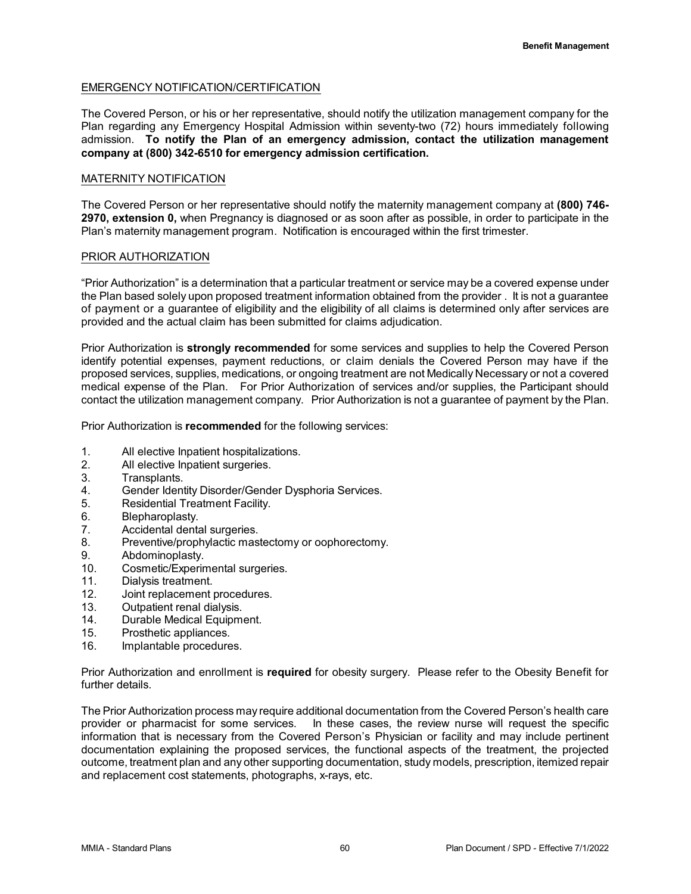## EMERGENCY NOTIFICATION/CERTIFICATION

The Covered Person, or his or her representative, should notify the utilization management company for the Plan regarding any Emergency Hospital Admission within seventy-two (72) hours immediately following admission. **To notify the Plan of an emergency admission, contact the utilization management company at (800) 342-6510 for emergency admission certification.**

## MATERNITY NOTIFICATION

The Covered Person or her representative should notify the maternity management company at **(800) 746-2970, extension 0,** when Pregnancy is diagnosed or as soon after as possible, in order to participate in the Plan's maternity management program. Notification is encouraged within the first trimester.

## PRIOR AUTHORIZATION

"Prior Authorization" is a determination that a particular treatment or service may be a covered expense under the Plan based solely upon proposed treatment information obtained from the provider . It is not a guarantee of payment or a guarantee of eligibility and the eligibility of all claims is determined only after services are provided and the actual claim has been submitted for claims adjudication.

Prior Authorization is **strongly recommended** for some services and supplies to help the Covered Person identify potential expenses, payment reductions, or claim denials the Covered Person may have if the proposed services, supplies, medications, or ongoing treatment are not Medically Necessary or not a covered medical expense of the Plan. For Prior Authorization of services and/or supplies, the Participant should contact the utilization management company. Prior Authorization is not a guarantee of payment by the Plan.

Prior Authorization is **recommended** for the following services:

1. All elective Inpatient hospitalizations.
2. All elective Inpatient surgeries.
3. Transplants.
4. Gender Identity Disorder/Gender Dysphoria Services.
5. Residential Treatment Facility.
6. Blepharoplasty.
7. Accidental dental surgeries.
8. Preventive/prophylactic mastectomy or oophorectomy.
9. Abdominoplasty.
10. Cosmetic/Experimental surgeries.
11. Dialysis treatment.
12. Joint replacement procedures.
13. Outpatient renal dialysis.
14. Durable Medical Equipment.
15. Prosthetic appliances.
16. Implantable procedures.

Prior Authorization and enrollment is **required** for obesity surgery. Please refer to the Obesity Benefit for further details.

The Prior Authorization process may require additional documentation from the Covered Person's health care provider or pharmacist for some services. In these cases, the review nurse will request the specific information that is necessary from the Covered Person's Physician or facility and may include pertinent documentation explaining the proposed services, the functional aspects of the treatment, the projected outcome, treatment plan and any other supporting documentation, study models, prescription, itemized repair and replacement cost statements, photographs, x-rays, etc.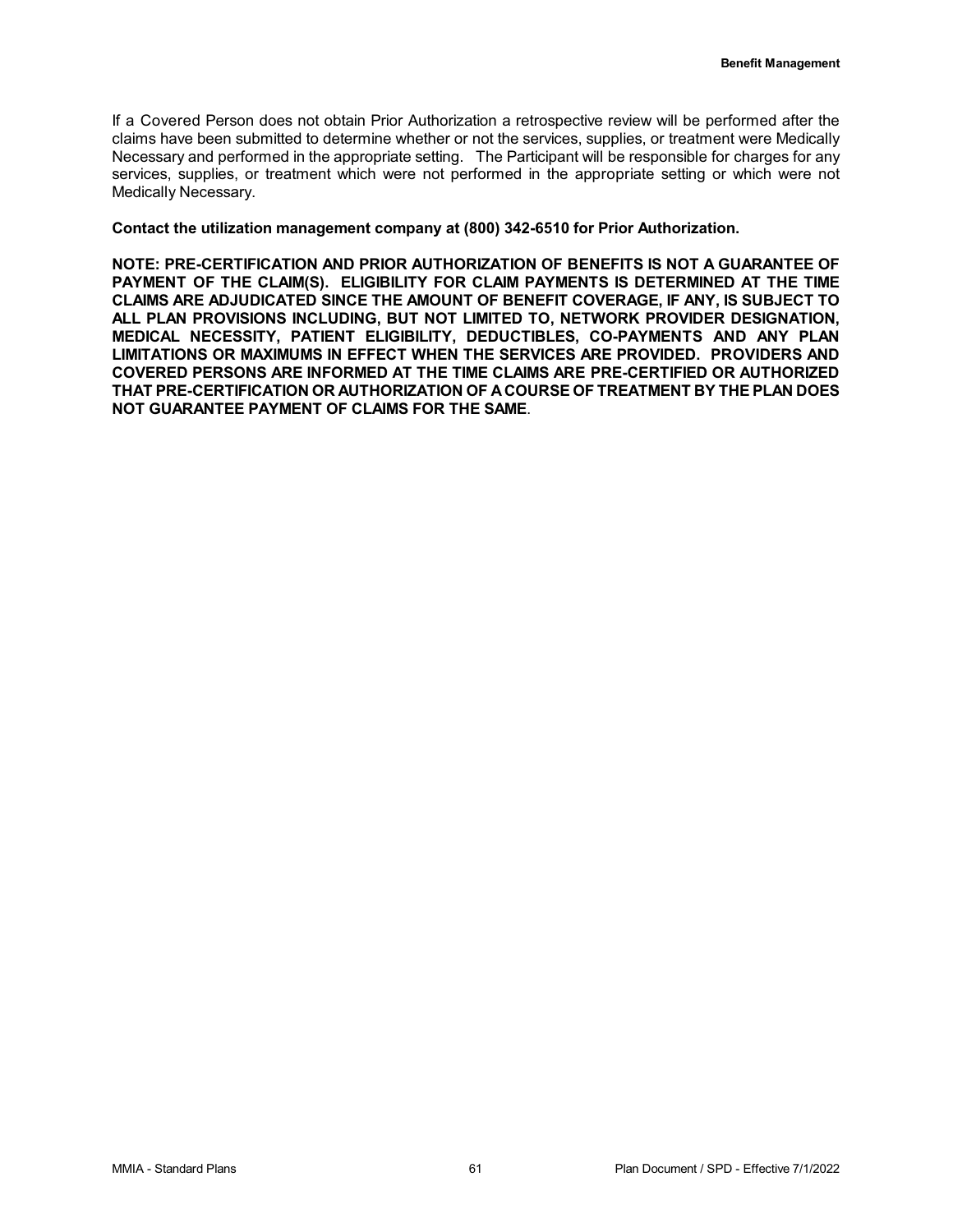If a Covered Person does not obtain Prior Authorization a retrospective review will be performed after the claims have been submitted to determine whether or not the services, supplies, or treatment were Medically Necessary and performed in the appropriate setting. The Participant will be responsible for charges for any services, supplies, or treatment which were not performed in the appropriate setting or which were not Medically Necessary.

**Contact the utilization management company at (800) 342-6510 for Prior Authorization.**

**NOTE: PRE-CERTIFICATION AND PRIOR AUTHORIZATION OF BENEFITS IS NOT A GUARANTEE OF PAYMENT OF THE CLAIM(S). ELIGIBILITY FOR CLAIM PAYMENTS IS DETERMINED AT THE TIME CLAIMS ARE ADJUDICATED SINCE THE AMOUNT OF BENEFIT COVERAGE, IF ANY, IS SUBJECT TO ALL PLAN PROVISIONS INCLUDING, BUT NOT LIMITED TO, NETWORK PROVIDER DESIGNATION, MEDICAL NECESSITY, PATIENT ELIGIBILITY, DEDUCTIBLES, CO-PAYMENTS AND ANY PLAN LIMITATIONS OR MAXIMUMS IN EFFECT WHEN THE SERVICES ARE PROVIDED. PROVIDERS AND COVERED PERSONS ARE INFORMED AT THE TIME CLAIMS ARE PRE-CERTIFIED OR AUTHORIZED THAT PRE-CERTIFICATION OR AUTHORIZATION OF A COURSE OF TREATMENT BY THE PLAN DOES NOT GUARANTEE PAYMENT OF CLAIMS FOR THE SAME**.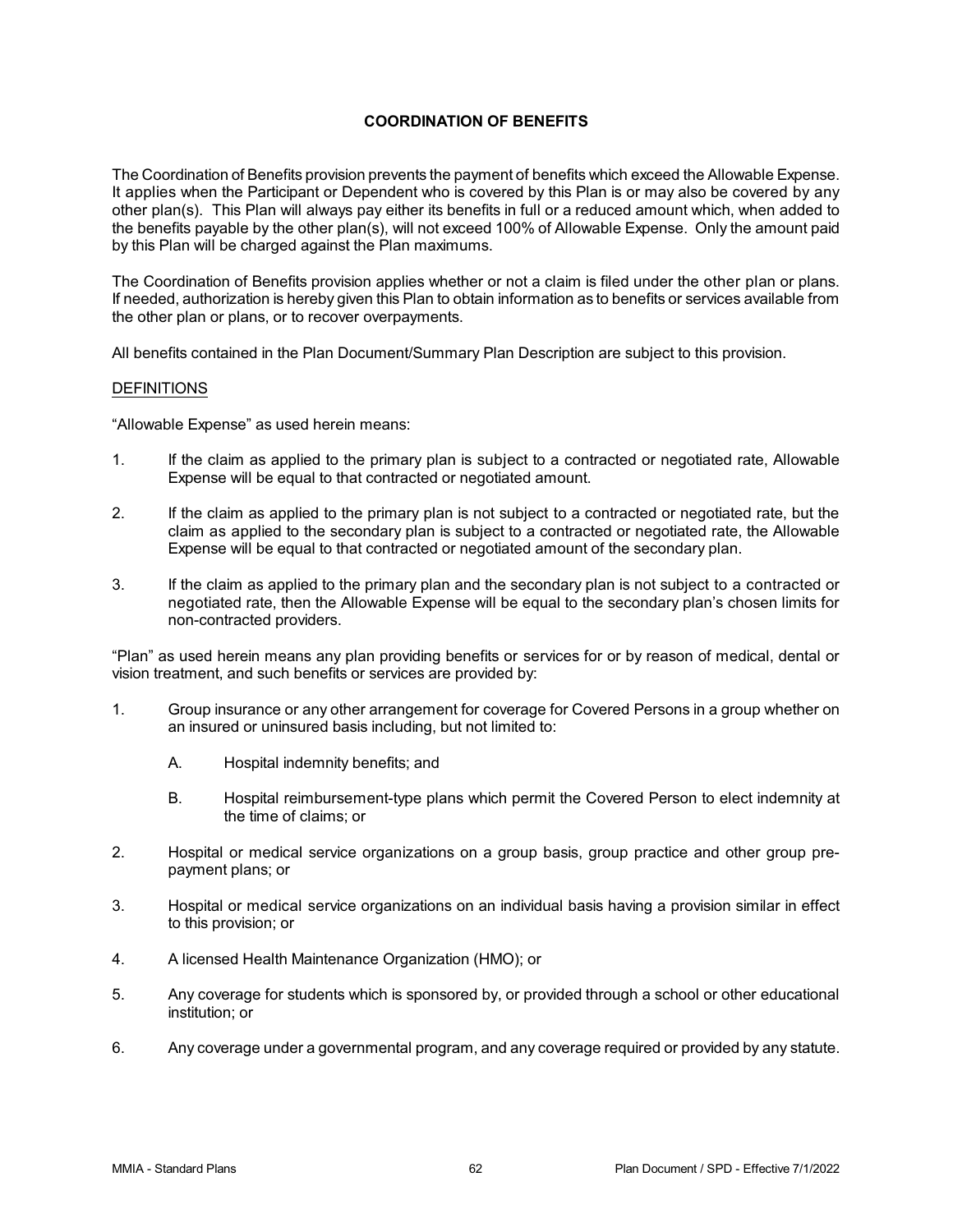## COORDINATION OF BENEFITS

The Coordination of Benefits provision prevents the payment of benefits which exceed the Allowable Expense. It applies when the Participant or Dependent who is covered by this Plan is or may also be covered by any other plan(s). This Plan will always pay either its benefits in full or a reduced amount which, when added to the benefits payable by the other plan(s), will not exceed 100% of Allowable Expense. Only the amount paid by this Plan will be charged against the Plan maximums.

The Coordination of Benefits provision applies whether or not a claim is filed under the other plan or plans. If needed, authorization is hereby given this Plan to obtain information as to benefits or services available from the other plan or plans, or to recover overpayments.

All benefits contained in the Plan Document/Summary Plan Description are subject to this provision.

### DEFINITIONS

"Allowable Expense" as used herein means:

1. If the claim as applied to the primary plan is subject to a contracted or negotiated rate, Allowable Expense will be equal to that contracted or negotiated amount.
2. If the claim as applied to the primary plan is not subject to a contracted or negotiated rate, but the claim as applied to the secondary plan is subject to a contracted or negotiated rate, the Allowable Expense will be equal to that contracted or negotiated amount of the secondary plan.
3. If the claim as applied to the primary plan and the secondary plan is not subject to a contracted or negotiated rate, then the Allowable Expense will be equal to the secondary plan's chosen limits for non-contracted providers.

"Plan" as used herein means any plan providing benefits or services for or by reason of medical, dental or vision treatment, and such benefits or services are provided by:

1. Group insurance or any other arrangement for coverage for Covered Persons in a group whether on an insured or uninsured basis including, but not limited to:
   - A. Hospital indemnity benefits; and
   - B. Hospital reimbursement-type plans which permit the Covered Person to elect indemnity at the time of claims; or
2. Hospital or medical service organizations on a group basis, group practice and other group pre-payment plans; or
3. Hospital or medical service organizations on an individual basis having a provision similar in effect to this provision; or
4. A licensed Health Maintenance Organization (HMO); or
5. Any coverage for students which is sponsored by, or provided through a school or other educational institution; or
6. Any coverage under a governmental program, and any coverage required or provided by any statute.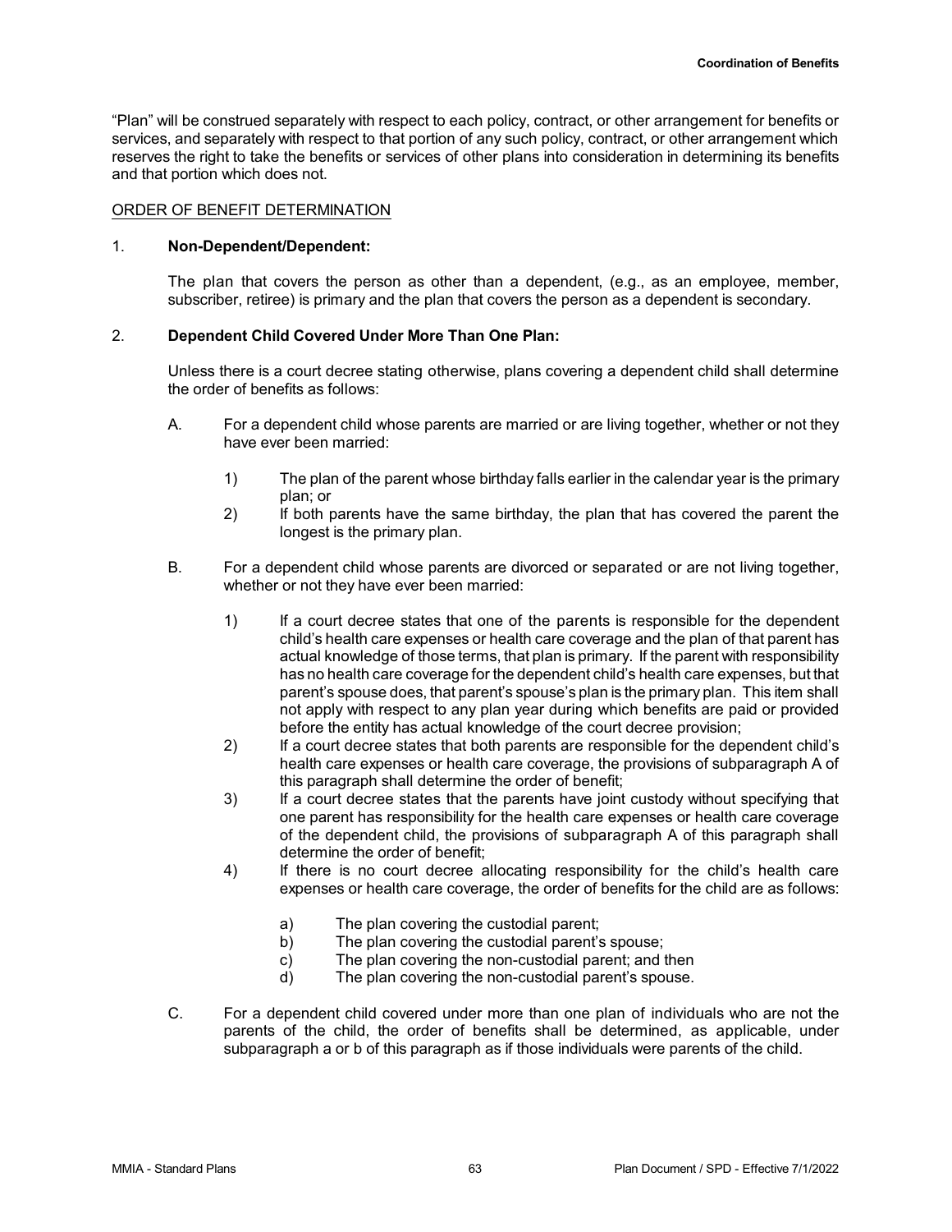"Plan" will be construed separately with respect to each policy, contract, or other arrangement for benefits or services, and separately with respect to that portion of any such policy, contract, or other arrangement which reserves the right to take the benefits or services of other plans into consideration in determining its benefits and that portion which does not.

## ORDER OF BENEFIT DETERMINATION

1. **Non-Dependent/Dependent:**

   The plan that covers the person as other than a dependent, (e.g., as an employee, member, subscriber, retiree) is primary and the plan that covers the person as a dependent is secondary.

2. **Dependent Child Covered Under More Than One Plan:**

   Unless there is a court decree stating otherwise, plans covering a dependent child shall determine the order of benefits as follows:

   A. For a dependent child whose parents are married or are living together, whether or not they have ever been married:

      1) The plan of the parent whose birthday falls earlier in the calendar year is the primary plan; or
      2) If both parents have the same birthday, the plan that has covered the parent the longest is the primary plan.

   B. For a dependent child whose parents are divorced or separated or are not living together, whether or not they have ever been married:

      1) If a court decree states that one of the parents is responsible for the dependent child's health care expenses or health care coverage and the plan of that parent has actual knowledge of those terms, that plan is primary. If the parent with responsibility has no health care coverage for the dependent child's health care expenses, but that parent's spouse does, that parent's spouse's plan is the primary plan. This item shall not apply with respect to any plan year during which benefits are paid or provided before the entity has actual knowledge of the court decree provision;
      2) If a court decree states that both parents are responsible for the dependent child's health care expenses or health care coverage, the provisions of subparagraph A of this paragraph shall determine the order of benefit;
      3) If a court decree states that the parents have joint custody without specifying that one parent has responsibility for the health care expenses or health care coverage of the dependent child, the provisions of subparagraph A of this paragraph shall determine the order of benefit;
      4) If there is no court decree allocating responsibility for the child's health care expenses or health care coverage, the order of benefits for the child are as follows:

         a) The plan covering the custodial parent;
         b) The plan covering the custodial parent's spouse;
         c) The plan covering the non-custodial parent; and then
         d) The plan covering the non-custodial parent's spouse.

   C. For a dependent child covered under more than one plan of individuals who are not the parents of the child, the order of benefits shall be determined, as applicable, under subparagraph a or b of this paragraph as if those individuals were parents of the child.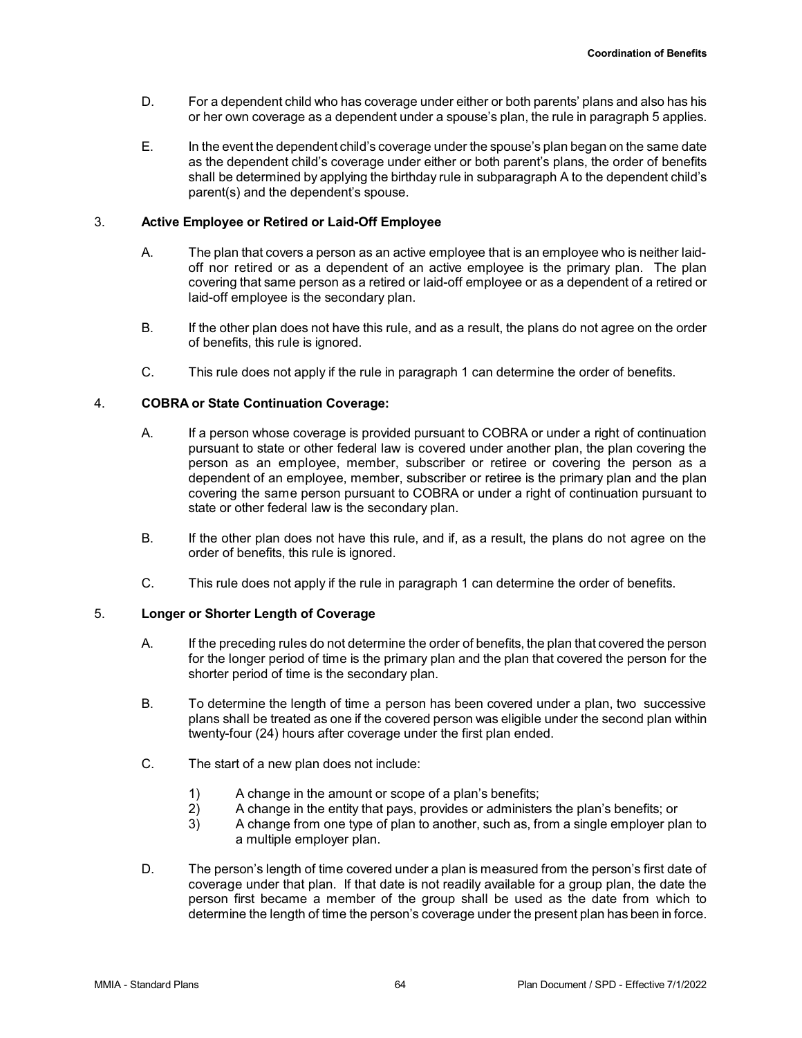D. For a dependent child who has coverage under either or both parents' plans and also has his or her own coverage as a dependent under a spouse's plan, the rule in paragraph 5 applies.

E. In the event the dependent child's coverage under the spouse's plan began on the same date as the dependent child's coverage under either or both parent's plans, the order of benefits shall be determined by applying the birthday rule in subparagraph A to the dependent child's parent(s) and the dependent's spouse.

3. **Active Employee or Retired or Laid-Off Employee**

A. The plan that covers a person as an active employee that is an employee who is neither laid-off nor retired or as a dependent of an active employee is the primary plan. The plan covering that same person as a retired or laid-off employee or as a dependent of a retired or laid-off employee is the secondary plan.

B. If the other plan does not have this rule, and as a result, the plans do not agree on the order of benefits, this rule is ignored.

C. This rule does not apply if the rule in paragraph 1 can determine the order of benefits.

4. **COBRA or State Continuation Coverage:**

A. If a person whose coverage is provided pursuant to COBRA or under a right of continuation pursuant to state or other federal law is covered under another plan, the plan covering the person as an employee, member, subscriber or retiree or covering the person as a dependent of an employee, member, subscriber or retiree is the primary plan and the plan covering the same person pursuant to COBRA or under a right of continuation pursuant to state or other federal law is the secondary plan.

B. If the other plan does not have this rule, and if, as a result, the plans do not agree on the order of benefits, this rule is ignored.

C. This rule does not apply if the rule in paragraph 1 can determine the order of benefits.

5. **Longer or Shorter Length of Coverage**

A. If the preceding rules do not determine the order of benefits, the plan that covered the person for the longer period of time is the primary plan and the plan that covered the person for the shorter period of time is the secondary plan.

B. To determine the length of time a person has been covered under a plan, two successive plans shall be treated as one if the covered person was eligible under the second plan within twenty-four (24) hours after coverage under the first plan ended.

C. The start of a new plan does not include:

1) A change in the amount or scope of a plan's benefits;
2) A change in the entity that pays, provides or administers the plan's benefits; or
3) A change from one type of plan to another, such as, from a single employer plan to a multiple employer plan.

D. The person's length of time covered under a plan is measured from the person's first date of coverage under that plan. If that date is not readily available for a group plan, the date the person first became a member of the group shall be used as the date from which to determine the length of time the person's coverage under the present plan has been in force.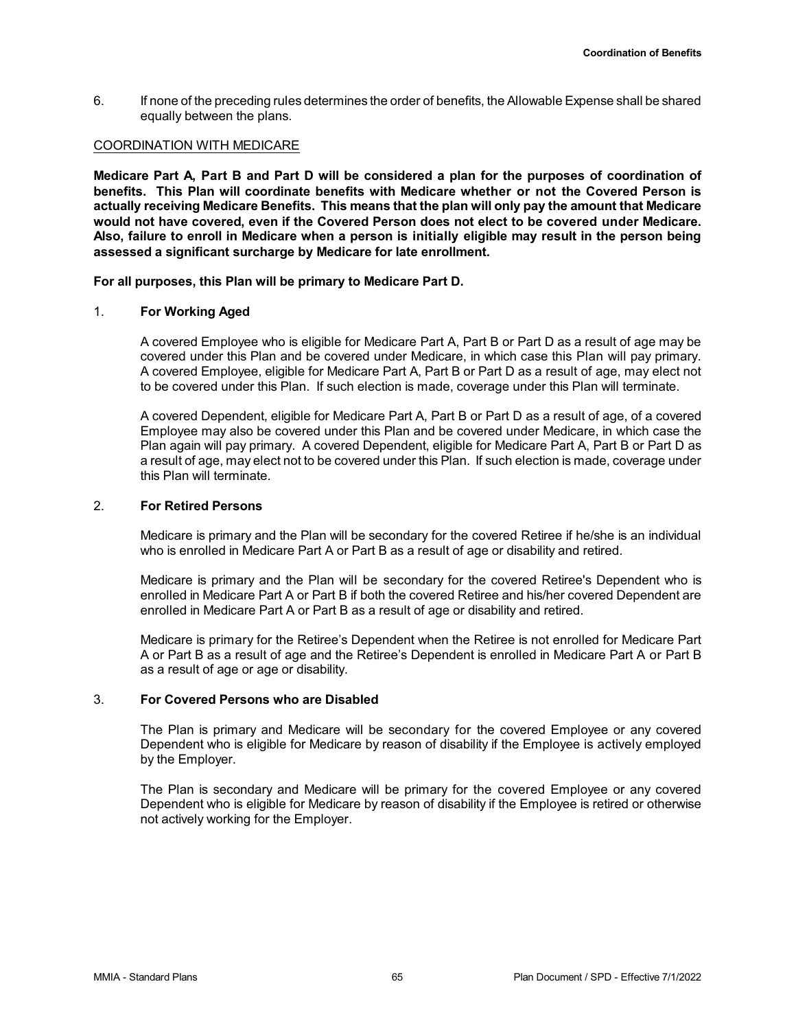6. If none of the preceding rules determines the order of benefits, the Allowable Expense shall be shared equally between the plans.

COORDINATION WITH MEDICARE

**Medicare Part A, Part B and Part D will be considered a plan for the purposes of coordination of benefits. This Plan will coordinate benefits with Medicare whether or not the Covered Person is actually receiving Medicare Benefits. This means that the plan will only pay the amount that Medicare would not have covered, even if the Covered Person does not elect to be covered under Medicare. Also, failure to enroll in Medicare when a person is initially eligible may result in the person being assessed a significant surcharge by Medicare for late enrollment.**

**For all purposes, this Plan will be primary to Medicare Part D.**

1. **For Working Aged**

   A covered Employee who is eligible for Medicare Part A, Part B or Part D as a result of age may be covered under this Plan and be covered under Medicare, in which case this Plan will pay primary. A covered Employee, eligible for Medicare Part A, Part B or Part D as a result of age, may elect not to be covered under this Plan. If such election is made, coverage under this Plan will terminate.

   A covered Dependent, eligible for Medicare Part A, Part B or Part D as a result of age, of a covered Employee may also be covered under this Plan and be covered under Medicare, in which case the Plan again will pay primary. A covered Dependent, eligible for Medicare Part A, Part B or Part D as a result of age, may elect not to be covered under this Plan. If such election is made, coverage under this Plan will terminate.

2. **For Retired Persons**

   Medicare is primary and the Plan will be secondary for the covered Retiree if he/she is an individual who is enrolled in Medicare Part A or Part B as a result of age or disability and retired.

   Medicare is primary and the Plan will be secondary for the covered Retiree's Dependent who is enrolled in Medicare Part A or Part B if both the covered Retiree and his/her covered Dependent are enrolled in Medicare Part A or Part B as a result of age or disability and retired.

   Medicare is primary for the Retiree's Dependent when the Retiree is not enrolled for Medicare Part A or Part B as a result of age and the Retiree's Dependent is enrolled in Medicare Part A or Part B as a result of age or age or disability.

3. **For Covered Persons who are Disabled**

   The Plan is primary and Medicare will be secondary for the covered Employee or any covered Dependent who is eligible for Medicare by reason of disability if the Employee is actively employed by the Employer.

   The Plan is secondary and Medicare will be primary for the covered Employee or any covered Dependent who is eligible for Medicare by reason of disability if the Employee is retired or otherwise not actively working for the Employer.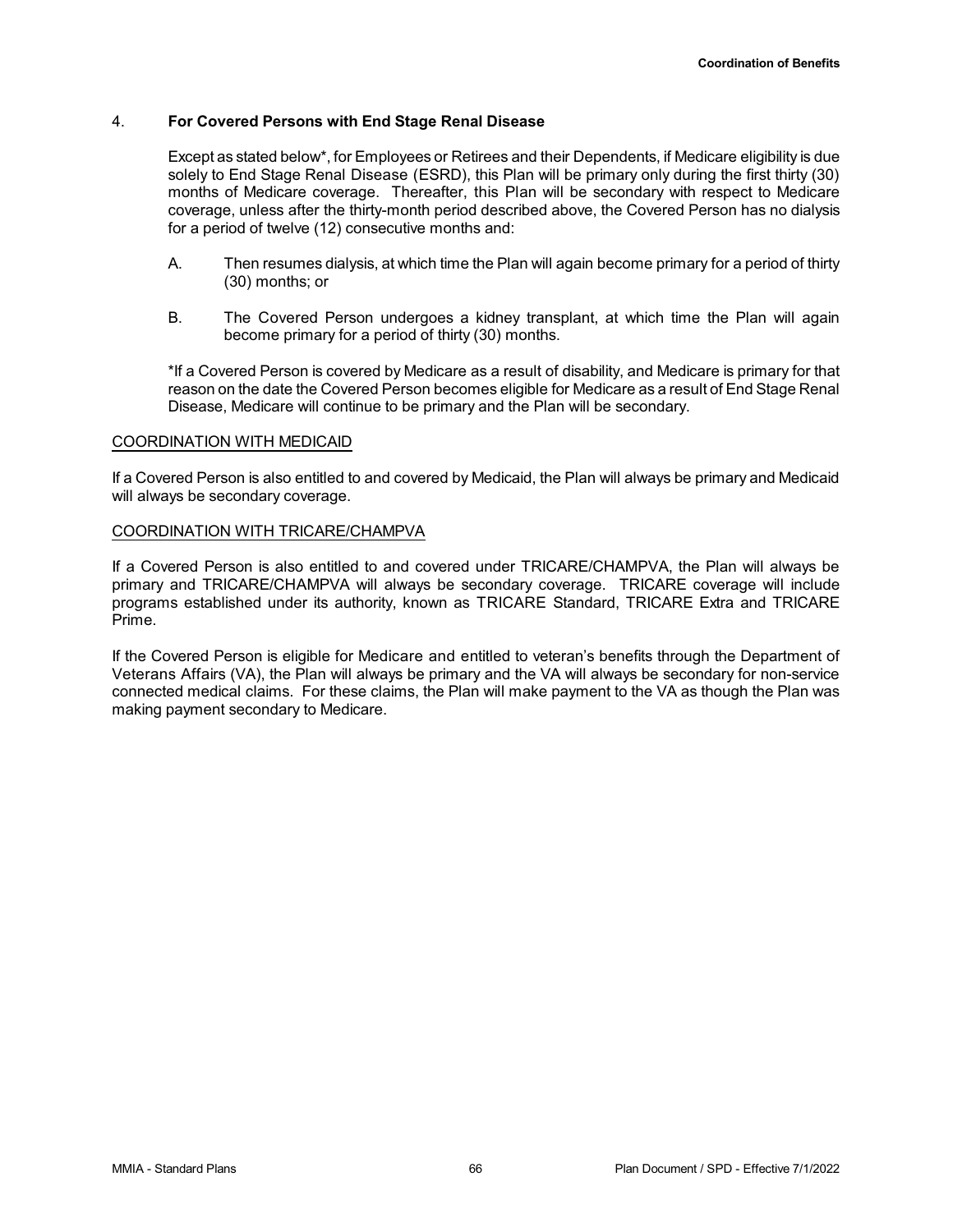4. **For Covered Persons with End Stage Renal Disease**

Except as stated below*, for Employees or Retirees and their Dependents, if Medicare eligibility is due solely to End Stage Renal Disease (ESRD), this Plan will be primary only during the first thirty (30) months of Medicare coverage. Thereafter, this Plan will be secondary with respect to Medicare coverage, unless after the thirty-month period described above, the Covered Person has no dialysis for a period of twelve (12) consecutive months and:

A. Then resumes dialysis, at which time the Plan will again become primary for a period of thirty (30) months; or

B. The Covered Person undergoes a kidney transplant, at which time the Plan will again become primary for a period of thirty (30) months.

*If a Covered Person is covered by Medicare as a result of disability, and Medicare is primary for that reason on the date the Covered Person becomes eligible for Medicare as a result of End Stage Renal Disease, Medicare will continue to be primary and the Plan will be secondary.

<u>COORDINATION WITH MEDICAID</u>

If a Covered Person is also entitled to and covered by Medicaid, the Plan will always be primary and Medicaid will always be secondary coverage.

<u>COORDINATION WITH TRICARE/CHAMPVA</u>

If a Covered Person is also entitled to and covered under TRICARE/CHAMPVA, the Plan will always be primary and TRICARE/CHAMPVA will always be secondary coverage. TRICARE coverage will include programs established under its authority, known as TRICARE Standard, TRICARE Extra and TRICARE Prime.

If the Covered Person is eligible for Medicare and entitled to veteran's benefits through the Department of Veterans Affairs (VA), the Plan will always be primary and the VA will always be secondary for non-service connected medical claims. For these claims, the Plan will make payment to the VA as though the Plan was making payment secondary to Medicare.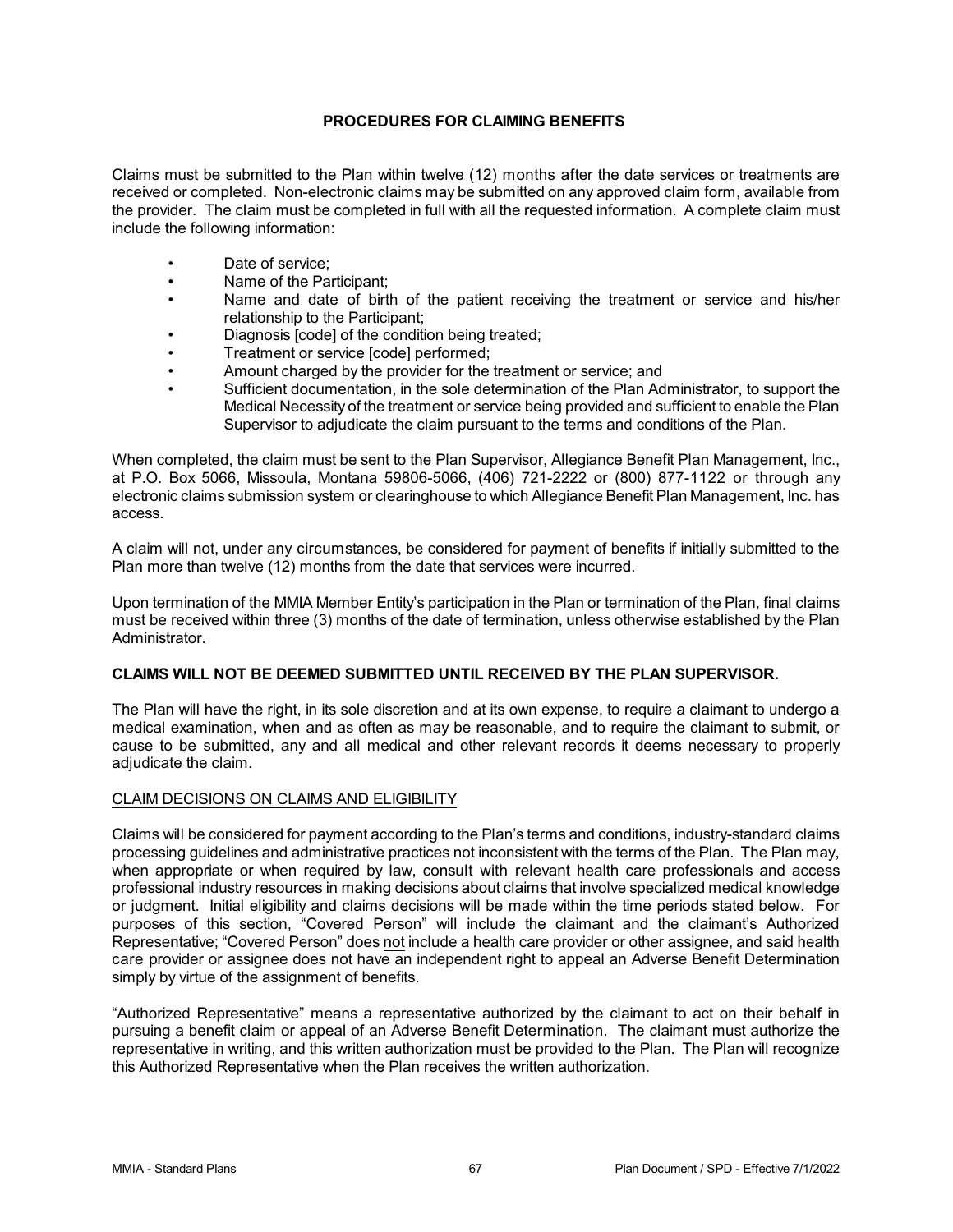## PROCEDURES FOR CLAIMING BENEFITS

Claims must be submitted to the Plan within twelve (12) months after the date services or treatments are received or completed. Non-electronic claims may be submitted on any approved claim form, available from the provider. The claim must be completed in full with all the requested information. A complete claim must include the following information:

- Date of service;
- Name of the Participant;
- Name and date of birth of the patient receiving the treatment or service and his/her relationship to the Participant;
- Diagnosis [code] of the condition being treated;
- Treatment or service [code] performed;
- Amount charged by the provider for the treatment or service; and
- Sufficient documentation, in the sole determination of the Plan Administrator, to support the Medical Necessity of the treatment or service being provided and sufficient to enable the Plan Supervisor to adjudicate the claim pursuant to the terms and conditions of the Plan.

When completed, the claim must be sent to the Plan Supervisor, Allegiance Benefit Plan Management, Inc., at P.O. Box 5066, Missoula, Montana 59806-5066, (406) 721-2222 or (800) 877-1122 or through any electronic claims submission system or clearinghouse to which Allegiance Benefit Plan Management, Inc. has access.

A claim will not, under any circumstances, be considered for payment of benefits if initially submitted to the Plan more than twelve (12) months from the date that services were incurred.

Upon termination of the MMIA Member Entity's participation in the Plan or termination of the Plan, final claims must be received within three (3) months of the date of termination, unless otherwise established by the Plan Administrator.

**CLAIMS WILL NOT BE DEEMED SUBMITTED UNTIL RECEIVED BY THE PLAN SUPERVISOR.**

The Plan will have the right, in its sole discretion and at its own expense, to require a claimant to undergo a medical examination, when and as often as may be reasonable, and to require the claimant to submit, or cause to be submitted, any and all medical and other relevant records it deems necessary to properly adjudicate the claim.

### CLAIM DECISIONS ON CLAIMS AND ELIGIBILITY

Claims will be considered for payment according to the Plan's terms and conditions, industry-standard claims processing guidelines and administrative practices not inconsistent with the terms of the Plan. The Plan may, when appropriate or when required by law, consult with relevant health care professionals and access professional industry resources in making decisions about claims that involve specialized medical knowledge or judgment. Initial eligibility and claims decisions will be made within the time periods stated below. For purposes of this section, "Covered Person" will include the claimant and the claimant's Authorized Representative; "Covered Person" does not include a health care provider or other assignee, and said health care provider or assignee does not have an independent right to appeal an Adverse Benefit Determination simply by virtue of the assignment of benefits.

"Authorized Representative" means a representative authorized by the claimant to act on their behalf in pursuing a benefit claim or appeal of an Adverse Benefit Determination. The claimant must authorize the representative in writing, and this written authorization must be provided to the Plan. The Plan will recognize this Authorized Representative when the Plan receives the written authorization.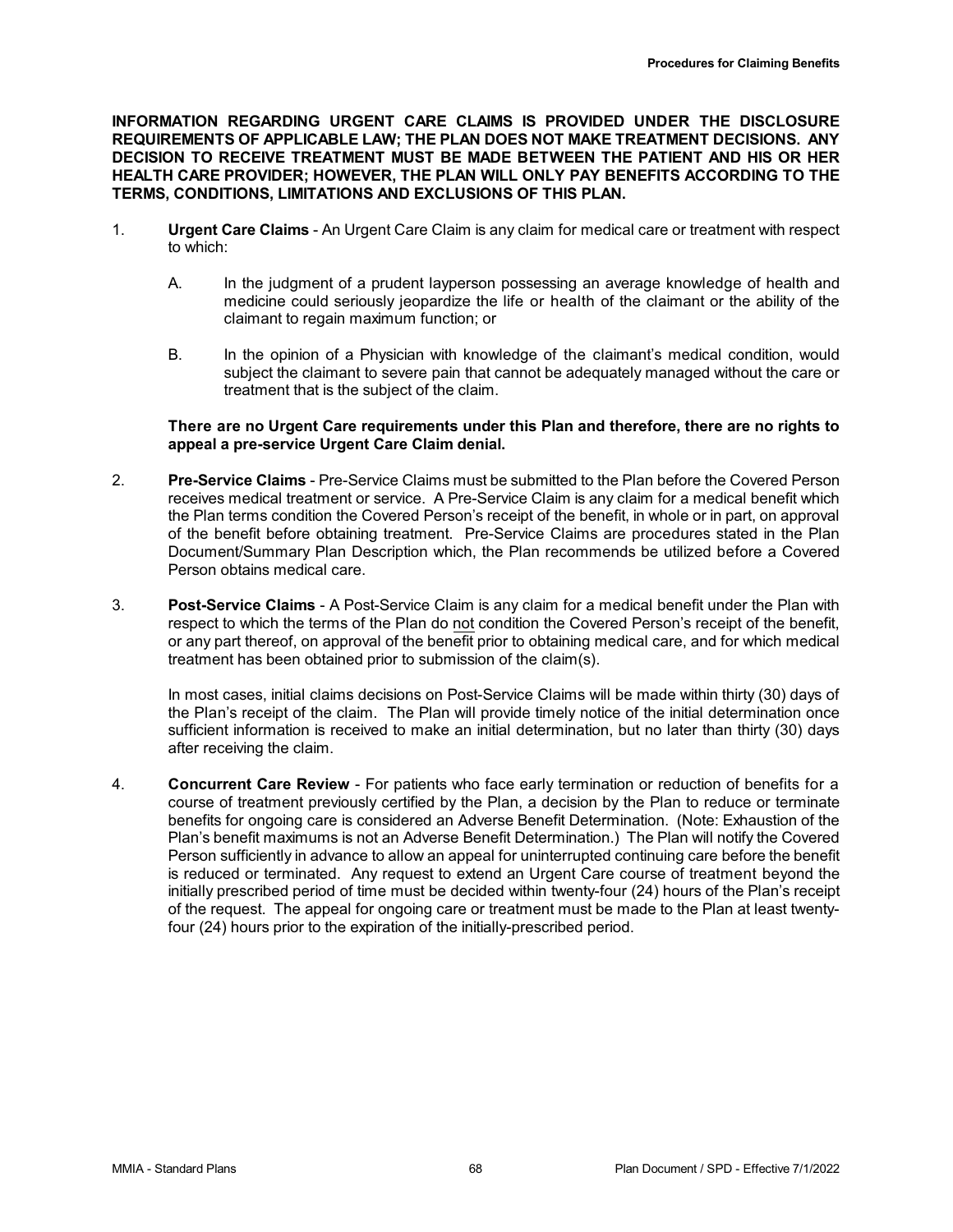**INFORMATION REGARDING URGENT CARE CLAIMS IS PROVIDED UNDER THE DISCLOSURE REQUIREMENTS OF APPLICABLE LAW; THE PLAN DOES NOT MAKE TREATMENT DECISIONS. ANY DECISION TO RECEIVE TREATMENT MUST BE MADE BETWEEN THE PATIENT AND HIS OR HER HEALTH CARE PROVIDER; HOWEVER, THE PLAN WILL ONLY PAY BENEFITS ACCORDING TO THE TERMS, CONDITIONS, LIMITATIONS AND EXCLUSIONS OF THIS PLAN.**

1. **Urgent Care Claims** - An Urgent Care Claim is any claim for medical care or treatment with respect to which:

   A. In the judgment of a prudent layperson possessing an average knowledge of health and medicine could seriously jeopardize the life or health of the claimant or the ability of the claimant to regain maximum function; or

   B. In the opinion of a Physician with knowledge of the claimant's medical condition, would subject the claimant to severe pain that cannot be adequately managed without the care or treatment that is the subject of the claim.

   **There are no Urgent Care requirements under this Plan and therefore, there are no rights to appeal a pre-service Urgent Care Claim denial.**

2. **Pre-Service Claims** - Pre-Service Claims must be submitted to the Plan before the Covered Person receives medical treatment or service. A Pre-Service Claim is any claim for a medical benefit which the Plan terms condition the Covered Person's receipt of the benefit, in whole or in part, on approval of the benefit before obtaining treatment. Pre-Service Claims are procedures stated in the Plan Document/Summary Plan Description which, the Plan recommends be utilized before a Covered Person obtains medical care.

3. **Post-Service Claims** - A Post-Service Claim is any claim for a medical benefit under the Plan with respect to which the terms of the Plan do not condition the Covered Person's receipt of the benefit, or any part thereof, on approval of the benefit prior to obtaining medical care, and for which medical treatment has been obtained prior to submission of the claim(s).

   In most cases, initial claims decisions on Post-Service Claims will be made within thirty (30) days of the Plan's receipt of the claim. The Plan will provide timely notice of the initial determination once sufficient information is received to make an initial determination, but no later than thirty (30) days after receiving the claim.

4. **Concurrent Care Review** - For patients who face early termination or reduction of benefits for a course of treatment previously certified by the Plan, a decision by the Plan to reduce or terminate benefits for ongoing care is considered an Adverse Benefit Determination. (Note: Exhaustion of the Plan's benefit maximums is not an Adverse Benefit Determination.) The Plan will notify the Covered Person sufficiently in advance to allow an appeal for uninterrupted continuing care before the benefit is reduced or terminated. Any request to extend an Urgent Care course of treatment beyond the initially prescribed period of time must be decided within twenty-four (24) hours of the Plan's receipt of the request. The appeal for ongoing care or treatment must be made to the Plan at least twenty-four (24) hours prior to the expiration of the initially-prescribed period.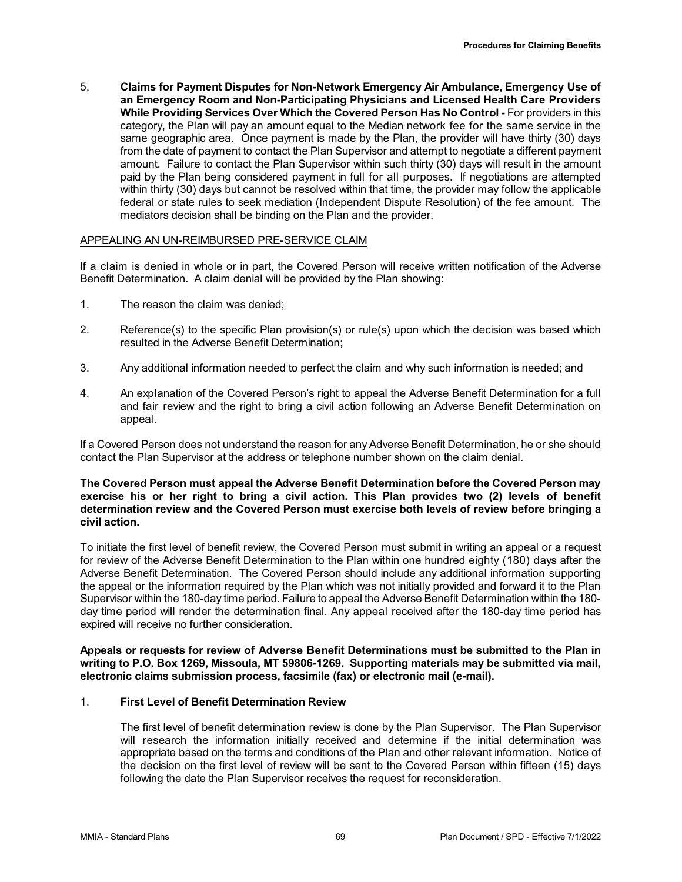5. **Claims for Payment Disputes for Non-Network Emergency Air Ambulance, Emergency Use of an Emergency Room and Non-Participating Physicians and Licensed Health Care Providers While Providing Services Over Which the Covered Person Has No Control -** For providers in this category, the Plan will pay an amount equal to the Median network fee for the same service in the same geographic area. Once payment is made by the Plan, the provider will have thirty (30) days from the date of payment to contact the Plan Supervisor and attempt to negotiate a different payment amount. Failure to contact the Plan Supervisor within such thirty (30) days will result in the amount paid by the Plan being considered payment in full for all purposes. If negotiations are attempted within thirty (30) days but cannot be resolved within that time, the provider may follow the applicable federal or state rules to seek mediation (Independent Dispute Resolution) of the fee amount. The mediators decision shall be binding on the Plan and the provider.

APPEALING AN UN-REIMBURSED PRE-SERVICE CLAIM

If a claim is denied in whole or in part, the Covered Person will receive written notification of the Adverse Benefit Determination. A claim denial will be provided by the Plan showing:

1. The reason the claim was denied;
2. Reference(s) to the specific Plan provision(s) or rule(s) upon which the decision was based which resulted in the Adverse Benefit Determination;
3. Any additional information needed to perfect the claim and why such information is needed; and
4. An explanation of the Covered Person's right to appeal the Adverse Benefit Determination for a full and fair review and the right to bring a civil action following an Adverse Benefit Determination on appeal.

If a Covered Person does not understand the reason for any Adverse Benefit Determination, he or she should contact the Plan Supervisor at the address or telephone number shown on the claim denial.

**The Covered Person must appeal the Adverse Benefit Determination before the Covered Person may exercise his or her right to bring a civil action. This Plan provides two (2) levels of benefit determination review and the Covered Person must exercise both levels of review before bringing a civil action.**

To initiate the first level of benefit review, the Covered Person must submit in writing an appeal or a request for review of the Adverse Benefit Determination to the Plan within one hundred eighty (180) days after the Adverse Benefit Determination. The Covered Person should include any additional information supporting the appeal or the information required by the Plan which was not initially provided and forward it to the Plan Supervisor within the 180-day time period. Failure to appeal the Adverse Benefit Determination within the 180-day time period will render the determination final. Any appeal received after the 180-day time period has expired will receive no further consideration.

**Appeals or requests for review of Adverse Benefit Determinations must be submitted to the Plan in writing to P.O. Box 1269, Missoula, MT 59806-1269. Supporting materials may be submitted via mail, electronic claims submission process, facsimile (fax) or electronic mail (e-mail).**

1. **First Level of Benefit Determination Review**

   The first level of benefit determination review is done by the Plan Supervisor. The Plan Supervisor will research the information initially received and determine if the initial determination was appropriate based on the terms and conditions of the Plan and other relevant information. Notice of the decision on the first level of review will be sent to the Covered Person within fifteen (15) days following the date the Plan Supervisor receives the request for reconsideration.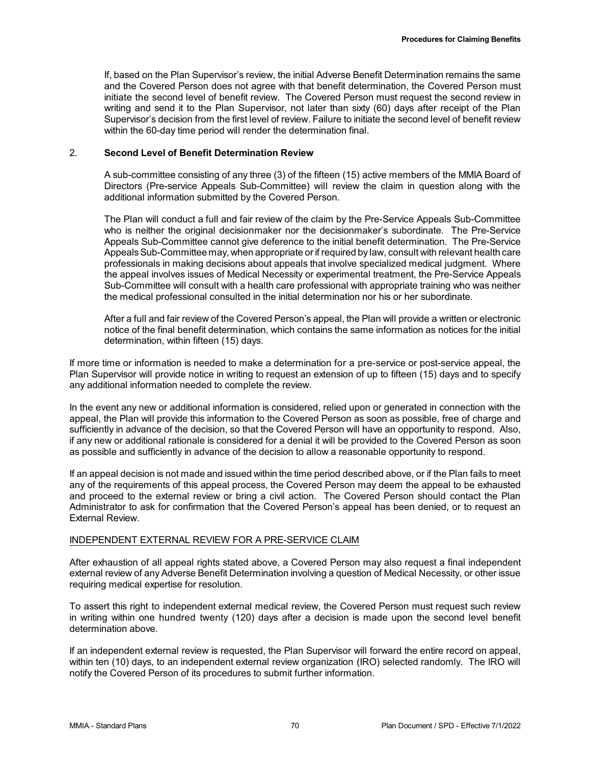If, based on the Plan Supervisor's review, the initial Adverse Benefit Determination remains the same and the Covered Person does not agree with that benefit determination, the Covered Person must initiate the second level of benefit review. The Covered Person must request the second review in writing and send it to the Plan Supervisor, not later than sixty (60) days after receipt of the Plan Supervisor's decision from the first level of review. Failure to initiate the second level of benefit review within the 60-day time period will render the determination final.

2. **Second Level of Benefit Determination Review**

   A sub-committee consisting of any three (3) of the fifteen (15) active members of the MMIA Board of Directors (Pre-service Appeals Sub-Committee) will review the claim in question along with the additional information submitted by the Covered Person.

   The Plan will conduct a full and fair review of the claim by the Pre-Service Appeals Sub-Committee who is neither the original decisionmaker nor the decisionmaker's subordinate. The Pre-Service Appeals Sub-Committee cannot give deference to the initial benefit determination. The Pre-Service Appeals Sub-Committee may, when appropriate or if required by law, consult with relevant health care professionals in making decisions about appeals that involve specialized medical judgment. Where the appeal involves issues of Medical Necessity or experimental treatment, the Pre-Service Appeals Sub-Committee will consult with a health care professional with appropriate training who was neither the medical professional consulted in the initial determination nor his or her subordinate.

   After a full and fair review of the Covered Person's appeal, the Plan will provide a written or electronic notice of the final benefit determination, which contains the same information as notices for the initial determination, within fifteen (15) days.

If more time or information is needed to make a determination for a pre-service or post-service appeal, the Plan Supervisor will provide notice in writing to request an extension of up to fifteen (15) days and to specify any additional information needed to complete the review.

In the event any new or additional information is considered, relied upon or generated in connection with the appeal, the Plan will provide this information to the Covered Person as soon as possible, free of charge and sufficiently in advance of the decision, so that the Covered Person will have an opportunity to respond. Also, if any new or additional rationale is considered for a denial it will be provided to the Covered Person as soon as possible and sufficiently in advance of the decision to allow a reasonable opportunity to respond.

If an appeal decision is not made and issued within the time period described above, or if the Plan fails to meet any of the requirements of this appeal process, the Covered Person may deem the appeal to be exhausted and proceed to the external review or bring a civil action. The Covered Person should contact the Plan Administrator to ask for confirmation that the Covered Person's appeal has been denied, or to request an External Review.

INDEPENDENT EXTERNAL REVIEW FOR A PRE-SERVICE CLAIM

After exhaustion of all appeal rights stated above, a Covered Person may also request a final independent external review of any Adverse Benefit Determination involving a question of Medical Necessity, or other issue requiring medical expertise for resolution.

To assert this right to independent external medical review, the Covered Person must request such review in writing within one hundred twenty (120) days after a decision is made upon the second level benefit determination above.

If an independent external review is requested, the Plan Supervisor will forward the entire record on appeal, within ten (10) days, to an independent external review organization (IRO) selected randomly. The IRO will notify the Covered Person of its procedures to submit further information.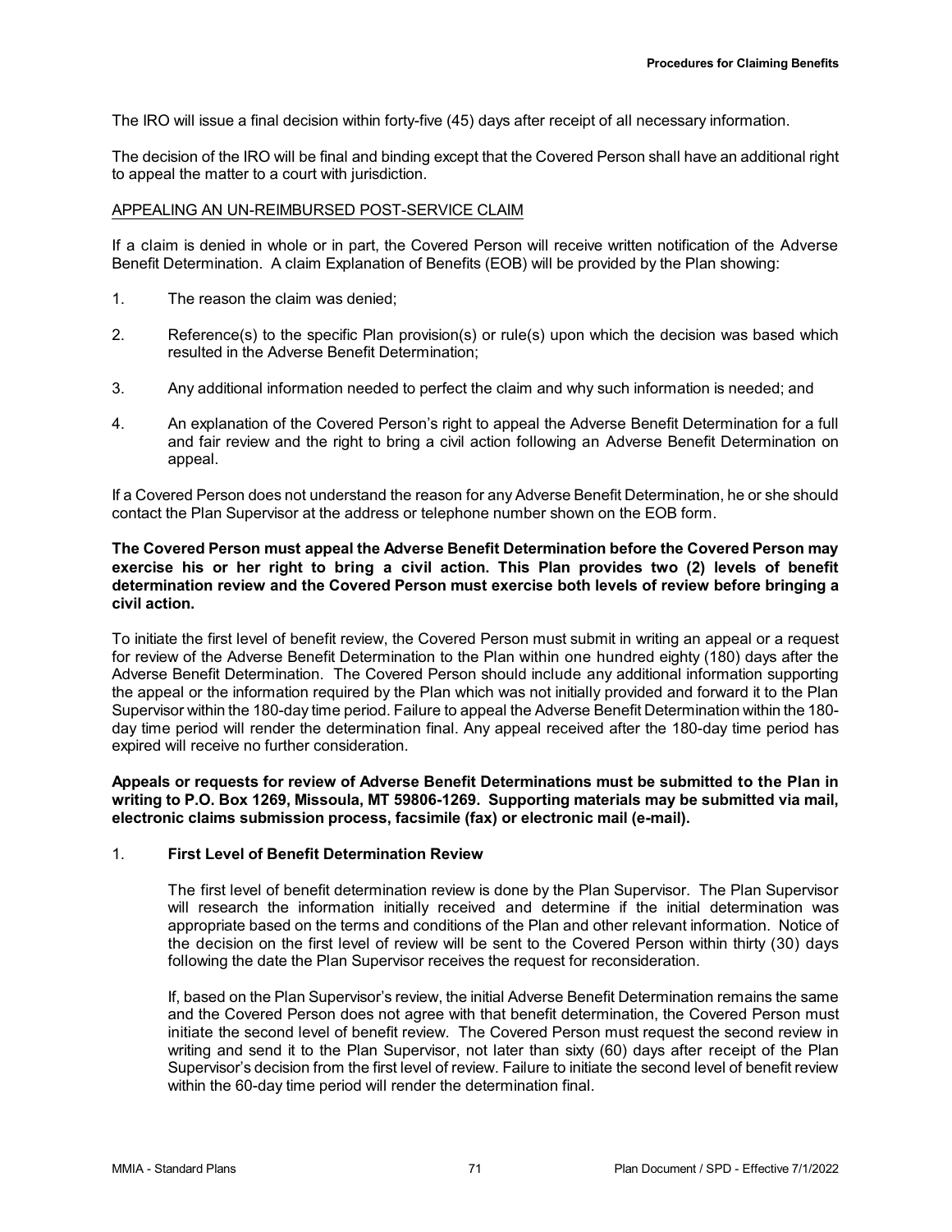The IRO will issue a final decision within forty-five (45) days after receipt of all necessary information.

The decision of the IRO will be final and binding except that the Covered Person shall have an additional right to appeal the matter to a court with jurisdiction.

APPEALING AN UN-REIMBURSED POST-SERVICE CLAIM

If a claim is denied in whole or in part, the Covered Person will receive written notification of the Adverse Benefit Determination. A claim Explanation of Benefits (EOB) will be provided by the Plan showing:

1. The reason the claim was denied;

2. Reference(s) to the specific Plan provision(s) or rule(s) upon which the decision was based which resulted in the Adverse Benefit Determination;

3. Any additional information needed to perfect the claim and why such information is needed; and

4. An explanation of the Covered Person's right to appeal the Adverse Benefit Determination for a full and fair review and the right to bring a civil action following an Adverse Benefit Determination on appeal.

If a Covered Person does not understand the reason for any Adverse Benefit Determination, he or she should contact the Plan Supervisor at the address or telephone number shown on the EOB form.

**The Covered Person must appeal the Adverse Benefit Determination before the Covered Person may exercise his or her right to bring a civil action. This Plan provides two (2) levels of benefit determination review and the Covered Person must exercise both levels of review before bringing a civil action.**

To initiate the first level of benefit review, the Covered Person must submit in writing an appeal or a request for review of the Adverse Benefit Determination to the Plan within one hundred eighty (180) days after the Adverse Benefit Determination. The Covered Person should include any additional information supporting the appeal or the information required by the Plan which was not initially provided and forward it to the Plan Supervisor within the 180-day time period. Failure to appeal the Adverse Benefit Determination within the 180-day time period will render the determination final. Any appeal received after the 180-day time period has expired will receive no further consideration.

**Appeals or requests for review of Adverse Benefit Determinations must be submitted to the Plan in writing to P.O. Box 1269, Missoula, MT 59806-1269. Supporting materials may be submitted via mail, electronic claims submission process, facsimile (fax) or electronic mail (e-mail).**

1. **First Level of Benefit Determination Review**

   The first level of benefit determination review is done by the Plan Supervisor. The Plan Supervisor will research the information initially received and determine if the initial determination was appropriate based on the terms and conditions of the Plan and other relevant information. Notice of the decision on the first level of review will be sent to the Covered Person within thirty (30) days following the date the Plan Supervisor receives the request for reconsideration.

   If, based on the Plan Supervisor's review, the initial Adverse Benefit Determination remains the same and the Covered Person does not agree with that benefit determination, the Covered Person must initiate the second level of benefit review. The Covered Person must request the second review in writing and send it to the Plan Supervisor, not later than sixty (60) days after receipt of the Plan Supervisor's decision from the first level of review. Failure to initiate the second level of benefit review within the 60-day time period will render the determination final.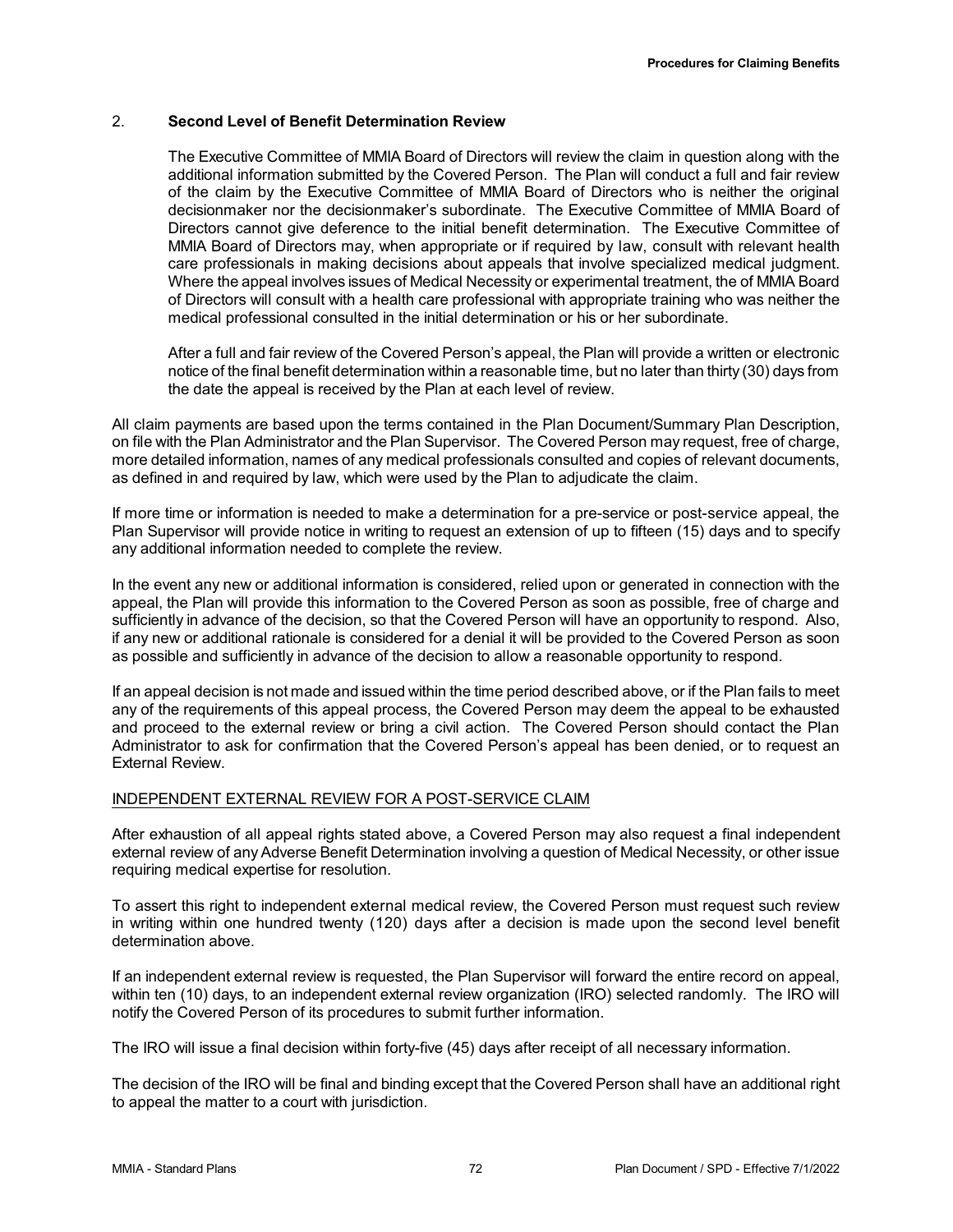2. **Second Level of Benefit Determination Review**

   The Executive Committee of MMIA Board of Directors will review the claim in question along with the additional information submitted by the Covered Person. The Plan will conduct a full and fair review of the claim by the Executive Committee of MMIA Board of Directors who is neither the original decisionmaker nor the decisionmaker's subordinate. The Executive Committee of MMIA Board of Directors cannot give deference to the initial benefit determination. The Executive Committee of MMIA Board of Directors may, when appropriate or if required by law, consult with relevant health care professionals in making decisions about appeals that involve specialized medical judgment. Where the appeal involves issues of Medical Necessity or experimental treatment, the of MMIA Board of Directors will consult with a health care professional with appropriate training who was neither the medical professional consulted in the initial determination or his or her subordinate.

   After a full and fair review of the Covered Person's appeal, the Plan will provide a written or electronic notice of the final benefit determination within a reasonable time, but no later than thirty (30) days from the date the appeal is received by the Plan at each level of review.

All claim payments are based upon the terms contained in the Plan Document/Summary Plan Description, on file with the Plan Administrator and the Plan Supervisor. The Covered Person may request, free of charge, more detailed information, names of any medical professionals consulted and copies of relevant documents, as defined in and required by law, which were used by the Plan to adjudicate the claim.

If more time or information is needed to make a determination for a pre-service or post-service appeal, the Plan Supervisor will provide notice in writing to request an extension of up to fifteen (15) days and to specify any additional information needed to complete the review.

In the event any new or additional information is considered, relied upon or generated in connection with the appeal, the Plan will provide this information to the Covered Person as soon as possible, free of charge and sufficiently in advance of the decision, so that the Covered Person will have an opportunity to respond. Also, if any new or additional rationale is considered for a denial it will be provided to the Covered Person as soon as possible and sufficiently in advance of the decision to allow a reasonable opportunity to respond.

If an appeal decision is not made and issued within the time period described above, or if the Plan fails to meet any of the requirements of this appeal process, the Covered Person may deem the appeal to be exhausted and proceed to the external review or bring a civil action. The Covered Person should contact the Plan Administrator to ask for confirmation that the Covered Person's appeal has been denied, or to request an External Review.

INDEPENDENT EXTERNAL REVIEW FOR A POST-SERVICE CLAIM

After exhaustion of all appeal rights stated above, a Covered Person may also request a final independent external review of any Adverse Benefit Determination involving a question of Medical Necessity, or other issue requiring medical expertise for resolution.

To assert this right to independent external medical review, the Covered Person must request such review in writing within one hundred twenty (120) days after a decision is made upon the second level benefit determination above.

If an independent external review is requested, the Plan Supervisor will forward the entire record on appeal, within ten (10) days, to an independent external review organization (IRO) selected randomly. The IRO will notify the Covered Person of its procedures to submit further information.

The IRO will issue a final decision within forty-five (45) days after receipt of all necessary information.

The decision of the IRO will be final and binding except that the Covered Person shall have an additional right to appeal the matter to a court with jurisdiction.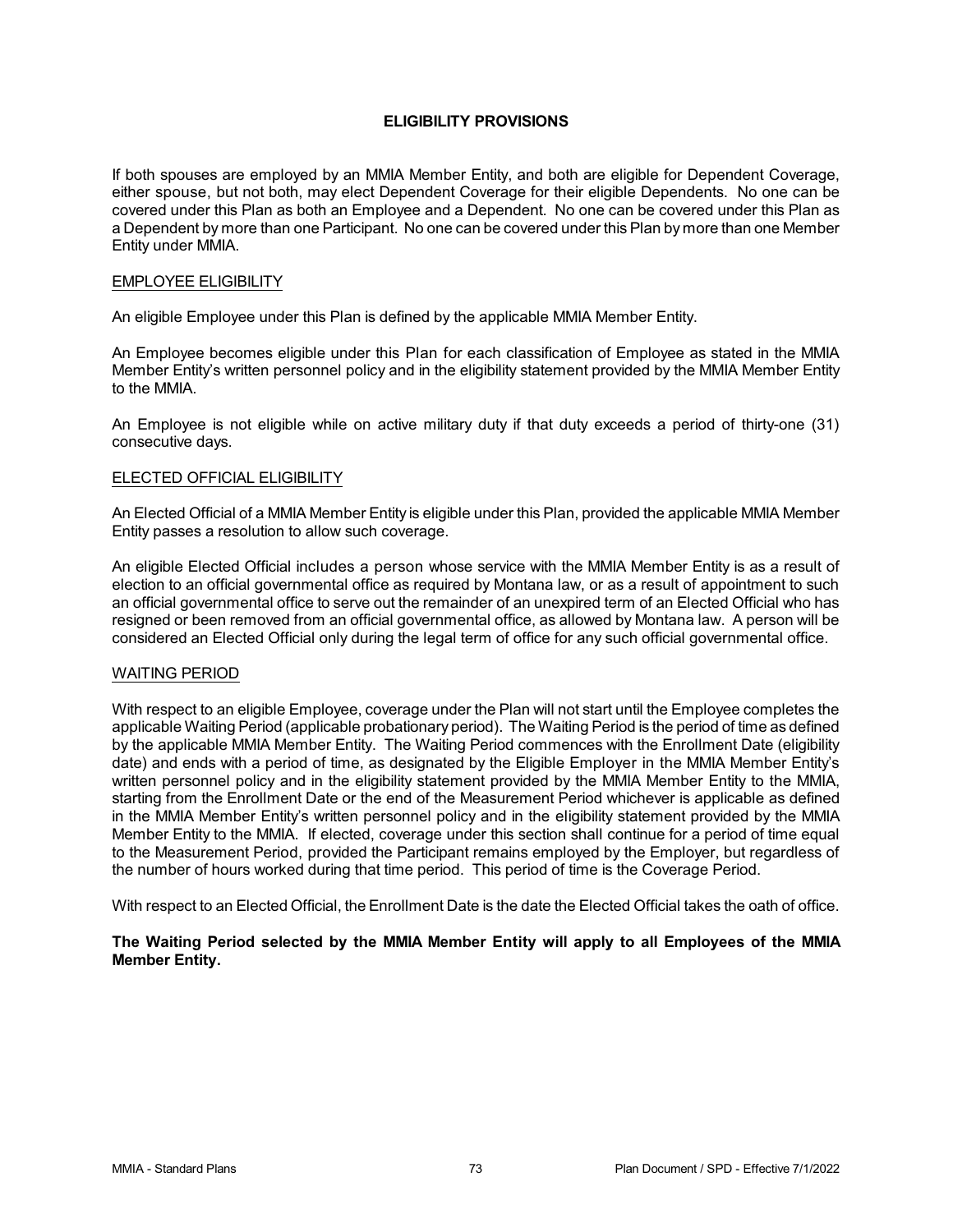## ELIGIBILITY PROVISIONS

If both spouses are employed by an MMIA Member Entity, and both are eligible for Dependent Coverage, either spouse, but not both, may elect Dependent Coverage for their eligible Dependents. No one can be covered under this Plan as both an Employee and a Dependent. No one can be covered under this Plan as a Dependent by more than one Participant. No one can be covered under this Plan by more than one Member Entity under MMIA.

### EMPLOYEE ELIGIBILITY

An eligible Employee under this Plan is defined by the applicable MMIA Member Entity.

An Employee becomes eligible under this Plan for each classification of Employee as stated in the MMIA Member Entity's written personnel policy and in the eligibility statement provided by the MMIA Member Entity to the MMIA.

An Employee is not eligible while on active military duty if that duty exceeds a period of thirty-one (31) consecutive days.

### ELECTED OFFICIAL ELIGIBILITY

An Elected Official of a MMIA Member Entity is eligible under this Plan, provided the applicable MMIA Member Entity passes a resolution to allow such coverage.

An eligible Elected Official includes a person whose service with the MMIA Member Entity is as a result of election to an official governmental office as required by Montana law, or as a result of appointment to such an official governmental office to serve out the remainder of an unexpired term of an Elected Official who has resigned or been removed from an official governmental office, as allowed by Montana law. A person will be considered an Elected Official only during the legal term of office for any such official governmental office.

### WAITING PERIOD

With respect to an eligible Employee, coverage under the Plan will not start until the Employee completes the applicable Waiting Period (applicable probationary period). The Waiting Period is the period of time as defined by the applicable MMIA Member Entity. The Waiting Period commences with the Enrollment Date (eligibility date) and ends with a period of time, as designated by the Eligible Employer in the MMIA Member Entity's written personnel policy and in the eligibility statement provided by the MMIA Member Entity to the MMIA, starting from the Enrollment Date or the end of the Measurement Period whichever is applicable as defined in the MMIA Member Entity's written personnel policy and in the eligibility statement provided by the MMIA Member Entity to the MMIA. If elected, coverage under this section shall continue for a period of time equal to the Measurement Period, provided the Participant remains employed by the Employer, but regardless of the number of hours worked during that time period. This period of time is the Coverage Period.

With respect to an Elected Official, the Enrollment Date is the date the Elected Official takes the oath of office.

**The Waiting Period selected by the MMIA Member Entity will apply to all Employees of the MMIA Member Entity.**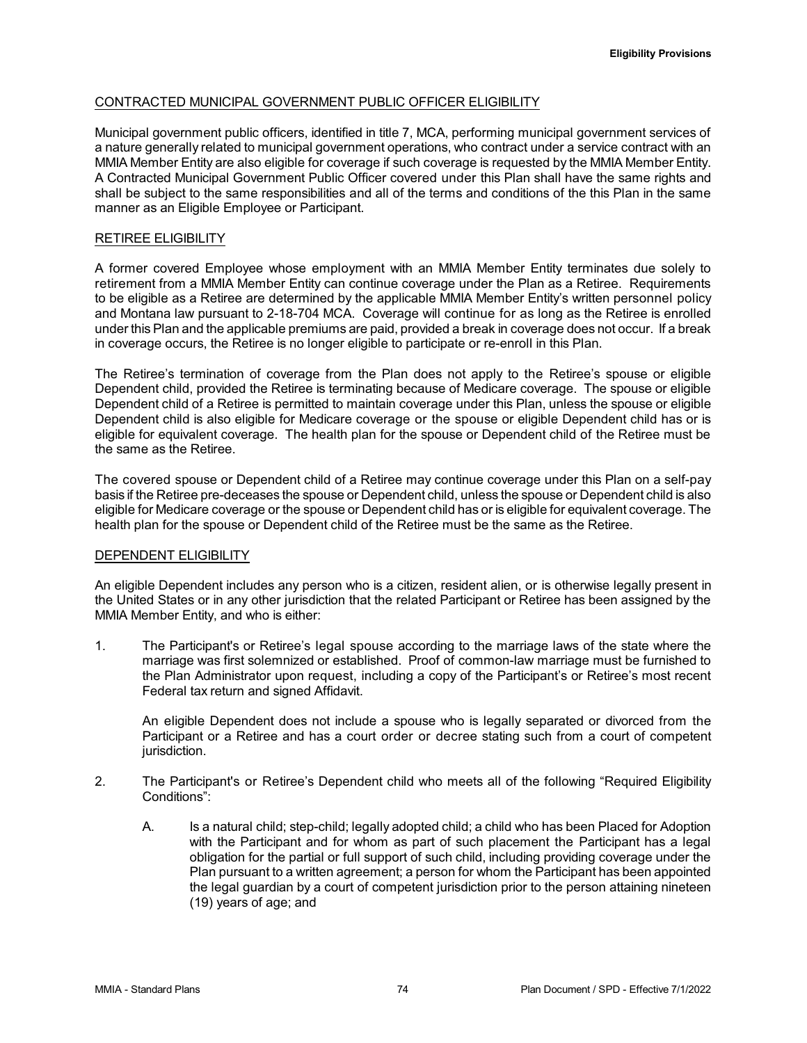## CONTRACTED MUNICIPAL GOVERNMENT PUBLIC OFFICER ELIGIBILITY

Municipal government public officers, identified in title 7, MCA, performing municipal government services of a nature generally related to municipal government operations, who contract under a service contract with an MMIA Member Entity are also eligible for coverage if such coverage is requested by the MMIA Member Entity. A Contracted Municipal Government Public Officer covered under this Plan shall have the same rights and shall be subject to the same responsibilities and all of the terms and conditions of the this Plan in the same manner as an Eligible Employee or Participant.

## RETIREE ELIGIBILITY

A former covered Employee whose employment with an MMIA Member Entity terminates due solely to retirement from a MMIA Member Entity can continue coverage under the Plan as a Retiree. Requirements to be eligible as a Retiree are determined by the applicable MMIA Member Entity's written personnel policy and Montana law pursuant to 2-18-704 MCA. Coverage will continue for as long as the Retiree is enrolled under this Plan and the applicable premiums are paid, provided a break in coverage does not occur. If a break in coverage occurs, the Retiree is no longer eligible to participate or re-enroll in this Plan.

The Retiree's termination of coverage from the Plan does not apply to the Retiree's spouse or eligible Dependent child, provided the Retiree is terminating because of Medicare coverage. The spouse or eligible Dependent child of a Retiree is permitted to maintain coverage under this Plan, unless the spouse or eligible Dependent child is also eligible for Medicare coverage or the spouse or eligible Dependent child has or is eligible for equivalent coverage. The health plan for the spouse or Dependent child of the Retiree must be the same as the Retiree.

The covered spouse or Dependent child of a Retiree may continue coverage under this Plan on a self-pay basis if the Retiree pre-deceases the spouse or Dependent child, unless the spouse or Dependent child is also eligible for Medicare coverage or the spouse or Dependent child has or is eligible for equivalent coverage. The health plan for the spouse or Dependent child of the Retiree must be the same as the Retiree.

## DEPENDENT ELIGIBILITY

An eligible Dependent includes any person who is a citizen, resident alien, or is otherwise legally present in the United States or in any other jurisdiction that the related Participant or Retiree has been assigned by the MMIA Member Entity, and who is either:

1. The Participant's or Retiree's legal spouse according to the marriage laws of the state where the marriage was first solemnized or established. Proof of common-law marriage must be furnished to the Plan Administrator upon request, including a copy of the Participant's or Retiree's most recent Federal tax return and signed Affidavit.

   An eligible Dependent does not include a spouse who is legally separated or divorced from the Participant or a Retiree and has a court order or decree stating such from a court of competent jurisdiction.

2. The Participant's or Retiree's Dependent child who meets all of the following "Required Eligibility Conditions":

   A. Is a natural child; step-child; legally adopted child; a child who has been Placed for Adoption with the Participant and for whom as part of such placement the Participant has a legal obligation for the partial or full support of such child, including providing coverage under the Plan pursuant to a written agreement; a person for whom the Participant has been appointed the legal guardian by a court of competent jurisdiction prior to the person attaining nineteen (19) years of age; and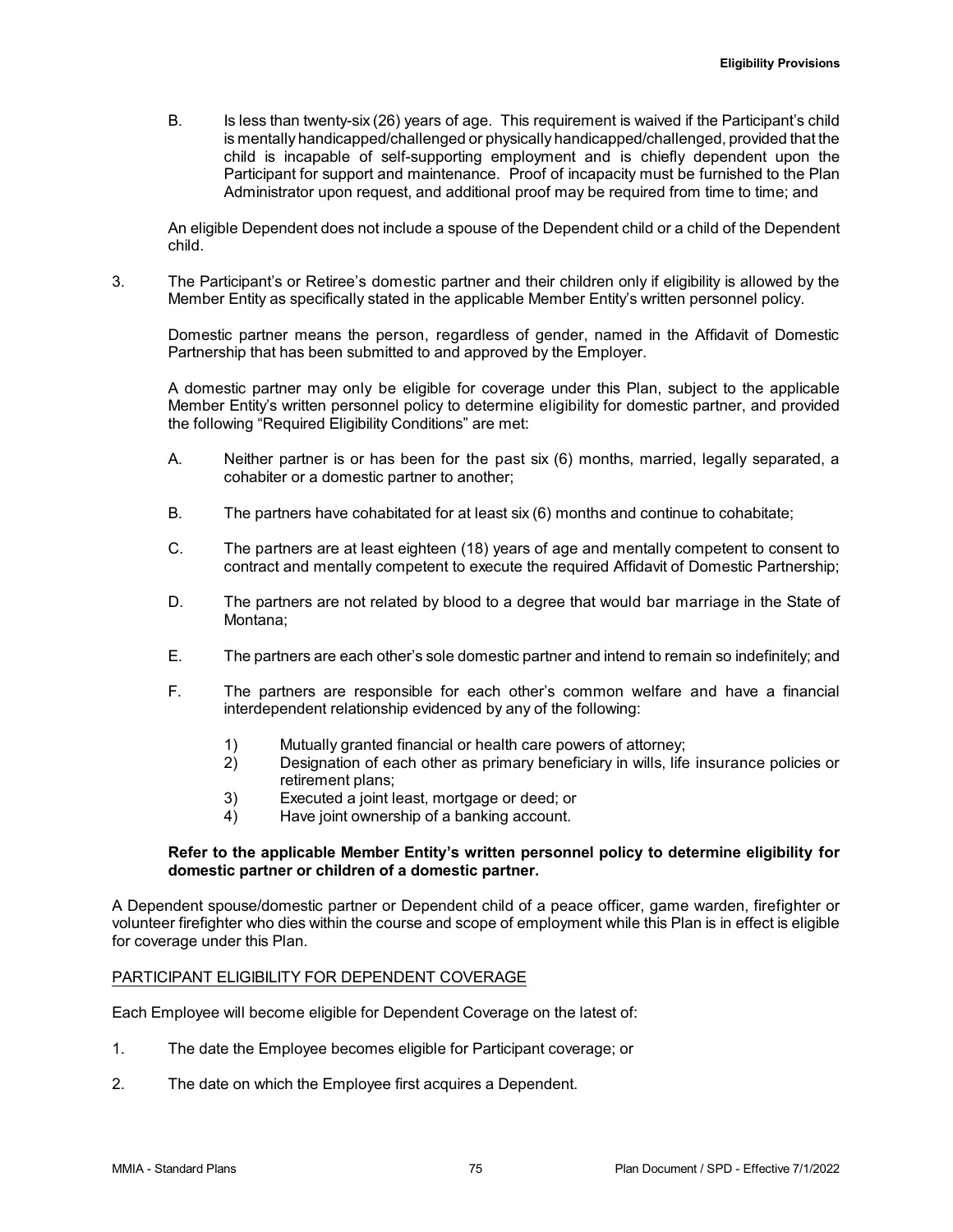B. Is less than twenty-six (26) years of age. This requirement is waived if the Participant's child is mentally handicapped/challenged or physically handicapped/challenged, provided that the child is incapable of self-supporting employment and is chiefly dependent upon the Participant for support and maintenance. Proof of incapacity must be furnished to the Plan Administrator upon request, and additional proof may be required from time to time; and

An eligible Dependent does not include a spouse of the Dependent child or a child of the Dependent child.

3. The Participant's or Retiree's domestic partner and their children only if eligibility is allowed by the Member Entity as specifically stated in the applicable Member Entity's written personnel policy.

   Domestic partner means the person, regardless of gender, named in the Affidavit of Domestic Partnership that has been submitted to and approved by the Employer.

   A domestic partner may only be eligible for coverage under this Plan, subject to the applicable Member Entity's written personnel policy to determine eligibility for domestic partner, and provided the following "Required Eligibility Conditions" are met:

   A. Neither partner is or has been for the past six (6) months, married, legally separated, a cohabiter or a domestic partner to another;

   B. The partners have cohabitated for at least six (6) months and continue to cohabitate;

   C. The partners are at least eighteen (18) years of age and mentally competent to consent to contract and mentally competent to execute the required Affidavit of Domestic Partnership;

   D. The partners are not related by blood to a degree that would bar marriage in the State of Montana;

   E. The partners are each other's sole domestic partner and intend to remain so indefinitely; and

   F. The partners are responsible for each other's common welfare and have a financial interdependent relationship evidenced by any of the following:

      1) Mutually granted financial or health care powers of attorney;
      2) Designation of each other as primary beneficiary in wills, life insurance policies or retirement plans;
      3) Executed a joint least, mortgage or deed; or
      4) Have joint ownership of a banking account.

   **Refer to the applicable Member Entity's written personnel policy to determine eligibility for domestic partner or children of a domestic partner.**

A Dependent spouse/domestic partner or Dependent child of a peace officer, game warden, firefighter or volunteer firefighter who dies within the course and scope of employment while this Plan is in effect is eligible for coverage under this Plan.

PARTICIPANT ELIGIBILITY FOR DEPENDENT COVERAGE

Each Employee will become eligible for Dependent Coverage on the latest of:

1. The date the Employee becomes eligible for Participant coverage; or

2. The date on which the Employee first acquires a Dependent.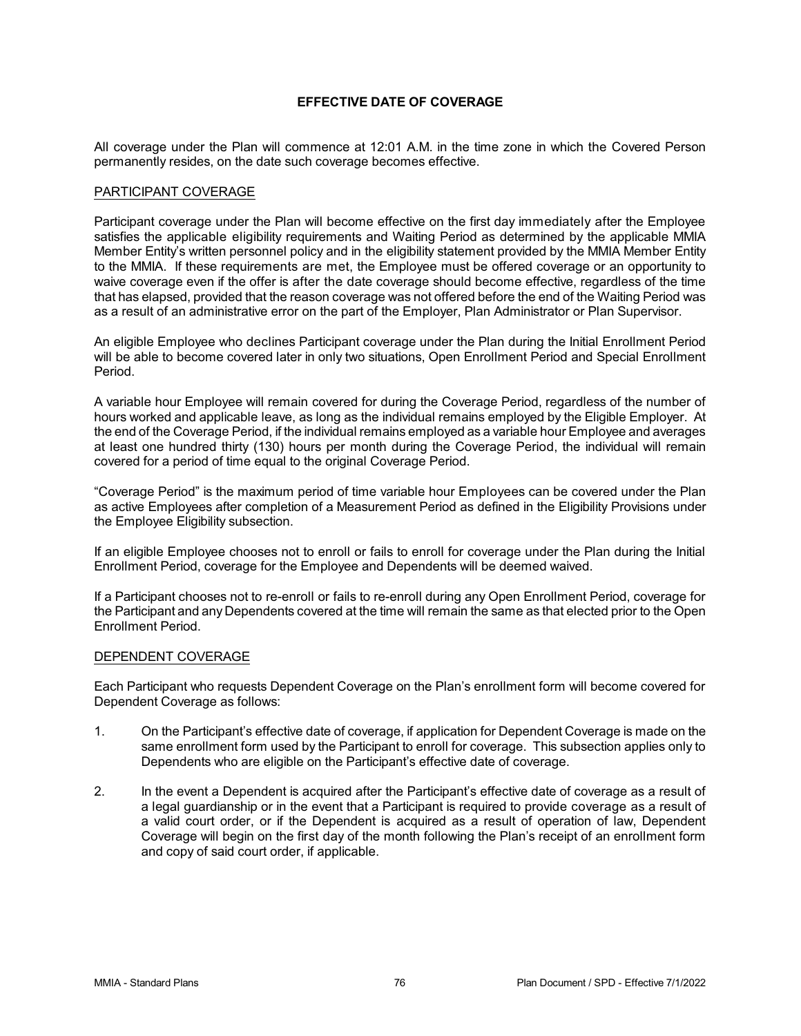# EFFECTIVE DATE OF COVERAGE

All coverage under the Plan will commence at 12:01 A.M. in the time zone in which the Covered Person permanently resides, on the date such coverage becomes effective.

## PARTICIPANT COVERAGE

Participant coverage under the Plan will become effective on the first day immediately after the Employee satisfies the applicable eligibility requirements and Waiting Period as determined by the applicable MMIA Member Entity's written personnel policy and in the eligibility statement provided by the MMIA Member Entity to the MMIA. If these requirements are met, the Employee must be offered coverage or an opportunity to waive coverage even if the offer is after the date coverage should become effective, regardless of the time that has elapsed, provided that the reason coverage was not offered before the end of the Waiting Period was as a result of an administrative error on the part of the Employer, Plan Administrator or Plan Supervisor.

An eligible Employee who declines Participant coverage under the Plan during the Initial Enrollment Period will be able to become covered later in only two situations, Open Enrollment Period and Special Enrollment Period.

A variable hour Employee will remain covered for during the Coverage Period, regardless of the number of hours worked and applicable leave, as long as the individual remains employed by the Eligible Employer. At the end of the Coverage Period, if the individual remains employed as a variable hour Employee and averages at least one hundred thirty (130) hours per month during the Coverage Period, the individual will remain covered for a period of time equal to the original Coverage Period.

"Coverage Period" is the maximum period of time variable hour Employees can be covered under the Plan as active Employees after completion of a Measurement Period as defined in the Eligibility Provisions under the Employee Eligibility subsection.

If an eligible Employee chooses not to enroll or fails to enroll for coverage under the Plan during the Initial Enrollment Period, coverage for the Employee and Dependents will be deemed waived.

If a Participant chooses not to re-enroll or fails to re-enroll during any Open Enrollment Period, coverage for the Participant and any Dependents covered at the time will remain the same as that elected prior to the Open Enrollment Period.

## DEPENDENT COVERAGE

Each Participant who requests Dependent Coverage on the Plan's enrollment form will become covered for Dependent Coverage as follows:

1. On the Participant's effective date of coverage, if application for Dependent Coverage is made on the same enrollment form used by the Participant to enroll for coverage. This subsection applies only to Dependents who are eligible on the Participant's effective date of coverage.

2. In the event a Dependent is acquired after the Participant's effective date of coverage as a result of a legal guardianship or in the event that a Participant is required to provide coverage as a result of a valid court order, or if the Dependent is acquired as a result of operation of law, Dependent Coverage will begin on the first day of the month following the Plan's receipt of an enrollment form and copy of said court order, if applicable.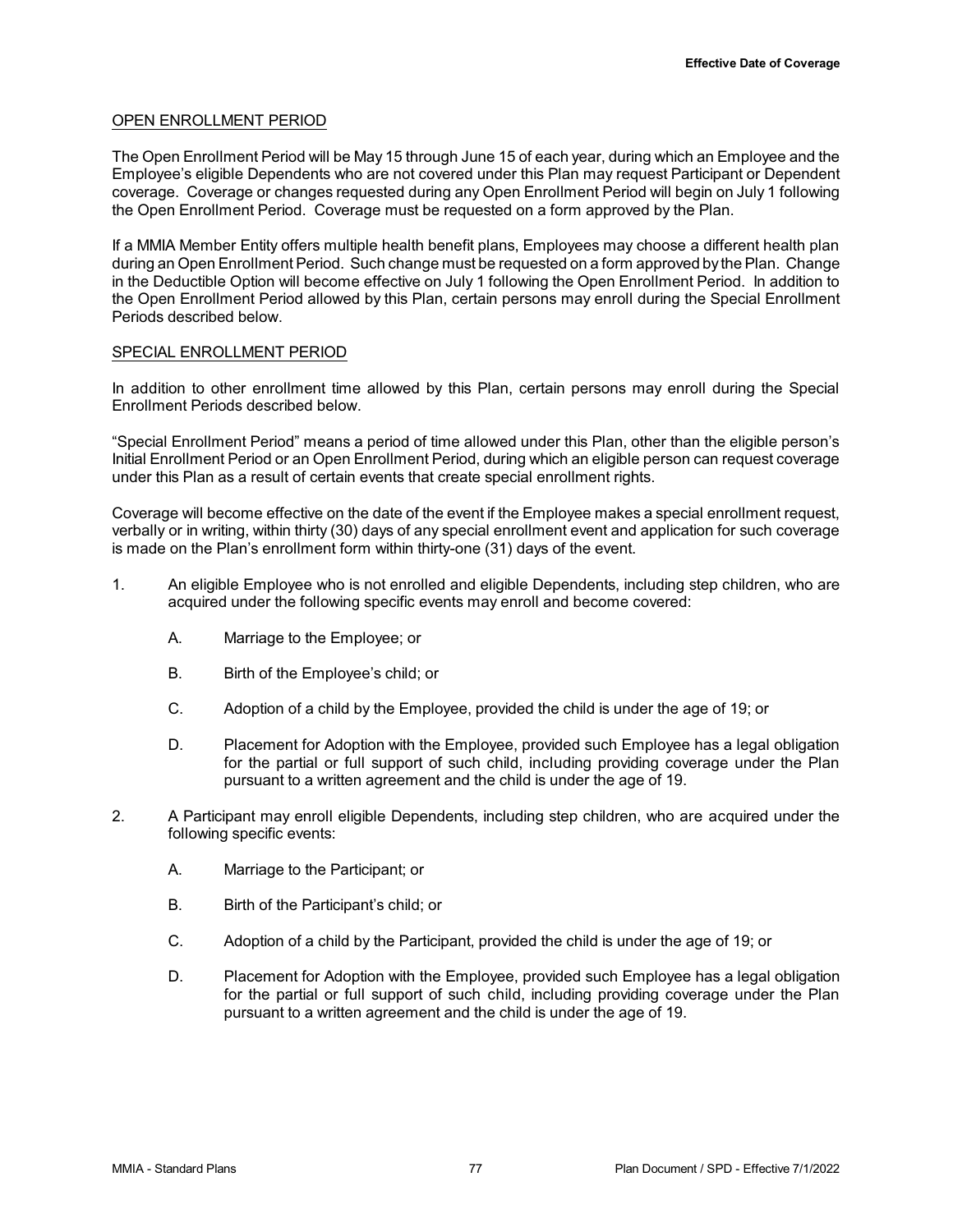## OPEN ENROLLMENT PERIOD

The Open Enrollment Period will be May 15 through June 15 of each year, during which an Employee and the Employee's eligible Dependents who are not covered under this Plan may request Participant or Dependent coverage. Coverage or changes requested during any Open Enrollment Period will begin on July 1 following the Open Enrollment Period. Coverage must be requested on a form approved by the Plan.

If a MMIA Member Entity offers multiple health benefit plans, Employees may choose a different health plan during an Open Enrollment Period. Such change must be requested on a form approved by the Plan. Change in the Deductible Option will become effective on July 1 following the Open Enrollment Period. In addition to the Open Enrollment Period allowed by this Plan, certain persons may enroll during the Special Enrollment Periods described below.

## SPECIAL ENROLLMENT PERIOD

In addition to other enrollment time allowed by this Plan, certain persons may enroll during the Special Enrollment Periods described below.

"Special Enrollment Period" means a period of time allowed under this Plan, other than the eligible person's Initial Enrollment Period or an Open Enrollment Period, during which an eligible person can request coverage under this Plan as a result of certain events that create special enrollment rights.

Coverage will become effective on the date of the event if the Employee makes a special enrollment request, verbally or in writing, within thirty (30) days of any special enrollment event and application for such coverage is made on the Plan's enrollment form within thirty-one (31) days of the event.

1. An eligible Employee who is not enrolled and eligible Dependents, including step children, who are acquired under the following specific events may enroll and become covered:

   A. Marriage to the Employee; or

   B. Birth of the Employee's child; or

   C. Adoption of a child by the Employee, provided the child is under the age of 19; or

   D. Placement for Adoption with the Employee, provided such Employee has a legal obligation for the partial or full support of such child, including providing coverage under the Plan pursuant to a written agreement and the child is under the age of 19.

2. A Participant may enroll eligible Dependents, including step children, who are acquired under the following specific events:

   A. Marriage to the Participant; or

   B. Birth of the Participant's child; or

   C. Adoption of a child by the Participant, provided the child is under the age of 19; or

   D. Placement for Adoption with the Employee, provided such Employee has a legal obligation for the partial or full support of such child, including providing coverage under the Plan pursuant to a written agreement and the child is under the age of 19.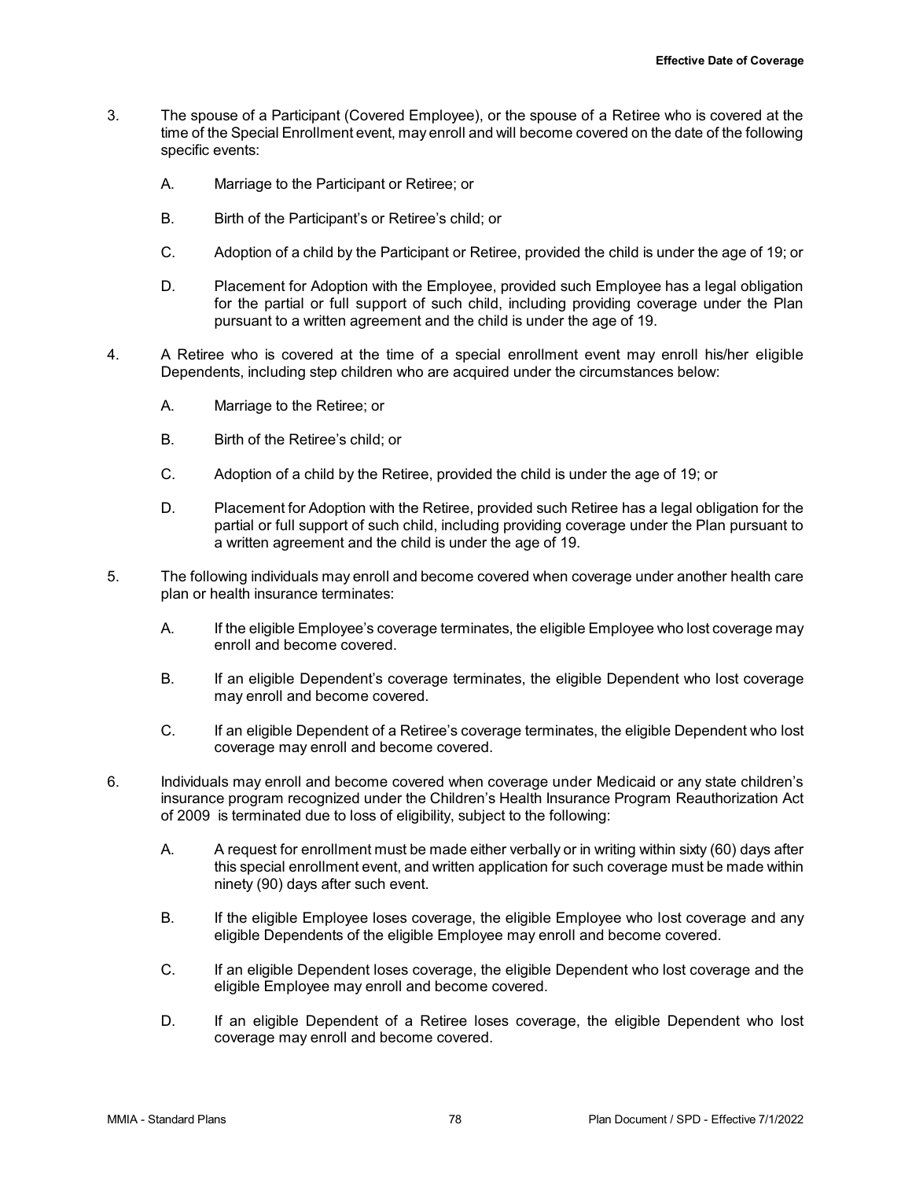3. The spouse of a Participant (Covered Employee), or the spouse of a Retiree who is covered at the time of the Special Enrollment event, may enroll and will become covered on the date of the following specific events:

   A. Marriage to the Participant or Retiree; or

   B. Birth of the Participant's or Retiree's child; or

   C. Adoption of a child by the Participant or Retiree, provided the child is under the age of 19; or

   D. Placement for Adoption with the Employee, provided such Employee has a legal obligation for the partial or full support of such child, including providing coverage under the Plan pursuant to a written agreement and the child is under the age of 19.

4. A Retiree who is covered at the time of a special enrollment event may enroll his/her eligible Dependents, including step children who are acquired under the circumstances below:

   A. Marriage to the Retiree; or

   B. Birth of the Retiree's child; or

   C. Adoption of a child by the Retiree, provided the child is under the age of 19; or

   D. Placement for Adoption with the Retiree, provided such Retiree has a legal obligation for the partial or full support of such child, including providing coverage under the Plan pursuant to a written agreement and the child is under the age of 19.

5. The following individuals may enroll and become covered when coverage under another health care plan or health insurance terminates:

   A. If the eligible Employee's coverage terminates, the eligible Employee who lost coverage may enroll and become covered.

   B. If an eligible Dependent's coverage terminates, the eligible Dependent who lost coverage may enroll and become covered.

   C. If an eligible Dependent of a Retiree's coverage terminates, the eligible Dependent who lost coverage may enroll and become covered.

6. Individuals may enroll and become covered when coverage under Medicaid or any state children's insurance program recognized under the Children's Health Insurance Program Reauthorization Act of 2009 is terminated due to loss of eligibility, subject to the following:

   A. A request for enrollment must be made either verbally or in writing within sixty (60) days after this special enrollment event, and written application for such coverage must be made within ninety (90) days after such event.

   B. If the eligible Employee loses coverage, the eligible Employee who lost coverage and any eligible Dependents of the eligible Employee may enroll and become covered.

   C. If an eligible Dependent loses coverage, the eligible Dependent who lost coverage and the eligible Employee may enroll and become covered.

   D. If an eligible Dependent of a Retiree loses coverage, the eligible Dependent who lost coverage may enroll and become covered.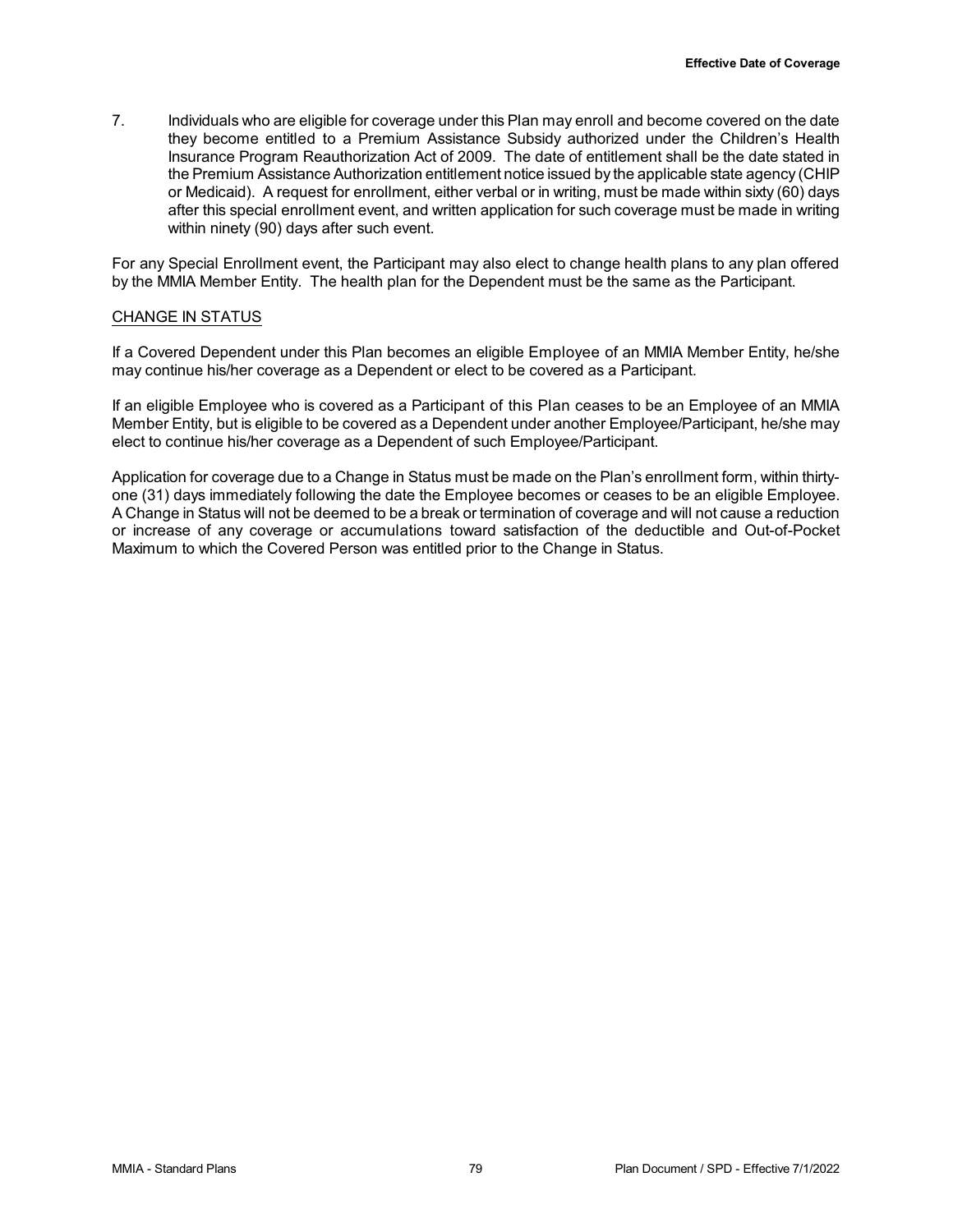7. Individuals who are eligible for coverage under this Plan may enroll and become covered on the date they become entitled to a Premium Assistance Subsidy authorized under the Children's Health Insurance Program Reauthorization Act of 2009. The date of entitlement shall be the date stated in the Premium Assistance Authorization entitlement notice issued by the applicable state agency (CHIP or Medicaid). A request for enrollment, either verbal or in writing, must be made within sixty (60) days after this special enrollment event, and written application for such coverage must be made in writing within ninety (90) days after such event.

For any Special Enrollment event, the Participant may also elect to change health plans to any plan offered by the MMIA Member Entity. The health plan for the Dependent must be the same as the Participant.

## CHANGE IN STATUS

If a Covered Dependent under this Plan becomes an eligible Employee of an MMIA Member Entity, he/she may continue his/her coverage as a Dependent or elect to be covered as a Participant.

If an eligible Employee who is covered as a Participant of this Plan ceases to be an Employee of an MMIA Member Entity, but is eligible to be covered as a Dependent under another Employee/Participant, he/she may elect to continue his/her coverage as a Dependent of such Employee/Participant.

Application for coverage due to a Change in Status must be made on the Plan's enrollment form, within thirty-one (31) days immediately following the date the Employee becomes or ceases to be an eligible Employee. A Change in Status will not be deemed to be a break or termination of coverage and will not cause a reduction or increase of any coverage or accumulations toward satisfaction of the deductible and Out-of-Pocket Maximum to which the Covered Person was entitled prior to the Change in Status.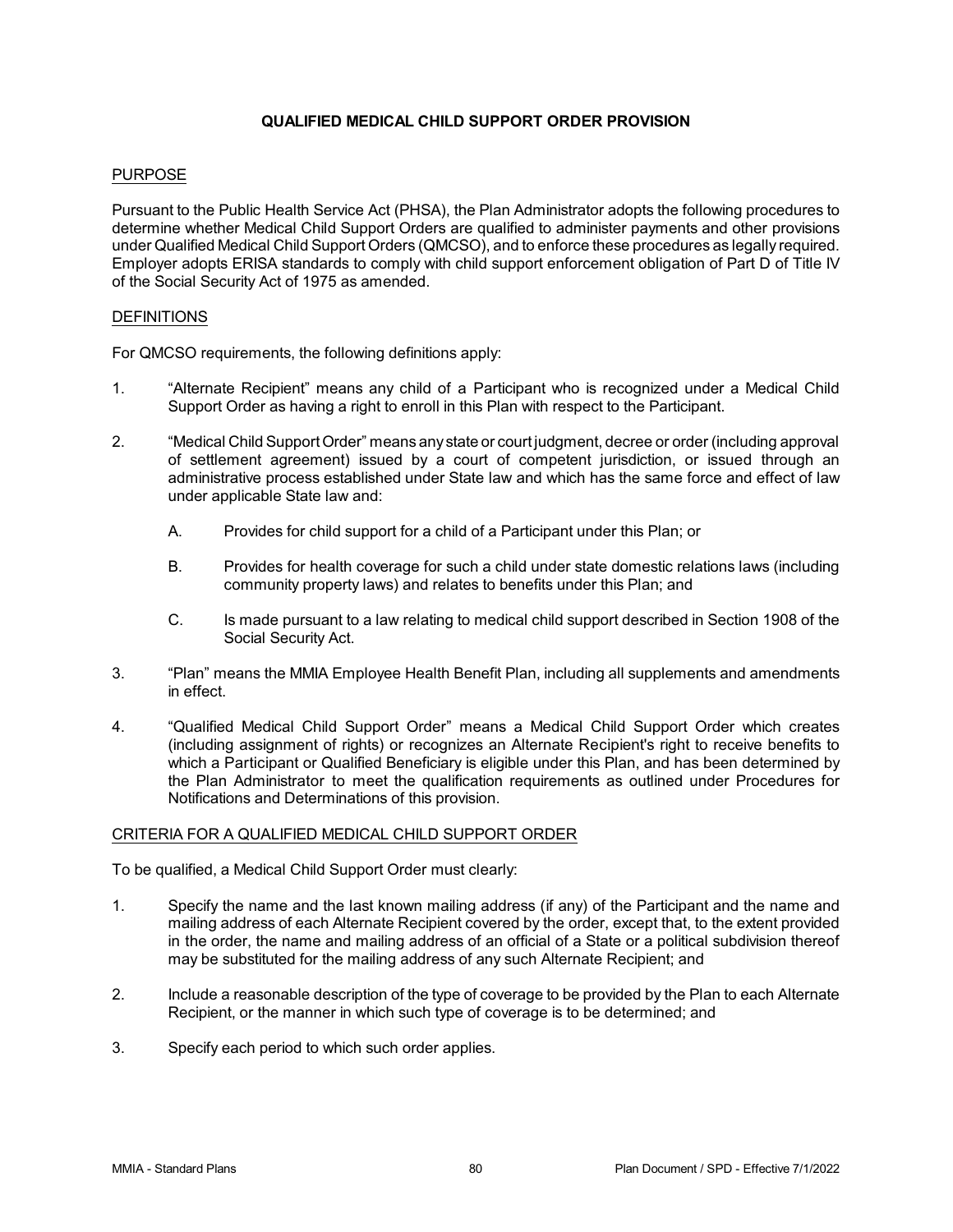## QUALIFIED MEDICAL CHILD SUPPORT ORDER PROVISION

### PURPOSE

Pursuant to the Public Health Service Act (PHSA), the Plan Administrator adopts the following procedures to determine whether Medical Child Support Orders are qualified to administer payments and other provisions under Qualified Medical Child Support Orders (QMCSO), and to enforce these procedures as legally required. Employer adopts ERISA standards to comply with child support enforcement obligation of Part D of Title IV of the Social Security Act of 1975 as amended.

### DEFINITIONS

For QMCSO requirements, the following definitions apply:

1. "Alternate Recipient" means any child of a Participant who is recognized under a Medical Child Support Order as having a right to enroll in this Plan with respect to the Participant.

2. "Medical Child Support Order" means any state or court judgment, decree or order (including approval of settlement agreement) issued by a court of competent jurisdiction, or issued through an administrative process established under State law and which has the same force and effect of law under applicable State law and:

   A. Provides for child support for a child of a Participant under this Plan; or

   B. Provides for health coverage for such a child under state domestic relations laws (including community property laws) and relates to benefits under this Plan; and

   C. Is made pursuant to a law relating to medical child support described in Section 1908 of the Social Security Act.

3. "Plan" means the MMIA Employee Health Benefit Plan, including all supplements and amendments in effect.

4. "Qualified Medical Child Support Order" means a Medical Child Support Order which creates (including assignment of rights) or recognizes an Alternate Recipient's right to receive benefits to which a Participant or Qualified Beneficiary is eligible under this Plan, and has been determined by the Plan Administrator to meet the qualification requirements as outlined under Procedures for Notifications and Determinations of this provision.

### CRITERIA FOR A QUALIFIED MEDICAL CHILD SUPPORT ORDER

To be qualified, a Medical Child Support Order must clearly:

1. Specify the name and the last known mailing address (if any) of the Participant and the name and mailing address of each Alternate Recipient covered by the order, except that, to the extent provided in the order, the name and mailing address of an official of a State or a political subdivision thereof may be substituted for the mailing address of any such Alternate Recipient; and

2. Include a reasonable description of the type of coverage to be provided by the Plan to each Alternate Recipient, or the manner in which such type of coverage is to be determined; and

3. Specify each period to which such order applies.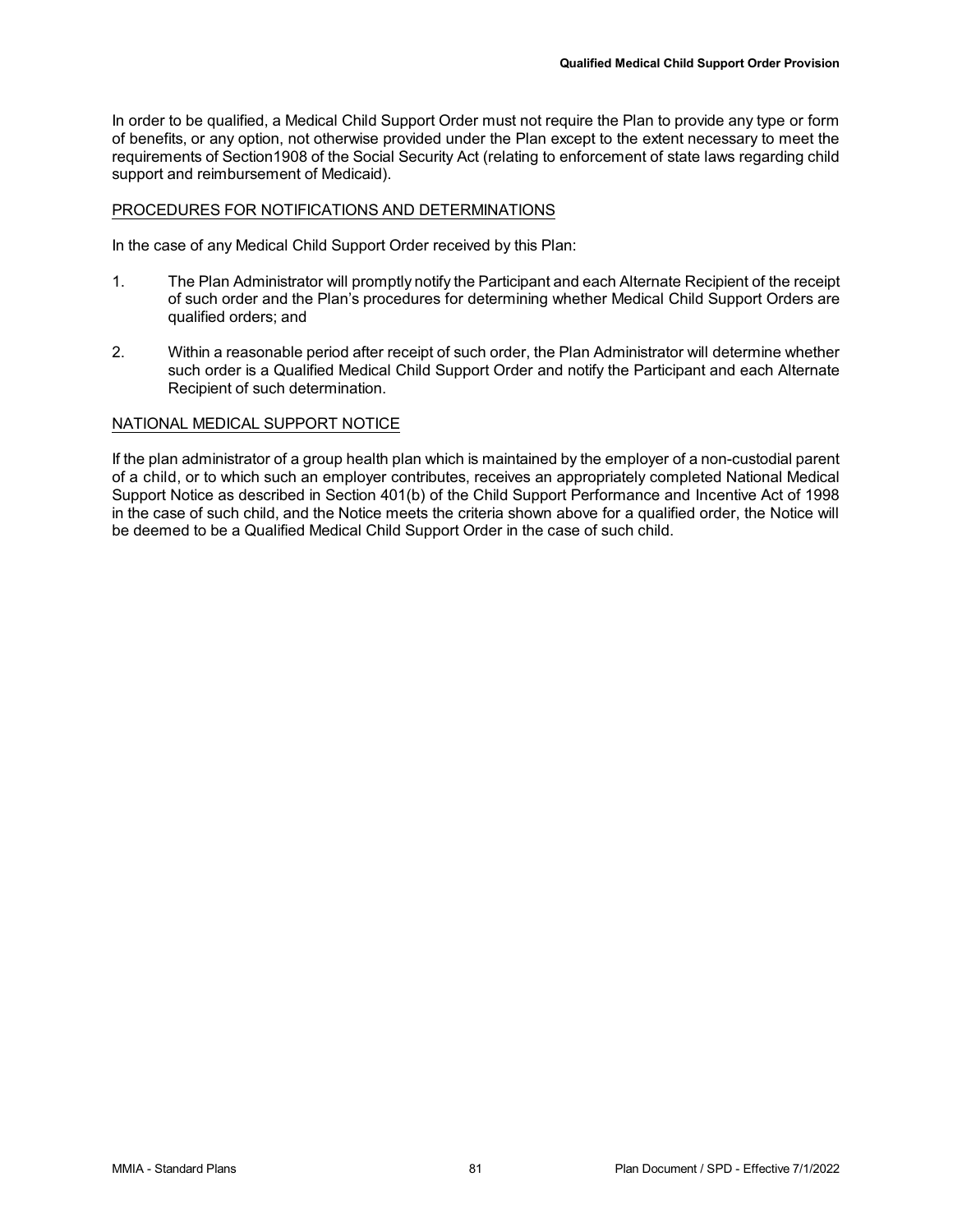In order to be qualified, a Medical Child Support Order must not require the Plan to provide any type or form of benefits, or any option, not otherwise provided under the Plan except to the extent necessary to meet the requirements of Section1908 of the Social Security Act (relating to enforcement of state laws regarding child support and reimbursement of Medicaid).

## PROCEDURES FOR NOTIFICATIONS AND DETERMINATIONS

In the case of any Medical Child Support Order received by this Plan:

1. The Plan Administrator will promptly notify the Participant and each Alternate Recipient of the receipt of such order and the Plan's procedures for determining whether Medical Child Support Orders are qualified orders; and

2. Within a reasonable period after receipt of such order, the Plan Administrator will determine whether such order is a Qualified Medical Child Support Order and notify the Participant and each Alternate Recipient of such determination.

## NATIONAL MEDICAL SUPPORT NOTICE

If the plan administrator of a group health plan which is maintained by the employer of a non-custodial parent of a child, or to which such an employer contributes, receives an appropriately completed National Medical Support Notice as described in Section 401(b) of the Child Support Performance and Incentive Act of 1998 in the case of such child, and the Notice meets the criteria shown above for a qualified order, the Notice will be deemed to be a Qualified Medical Child Support Order in the case of such child.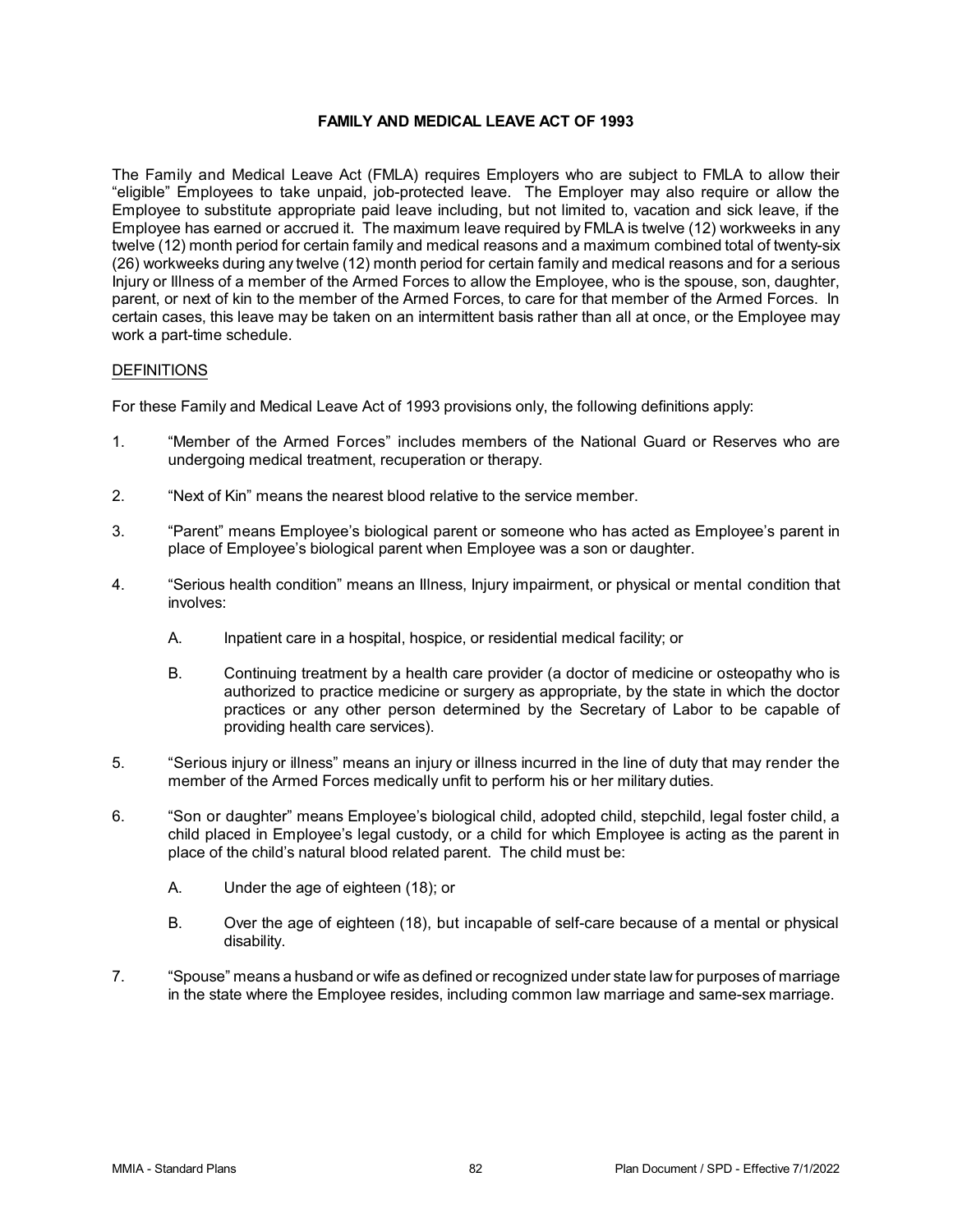## FAMILY AND MEDICAL LEAVE ACT OF 1993

The Family and Medical Leave Act (FMLA) requires Employers who are subject to FMLA to allow their "eligible" Employees to take unpaid, job-protected leave. The Employer may also require or allow the Employee to substitute appropriate paid leave including, but not limited to, vacation and sick leave, if the Employee has earned or accrued it. The maximum leave required by FMLA is twelve (12) workweeks in any twelve (12) month period for certain family and medical reasons and a maximum combined total of twenty-six (26) workweeks during any twelve (12) month period for certain family and medical reasons and for a serious Injury or Illness of a member of the Armed Forces to allow the Employee, who is the spouse, son, daughter, parent, or next of kin to the member of the Armed Forces, to care for that member of the Armed Forces. In certain cases, this leave may be taken on an intermittent basis rather than all at once, or the Employee may work a part-time schedule.

### DEFINITIONS

For these Family and Medical Leave Act of 1993 provisions only, the following definitions apply:

1. "Member of the Armed Forces" includes members of the National Guard or Reserves who are undergoing medical treatment, recuperation or therapy.

2. "Next of Kin" means the nearest blood relative to the service member.

3. "Parent" means Employee's biological parent or someone who has acted as Employee's parent in place of Employee's biological parent when Employee was a son or daughter.

4. "Serious health condition" means an Illness, Injury impairment, or physical or mental condition that involves:

   A. Inpatient care in a hospital, hospice, or residential medical facility; or

   B. Continuing treatment by a health care provider (a doctor of medicine or osteopathy who is authorized to practice medicine or surgery as appropriate, by the state in which the doctor practices or any other person determined by the Secretary of Labor to be capable of providing health care services).

5. "Serious injury or illness" means an injury or illness incurred in the line of duty that may render the member of the Armed Forces medically unfit to perform his or her military duties.

6. "Son or daughter" means Employee's biological child, adopted child, stepchild, legal foster child, a child placed in Employee's legal custody, or a child for which Employee is acting as the parent in place of the child's natural blood related parent. The child must be:

   A. Under the age of eighteen (18); or

   B. Over the age of eighteen (18), but incapable of self-care because of a mental or physical disability.

7. "Spouse" means a husband or wife as defined or recognized under state law for purposes of marriage in the state where the Employee resides, including common law marriage and same-sex marriage.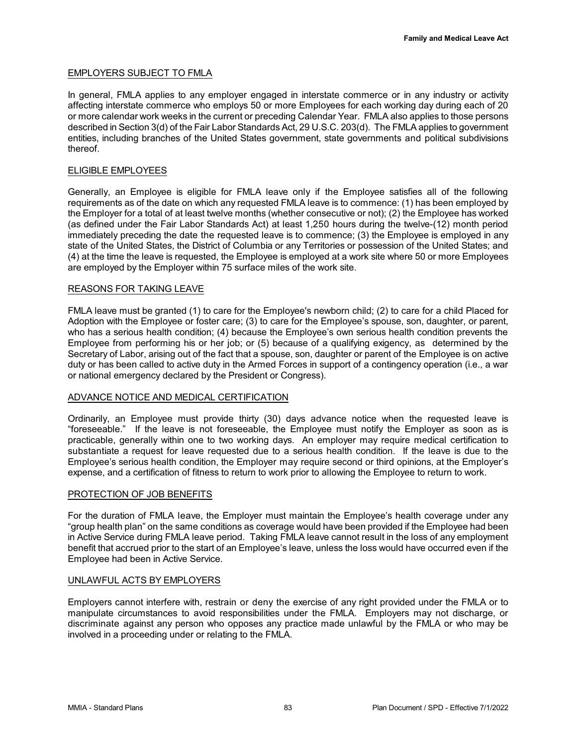## EMPLOYERS SUBJECT TO FMLA

In general, FMLA applies to any employer engaged in interstate commerce or in any industry or activity affecting interstate commerce who employs 50 or more Employees for each working day during each of 20 or more calendar work weeks in the current or preceding Calendar Year. FMLA also applies to those persons described in Section 3(d) of the Fair Labor Standards Act, 29 U.S.C. 203(d). The FMLA applies to government entities, including branches of the United States government, state governments and political subdivisions thereof.

## ELIGIBLE EMPLOYEES

Generally, an Employee is eligible for FMLA leave only if the Employee satisfies all of the following requirements as of the date on which any requested FMLA leave is to commence: (1) has been employed by the Employer for a total of at least twelve months (whether consecutive or not); (2) the Employee has worked (as defined under the Fair Labor Standards Act) at least 1,250 hours during the twelve-(12) month period immediately preceding the date the requested leave is to commence; (3) the Employee is employed in any state of the United States, the District of Columbia or any Territories or possession of the United States; and (4) at the time the leave is requested, the Employee is employed at a work site where 50 or more Employees are employed by the Employer within 75 surface miles of the work site.

## REASONS FOR TAKING LEAVE

FMLA leave must be granted (1) to care for the Employee's newborn child; (2) to care for a child Placed for Adoption with the Employee or foster care; (3) to care for the Employee's spouse, son, daughter, or parent, who has a serious health condition; (4) because the Employee's own serious health condition prevents the Employee from performing his or her job; or (5) because of a qualifying exigency, as determined by the Secretary of Labor, arising out of the fact that a spouse, son, daughter or parent of the Employee is on active duty or has been called to active duty in the Armed Forces in support of a contingency operation (i.e., a war or national emergency declared by the President or Congress).

## ADVANCE NOTICE AND MEDICAL CERTIFICATION

Ordinarily, an Employee must provide thirty (30) days advance notice when the requested leave is "foreseeable." If the leave is not foreseeable, the Employee must notify the Employer as soon as is practicable, generally within one to two working days. An employer may require medical certification to substantiate a request for leave requested due to a serious health condition. If the leave is due to the Employee's serious health condition, the Employer may require second or third opinions, at the Employer's expense, and a certification of fitness to return to work prior to allowing the Employee to return to work.

## PROTECTION OF JOB BENEFITS

For the duration of FMLA leave, the Employer must maintain the Employee's health coverage under any "group health plan" on the same conditions as coverage would have been provided if the Employee had been in Active Service during FMLA leave period. Taking FMLA leave cannot result in the loss of any employment benefit that accrued prior to the start of an Employee's leave, unless the loss would have occurred even if the Employee had been in Active Service.

## UNLAWFUL ACTS BY EMPLOYERS

Employers cannot interfere with, restrain or deny the exercise of any right provided under the FMLA or to manipulate circumstances to avoid responsibilities under the FMLA. Employers may not discharge, or discriminate against any person who opposes any practice made unlawful by the FMLA or who may be involved in a proceeding under or relating to the FMLA.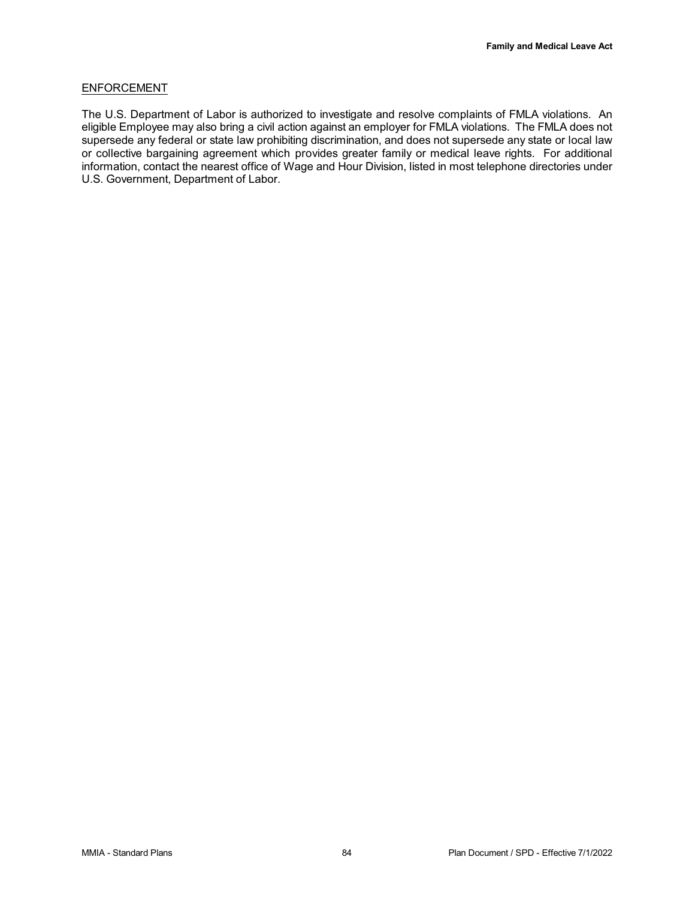## ENFORCEMENT

The U.S. Department of Labor is authorized to investigate and resolve complaints of FMLA violations. An eligible Employee may also bring a civil action against an employer for FMLA violations. The FMLA does not supersede any federal or state law prohibiting discrimination, and does not supersede any state or local law or collective bargaining agreement which provides greater family or medical leave rights. For additional information, contact the nearest office of Wage and Hour Division, listed in most telephone directories under U.S. Government, Department of Labor.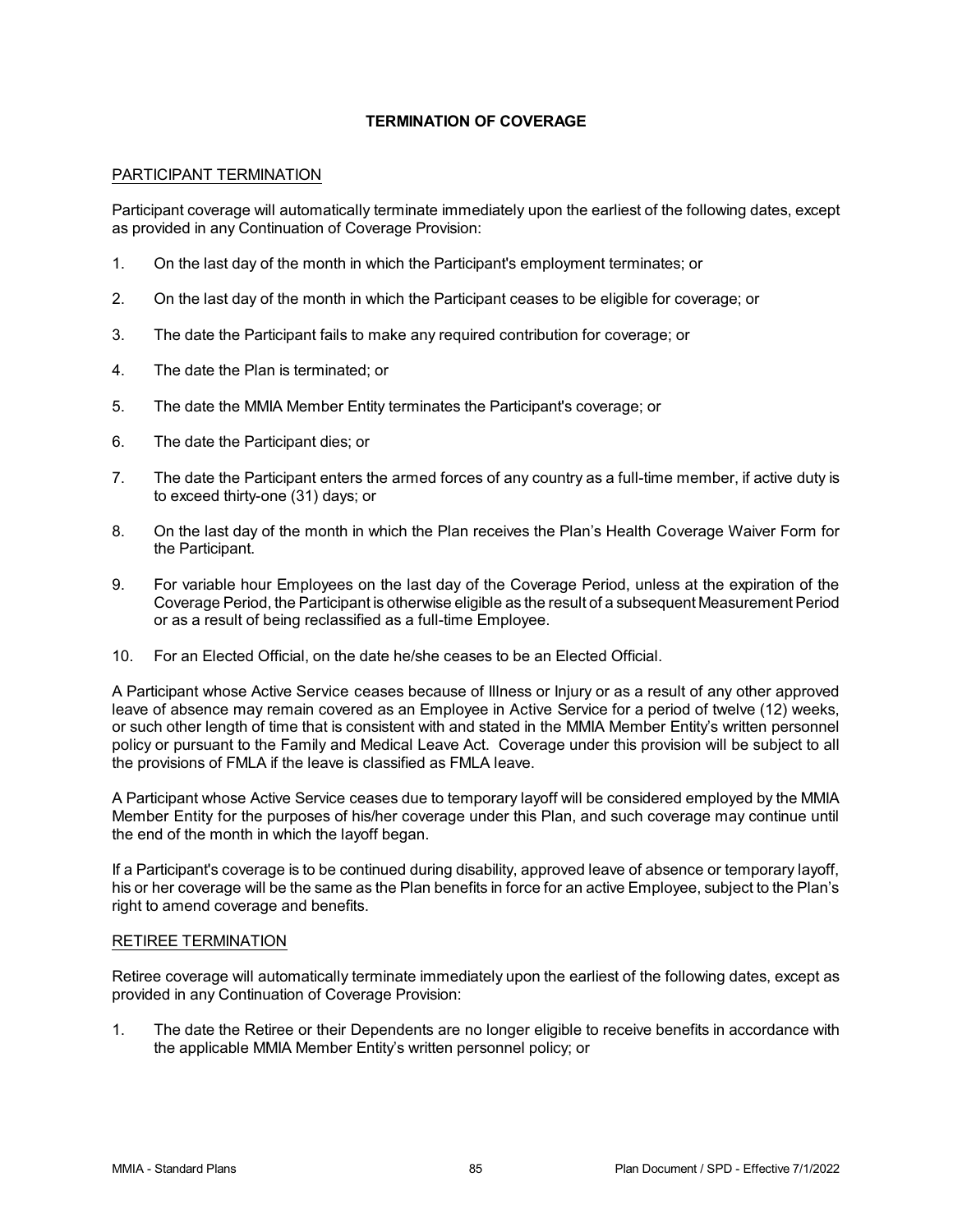## TERMINATION OF COVERAGE

### PARTICIPANT TERMINATION

Participant coverage will automatically terminate immediately upon the earliest of the following dates, except as provided in any Continuation of Coverage Provision:

1. On the last day of the month in which the Participant's employment terminates; or
2. On the last day of the month in which the Participant ceases to be eligible for coverage; or
3. The date the Participant fails to make any required contribution for coverage; or
4. The date the Plan is terminated; or
5. The date the MMIA Member Entity terminates the Participant's coverage; or
6. The date the Participant dies; or
7. The date the Participant enters the armed forces of any country as a full-time member, if active duty is to exceed thirty-one (31) days; or
8. On the last day of the month in which the Plan receives the Plan's Health Coverage Waiver Form for the Participant.
9. For variable hour Employees on the last day of the Coverage Period, unless at the expiration of the Coverage Period, the Participant is otherwise eligible as the result of a subsequent Measurement Period or as a result of being reclassified as a full-time Employee.
10. For an Elected Official, on the date he/she ceases to be an Elected Official.

A Participant whose Active Service ceases because of Illness or Injury or as a result of any other approved leave of absence may remain covered as an Employee in Active Service for a period of twelve (12) weeks, or such other length of time that is consistent with and stated in the MMIA Member Entity's written personnel policy or pursuant to the Family and Medical Leave Act. Coverage under this provision will be subject to all the provisions of FMLA if the leave is classified as FMLA leave.

A Participant whose Active Service ceases due to temporary layoff will be considered employed by the MMIA Member Entity for the purposes of his/her coverage under this Plan, and such coverage may continue until the end of the month in which the layoff began.

If a Participant's coverage is to be continued during disability, approved leave of absence or temporary layoff, his or her coverage will be the same as the Plan benefits in force for an active Employee, subject to the Plan's right to amend coverage and benefits.

### RETIREE TERMINATION

Retiree coverage will automatically terminate immediately upon the earliest of the following dates, except as provided in any Continuation of Coverage Provision:

1. The date the Retiree or their Dependents are no longer eligible to receive benefits in accordance with the applicable MMIA Member Entity's written personnel policy; or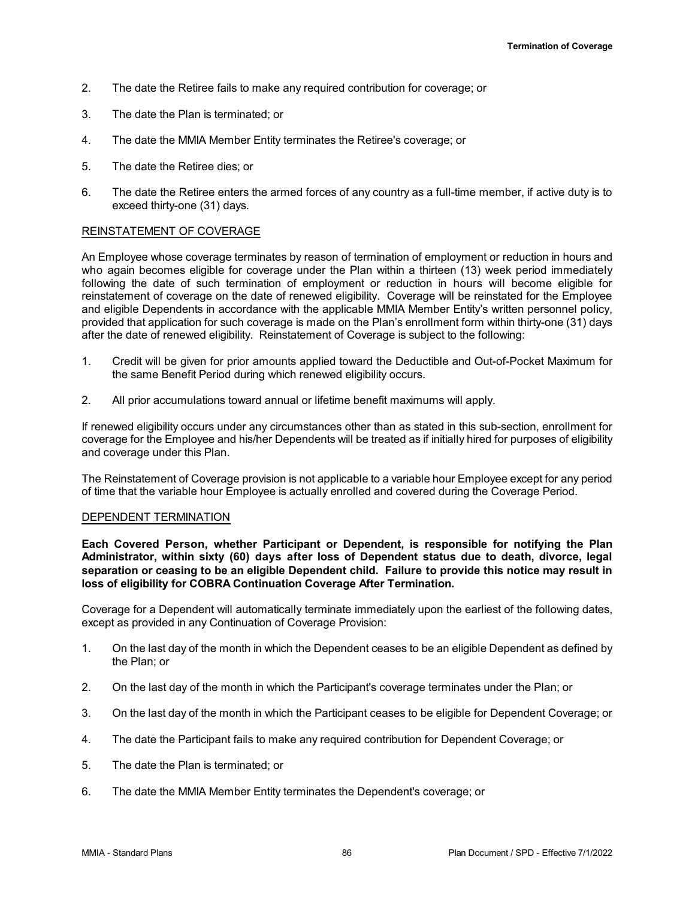2. The date the Retiree fails to make any required contribution for coverage; or

3. The date the Plan is terminated; or

4. The date the MMIA Member Entity terminates the Retiree's coverage; or

5. The date the Retiree dies; or

6. The date the Retiree enters the armed forces of any country as a full-time member, if active duty is to exceed thirty-one (31) days.

## REINSTATEMENT OF COVERAGE

An Employee whose coverage terminates by reason of termination of employment or reduction in hours and who again becomes eligible for coverage under the Plan within a thirteen (13) week period immediately following the date of such termination of employment or reduction in hours will become eligible for reinstatement of coverage on the date of renewed eligibility. Coverage will be reinstated for the Employee and eligible Dependents in accordance with the applicable MMIA Member Entity's written personnel policy, provided that application for such coverage is made on the Plan's enrollment form within thirty-one (31) days after the date of renewed eligibility. Reinstatement of Coverage is subject to the following:

1. Credit will be given for prior amounts applied toward the Deductible and Out-of-Pocket Maximum for the same Benefit Period during which renewed eligibility occurs.

2. All prior accumulations toward annual or lifetime benefit maximums will apply.

If renewed eligibility occurs under any circumstances other than as stated in this sub-section, enrollment for coverage for the Employee and his/her Dependents will be treated as if initially hired for purposes of eligibility and coverage under this Plan.

The Reinstatement of Coverage provision is not applicable to a variable hour Employee except for any period of time that the variable hour Employee is actually enrolled and covered during the Coverage Period.

## DEPENDENT TERMINATION

**Each Covered Person, whether Participant or Dependent, is responsible for notifying the Plan Administrator, within sixty (60) days after loss of Dependent status due to death, divorce, legal separation or ceasing to be an eligible Dependent child. Failure to provide this notice may result in loss of eligibility for COBRA Continuation Coverage After Termination.**

Coverage for a Dependent will automatically terminate immediately upon the earliest of the following dates, except as provided in any Continuation of Coverage Provision:

1. On the last day of the month in which the Dependent ceases to be an eligible Dependent as defined by the Plan; or

2. On the last day of the month in which the Participant's coverage terminates under the Plan; or

3. On the last day of the month in which the Participant ceases to be eligible for Dependent Coverage; or

4. The date the Participant fails to make any required contribution for Dependent Coverage; or

5. The date the Plan is terminated; or

6. The date the MMIA Member Entity terminates the Dependent's coverage; or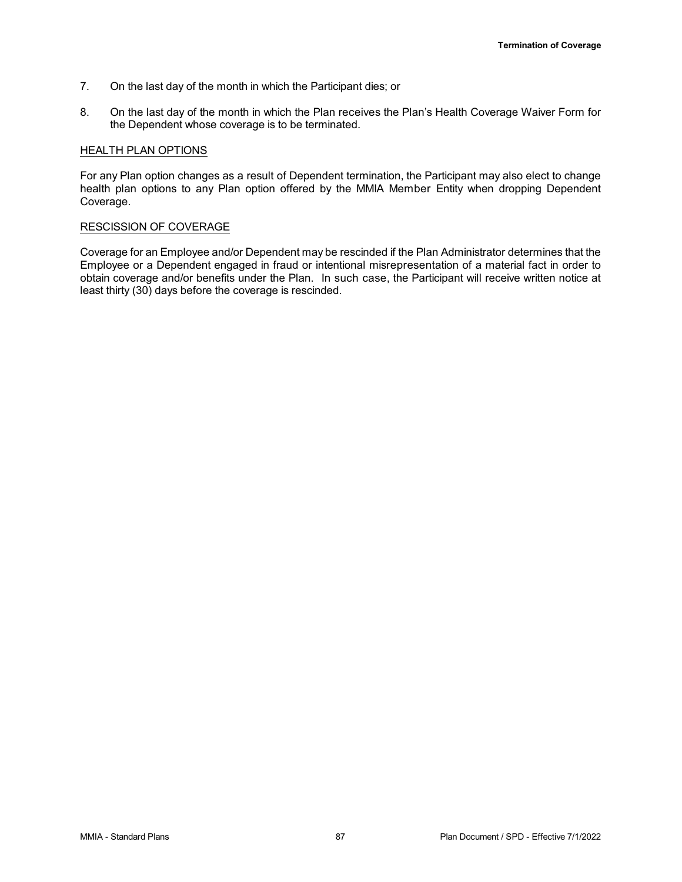7. On the last day of the month in which the Participant dies; or

8. On the last day of the month in which the Plan receives the Plan's Health Coverage Waiver Form for the Dependent whose coverage is to be terminated.

### HEALTH PLAN OPTIONS

For any Plan option changes as a result of Dependent termination, the Participant may also elect to change health plan options to any Plan option offered by the MMIA Member Entity when dropping Dependent Coverage.

### RESCISSION OF COVERAGE

Coverage for an Employee and/or Dependent may be rescinded if the Plan Administrator determines that the Employee or a Dependent engaged in fraud or intentional misrepresentation of a material fact in order to obtain coverage and/or benefits under the Plan. In such case, the Participant will receive written notice at least thirty (30) days before the coverage is rescinded.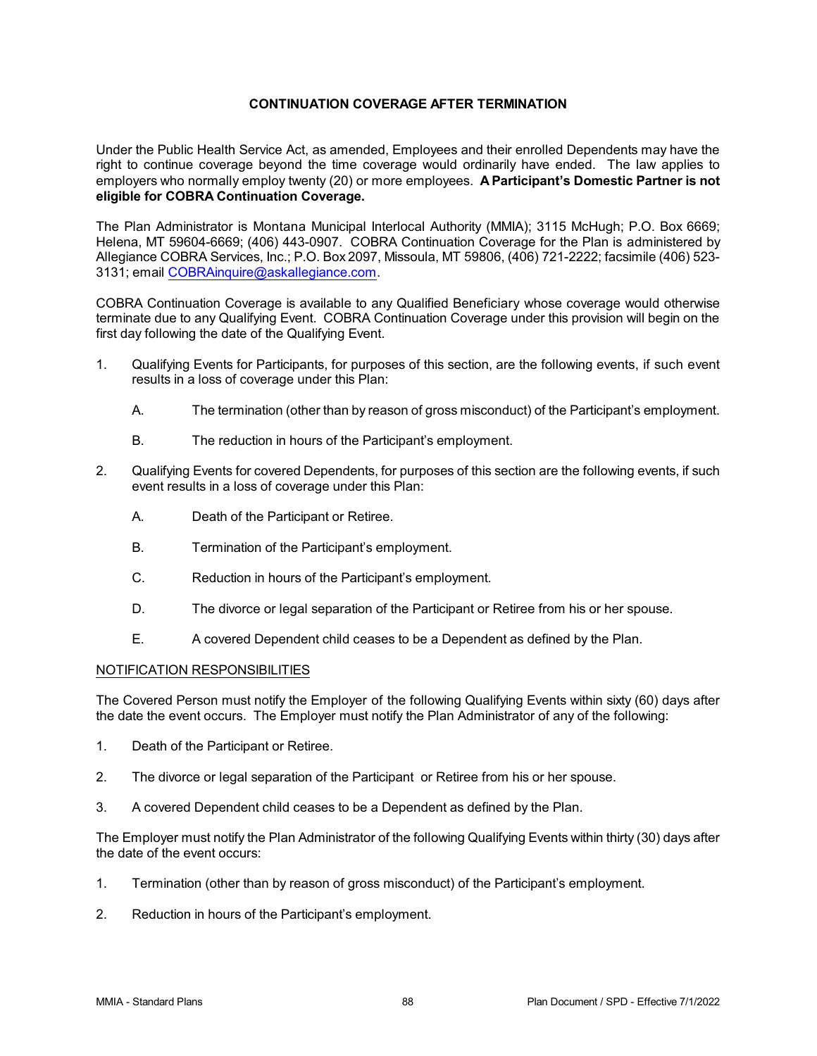## CONTINUATION COVERAGE AFTER TERMINATION

Under the Public Health Service Act, as amended, Employees and their enrolled Dependents may have the right to continue coverage beyond the time coverage would ordinarily have ended. The law applies to employers who normally employ twenty (20) or more employees. **A Participant's Domestic Partner is not eligible for COBRA Continuation Coverage.**

The Plan Administrator is Montana Municipal Interlocal Authority (MMIA); 3115 McHugh; P.O. Box 6669; Helena, MT 59604-6669; (406) 443-0907. COBRA Continuation Coverage for the Plan is administered by Allegiance COBRA Services, Inc.; P.O. Box 2097, Missoula, MT 59806, (406) 721-2222; facsimile (406) 523-3131; email COBRAinquire@askallegiance.com.

COBRA Continuation Coverage is available to any Qualified Beneficiary whose coverage would otherwise terminate due to any Qualifying Event. COBRA Continuation Coverage under this provision will begin on the first day following the date of the Qualifying Event.

1. Qualifying Events for Participants, for purposes of this section, are the following events, if such event results in a loss of coverage under this Plan:

   A. The termination (other than by reason of gross misconduct) of the Participant's employment.

   B. The reduction in hours of the Participant's employment.

2. Qualifying Events for covered Dependents, for purposes of this section are the following events, if such event results in a loss of coverage under this Plan:

   A. Death of the Participant or Retiree.

   B. Termination of the Participant's employment.

   C. Reduction in hours of the Participant's employment.

   D. The divorce or legal separation of the Participant or Retiree from his or her spouse.

   E. A covered Dependent child ceases to be a Dependent as defined by the Plan.

<u>NOTIFICATION RESPONSIBILITIES</u>

The Covered Person must notify the Employer of the following Qualifying Events within sixty (60) days after the date the event occurs. The Employer must notify the Plan Administrator of any of the following:

1. Death of the Participant or Retiree.

2. The divorce or legal separation of the Participant or Retiree from his or her spouse.

3. A covered Dependent child ceases to be a Dependent as defined by the Plan.

The Employer must notify the Plan Administrator of the following Qualifying Events within thirty (30) days after the date of the event occurs:

1. Termination (other than by reason of gross misconduct) of the Participant's employment.

2. Reduction in hours of the Participant's employment.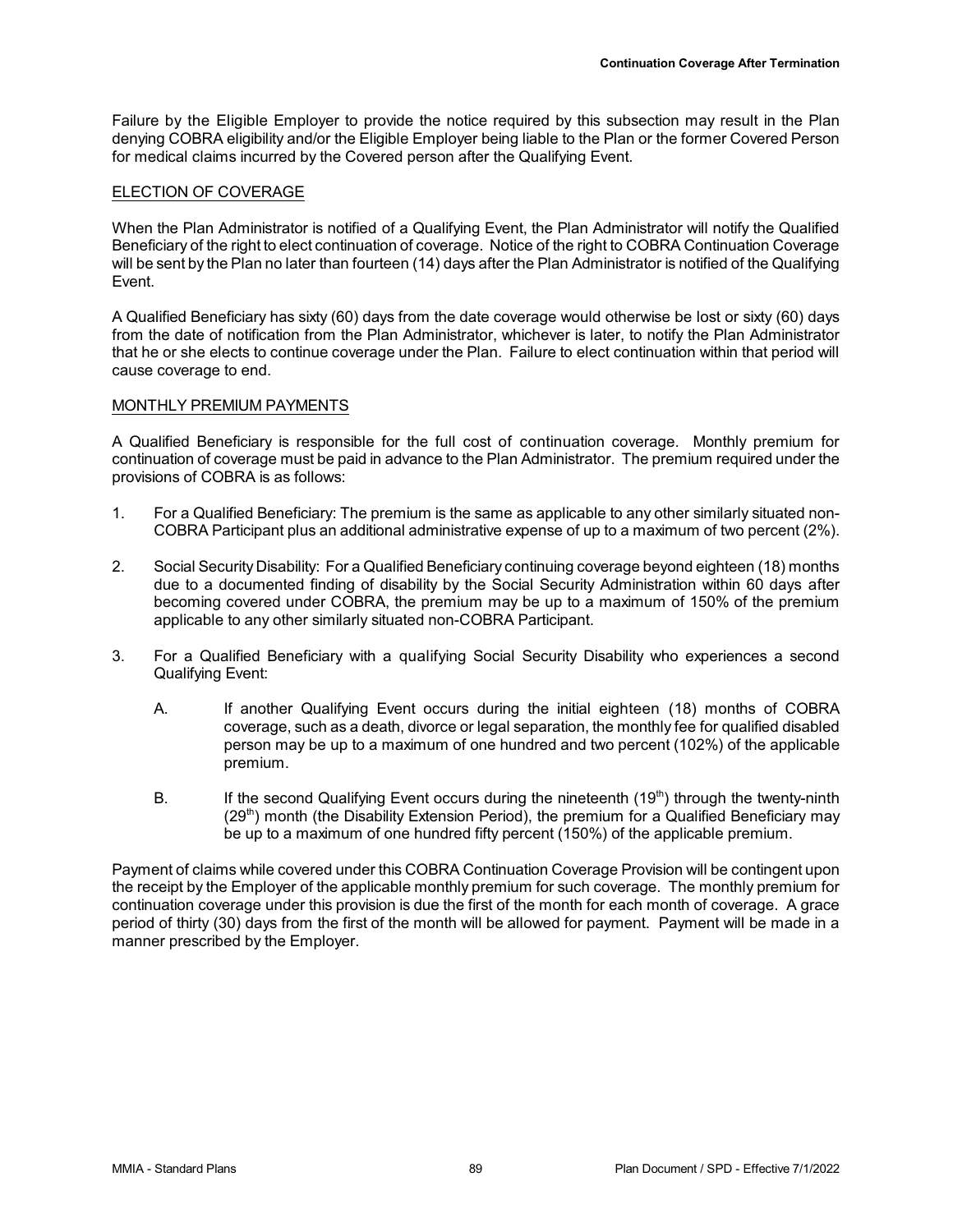Failure by the Eligible Employer to provide the notice required by this subsection may result in the Plan denying COBRA eligibility and/or the Eligible Employer being liable to the Plan or the former Covered Person for medical claims incurred by the Covered person after the Qualifying Event.

## ELECTION OF COVERAGE

When the Plan Administrator is notified of a Qualifying Event, the Plan Administrator will notify the Qualified Beneficiary of the right to elect continuation of coverage. Notice of the right to COBRA Continuation Coverage will be sent by the Plan no later than fourteen (14) days after the Plan Administrator is notified of the Qualifying Event.

A Qualified Beneficiary has sixty (60) days from the date coverage would otherwise be lost or sixty (60) days from the date of notification from the Plan Administrator, whichever is later, to notify the Plan Administrator that he or she elects to continue coverage under the Plan. Failure to elect continuation within that period will cause coverage to end.

## MONTHLY PREMIUM PAYMENTS

A Qualified Beneficiary is responsible for the full cost of continuation coverage. Monthly premium for continuation of coverage must be paid in advance to the Plan Administrator. The premium required under the provisions of COBRA is as follows:

1. For a Qualified Beneficiary: The premium is the same as applicable to any other similarly situated non-COBRA Participant plus an additional administrative expense of up to a maximum of two percent (2%).

2. Social Security Disability: For a Qualified Beneficiary continuing coverage beyond eighteen (18) months due to a documented finding of disability by the Social Security Administration within 60 days after becoming covered under COBRA, the premium may be up to a maximum of 150% of the premium applicable to any other similarly situated non-COBRA Participant.

3. For a Qualified Beneficiary with a qualifying Social Security Disability who experiences a second Qualifying Event:

   A. If another Qualifying Event occurs during the initial eighteen (18) months of COBRA coverage, such as a death, divorce or legal separation, the monthly fee for qualified disabled person may be up to a maximum of one hundred and two percent (102%) of the applicable premium.

   B. If the second Qualifying Event occurs during the nineteenth (19th) through the twenty-ninth (29th) month (the Disability Extension Period), the premium for a Qualified Beneficiary may be up to a maximum of one hundred fifty percent (150%) of the applicable premium.

Payment of claims while covered under this COBRA Continuation Coverage Provision will be contingent upon the receipt by the Employer of the applicable monthly premium for such coverage. The monthly premium for continuation coverage under this provision is due the first of the month for each month of coverage. A grace period of thirty (30) days from the first of the month will be allowed for payment. Payment will be made in a manner prescribed by the Employer.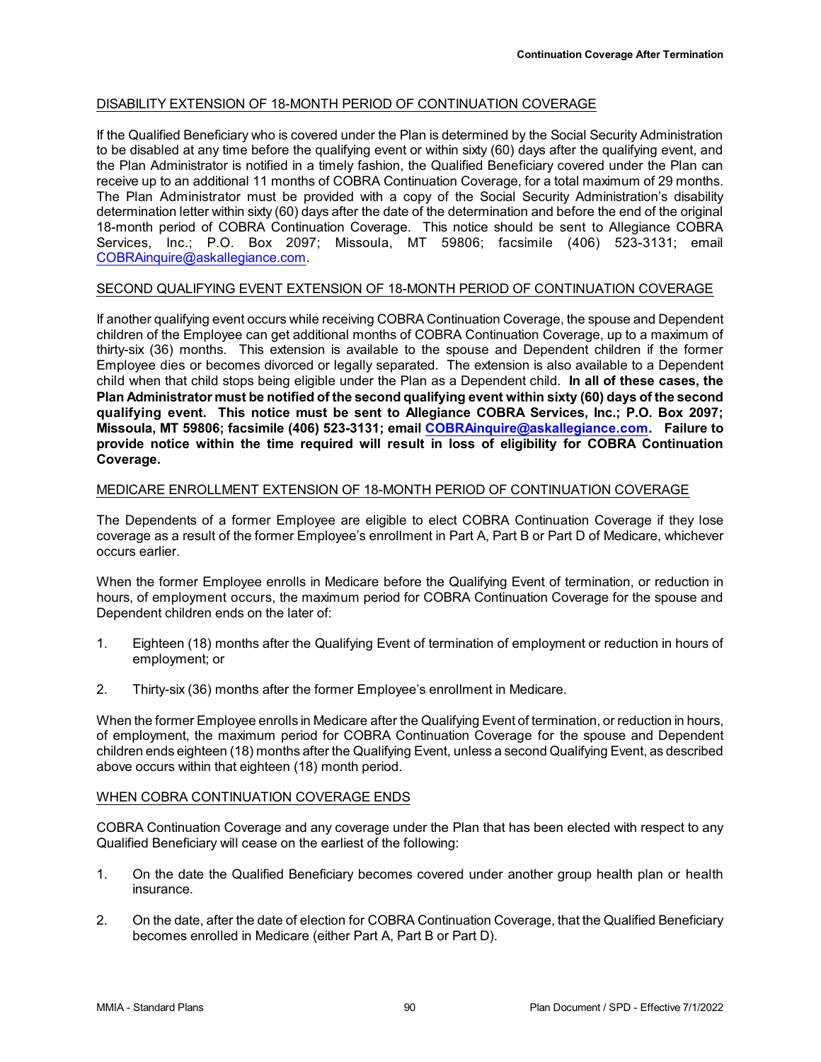DISABILITY EXTENSION OF 18-MONTH PERIOD OF CONTINUATION COVERAGE

If the Qualified Beneficiary who is covered under the Plan is determined by the Social Security Administration to be disabled at any time before the qualifying event or within sixty (60) days after the qualifying event, and the Plan Administrator is notified in a timely fashion, the Qualified Beneficiary covered under the Plan can receive up to an additional 11 months of COBRA Continuation Coverage, for a total maximum of 29 months. The Plan Administrator must be provided with a copy of the Social Security Administration's disability determination letter within sixty (60) days after the date of the determination and before the end of the original 18-month period of COBRA Continuation Coverage. This notice should be sent to Allegiance COBRA Services, Inc.; P.O. Box 2097; Missoula, MT 59806; facsimile (406) 523-3131; email COBRAinquire@askallegiance.com.

SECOND QUALIFYING EVENT EXTENSION OF 18-MONTH PERIOD OF CONTINUATION COVERAGE

If another qualifying event occurs while receiving COBRA Continuation Coverage, the spouse and Dependent children of the Employee can get additional months of COBRA Continuation Coverage, up to a maximum of thirty-six (36) months. This extension is available to the spouse and Dependent children if the former Employee dies or becomes divorced or legally separated. The extension is also available to a Dependent child when that child stops being eligible under the Plan as a Dependent child. **In all of these cases, the Plan Administrator must be notified of the second qualifying event within sixty (60) days of the second qualifying event. This notice must be sent to Allegiance COBRA Services, Inc.; P.O. Box 2097; Missoula, MT 59806; facsimile (406) 523-3131; email COBRAinquire@askallegiance.com. Failure to provide notice within the time required will result in loss of eligibility for COBRA Continuation Coverage.**

MEDICARE ENROLLMENT EXTENSION OF 18-MONTH PERIOD OF CONTINUATION COVERAGE

The Dependents of a former Employee are eligible to elect COBRA Continuation Coverage if they lose coverage as a result of the former Employee's enrollment in Part A, Part B or Part D of Medicare, whichever occurs earlier.

When the former Employee enrolls in Medicare before the Qualifying Event of termination, or reduction in hours, of employment occurs, the maximum period for COBRA Continuation Coverage for the spouse and Dependent children ends on the later of:

1. Eighteen (18) months after the Qualifying Event of termination of employment or reduction in hours of employment; or
2. Thirty-six (36) months after the former Employee's enrollment in Medicare.

When the former Employee enrolls in Medicare after the Qualifying Event of termination, or reduction in hours, of employment, the maximum period for COBRA Continuation Coverage for the spouse and Dependent children ends eighteen (18) months after the Qualifying Event, unless a second Qualifying Event, as described above occurs within that eighteen (18) month period.

WHEN COBRA CONTINUATION COVERAGE ENDS

COBRA Continuation Coverage and any coverage under the Plan that has been elected with respect to any Qualified Beneficiary will cease on the earliest of the following:

1. On the date the Qualified Beneficiary becomes covered under another group health plan or health insurance.
2. On the date, after the date of election for COBRA Continuation Coverage, that the Qualified Beneficiary becomes enrolled in Medicare (either Part A, Part B or Part D).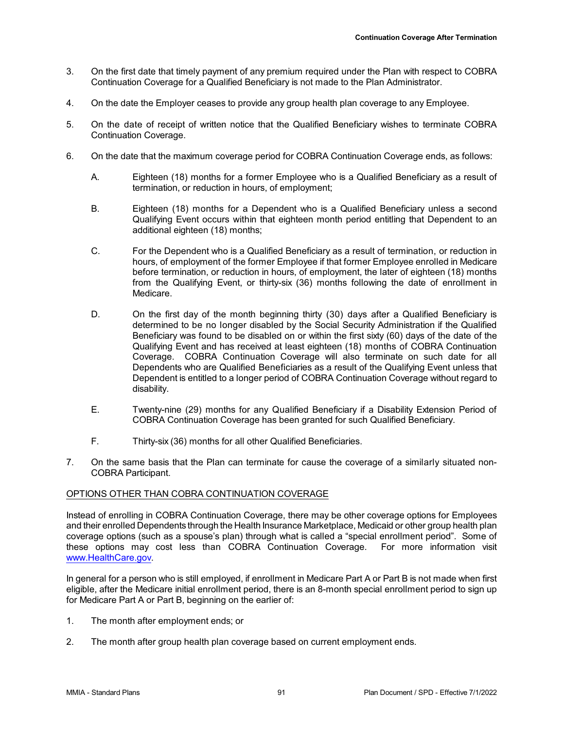3. On the first date that timely payment of any premium required under the Plan with respect to COBRA Continuation Coverage for a Qualified Beneficiary is not made to the Plan Administrator.

4. On the date the Employer ceases to provide any group health plan coverage to any Employee.

5. On the date of receipt of written notice that the Qualified Beneficiary wishes to terminate COBRA Continuation Coverage.

6. On the date that the maximum coverage period for COBRA Continuation Coverage ends, as follows:

   A. Eighteen (18) months for a former Employee who is a Qualified Beneficiary as a result of termination, or reduction in hours, of employment;

   B. Eighteen (18) months for a Dependent who is a Qualified Beneficiary unless a second Qualifying Event occurs within that eighteen month period entitling that Dependent to an additional eighteen (18) months;

   C. For the Dependent who is a Qualified Beneficiary as a result of termination, or reduction in hours, of employment of the former Employee if that former Employee enrolled in Medicare before termination, or reduction in hours, of employment, the later of eighteen (18) months from the Qualifying Event, or thirty-six (36) months following the date of enrollment in Medicare.

   D. On the first day of the month beginning thirty (30) days after a Qualified Beneficiary is determined to be no longer disabled by the Social Security Administration if the Qualified Beneficiary was found to be disabled on or within the first sixty (60) days of the date of the Qualifying Event and has received at least eighteen (18) months of COBRA Continuation Coverage. COBRA Continuation Coverage will also terminate on such date for all Dependents who are Qualified Beneficiaries as a result of the Qualifying Event unless that Dependent is entitled to a longer period of COBRA Continuation Coverage without regard to disability.

   E. Twenty-nine (29) months for any Qualified Beneficiary if a Disability Extension Period of COBRA Continuation Coverage has been granted for such Qualified Beneficiary.

   F. Thirty-six (36) months for all other Qualified Beneficiaries.

7. On the same basis that the Plan can terminate for cause the coverage of a similarly situated non-COBRA Participant.

## OPTIONS OTHER THAN COBRA CONTINUATION COVERAGE

Instead of enrolling in COBRA Continuation Coverage, there may be other coverage options for Employees and their enrolled Dependents through the Health Insurance Marketplace, Medicaid or other group health plan coverage options (such as a spouse's plan) through what is called a "special enrollment period". Some of these options may cost less than COBRA Continuation Coverage. For more information visit www.HealthCare.gov.

In general for a person who is still employed, if enrollment in Medicare Part A or Part B is not made when first eligible, after the Medicare initial enrollment period, there is an 8-month special enrollment period to sign up for Medicare Part A or Part B, beginning on the earlier of:

1. The month after employment ends; or

2. The month after group health plan coverage based on current employment ends.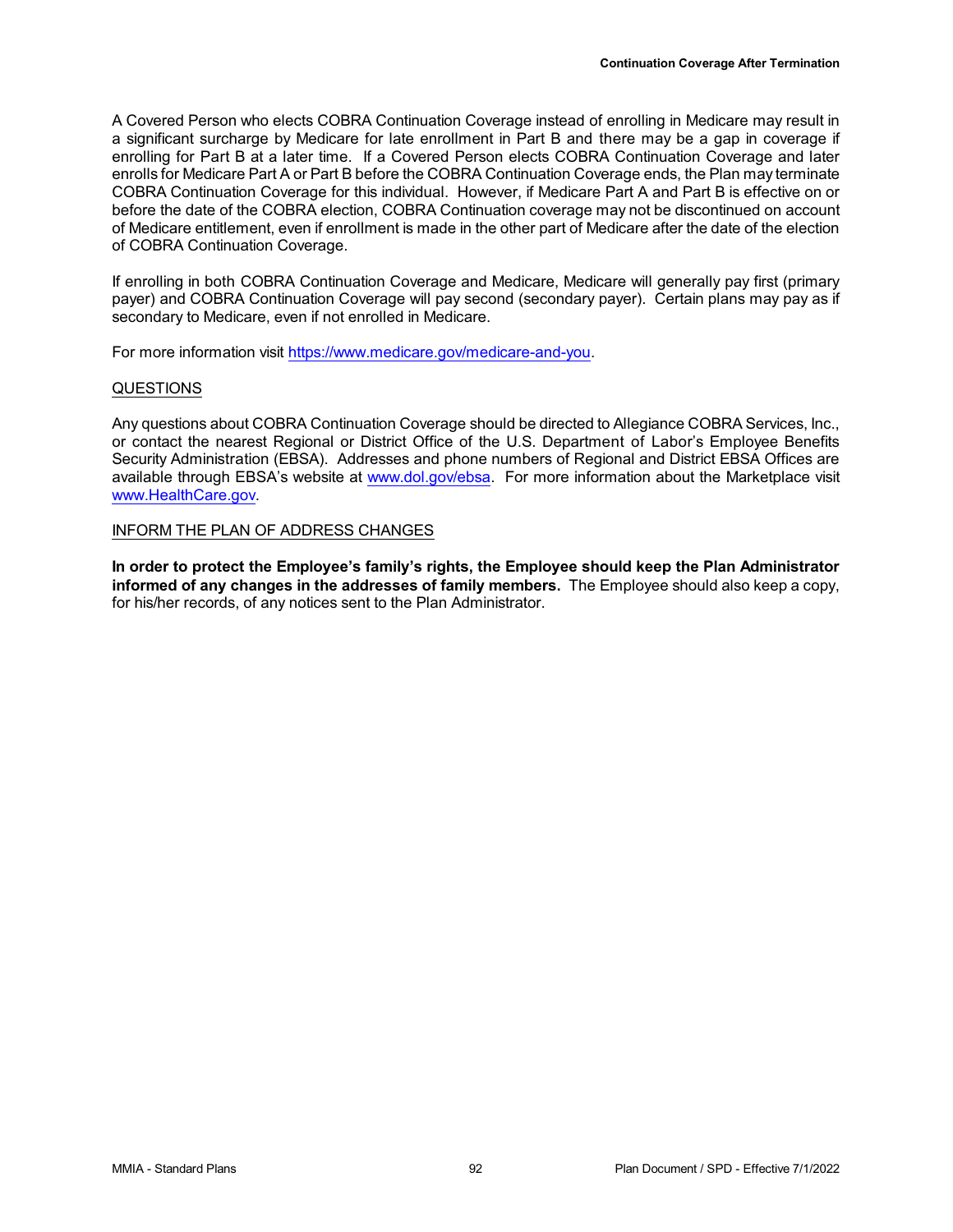A Covered Person who elects COBRA Continuation Coverage instead of enrolling in Medicare may result in a significant surcharge by Medicare for late enrollment in Part B and there may be a gap in coverage if enrolling for Part B at a later time. If a Covered Person elects COBRA Continuation Coverage and later enrolls for Medicare Part A or Part B before the COBRA Continuation Coverage ends, the Plan may terminate COBRA Continuation Coverage for this individual. However, if Medicare Part A and Part B is effective on or before the date of the COBRA election, COBRA Continuation coverage may not be discontinued on account of Medicare entitlement, even if enrollment is made in the other part of Medicare after the date of the election of COBRA Continuation Coverage.

If enrolling in both COBRA Continuation Coverage and Medicare, Medicare will generally pay first (primary payer) and COBRA Continuation Coverage will pay second (secondary payer). Certain plans may pay as if secondary to Medicare, even if not enrolled in Medicare.

For more information visit [https://www.medicare.gov/medicare-and-you](https://www.medicare.gov/medicare-and-you).

QUESTIONS

Any questions about COBRA Continuation Coverage should be directed to Allegiance COBRA Services, Inc., or contact the nearest Regional or District Office of the U.S. Department of Labor's Employee Benefits Security Administration (EBSA). Addresses and phone numbers of Regional and District EBSA Offices are available through EBSA's website at [www.dol.gov/ebsa](http://www.dol.gov/ebsa). For more information about the Marketplace visit [www.HealthCare.gov](http://www.HealthCare.gov).

INFORM THE PLAN OF ADDRESS CHANGES

**In order to protect the Employee's family's rights, the Employee should keep the Plan Administrator informed of any changes in the addresses of family members.** The Employee should also keep a copy, for his/her records, of any notices sent to the Plan Administrator.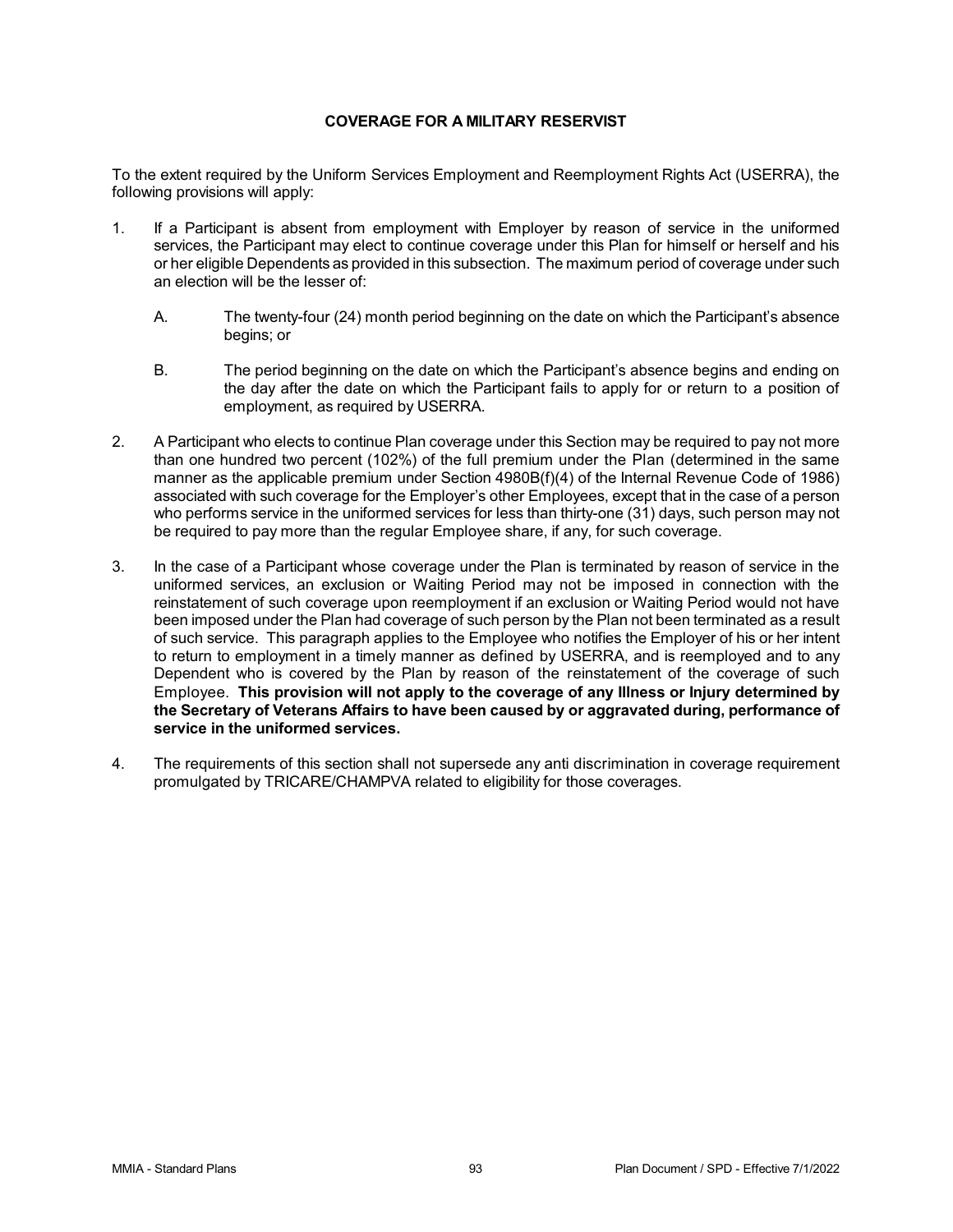## COVERAGE FOR A MILITARY RESERVIST

To the extent required by the Uniform Services Employment and Reemployment Rights Act (USERRA), the following provisions will apply:

1. If a Participant is absent from employment with Employer by reason of service in the uniformed services, the Participant may elect to continue coverage under this Plan for himself or herself and his or her eligible Dependents as provided in this subsection. The maximum period of coverage under such an election will be the lesser of:

   A. The twenty-four (24) month period beginning on the date on which the Participant's absence begins; or

   B. The period beginning on the date on which the Participant's absence begins and ending on the day after the date on which the Participant fails to apply for or return to a position of employment, as required by USERRA.

2. A Participant who elects to continue Plan coverage under this Section may be required to pay not more than one hundred two percent (102%) of the full premium under the Plan (determined in the same manner as the applicable premium under Section 4980B(f)(4) of the Internal Revenue Code of 1986) associated with such coverage for the Employer's other Employees, except that in the case of a person who performs service in the uniformed services for less than thirty-one (31) days, such person may not be required to pay more than the regular Employee share, if any, for such coverage.

3. In the case of a Participant whose coverage under the Plan is terminated by reason of service in the uniformed services, an exclusion or Waiting Period may not be imposed in connection with the reinstatement of such coverage upon reemployment if an exclusion or Waiting Period would not have been imposed under the Plan had coverage of such person by the Plan not been terminated as a result of such service. This paragraph applies to the Employee who notifies the Employer of his or her intent to return to employment in a timely manner as defined by USERRA, and is reemployed and to any Dependent who is covered by the Plan by reason of the reinstatement of the coverage of such Employee. **This provision will not apply to the coverage of any Illness or Injury determined by the Secretary of Veterans Affairs to have been caused by or aggravated during, performance of service in the uniformed services.**

4. The requirements of this section shall not supersede any anti discrimination in coverage requirement promulgated by TRICARE/CHAMPVA related to eligibility for those coverages.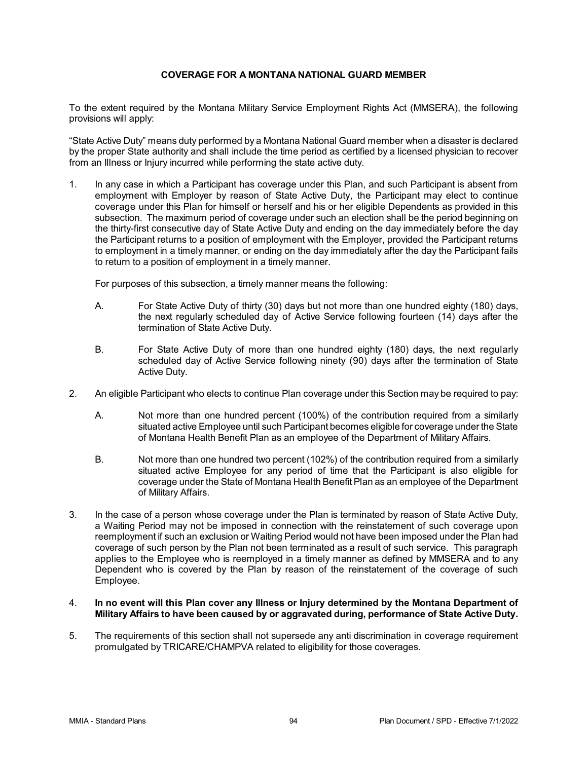## COVERAGE FOR A MONTANA NATIONAL GUARD MEMBER

To the extent required by the Montana Military Service Employment Rights Act (MMSERA), the following provisions will apply:

"State Active Duty" means duty performed by a Montana National Guard member when a disaster is declared by the proper State authority and shall include the time period as certified by a licensed physician to recover from an Illness or Injury incurred while performing the state active duty.

1. In any case in which a Participant has coverage under this Plan, and such Participant is absent from employment with Employer by reason of State Active Duty, the Participant may elect to continue coverage under this Plan for himself or herself and his or her eligible Dependents as provided in this subsection. The maximum period of coverage under such an election shall be the period beginning on the thirty-first consecutive day of State Active Duty and ending on the day immediately before the day the Participant returns to a position of employment with the Employer, provided the Participant returns to employment in a timely manner, or ending on the day immediately after the day the Participant fails to return to a position of employment in a timely manner.

   For purposes of this subsection, a timely manner means the following:

   A. For State Active Duty of thirty (30) days but not more than one hundred eighty (180) days, the next regularly scheduled day of Active Service following fourteen (14) days after the termination of State Active Duty.

   B. For State Active Duty of more than one hundred eighty (180) days, the next regularly scheduled day of Active Service following ninety (90) days after the termination of State Active Duty.

2. An eligible Participant who elects to continue Plan coverage under this Section may be required to pay:

   A. Not more than one hundred percent (100%) of the contribution required from a similarly situated active Employee until such Participant becomes eligible for coverage under the State of Montana Health Benefit Plan as an employee of the Department of Military Affairs.

   B. Not more than one hundred two percent (102%) of the contribution required from a similarly situated active Employee for any period of time that the Participant is also eligible for coverage under the State of Montana Health Benefit Plan as an employee of the Department of Military Affairs.

3. In the case of a person whose coverage under the Plan is terminated by reason of State Active Duty, a Waiting Period may not be imposed in connection with the reinstatement of such coverage upon reemployment if such an exclusion or Waiting Period would not have been imposed under the Plan had coverage of such person by the Plan not been terminated as a result of such service. This paragraph applies to the Employee who is reemployed in a timely manner as defined by MMSERA and to any Dependent who is covered by the Plan by reason of the reinstatement of the coverage of such Employee.

4. **In no event will this Plan cover any Illness or Injury determined by the Montana Department of Military Affairs to have been caused by or aggravated during, performance of State Active Duty.**

5. The requirements of this section shall not supersede any anti discrimination in coverage requirement promulgated by TRICARE/CHAMPVA related to eligibility for those coverages.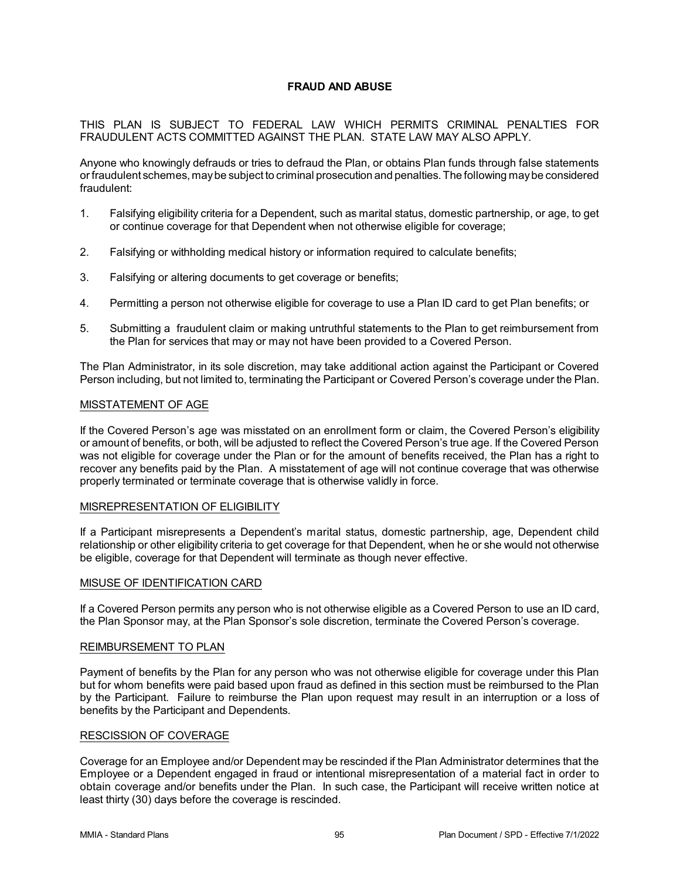## FRAUD AND ABUSE

THIS PLAN IS SUBJECT TO FEDERAL LAW WHICH PERMITS CRIMINAL PENALTIES FOR FRAUDULENT ACTS COMMITTED AGAINST THE PLAN. STATE LAW MAY ALSO APPLY.

Anyone who knowingly defrauds or tries to defraud the Plan, or obtains Plan funds through false statements or fraudulent schemes, may be subject to criminal prosecution and penalties. The following may be considered fraudulent:

1. Falsifying eligibility criteria for a Dependent, such as marital status, domestic partnership, or age, to get or continue coverage for that Dependent when not otherwise eligible for coverage;
2. Falsifying or withholding medical history or information required to calculate benefits;
3. Falsifying or altering documents to get coverage or benefits;
4. Permitting a person not otherwise eligible for coverage to use a Plan ID card to get Plan benefits; or
5. Submitting a fraudulent claim or making untruthful statements to the Plan to get reimbursement from the Plan for services that may or may not have been provided to a Covered Person.

The Plan Administrator, in its sole discretion, may take additional action against the Participant or Covered Person including, but not limited to, terminating the Participant or Covered Person's coverage under the Plan.

### MISSTATEMENT OF AGE

If the Covered Person's age was misstated on an enrollment form or claim, the Covered Person's eligibility or amount of benefits, or both, will be adjusted to reflect the Covered Person's true age. If the Covered Person was not eligible for coverage under the Plan or for the amount of benefits received, the Plan has a right to recover any benefits paid by the Plan. A misstatement of age will not continue coverage that was otherwise properly terminated or terminate coverage that is otherwise validly in force.

### MISREPRESENTATION OF ELIGIBILITY

If a Participant misrepresents a Dependent's marital status, domestic partnership, age, Dependent child relationship or other eligibility criteria to get coverage for that Dependent, when he or she would not otherwise be eligible, coverage for that Dependent will terminate as though never effective.

### MISUSE OF IDENTIFICATION CARD

If a Covered Person permits any person who is not otherwise eligible as a Covered Person to use an ID card, the Plan Sponsor may, at the Plan Sponsor's sole discretion, terminate the Covered Person's coverage.

### REIMBURSEMENT TO PLAN

Payment of benefits by the Plan for any person who was not otherwise eligible for coverage under this Plan but for whom benefits were paid based upon fraud as defined in this section must be reimbursed to the Plan by the Participant. Failure to reimburse the Plan upon request may result in an interruption or a loss of benefits by the Participant and Dependents.

### RESCISSION OF COVERAGE

Coverage for an Employee and/or Dependent may be rescinded if the Plan Administrator determines that the Employee or a Dependent engaged in fraud or intentional misrepresentation of a material fact in order to obtain coverage and/or benefits under the Plan. In such case, the Participant will receive written notice at least thirty (30) days before the coverage is rescinded.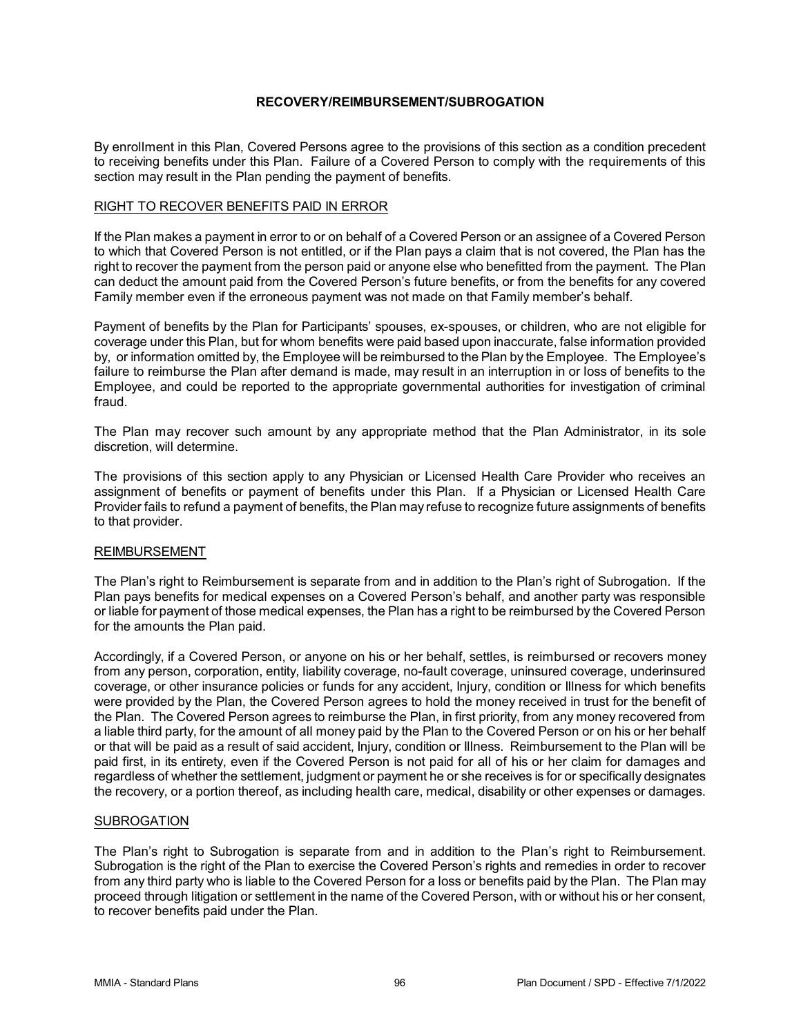## RECOVERY/REIMBURSEMENT/SUBROGATION

By enrollment in this Plan, Covered Persons agree to the provisions of this section as a condition precedent to receiving benefits under this Plan. Failure of a Covered Person to comply with the requirements of this section may result in the Plan pending the payment of benefits.

### RIGHT TO RECOVER BENEFITS PAID IN ERROR

If the Plan makes a payment in error to or on behalf of a Covered Person or an assignee of a Covered Person to which that Covered Person is not entitled, or if the Plan pays a claim that is not covered, the Plan has the right to recover the payment from the person paid or anyone else who benefitted from the payment. The Plan can deduct the amount paid from the Covered Person's future benefits, or from the benefits for any covered Family member even if the erroneous payment was not made on that Family member's behalf.

Payment of benefits by the Plan for Participants' spouses, ex-spouses, or children, who are not eligible for coverage under this Plan, but for whom benefits were paid based upon inaccurate, false information provided by, or information omitted by, the Employee will be reimbursed to the Plan by the Employee. The Employee's failure to reimburse the Plan after demand is made, may result in an interruption in or loss of benefits to the Employee, and could be reported to the appropriate governmental authorities for investigation of criminal fraud.

The Plan may recover such amount by any appropriate method that the Plan Administrator, in its sole discretion, will determine.

The provisions of this section apply to any Physician or Licensed Health Care Provider who receives an assignment of benefits or payment of benefits under this Plan. If a Physician or Licensed Health Care Provider fails to refund a payment of benefits, the Plan may refuse to recognize future assignments of benefits to that provider.

### REIMBURSEMENT

The Plan's right to Reimbursement is separate from and in addition to the Plan's right of Subrogation. If the Plan pays benefits for medical expenses on a Covered Person's behalf, and another party was responsible or liable for payment of those medical expenses, the Plan has a right to be reimbursed by the Covered Person for the amounts the Plan paid.

Accordingly, if a Covered Person, or anyone on his or her behalf, settles, is reimbursed or recovers money from any person, corporation, entity, liability coverage, no-fault coverage, uninsured coverage, underinsured coverage, or other insurance policies or funds for any accident, Injury, condition or Illness for which benefits were provided by the Plan, the Covered Person agrees to hold the money received in trust for the benefit of the Plan. The Covered Person agrees to reimburse the Plan, in first priority, from any money recovered from a liable third party, for the amount of all money paid by the Plan to the Covered Person or on his or her behalf or that will be paid as a result of said accident, Injury, condition or Illness. Reimbursement to the Plan will be paid first, in its entirety, even if the Covered Person is not paid for all of his or her claim for damages and regardless of whether the settlement, judgment or payment he or she receives is for or specifically designates the recovery, or a portion thereof, as including health care, medical, disability or other expenses or damages.

### SUBROGATION

The Plan's right to Subrogation is separate from and in addition to the Plan's right to Reimbursement. Subrogation is the right of the Plan to exercise the Covered Person's rights and remedies in order to recover from any third party who is liable to the Covered Person for a loss or benefits paid by the Plan. The Plan may proceed through litigation or settlement in the name of the Covered Person, with or without his or her consent, to recover benefits paid under the Plan.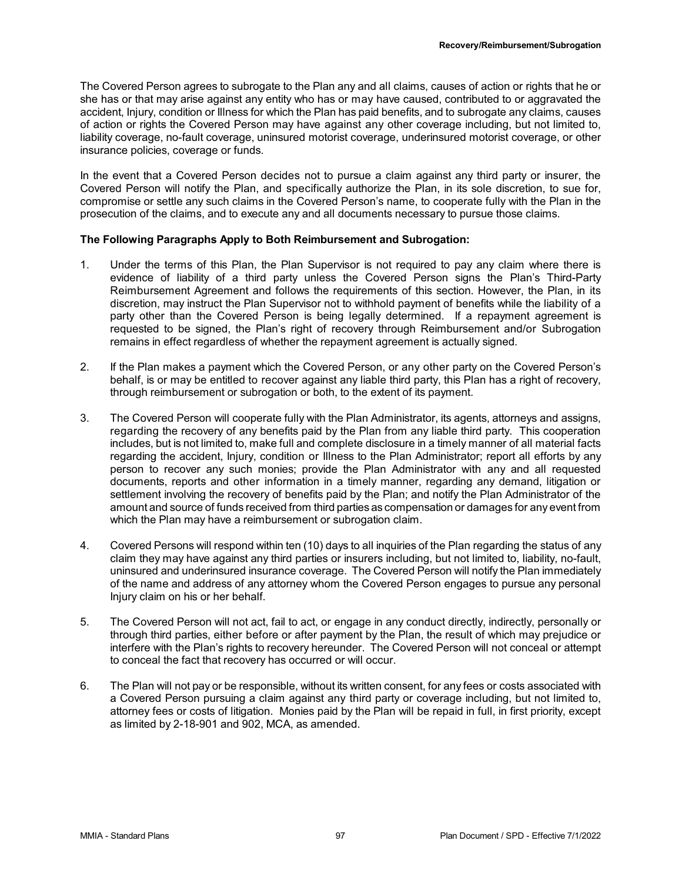The Covered Person agrees to subrogate to the Plan any and all claims, causes of action or rights that he or she has or that may arise against any entity who has or may have caused, contributed to or aggravated the accident, Injury, condition or Illness for which the Plan has paid benefits, and to subrogate any claims, causes of action or rights the Covered Person may have against any other coverage including, but not limited to, liability coverage, no-fault coverage, uninsured motorist coverage, underinsured motorist coverage, or other insurance policies, coverage or funds.

In the event that a Covered Person decides not to pursue a claim against any third party or insurer, the Covered Person will notify the Plan, and specifically authorize the Plan, in its sole discretion, to sue for, compromise or settle any such claims in the Covered Person's name, to cooperate fully with the Plan in the prosecution of the claims, and to execute any and all documents necessary to pursue those claims.

**The Following Paragraphs Apply to Both Reimbursement and Subrogation:**

1. Under the terms of this Plan, the Plan Supervisor is not required to pay any claim where there is evidence of liability of a third party unless the Covered Person signs the Plan's Third-Party Reimbursement Agreement and follows the requirements of this section. However, the Plan, in its discretion, may instruct the Plan Supervisor not to withhold payment of benefits while the liability of a party other than the Covered Person is being legally determined. If a repayment agreement is requested to be signed, the Plan's right of recovery through Reimbursement and/or Subrogation remains in effect regardless of whether the repayment agreement is actually signed.

2. If the Plan makes a payment which the Covered Person, or any other party on the Covered Person's behalf, is or may be entitled to recover against any liable third party, this Plan has a right of recovery, through reimbursement or subrogation or both, to the extent of its payment.

3. The Covered Person will cooperate fully with the Plan Administrator, its agents, attorneys and assigns, regarding the recovery of any benefits paid by the Plan from any liable third party. This cooperation includes, but is not limited to, make full and complete disclosure in a timely manner of all material facts regarding the accident, Injury, condition or Illness to the Plan Administrator; report all efforts by any person to recover any such monies; provide the Plan Administrator with any and all requested documents, reports and other information in a timely manner, regarding any demand, litigation or settlement involving the recovery of benefits paid by the Plan; and notify the Plan Administrator of the amount and source of funds received from third parties as compensation or damages for any event from which the Plan may have a reimbursement or subrogation claim.

4. Covered Persons will respond within ten (10) days to all inquiries of the Plan regarding the status of any claim they may have against any third parties or insurers including, but not limited to, liability, no-fault, uninsured and underinsured insurance coverage. The Covered Person will notify the Plan immediately of the name and address of any attorney whom the Covered Person engages to pursue any personal Injury claim on his or her behalf.

5. The Covered Person will not act, fail to act, or engage in any conduct directly, indirectly, personally or through third parties, either before or after payment by the Plan, the result of which may prejudice or interfere with the Plan's rights to recovery hereunder. The Covered Person will not conceal or attempt to conceal the fact that recovery has occurred or will occur.

6. The Plan will not pay or be responsible, without its written consent, for any fees or costs associated with a Covered Person pursuing a claim against any third party or coverage including, but not limited to, attorney fees or costs of litigation. Monies paid by the Plan will be repaid in full, in first priority, except as limited by 2-18-901 and 902, MCA, as amended.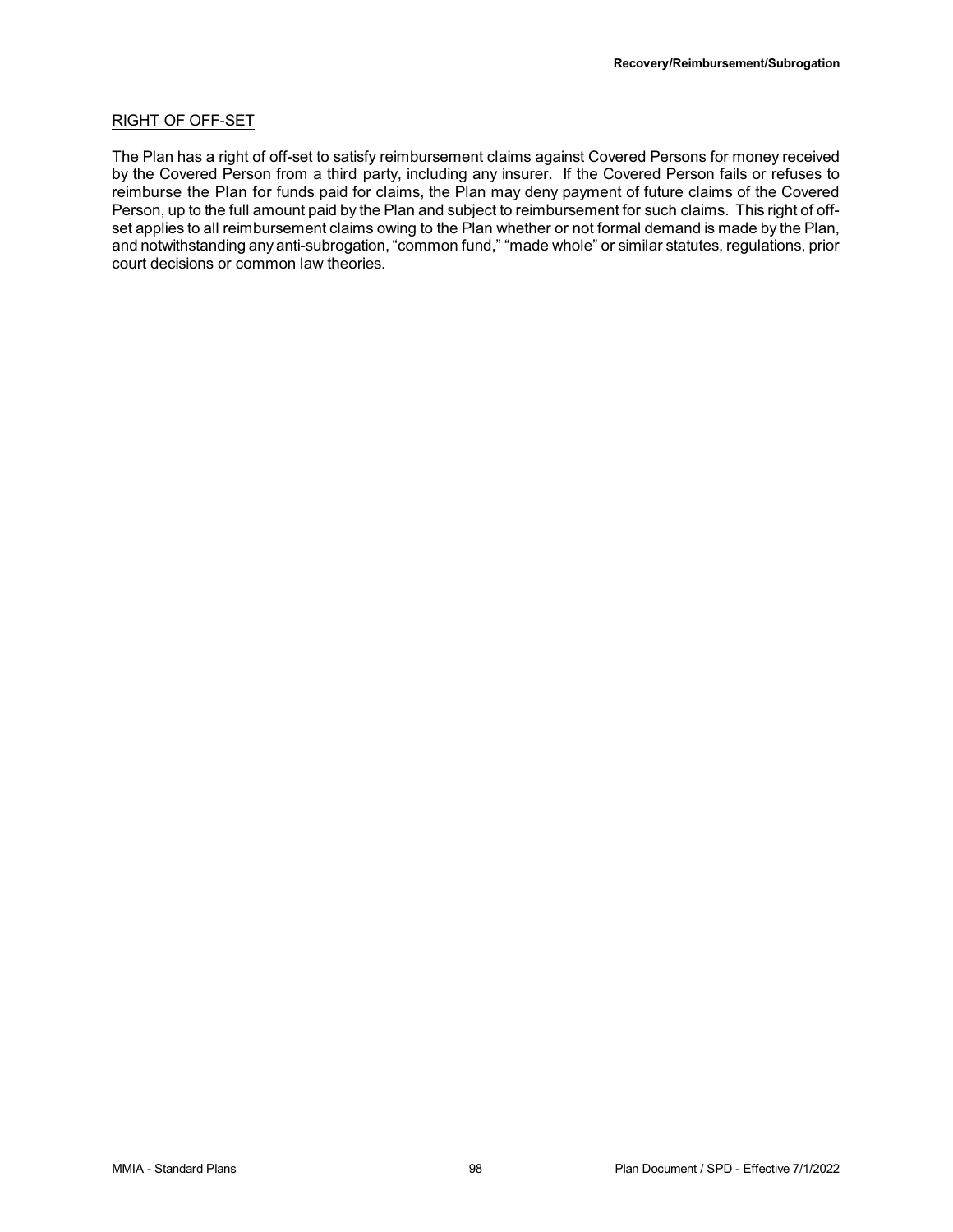RIGHT OF OFF-SET

The Plan has a right of off-set to satisfy reimbursement claims against Covered Persons for money received by the Covered Person from a third party, including any insurer. If the Covered Person fails or refuses to reimburse the Plan for funds paid for claims, the Plan may deny payment of future claims of the Covered Person, up to the full amount paid by the Plan and subject to reimbursement for such claims. This right of off-set applies to all reimbursement claims owing to the Plan whether or not formal demand is made by the Plan, and notwithstanding any anti-subrogation, "common fund," "made whole" or similar statutes, regulations, prior court decisions or common law theories.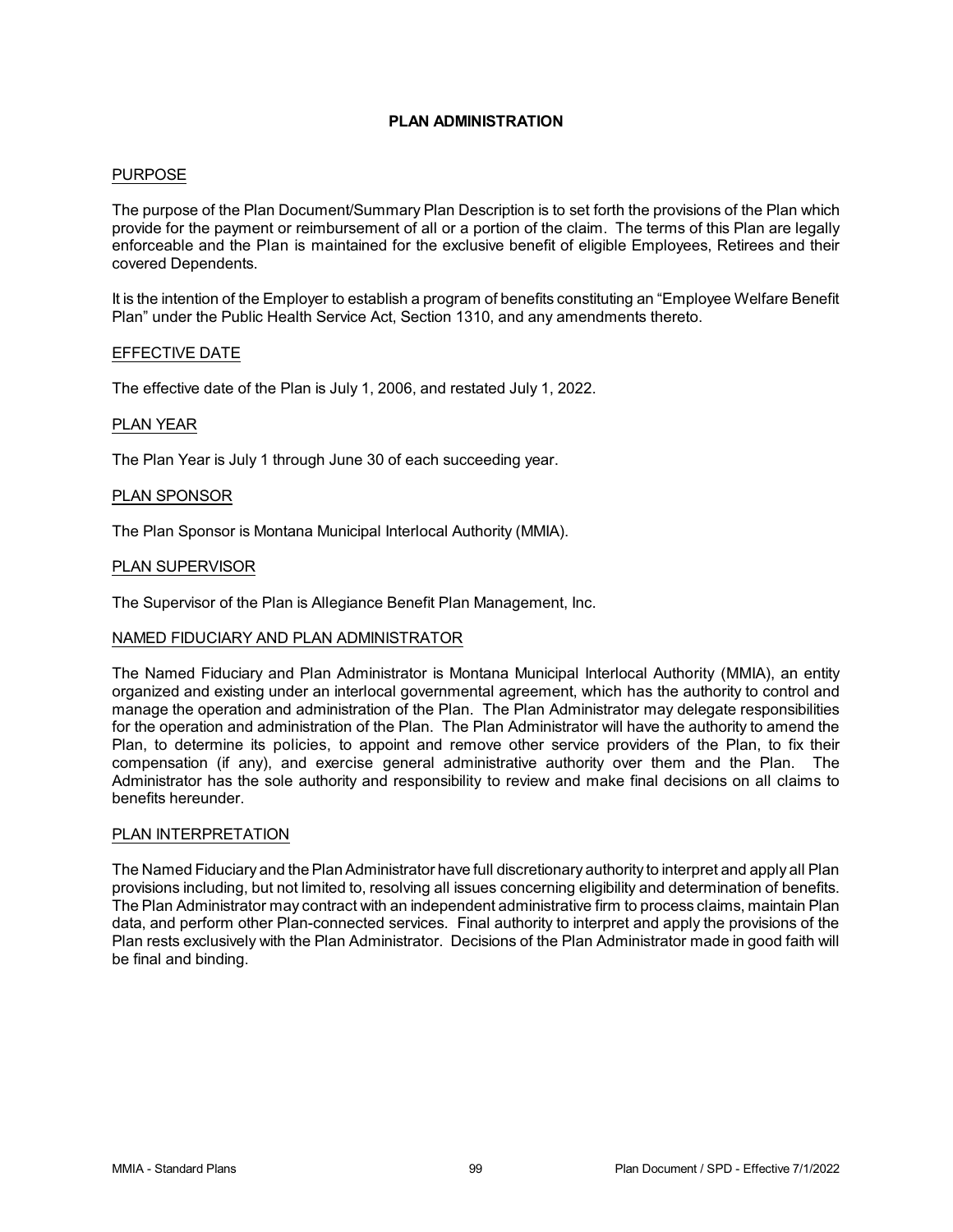## PLAN ADMINISTRATION

### PURPOSE

The purpose of the Plan Document/Summary Plan Description is to set forth the provisions of the Plan which provide for the payment or reimbursement of all or a portion of the claim. The terms of this Plan are legally enforceable and the Plan is maintained for the exclusive benefit of eligible Employees, Retirees and their covered Dependents.

It is the intention of the Employer to establish a program of benefits constituting an "Employee Welfare Benefit Plan" under the Public Health Service Act, Section 1310, and any amendments thereto.

### EFFECTIVE DATE

The effective date of the Plan is July 1, 2006, and restated July 1, 2022.

### PLAN YEAR

The Plan Year is July 1 through June 30 of each succeeding year.

### PLAN SPONSOR

The Plan Sponsor is Montana Municipal Interlocal Authority (MMIA).

### PLAN SUPERVISOR

The Supervisor of the Plan is Allegiance Benefit Plan Management, Inc.

### NAMED FIDUCIARY AND PLAN ADMINISTRATOR

The Named Fiduciary and Plan Administrator is Montana Municipal Interlocal Authority (MMIA), an entity organized and existing under an interlocal governmental agreement, which has the authority to control and manage the operation and administration of the Plan. The Plan Administrator may delegate responsibilities for the operation and administration of the Plan. The Plan Administrator will have the authority to amend the Plan, to determine its policies, to appoint and remove other service providers of the Plan, to fix their compensation (if any), and exercise general administrative authority over them and the Plan. The Administrator has the sole authority and responsibility to review and make final decisions on all claims to benefits hereunder.

### PLAN INTERPRETATION

The Named Fiduciary and the Plan Administrator have full discretionary authority to interpret and apply all Plan provisions including, but not limited to, resolving all issues concerning eligibility and determination of benefits. The Plan Administrator may contract with an independent administrative firm to process claims, maintain Plan data, and perform other Plan-connected services. Final authority to interpret and apply the provisions of the Plan rests exclusively with the Plan Administrator. Decisions of the Plan Administrator made in good faith will be final and binding.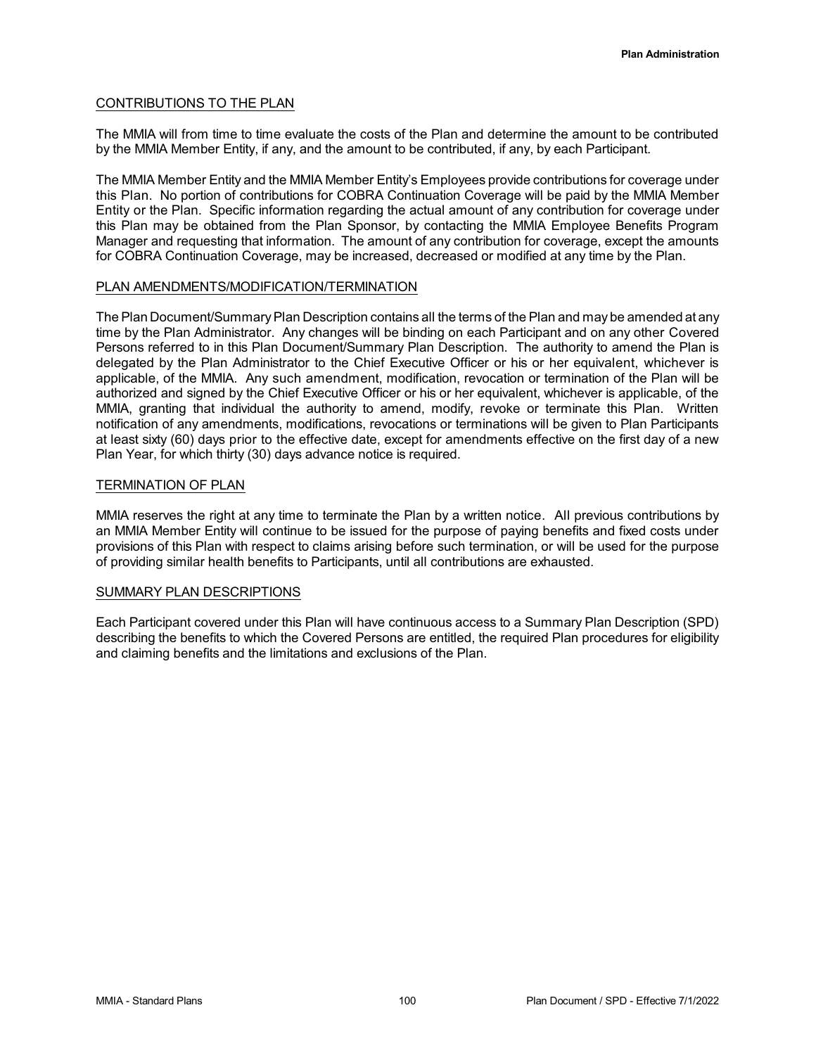## CONTRIBUTIONS TO THE PLAN

The MMIA will from time to time evaluate the costs of the Plan and determine the amount to be contributed by the MMIA Member Entity, if any, and the amount to be contributed, if any, by each Participant.

The MMIA Member Entity and the MMIA Member Entity's Employees provide contributions for coverage under this Plan. No portion of contributions for COBRA Continuation Coverage will be paid by the MMIA Member Entity or the Plan. Specific information regarding the actual amount of any contribution for coverage under this Plan may be obtained from the Plan Sponsor, by contacting the MMIA Employee Benefits Program Manager and requesting that information. The amount of any contribution for coverage, except the amounts for COBRA Continuation Coverage, may be increased, decreased or modified at any time by the Plan.

## PLAN AMENDMENTS/MODIFICATION/TERMINATION

The Plan Document/Summary Plan Description contains all the terms of the Plan and may be amended at any time by the Plan Administrator. Any changes will be binding on each Participant and on any other Covered Persons referred to in this Plan Document/Summary Plan Description. The authority to amend the Plan is delegated by the Plan Administrator to the Chief Executive Officer or his or her equivalent, whichever is applicable, of the MMIA. Any such amendment, modification, revocation or termination of the Plan will be authorized and signed by the Chief Executive Officer or his or her equivalent, whichever is applicable, of the MMIA, granting that individual the authority to amend, modify, revoke or terminate this Plan. Written notification of any amendments, modifications, revocations or terminations will be given to Plan Participants at least sixty (60) days prior to the effective date, except for amendments effective on the first day of a new Plan Year, for which thirty (30) days advance notice is required.

## TERMINATION OF PLAN

MMIA reserves the right at any time to terminate the Plan by a written notice. All previous contributions by an MMIA Member Entity will continue to be issued for the purpose of paying benefits and fixed costs under provisions of this Plan with respect to claims arising before such termination, or will be used for the purpose of providing similar health benefits to Participants, until all contributions are exhausted.

## SUMMARY PLAN DESCRIPTIONS

Each Participant covered under this Plan will have continuous access to a Summary Plan Description (SPD) describing the benefits to which the Covered Persons are entitled, the required Plan procedures for eligibility and claiming benefits and the limitations and exclusions of the Plan.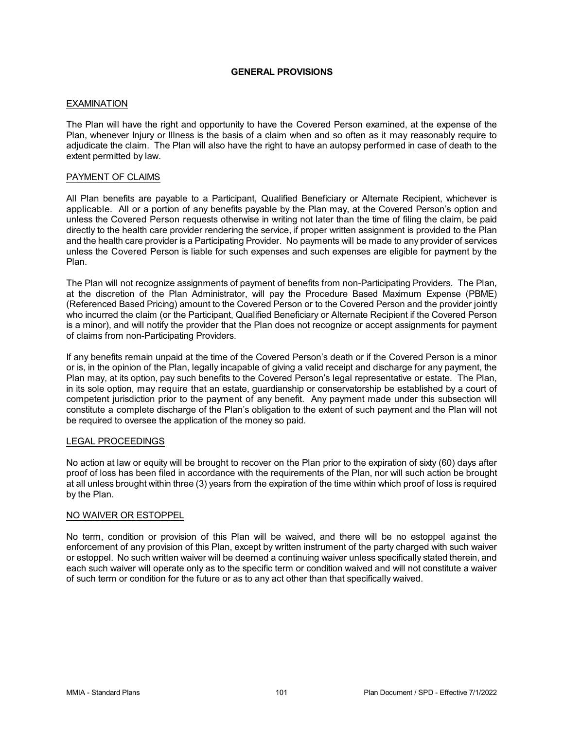## GENERAL PROVISIONS

### EXAMINATION

The Plan will have the right and opportunity to have the Covered Person examined, at the expense of the Plan, whenever Injury or Illness is the basis of a claim when and so often as it may reasonably require to adjudicate the claim. The Plan will also have the right to have an autopsy performed in case of death to the extent permitted by law.

### PAYMENT OF CLAIMS

All Plan benefits are payable to a Participant, Qualified Beneficiary or Alternate Recipient, whichever is applicable. All or a portion of any benefits payable by the Plan may, at the Covered Person's option and unless the Covered Person requests otherwise in writing not later than the time of filing the claim, be paid directly to the health care provider rendering the service, if proper written assignment is provided to the Plan and the health care provider is a Participating Provider. No payments will be made to any provider of services unless the Covered Person is liable for such expenses and such expenses are eligible for payment by the Plan.

The Plan will not recognize assignments of payment of benefits from non-Participating Providers. The Plan, at the discretion of the Plan Administrator, will pay the Procedure Based Maximum Expense (PBME) (Referenced Based Pricing) amount to the Covered Person or to the Covered Person and the provider jointly who incurred the claim (or the Participant, Qualified Beneficiary or Alternate Recipient if the Covered Person is a minor), and will notify the provider that the Plan does not recognize or accept assignments for payment of claims from non-Participating Providers.

If any benefits remain unpaid at the time of the Covered Person's death or if the Covered Person is a minor or is, in the opinion of the Plan, legally incapable of giving a valid receipt and discharge for any payment, the Plan may, at its option, pay such benefits to the Covered Person's legal representative or estate. The Plan, in its sole option, may require that an estate, guardianship or conservatorship be established by a court of competent jurisdiction prior to the payment of any benefit. Any payment made under this subsection will constitute a complete discharge of the Plan's obligation to the extent of such payment and the Plan will not be required to oversee the application of the money so paid.

### LEGAL PROCEEDINGS

No action at law or equity will be brought to recover on the Plan prior to the expiration of sixty (60) days after proof of loss has been filed in accordance with the requirements of the Plan, nor will such action be brought at all unless brought within three (3) years from the expiration of the time within which proof of loss is required by the Plan.

### NO WAIVER OR ESTOPPEL

No term, condition or provision of this Plan will be waived, and there will be no estoppel against the enforcement of any provision of this Plan, except by written instrument of the party charged with such waiver or estoppel. No such written waiver will be deemed a continuing waiver unless specifically stated therein, and each such waiver will operate only as to the specific term or condition waived and will not constitute a waiver of such term or condition for the future or as to any act other than that specifically waived.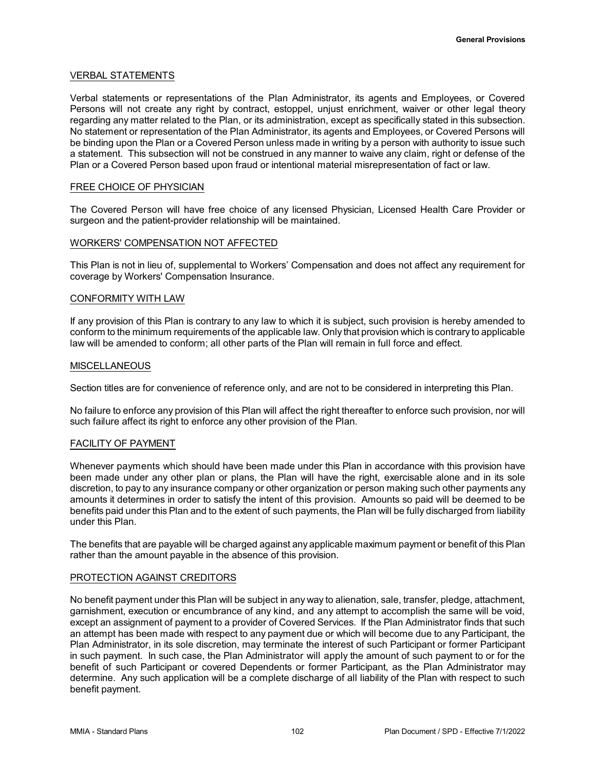## VERBAL STATEMENTS

Verbal statements or representations of the Plan Administrator, its agents and Employees, or Covered Persons will not create any right by contract, estoppel, unjust enrichment, waiver or other legal theory regarding any matter related to the Plan, or its administration, except as specifically stated in this subsection. No statement or representation of the Plan Administrator, its agents and Employees, or Covered Persons will be binding upon the Plan or a Covered Person unless made in writing by a person with authority to issue such a statement. This subsection will not be construed in any manner to waive any claim, right or defense of the Plan or a Covered Person based upon fraud or intentional material misrepresentation of fact or law.

## FREE CHOICE OF PHYSICIAN

The Covered Person will have free choice of any licensed Physician, Licensed Health Care Provider or surgeon and the patient-provider relationship will be maintained.

## WORKERS' COMPENSATION NOT AFFECTED

This Plan is not in lieu of, supplemental to Workers' Compensation and does not affect any requirement for coverage by Workers' Compensation Insurance.

## CONFORMITY WITH LAW

If any provision of this Plan is contrary to any law to which it is subject, such provision is hereby amended to conform to the minimum requirements of the applicable law. Only that provision which is contrary to applicable law will be amended to conform; all other parts of the Plan will remain in full force and effect.

## MISCELLANEOUS

Section titles are for convenience of reference only, and are not to be considered in interpreting this Plan.

No failure to enforce any provision of this Plan will affect the right thereafter to enforce such provision, nor will such failure affect its right to enforce any other provision of the Plan.

## FACILITY OF PAYMENT

Whenever payments which should have been made under this Plan in accordance with this provision have been made under any other plan or plans, the Plan will have the right, exercisable alone and in its sole discretion, to pay to any insurance company or other organization or person making such other payments any amounts it determines in order to satisfy the intent of this provision. Amounts so paid will be deemed to be benefits paid under this Plan and to the extent of such payments, the Plan will be fully discharged from liability under this Plan.

The benefits that are payable will be charged against any applicable maximum payment or benefit of this Plan rather than the amount payable in the absence of this provision.

## PROTECTION AGAINST CREDITORS

No benefit payment under this Plan will be subject in any way to alienation, sale, transfer, pledge, attachment, garnishment, execution or encumbrance of any kind, and any attempt to accomplish the same will be void, except an assignment of payment to a provider of Covered Services. If the Plan Administrator finds that such an attempt has been made with respect to any payment due or which will become due to any Participant, the Plan Administrator, in its sole discretion, may terminate the interest of such Participant or former Participant in such payment. In such case, the Plan Administrator will apply the amount of such payment to or for the benefit of such Participant or covered Dependents or former Participant, as the Plan Administrator may determine. Any such application will be a complete discharge of all liability of the Plan with respect to such benefit payment.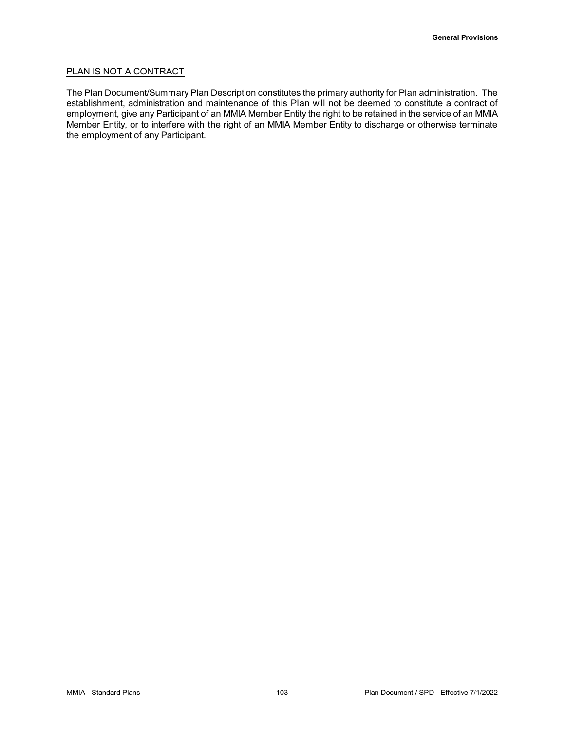## PLAN IS NOT A CONTRACT

The Plan Document/Summary Plan Description constitutes the primary authority for Plan administration. The establishment, administration and maintenance of this Plan will not be deemed to constitute a contract of employment, give any Participant of an MMIA Member Entity the right to be retained in the service of an MMIA Member Entity, or to interfere with the right of an MMIA Member Entity to discharge or otherwise terminate the employment of any Participant.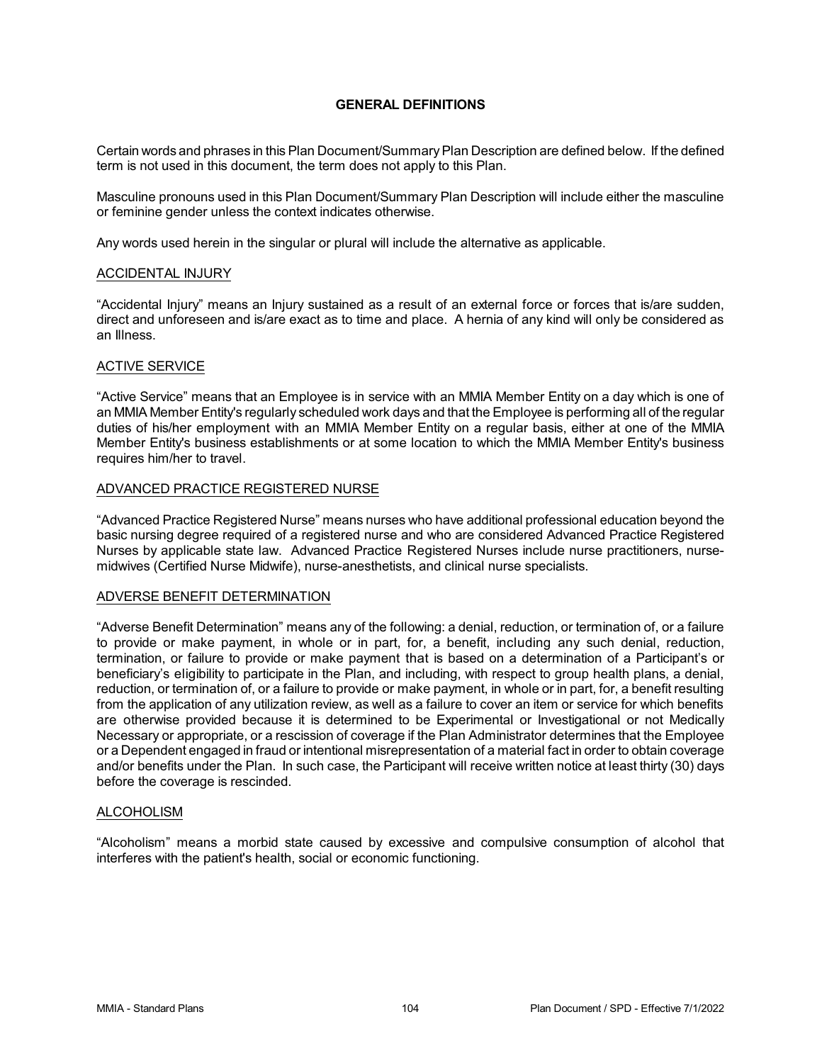## GENERAL DEFINITIONS

Certain words and phrases in this Plan Document/Summary Plan Description are defined below. If the defined term is not used in this document, the term does not apply to this Plan.

Masculine pronouns used in this Plan Document/Summary Plan Description will include either the masculine or feminine gender unless the context indicates otherwise.

Any words used herein in the singular or plural will include the alternative as applicable.

### ACCIDENTAL INJURY

"Accidental Injury" means an Injury sustained as a result of an external force or forces that is/are sudden, direct and unforeseen and is/are exact as to time and place. A hernia of any kind will only be considered as an Illness.

### ACTIVE SERVICE

"Active Service" means that an Employee is in service with an MMIA Member Entity on a day which is one of an MMIA Member Entity's regularly scheduled work days and that the Employee is performing all of the regular duties of his/her employment with an MMIA Member Entity on a regular basis, either at one of the MMIA Member Entity's business establishments or at some location to which the MMIA Member Entity's business requires him/her to travel.

### ADVANCED PRACTICE REGISTERED NURSE

"Advanced Practice Registered Nurse" means nurses who have additional professional education beyond the basic nursing degree required of a registered nurse and who are considered Advanced Practice Registered Nurses by applicable state law. Advanced Practice Registered Nurses include nurse practitioners, nurse-midwives (Certified Nurse Midwife), nurse-anesthetists, and clinical nurse specialists.

### ADVERSE BENEFIT DETERMINATION

"Adverse Benefit Determination" means any of the following: a denial, reduction, or termination of, or a failure to provide or make payment, in whole or in part, for, a benefit, including any such denial, reduction, termination, or failure to provide or make payment that is based on a determination of a Participant's or beneficiary's eligibility to participate in the Plan, and including, with respect to group health plans, a denial, reduction, or termination of, or a failure to provide or make payment, in whole or in part, for, a benefit resulting from the application of any utilization review, as well as a failure to cover an item or service for which benefits are otherwise provided because it is determined to be Experimental or Investigational or not Medically Necessary or appropriate, or a rescission of coverage if the Plan Administrator determines that the Employee or a Dependent engaged in fraud or intentional misrepresentation of a material fact in order to obtain coverage and/or benefits under the Plan. In such case, the Participant will receive written notice at least thirty (30) days before the coverage is rescinded.

### ALCOHOLISM

"Alcoholism" means a morbid state caused by excessive and compulsive consumption of alcohol that interferes with the patient's health, social or economic functioning.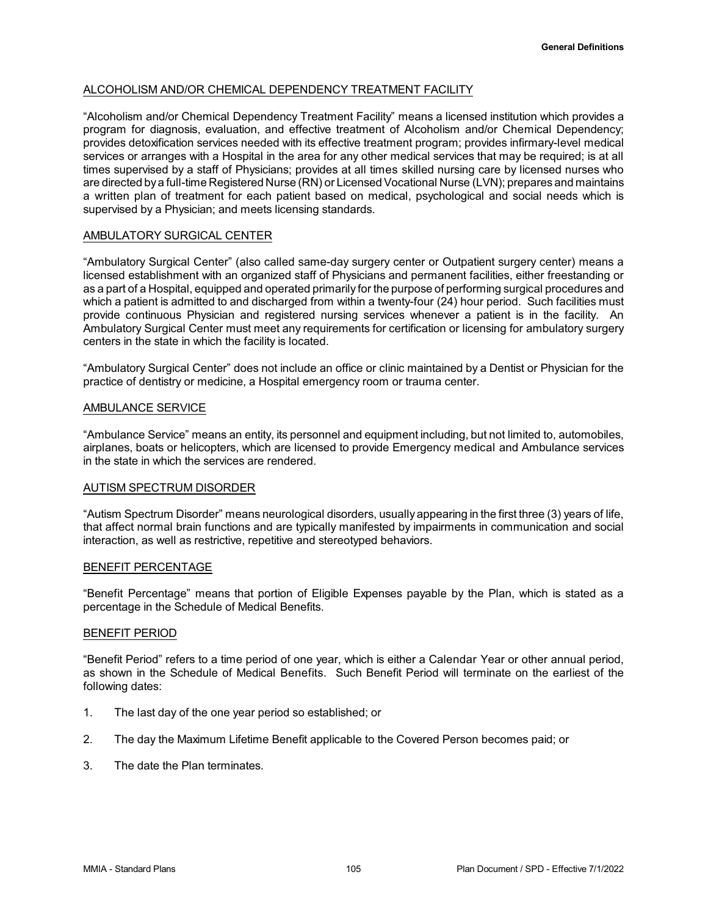## ALCOHOLISM AND/OR CHEMICAL DEPENDENCY TREATMENT FACILITY

"Alcoholism and/or Chemical Dependency Treatment Facility" means a licensed institution which provides a program for diagnosis, evaluation, and effective treatment of Alcoholism and/or Chemical Dependency; provides detoxification services needed with its effective treatment program; provides infirmary-level medical services or arranges with a Hospital in the area for any other medical services that may be required; is at all times supervised by a staff of Physicians; provides at all times skilled nursing care by licensed nurses who are directed by a full-time Registered Nurse (RN) or Licensed Vocational Nurse (LVN); prepares and maintains a written plan of treatment for each patient based on medical, psychological and social needs which is supervised by a Physician; and meets licensing standards.

## AMBULATORY SURGICAL CENTER

"Ambulatory Surgical Center" (also called same-day surgery center or Outpatient surgery center) means a licensed establishment with an organized staff of Physicians and permanent facilities, either freestanding or as a part of a Hospital, equipped and operated primarily for the purpose of performing surgical procedures and which a patient is admitted to and discharged from within a twenty-four (24) hour period. Such facilities must provide continuous Physician and registered nursing services whenever a patient is in the facility. An Ambulatory Surgical Center must meet any requirements for certification or licensing for ambulatory surgery centers in the state in which the facility is located.

"Ambulatory Surgical Center" does not include an office or clinic maintained by a Dentist or Physician for the practice of dentistry or medicine, a Hospital emergency room or trauma center.

## AMBULANCE SERVICE

"Ambulance Service" means an entity, its personnel and equipment including, but not limited to, automobiles, airplanes, boats or helicopters, which are licensed to provide Emergency medical and Ambulance services in the state in which the services are rendered.

## AUTISM SPECTRUM DISORDER

"Autism Spectrum Disorder" means neurological disorders, usually appearing in the first three (3) years of life, that affect normal brain functions and are typically manifested by impairments in communication and social interaction, as well as restrictive, repetitive and stereotyped behaviors.

## BENEFIT PERCENTAGE

"Benefit Percentage" means that portion of Eligible Expenses payable by the Plan, which is stated as a percentage in the Schedule of Medical Benefits.

## BENEFIT PERIOD

"Benefit Period" refers to a time period of one year, which is either a Calendar Year or other annual period, as shown in the Schedule of Medical Benefits. Such Benefit Period will terminate on the earliest of the following dates:

1. The last day of the one year period so established; or
2. The day the Maximum Lifetime Benefit applicable to the Covered Person becomes paid; or
3. The date the Plan terminates.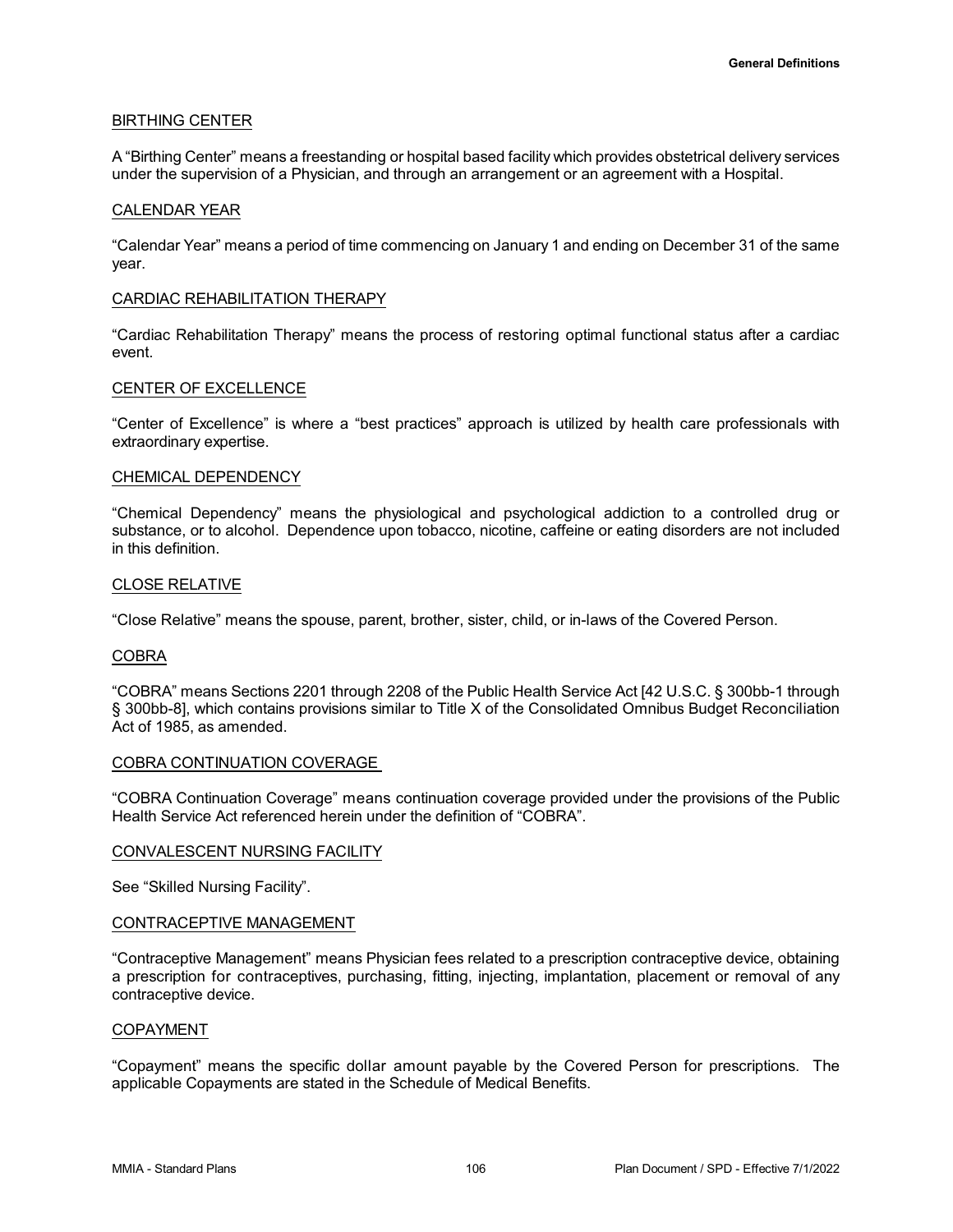### BIRTHING CENTER

A "Birthing Center" means a freestanding or hospital based facility which provides obstetrical delivery services under the supervision of a Physician, and through an arrangement or an agreement with a Hospital.

### CALENDAR YEAR

"Calendar Year" means a period of time commencing on January 1 and ending on December 31 of the same year.

### CARDIAC REHABILITATION THERAPY

"Cardiac Rehabilitation Therapy" means the process of restoring optimal functional status after a cardiac event.

### CENTER OF EXCELLENCE

"Center of Excellence" is where a "best practices" approach is utilized by health care professionals with extraordinary expertise.

### CHEMICAL DEPENDENCY

"Chemical Dependency" means the physiological and psychological addiction to a controlled drug or substance, or to alcohol. Dependence upon tobacco, nicotine, caffeine or eating disorders are not included in this definition.

### CLOSE RELATIVE

"Close Relative" means the spouse, parent, brother, sister, child, or in-laws of the Covered Person.

### COBRA

"COBRA" means Sections 2201 through 2208 of the Public Health Service Act [42 U.S.C. § 300bb-1 through § 300bb-8], which contains provisions similar to Title X of the Consolidated Omnibus Budget Reconciliation Act of 1985, as amended.

### COBRA CONTINUATION COVERAGE

"COBRA Continuation Coverage" means continuation coverage provided under the provisions of the Public Health Service Act referenced herein under the definition of "COBRA".

### CONVALESCENT NURSING FACILITY

See "Skilled Nursing Facility".

### CONTRACEPTIVE MANAGEMENT

"Contraceptive Management" means Physician fees related to a prescription contraceptive device, obtaining a prescription for contraceptives, purchasing, fitting, injecting, implantation, placement or removal of any contraceptive device.

### COPAYMENT

"Copayment" means the specific dollar amount payable by the Covered Person for prescriptions. The applicable Copayments are stated in the Schedule of Medical Benefits.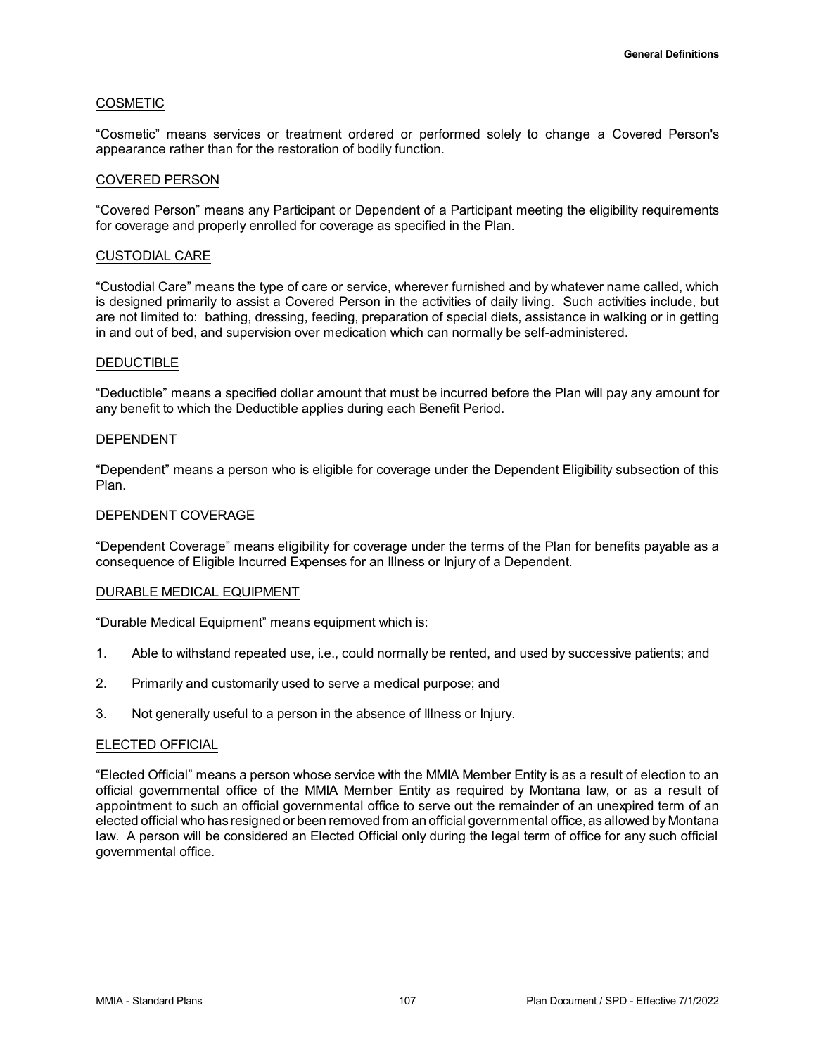### COSMETIC

"Cosmetic" means services or treatment ordered or performed solely to change a Covered Person's appearance rather than for the restoration of bodily function.

### COVERED PERSON

"Covered Person" means any Participant or Dependent of a Participant meeting the eligibility requirements for coverage and properly enrolled for coverage as specified in the Plan.

### CUSTODIAL CARE

"Custodial Care" means the type of care or service, wherever furnished and by whatever name called, which is designed primarily to assist a Covered Person in the activities of daily living. Such activities include, but are not limited to: bathing, dressing, feeding, preparation of special diets, assistance in walking or in getting in and out of bed, and supervision over medication which can normally be self-administered.

### DEDUCTIBLE

"Deductible" means a specified dollar amount that must be incurred before the Plan will pay any amount for any benefit to which the Deductible applies during each Benefit Period.

### DEPENDENT

"Dependent" means a person who is eligible for coverage under the Dependent Eligibility subsection of this Plan.

### DEPENDENT COVERAGE

"Dependent Coverage" means eligibility for coverage under the terms of the Plan for benefits payable as a consequence of Eligible Incurred Expenses for an Illness or Injury of a Dependent.

### DURABLE MEDICAL EQUIPMENT

"Durable Medical Equipment" means equipment which is:

1. Able to withstand repeated use, i.e., could normally be rented, and used by successive patients; and

2. Primarily and customarily used to serve a medical purpose; and

3. Not generally useful to a person in the absence of Illness or Injury.

### ELECTED OFFICIAL

"Elected Official" means a person whose service with the MMIA Member Entity is as a result of election to an official governmental office of the MMIA Member Entity as required by Montana law, or as a result of appointment to such an official governmental office to serve out the remainder of an unexpired term of an elected official who has resigned or been removed from an official governmental office, as allowed by Montana law. A person will be considered an Elected Official only during the legal term of office for any such official governmental office.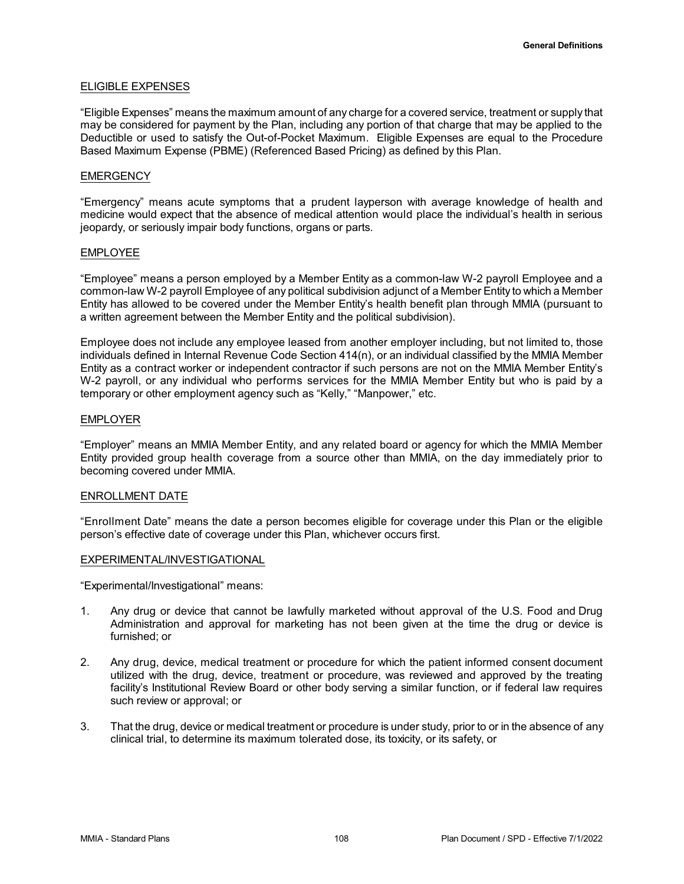## ELIGIBLE EXPENSES

"Eligible Expenses" means the maximum amount of any charge for a covered service, treatment or supply that may be considered for payment by the Plan, including any portion of that charge that may be applied to the Deductible or used to satisfy the Out-of-Pocket Maximum. Eligible Expenses are equal to the Procedure Based Maximum Expense (PBME) (Referenced Based Pricing) as defined by this Plan.

## EMERGENCY

"Emergency" means acute symptoms that a prudent layperson with average knowledge of health and medicine would expect that the absence of medical attention would place the individual's health in serious jeopardy, or seriously impair body functions, organs or parts.

## EMPLOYEE

"Employee" means a person employed by a Member Entity as a common-law W-2 payroll Employee and a common-law W-2 payroll Employee of any political subdivision adjunct of a Member Entity to which a Member Entity has allowed to be covered under the Member Entity's health benefit plan through MMIA (pursuant to a written agreement between the Member Entity and the political subdivision).

Employee does not include any employee leased from another employer including, but not limited to, those individuals defined in Internal Revenue Code Section 414(n), or an individual classified by the MMIA Member Entity as a contract worker or independent contractor if such persons are not on the MMIA Member Entity's W-2 payroll, or any individual who performs services for the MMIA Member Entity but who is paid by a temporary or other employment agency such as "Kelly," "Manpower," etc.

## EMPLOYER

"Employer" means an MMIA Member Entity, and any related board or agency for which the MMIA Member Entity provided group health coverage from a source other than MMIA, on the day immediately prior to becoming covered under MMIA.

## ENROLLMENT DATE

"Enrollment Date" means the date a person becomes eligible for coverage under this Plan or the eligible person's effective date of coverage under this Plan, whichever occurs first.

## EXPERIMENTAL/INVESTIGATIONAL

"Experimental/Investigational" means:

1. Any drug or device that cannot be lawfully marketed without approval of the U.S. Food and Drug Administration and approval for marketing has not been given at the time the drug or device is furnished; or

2. Any drug, device, medical treatment or procedure for which the patient informed consent document utilized with the drug, device, treatment or procedure, was reviewed and approved by the treating facility's Institutional Review Board or other body serving a similar function, or if federal law requires such review or approval; or

3. That the drug, device or medical treatment or procedure is under study, prior to or in the absence of any clinical trial, to determine its maximum tolerated dose, its toxicity, or its safety, or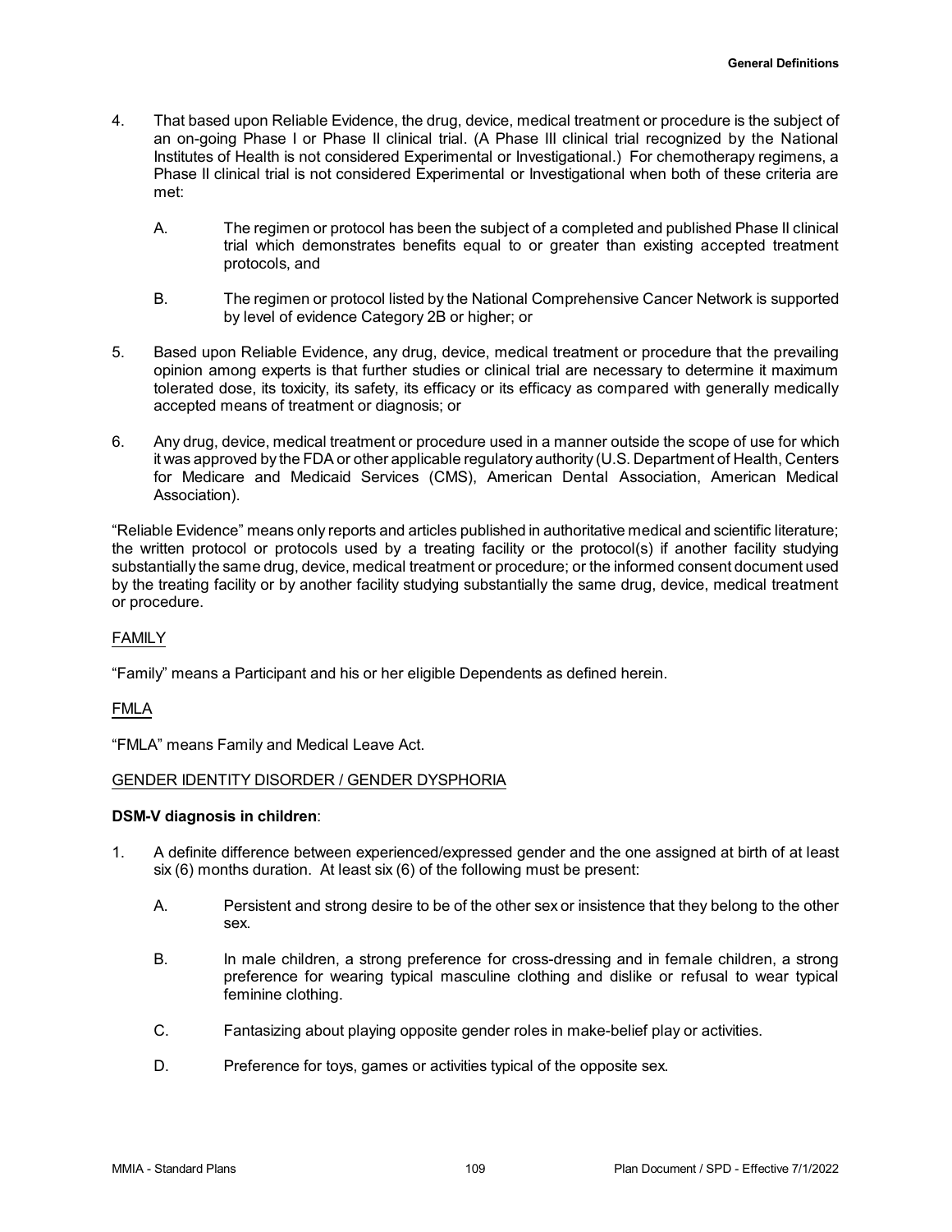4. That based upon Reliable Evidence, the drug, device, medical treatment or procedure is the subject of an on-going Phase I or Phase II clinical trial. (A Phase III clinical trial recognized by the National Institutes of Health is not considered Experimental or Investigational.) For chemotherapy regimens, a Phase II clinical trial is not considered Experimental or Investigational when both of these criteria are met:

   A. The regimen or protocol has been the subject of a completed and published Phase II clinical trial which demonstrates benefits equal to or greater than existing accepted treatment protocols, and

   B. The regimen or protocol listed by the National Comprehensive Cancer Network is supported by level of evidence Category 2B or higher; or

5. Based upon Reliable Evidence, any drug, device, medical treatment or procedure that the prevailing opinion among experts is that further studies or clinical trial are necessary to determine it maximum tolerated dose, its toxicity, its safety, its efficacy or its efficacy as compared with generally medically accepted means of treatment or diagnosis; or

6. Any drug, device, medical treatment or procedure used in a manner outside the scope of use for which it was approved by the FDA or other applicable regulatory authority (U.S. Department of Health, Centers for Medicare and Medicaid Services (CMS), American Dental Association, American Medical Association).

"Reliable Evidence" means only reports and articles published in authoritative medical and scientific literature; the written protocol or protocols used by a treating facility or the protocol(s) if another facility studying substantially the same drug, device, medical treatment or procedure; or the informed consent document used by the treating facility or by another facility studying substantially the same drug, device, medical treatment or procedure.

<u>FAMILY</u>

"Family" means a Participant and his or her eligible Dependents as defined herein.

<u>FMLA</u>

"FMLA" means Family and Medical Leave Act.

<u>GENDER IDENTITY DISORDER / GENDER DYSPHORIA</u>

**DSM-V diagnosis in children**:

1. A definite difference between experienced/expressed gender and the one assigned at birth of at least six (6) months duration. At least six (6) of the following must be present:

   A. Persistent and strong desire to be of the other sex or insistence that they belong to the other sex.

   B. In male children, a strong preference for cross-dressing and in female children, a strong preference for wearing typical masculine clothing and dislike or refusal to wear typical feminine clothing.

   C. Fantasizing about playing opposite gender roles in make-belief play or activities.

   D. Preference for toys, games or activities typical of the opposite sex.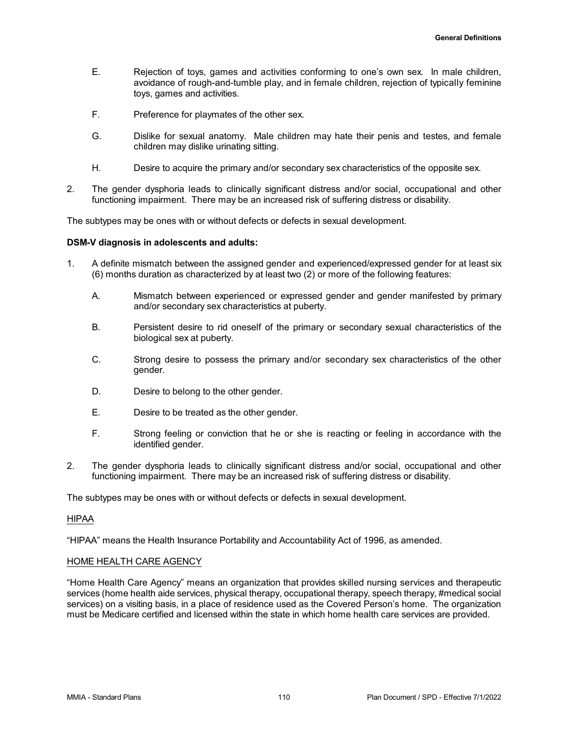E. Rejection of toys, games and activities conforming to one's own sex. In male children, avoidance of rough-and-tumble play, and in female children, rejection of typically feminine toys, games and activities.

F. Preference for playmates of the other sex.

G. Dislike for sexual anatomy. Male children may hate their penis and testes, and female children may dislike urinating sitting.

H. Desire to acquire the primary and/or secondary sex characteristics of the opposite sex.

2. The gender dysphoria leads to clinically significant distress and/or social, occupational and other functioning impairment. There may be an increased risk of suffering distress or disability.

The subtypes may be ones with or without defects or defects in sexual development.

**DSM-V diagnosis in adolescents and adults:**

1. A definite mismatch between the assigned gender and experienced/expressed gender for at least six (6) months duration as characterized by at least two (2) or more of the following features:

   A. Mismatch between experienced or expressed gender and gender manifested by primary and/or secondary sex characteristics at puberty.

   B. Persistent desire to rid oneself of the primary or secondary sexual characteristics of the biological sex at puberty.

   C. Strong desire to possess the primary and/or secondary sex characteristics of the other gender.

   D. Desire to belong to the other gender.

   E. Desire to be treated as the other gender.

   F. Strong feeling or conviction that he or she is reacting or feeling in accordance with the identified gender.

2. The gender dysphoria leads to clinically significant distress and/or social, occupational and other functioning impairment. There may be an increased risk of suffering distress or disability.

The subtypes may be ones with or without defects or defects in sexual development.

HIPAA

"HIPAA" means the Health Insurance Portability and Accountability Act of 1996, as amended.

HOME HEALTH CARE AGENCY

"Home Health Care Agency" means an organization that provides skilled nursing services and therapeutic services (home health aide services, physical therapy, occupational therapy, speech therapy, #medical social services) on a visiting basis, in a place of residence used as the Covered Person's home. The organization must be Medicare certified and licensed within the state in which home health care services are provided.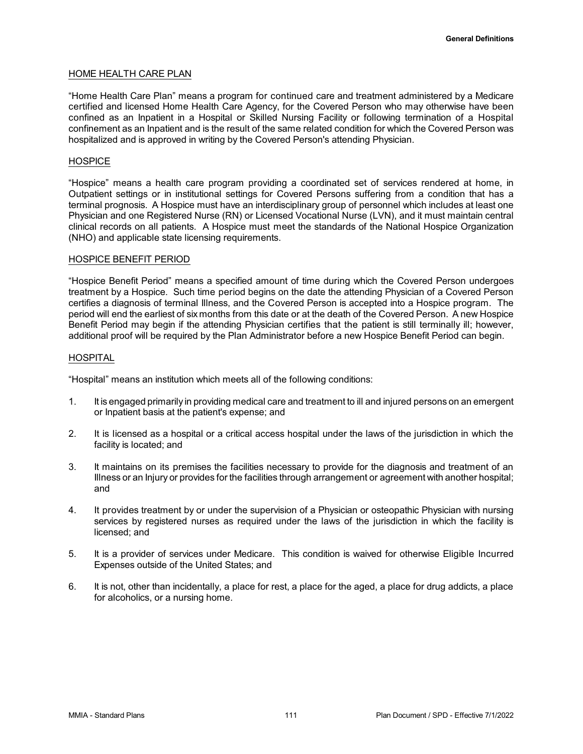## HOME HEALTH CARE PLAN

"Home Health Care Plan" means a program for continued care and treatment administered by a Medicare certified and licensed Home Health Care Agency, for the Covered Person who may otherwise have been confined as an Inpatient in a Hospital or Skilled Nursing Facility or following termination of a Hospital confinement as an Inpatient and is the result of the same related condition for which the Covered Person was hospitalized and is approved in writing by the Covered Person's attending Physician.

## HOSPICE

"Hospice" means a health care program providing a coordinated set of services rendered at home, in Outpatient settings or in institutional settings for Covered Persons suffering from a condition that has a terminal prognosis. A Hospice must have an interdisciplinary group of personnel which includes at least one Physician and one Registered Nurse (RN) or Licensed Vocational Nurse (LVN), and it must maintain central clinical records on all patients. A Hospice must meet the standards of the National Hospice Organization (NHO) and applicable state licensing requirements.

## HOSPICE BENEFIT PERIOD

"Hospice Benefit Period" means a specified amount of time during which the Covered Person undergoes treatment by a Hospice. Such time period begins on the date the attending Physician of a Covered Person certifies a diagnosis of terminal Illness, and the Covered Person is accepted into a Hospice program. The period will end the earliest of six months from this date or at the death of the Covered Person. A new Hospice Benefit Period may begin if the attending Physician certifies that the patient is still terminally ill; however, additional proof will be required by the Plan Administrator before a new Hospice Benefit Period can begin.

## HOSPITAL

"Hospital" means an institution which meets all of the following conditions:

1. It is engaged primarily in providing medical care and treatment to ill and injured persons on an emergent or Inpatient basis at the patient's expense; and
2. It is licensed as a hospital or a critical access hospital under the laws of the jurisdiction in which the facility is located; and
3. It maintains on its premises the facilities necessary to provide for the diagnosis and treatment of an Illness or an Injury or provides for the facilities through arrangement or agreement with another hospital; and
4. It provides treatment by or under the supervision of a Physician or osteopathic Physician with nursing services by registered nurses as required under the laws of the jurisdiction in which the facility is licensed; and
5. It is a provider of services under Medicare. This condition is waived for otherwise Eligible Incurred Expenses outside of the United States; and
6. It is not, other than incidentally, a place for rest, a place for the aged, a place for drug addicts, a place for alcoholics, or a nursing home.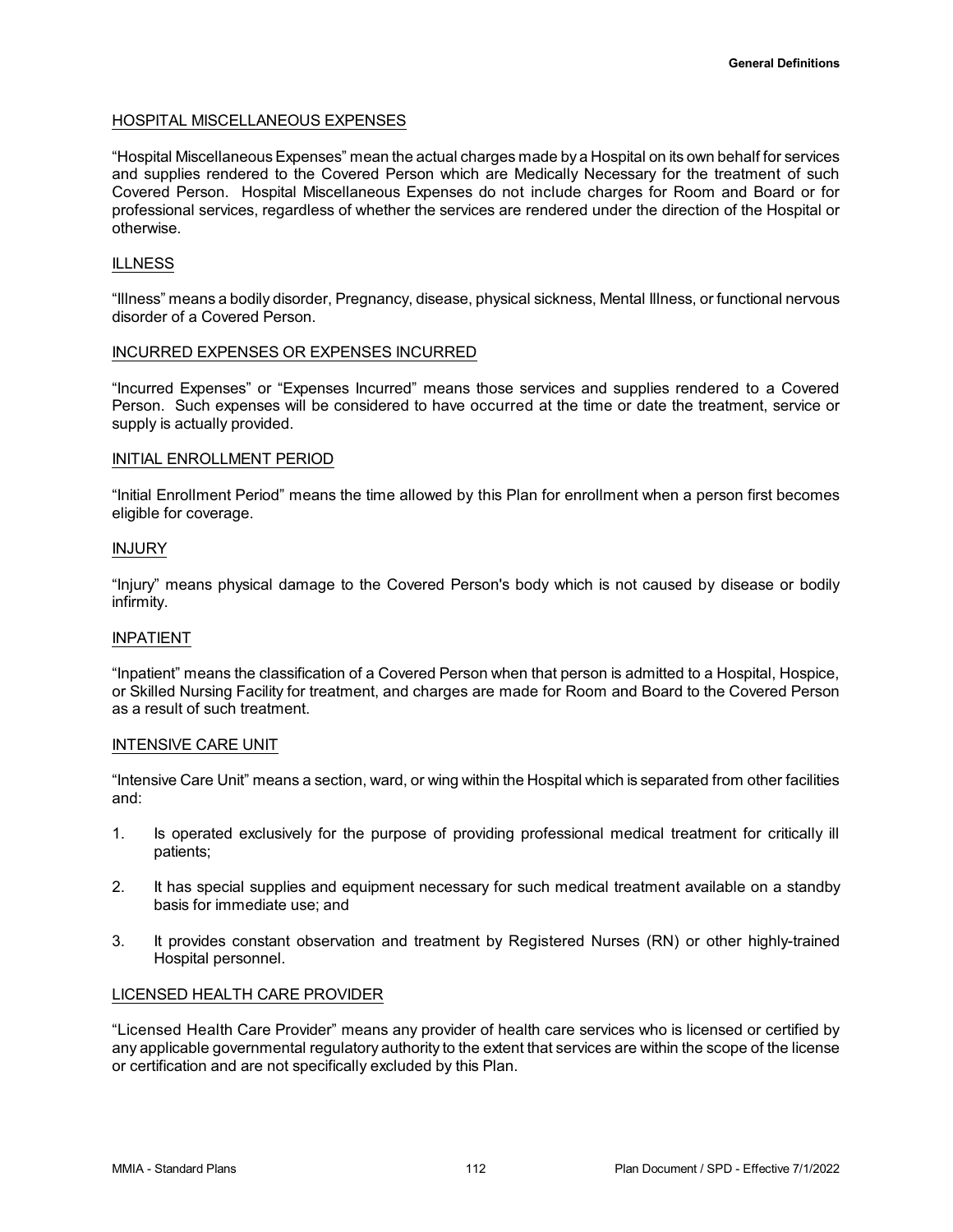## HOSPITAL MISCELLANEOUS EXPENSES

"Hospital Miscellaneous Expenses" mean the actual charges made by a Hospital on its own behalf for services and supplies rendered to the Covered Person which are Medically Necessary for the treatment of such Covered Person. Hospital Miscellaneous Expenses do not include charges for Room and Board or for professional services, regardless of whether the services are rendered under the direction of the Hospital or otherwise.

## ILLNESS

"Illness" means a bodily disorder, Pregnancy, disease, physical sickness, Mental Illness, or functional nervous disorder of a Covered Person.

## INCURRED EXPENSES OR EXPENSES INCURRED

"Incurred Expenses" or "Expenses Incurred" means those services and supplies rendered to a Covered Person. Such expenses will be considered to have occurred at the time or date the treatment, service or supply is actually provided.

## INITIAL ENROLLMENT PERIOD

"Initial Enrollment Period" means the time allowed by this Plan for enrollment when a person first becomes eligible for coverage.

## INJURY

"Injury" means physical damage to the Covered Person's body which is not caused by disease or bodily infirmity.

## INPATIENT

"Inpatient" means the classification of a Covered Person when that person is admitted to a Hospital, Hospice, or Skilled Nursing Facility for treatment, and charges are made for Room and Board to the Covered Person as a result of such treatment.

## INTENSIVE CARE UNIT

"Intensive Care Unit" means a section, ward, or wing within the Hospital which is separated from other facilities and:

1. Is operated exclusively for the purpose of providing professional medical treatment for critically ill patients;
2. It has special supplies and equipment necessary for such medical treatment available on a standby basis for immediate use; and
3. It provides constant observation and treatment by Registered Nurses (RN) or other highly-trained Hospital personnel.

## LICENSED HEALTH CARE PROVIDER

"Licensed Health Care Provider" means any provider of health care services who is licensed or certified by any applicable governmental regulatory authority to the extent that services are within the scope of the license or certification and are not specifically excluded by this Plan.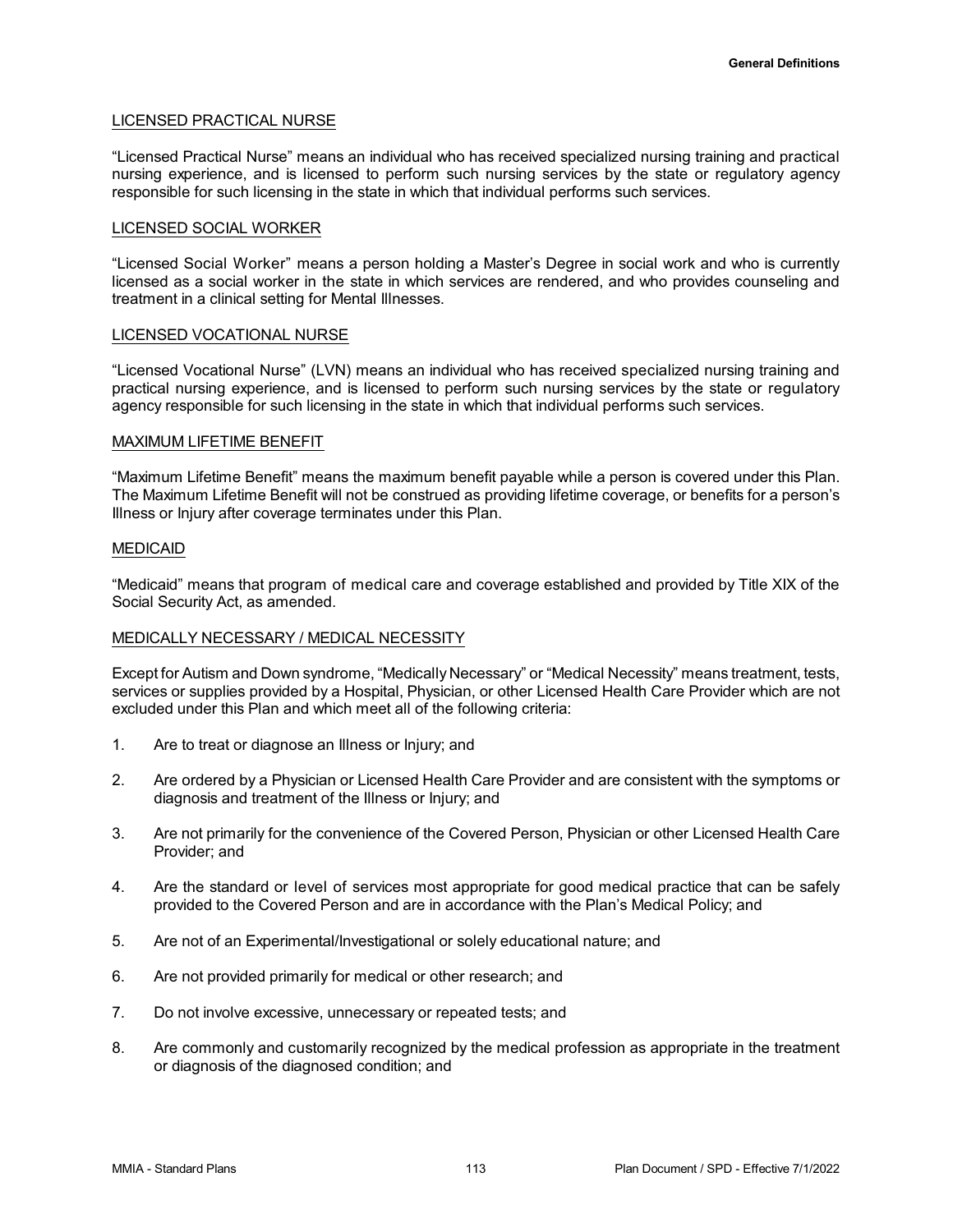LICENSED PRACTICAL NURSE

"Licensed Practical Nurse" means an individual who has received specialized nursing training and practical nursing experience, and is licensed to perform such nursing services by the state or regulatory agency responsible for such licensing in the state in which that individual performs such services.

LICENSED SOCIAL WORKER

"Licensed Social Worker" means a person holding a Master's Degree in social work and who is currently licensed as a social worker in the state in which services are rendered, and who provides counseling and treatment in a clinical setting for Mental Illnesses.

LICENSED VOCATIONAL NURSE

"Licensed Vocational Nurse" (LVN) means an individual who has received specialized nursing training and practical nursing experience, and is licensed to perform such nursing services by the state or regulatory agency responsible for such licensing in the state in which that individual performs such services.

MAXIMUM LIFETIME BENEFIT

"Maximum Lifetime Benefit" means the maximum benefit payable while a person is covered under this Plan. The Maximum Lifetime Benefit will not be construed as providing lifetime coverage, or benefits for a person's Illness or Injury after coverage terminates under this Plan.

MEDICAID

"Medicaid" means that program of medical care and coverage established and provided by Title XIX of the Social Security Act, as amended.

MEDICALLY NECESSARY / MEDICAL NECESSITY

Except for Autism and Down syndrome, "Medically Necessary" or "Medical Necessity" means treatment, tests, services or supplies provided by a Hospital, Physician, or other Licensed Health Care Provider which are not excluded under this Plan and which meet all of the following criteria:

1. Are to treat or diagnose an Illness or Injury; and
2. Are ordered by a Physician or Licensed Health Care Provider and are consistent with the symptoms or diagnosis and treatment of the Illness or Injury; and
3. Are not primarily for the convenience of the Covered Person, Physician or other Licensed Health Care Provider; and
4. Are the standard or level of services most appropriate for good medical practice that can be safely provided to the Covered Person and are in accordance with the Plan's Medical Policy; and
5. Are not of an Experimental/Investigational or solely educational nature; and
6. Are not provided primarily for medical or other research; and
7. Do not involve excessive, unnecessary or repeated tests; and
8. Are commonly and customarily recognized by the medical profession as appropriate in the treatment or diagnosis of the diagnosed condition; and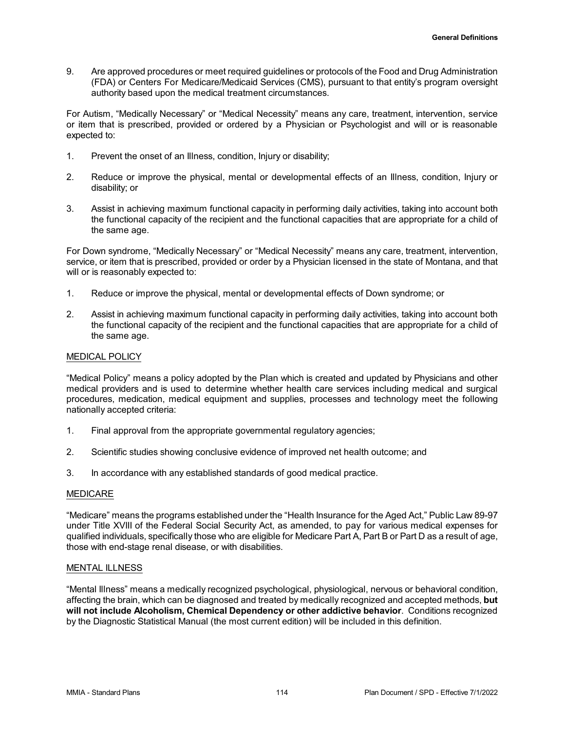9. Are approved procedures or meet required guidelines or protocols of the Food and Drug Administration (FDA) or Centers For Medicare/Medicaid Services (CMS), pursuant to that entity's program oversight authority based upon the medical treatment circumstances.

For Autism, "Medically Necessary" or "Medical Necessity" means any care, treatment, intervention, service or item that is prescribed, provided or ordered by a Physician or Psychologist and will or is reasonable expected to:

1. Prevent the onset of an Illness, condition, Injury or disability;
2. Reduce or improve the physical, mental or developmental effects of an Illness, condition, Injury or disability; or
3. Assist in achieving maximum functional capacity in performing daily activities, taking into account both the functional capacity of the recipient and the functional capacities that are appropriate for a child of the same age.

For Down syndrome, "Medically Necessary" or "Medical Necessity" means any care, treatment, intervention, service, or item that is prescribed, provided or order by a Physician licensed in the state of Montana, and that will or is reasonably expected to:

1. Reduce or improve the physical, mental or developmental effects of Down syndrome; or
2. Assist in achieving maximum functional capacity in performing daily activities, taking into account both the functional capacity of the recipient and the functional capacities that are appropriate for a child of the same age.

### MEDICAL POLICY

"Medical Policy" means a policy adopted by the Plan which is created and updated by Physicians and other medical providers and is used to determine whether health care services including medical and surgical procedures, medication, medical equipment and supplies, processes and technology meet the following nationally accepted criteria:

1. Final approval from the appropriate governmental regulatory agencies;
2. Scientific studies showing conclusive evidence of improved net health outcome; and
3. In accordance with any established standards of good medical practice.

### MEDICARE

"Medicare" means the programs established under the "Health Insurance for the Aged Act," Public Law 89-97 under Title XVIII of the Federal Social Security Act, as amended, to pay for various medical expenses for qualified individuals, specifically those who are eligible for Medicare Part A, Part B or Part D as a result of age, those with end-stage renal disease, or with disabilities.

### MENTAL ILLNESS

"Mental Illness" means a medically recognized psychological, physiological, nervous or behavioral condition, affecting the brain, which can be diagnosed and treated by medically recognized and accepted methods, **but will not include Alcoholism, Chemical Dependency or other addictive behavior**. Conditions recognized by the Diagnostic Statistical Manual (the most current edition) will be included in this definition.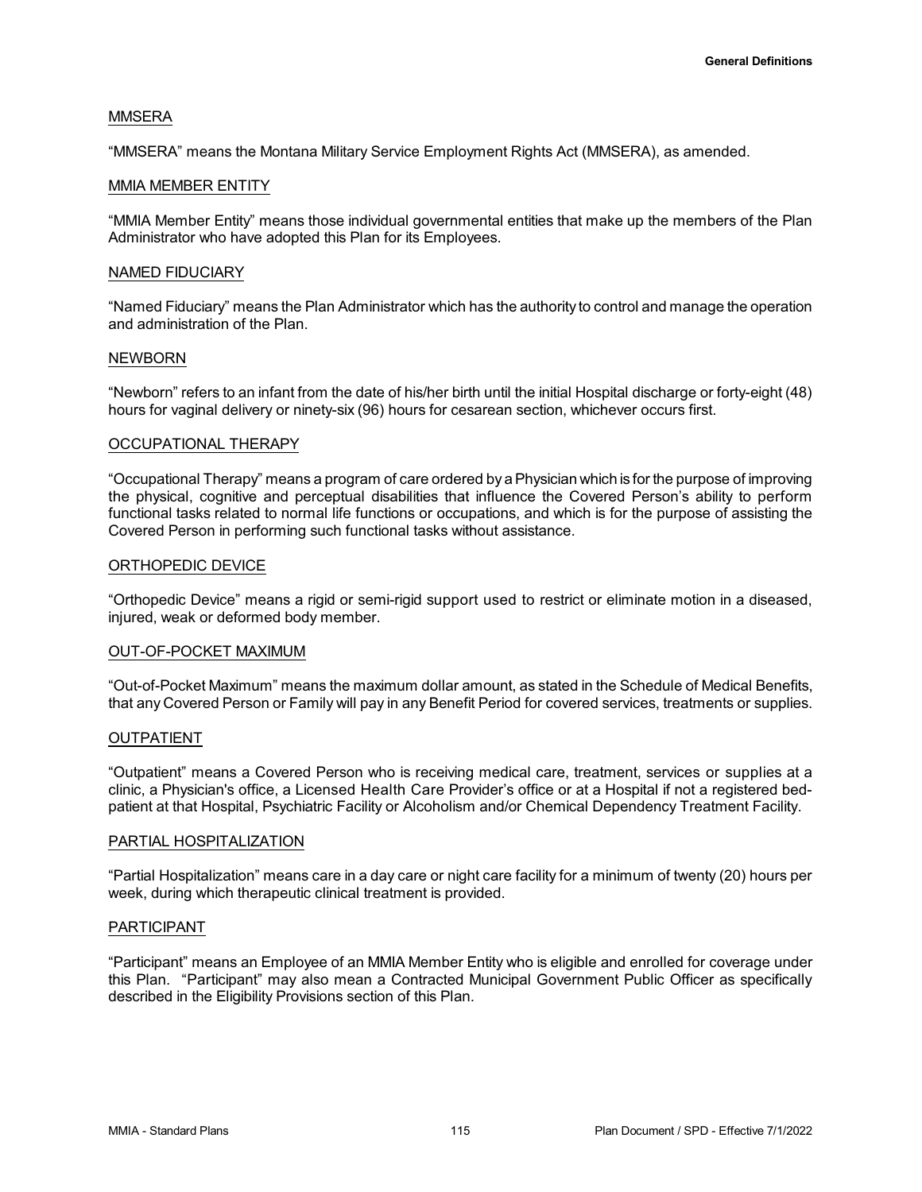MMSERA

"MMSERA" means the Montana Military Service Employment Rights Act (MMSERA), as amended.

MMIA MEMBER ENTITY

"MMIA Member Entity" means those individual governmental entities that make up the members of the Plan Administrator who have adopted this Plan for its Employees.

NAMED FIDUCIARY

"Named Fiduciary" means the Plan Administrator which has the authority to control and manage the operation and administration of the Plan.

NEWBORN

"Newborn" refers to an infant from the date of his/her birth until the initial Hospital discharge or forty-eight (48) hours for vaginal delivery or ninety-six (96) hours for cesarean section, whichever occurs first.

OCCUPATIONAL THERAPY

"Occupational Therapy" means a program of care ordered by a Physician which is for the purpose of improving the physical, cognitive and perceptual disabilities that influence the Covered Person's ability to perform functional tasks related to normal life functions or occupations, and which is for the purpose of assisting the Covered Person in performing such functional tasks without assistance.

ORTHOPEDIC DEVICE

"Orthopedic Device" means a rigid or semi-rigid support used to restrict or eliminate motion in a diseased, injured, weak or deformed body member.

OUT-OF-POCKET MAXIMUM

"Out-of-Pocket Maximum" means the maximum dollar amount, as stated in the Schedule of Medical Benefits, that any Covered Person or Family will pay in any Benefit Period for covered services, treatments or supplies.

OUTPATIENT

"Outpatient" means a Covered Person who is receiving medical care, treatment, services or supplies at a clinic, a Physician's office, a Licensed Health Care Provider's office or at a Hospital if not a registered bed-patient at that Hospital, Psychiatric Facility or Alcoholism and/or Chemical Dependency Treatment Facility.

PARTIAL HOSPITALIZATION

"Partial Hospitalization" means care in a day care or night care facility for a minimum of twenty (20) hours per week, during which therapeutic clinical treatment is provided.

PARTICIPANT

"Participant" means an Employee of an MMIA Member Entity who is eligible and enrolled for coverage under this Plan. "Participant" may also mean a Contracted Municipal Government Public Officer as specifically described in the Eligibility Provisions section of this Plan.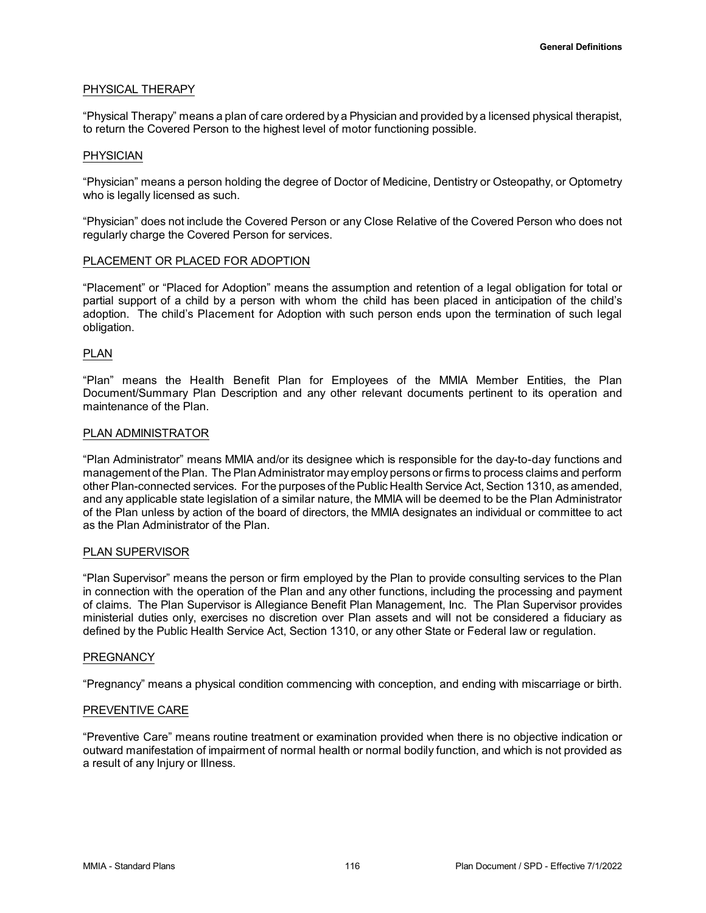PHYSICAL THERAPY

"Physical Therapy" means a plan of care ordered by a Physician and provided by a licensed physical therapist, to return the Covered Person to the highest level of motor functioning possible.

PHYSICIAN

"Physician" means a person holding the degree of Doctor of Medicine, Dentistry or Osteopathy, or Optometry who is legally licensed as such.

"Physician" does not include the Covered Person or any Close Relative of the Covered Person who does not regularly charge the Covered Person for services.

PLACEMENT OR PLACED FOR ADOPTION

"Placement" or "Placed for Adoption" means the assumption and retention of a legal obligation for total or partial support of a child by a person with whom the child has been placed in anticipation of the child's adoption. The child's Placement for Adoption with such person ends upon the termination of such legal obligation.

PLAN

"Plan" means the Health Benefit Plan for Employees of the MMIA Member Entities, the Plan Document/Summary Plan Description and any other relevant documents pertinent to its operation and maintenance of the Plan.

PLAN ADMINISTRATOR

"Plan Administrator" means MMIA and/or its designee which is responsible for the day-to-day functions and management of the Plan. The Plan Administrator may employ persons or firms to process claims and perform other Plan-connected services. For the purposes of the Public Health Service Act, Section 1310, as amended, and any applicable state legislation of a similar nature, the MMIA will be deemed to be the Plan Administrator of the Plan unless by action of the board of directors, the MMIA designates an individual or committee to act as the Plan Administrator of the Plan.

PLAN SUPERVISOR

"Plan Supervisor" means the person or firm employed by the Plan to provide consulting services to the Plan in connection with the operation of the Plan and any other functions, including the processing and payment of claims. The Plan Supervisor is Allegiance Benefit Plan Management, Inc. The Plan Supervisor provides ministerial duties only, exercises no discretion over Plan assets and will not be considered a fiduciary as defined by the Public Health Service Act, Section 1310, or any other State or Federal law or regulation.

PREGNANCY

"Pregnancy" means a physical condition commencing with conception, and ending with miscarriage or birth.

PREVENTIVE CARE

"Preventive Care" means routine treatment or examination provided when there is no objective indication or outward manifestation of impairment of normal health or normal bodily function, and which is not provided as a result of any Injury or Illness.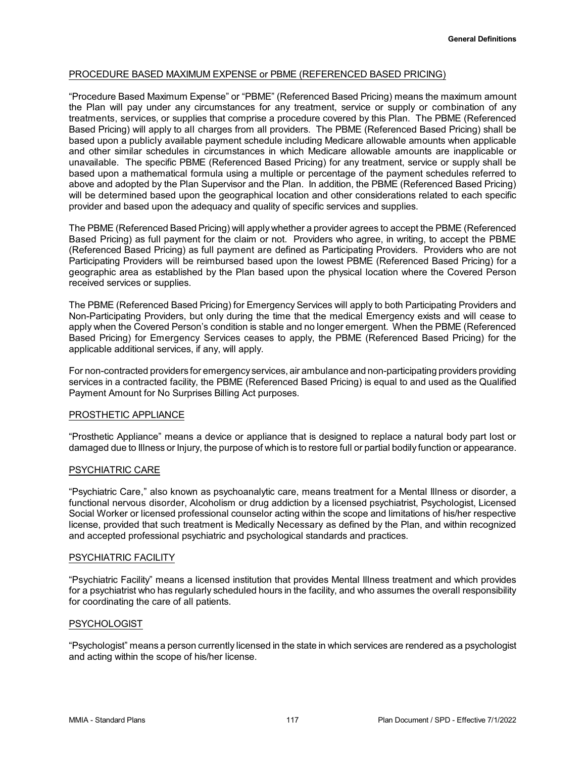#### PROCEDURE BASED MAXIMUM EXPENSE or PBME (REFERENCED BASED PRICING)

"Procedure Based Maximum Expense" or "PBME" (Referenced Based Pricing) means the maximum amount the Plan will pay under any circumstances for any treatment, service or supply or combination of any treatments, services, or supplies that comprise a procedure covered by this Plan. The PBME (Referenced Based Pricing) will apply to all charges from all providers. The PBME (Referenced Based Pricing) shall be based upon a publicly available payment schedule including Medicare allowable amounts when applicable and other similar schedules in circumstances in which Medicare allowable amounts are inapplicable or unavailable. The specific PBME (Referenced Based Pricing) for any treatment, service or supply shall be based upon a mathematical formula using a multiple or percentage of the payment schedules referred to above and adopted by the Plan Supervisor and the Plan. In addition, the PBME (Referenced Based Pricing) will be determined based upon the geographical location and other considerations related to each specific provider and based upon the adequacy and quality of specific services and supplies.

The PBME (Referenced Based Pricing) will apply whether a provider agrees to accept the PBME (Referenced Based Pricing) as full payment for the claim or not. Providers who agree, in writing, to accept the PBME (Referenced Based Pricing) as full payment are defined as Participating Providers. Providers who are not Participating Providers will be reimbursed based upon the lowest PBME (Referenced Based Pricing) for a geographic area as established by the Plan based upon the physical location where the Covered Person received services or supplies.

The PBME (Referenced Based Pricing) for Emergency Services will apply to both Participating Providers and Non-Participating Providers, but only during the time that the medical Emergency exists and will cease to apply when the Covered Person's condition is stable and no longer emergent. When the PBME (Referenced Based Pricing) for Emergency Services ceases to apply, the PBME (Referenced Based Pricing) for the applicable additional services, if any, will apply.

For non-contracted providers for emergency services, air ambulance and non-participating providers providing services in a contracted facility, the PBME (Referenced Based Pricing) is equal to and used as the Qualified Payment Amount for No Surprises Billing Act purposes.

#### PROSTHETIC APPLIANCE

"Prosthetic Appliance" means a device or appliance that is designed to replace a natural body part lost or damaged due to Illness or Injury, the purpose of which is to restore full or partial bodily function or appearance.

#### PSYCHIATRIC CARE

"Psychiatric Care," also known as psychoanalytic care, means treatment for a Mental Illness or disorder, a functional nervous disorder, Alcoholism or drug addiction by a licensed psychiatrist, Psychologist, Licensed Social Worker or licensed professional counselor acting within the scope and limitations of his/her respective license, provided that such treatment is Medically Necessary as defined by the Plan, and within recognized and accepted professional psychiatric and psychological standards and practices.

#### PSYCHIATRIC FACILITY

"Psychiatric Facility" means a licensed institution that provides Mental Illness treatment and which provides for a psychiatrist who has regularly scheduled hours in the facility, and who assumes the overall responsibility for coordinating the care of all patients.

#### PSYCHOLOGIST

"Psychologist" means a person currently licensed in the state in which services are rendered as a psychologist and acting within the scope of his/her license.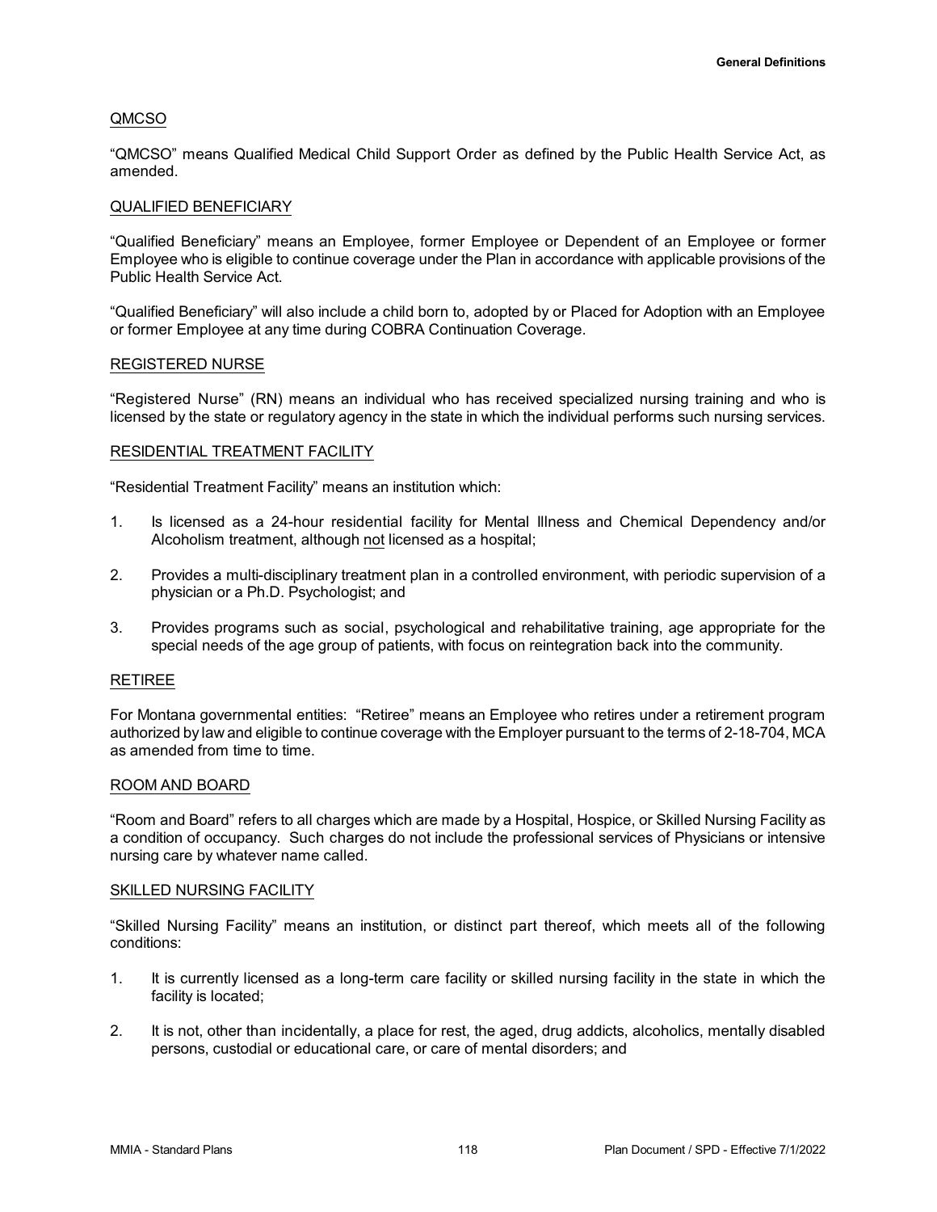## QMCSO

"QMCSO" means Qualified Medical Child Support Order as defined by the Public Health Service Act, as amended.

## QUALIFIED BENEFICIARY

"Qualified Beneficiary" means an Employee, former Employee or Dependent of an Employee or former Employee who is eligible to continue coverage under the Plan in accordance with applicable provisions of the Public Health Service Act.

"Qualified Beneficiary" will also include a child born to, adopted by or Placed for Adoption with an Employee or former Employee at any time during COBRA Continuation Coverage.

## REGISTERED NURSE

"Registered Nurse" (RN) means an individual who has received specialized nursing training and who is licensed by the state or regulatory agency in the state in which the individual performs such nursing services.

## RESIDENTIAL TREATMENT FACILITY

"Residential Treatment Facility" means an institution which:

1. Is licensed as a 24-hour residential facility for Mental Illness and Chemical Dependency and/or Alcoholism treatment, although not licensed as a hospital;
2. Provides a multi-disciplinary treatment plan in a controlled environment, with periodic supervision of a physician or a Ph.D. Psychologist; and
3. Provides programs such as social, psychological and rehabilitative training, age appropriate for the special needs of the age group of patients, with focus on reintegration back into the community.

## RETIREE

For Montana governmental entities: "Retiree" means an Employee who retires under a retirement program authorized by law and eligible to continue coverage with the Employer pursuant to the terms of 2-18-704, MCA as amended from time to time.

## ROOM AND BOARD

"Room and Board" refers to all charges which are made by a Hospital, Hospice, or Skilled Nursing Facility as a condition of occupancy. Such charges do not include the professional services of Physicians or intensive nursing care by whatever name called.

## SKILLED NURSING FACILITY

"Skilled Nursing Facility" means an institution, or distinct part thereof, which meets all of the following conditions:

1. It is currently licensed as a long-term care facility or skilled nursing facility in the state in which the facility is located;
2. It is not, other than incidentally, a place for rest, the aged, drug addicts, alcoholics, mentally disabled persons, custodial or educational care, or care of mental disorders; and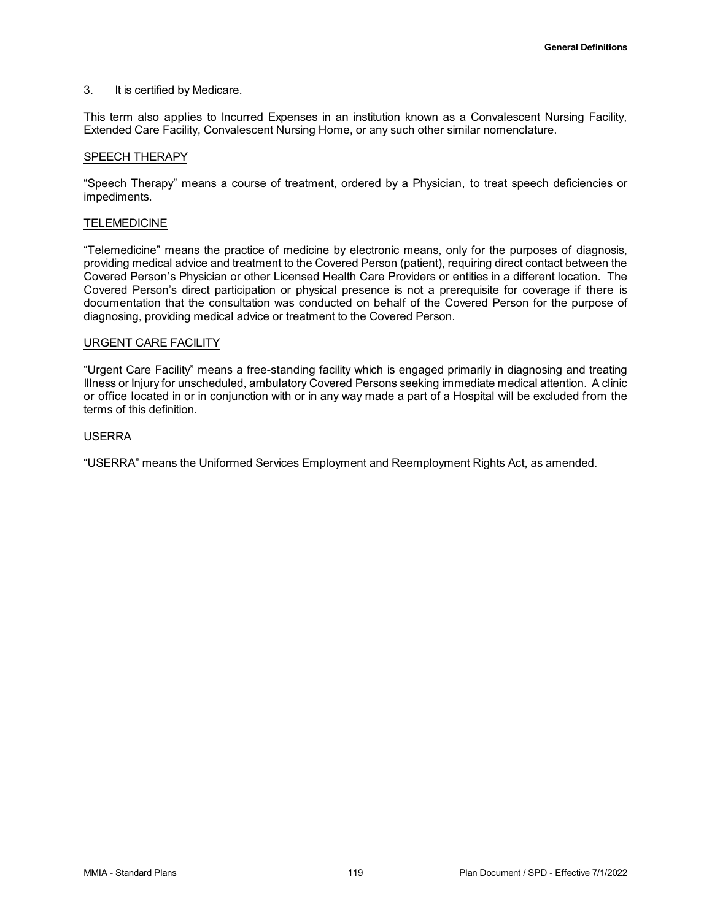3. It is certified by Medicare.

This term also applies to Incurred Expenses in an institution known as a Convalescent Nursing Facility, Extended Care Facility, Convalescent Nursing Home, or any such other similar nomenclature.

### SPEECH THERAPY

"Speech Therapy" means a course of treatment, ordered by a Physician, to treat speech deficiencies or impediments.

### TELEMEDICINE

"Telemedicine" means the practice of medicine by electronic means, only for the purposes of diagnosis, providing medical advice and treatment to the Covered Person (patient), requiring direct contact between the Covered Person's Physician or other Licensed Health Care Providers or entities in a different location. The Covered Person's direct participation or physical presence is not a prerequisite for coverage if there is documentation that the consultation was conducted on behalf of the Covered Person for the purpose of diagnosing, providing medical advice or treatment to the Covered Person.

### URGENT CARE FACILITY

"Urgent Care Facility" means a free-standing facility which is engaged primarily in diagnosing and treating Illness or Injury for unscheduled, ambulatory Covered Persons seeking immediate medical attention. A clinic or office located in or in conjunction with or in any way made a part of a Hospital will be excluded from the terms of this definition.

### USERRA

"USERRA" means the Uniformed Services Employment and Reemployment Rights Act, as amended.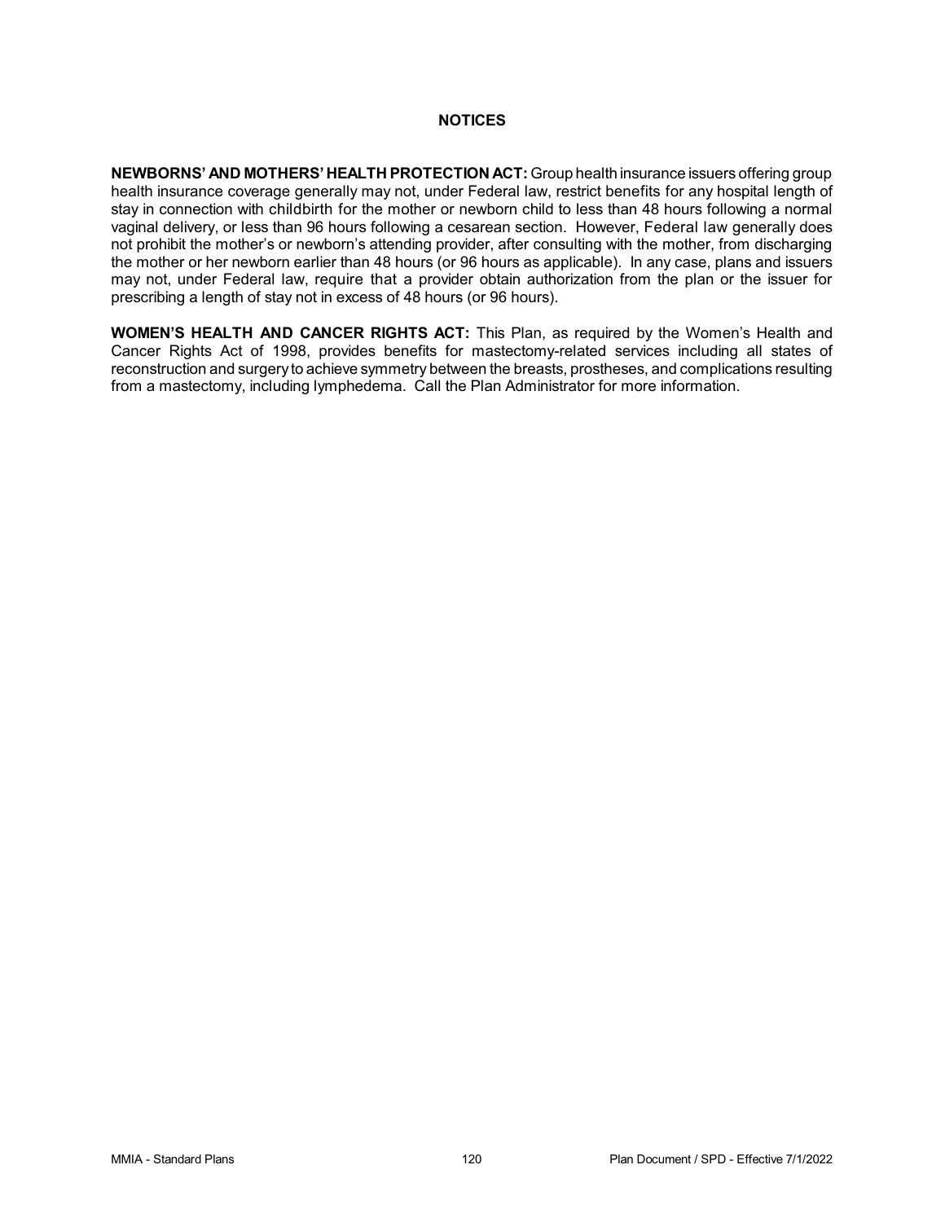## NOTICES

**NEWBORNS' AND MOTHERS' HEALTH PROTECTION ACT:** Group health insurance issuers offering group health insurance coverage generally may not, under Federal law, restrict benefits for any hospital length of stay in connection with childbirth for the mother or newborn child to less than 48 hours following a normal vaginal delivery, or less than 96 hours following a cesarean section. However, Federal law generally does not prohibit the mother's or newborn's attending provider, after consulting with the mother, from discharging the mother or her newborn earlier than 48 hours (or 96 hours as applicable). In any case, plans and issuers may not, under Federal law, require that a provider obtain authorization from the plan or the issuer for prescribing a length of stay not in excess of 48 hours (or 96 hours).

**WOMEN'S HEALTH AND CANCER RIGHTS ACT:** This Plan, as required by the Women's Health and Cancer Rights Act of 1998, provides benefits for mastectomy-related services including all states of reconstruction and surgery to achieve symmetry between the breasts, prostheses, and complications resulting from a mastectomy, including lymphedema. Call the Plan Administrator for more information.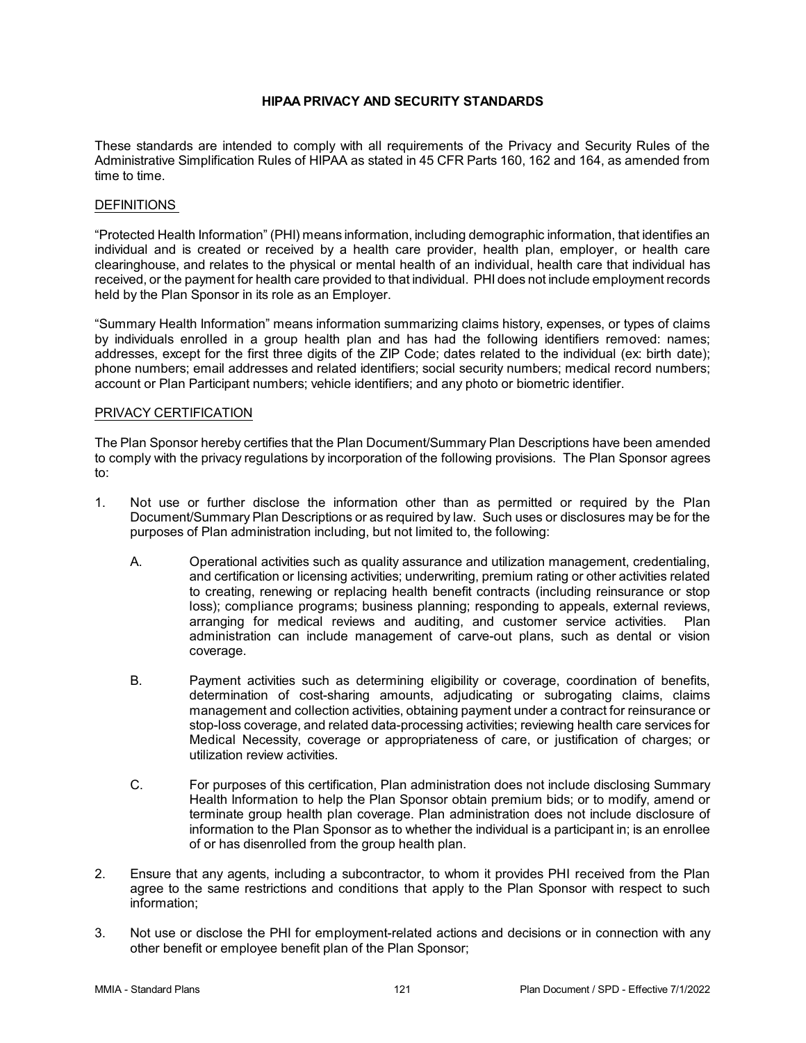## HIPAA PRIVACY AND SECURITY STANDARDS

These standards are intended to comply with all requirements of the Privacy and Security Rules of the Administrative Simplification Rules of HIPAA as stated in 45 CFR Parts 160, 162 and 164, as amended from time to time.

### DEFINITIONS

"Protected Health Information" (PHI) means information, including demographic information, that identifies an individual and is created or received by a health care provider, health plan, employer, or health care clearinghouse, and relates to the physical or mental health of an individual, health care that individual has received, or the payment for health care provided to that individual. PHI does not include employment records held by the Plan Sponsor in its role as an Employer.

"Summary Health Information" means information summarizing claims history, expenses, or types of claims by individuals enrolled in a group health plan and has had the following identifiers removed: names; addresses, except for the first three digits of the ZIP Code; dates related to the individual (ex: birth date); phone numbers; email addresses and related identifiers; social security numbers; medical record numbers; account or Plan Participant numbers; vehicle identifiers; and any photo or biometric identifier.

### PRIVACY CERTIFICATION

The Plan Sponsor hereby certifies that the Plan Document/Summary Plan Descriptions have been amended to comply with the privacy regulations by incorporation of the following provisions. The Plan Sponsor agrees to:

1. Not use or further disclose the information other than as permitted or required by the Plan Document/Summary Plan Descriptions or as required by law. Such uses or disclosures may be for the purposes of Plan administration including, but not limited to, the following:

   A. Operational activities such as quality assurance and utilization management, credentialing, and certification or licensing activities; underwriting, premium rating or other activities related to creating, renewing or replacing health benefit contracts (including reinsurance or stop loss); compliance programs; business planning; responding to appeals, external reviews, arranging for medical reviews and auditing, and customer service activities. Plan administration can include management of carve-out plans, such as dental or vision coverage.

   B. Payment activities such as determining eligibility or coverage, coordination of benefits, determination of cost-sharing amounts, adjudicating or subrogating claims, claims management and collection activities, obtaining payment under a contract for reinsurance or stop-loss coverage, and related data-processing activities; reviewing health care services for Medical Necessity, coverage or appropriateness of care, or justification of charges; or utilization review activities.

   C. For purposes of this certification, Plan administration does not include disclosing Summary Health Information to help the Plan Sponsor obtain premium bids; or to modify, amend or terminate group health plan coverage. Plan administration does not include disclosure of information to the Plan Sponsor as to whether the individual is a participant in; is an enrollee of or has disenrolled from the group health plan.

2. Ensure that any agents, including a subcontractor, to whom it provides PHI received from the Plan agree to the same restrictions and conditions that apply to the Plan Sponsor with respect to such information;

3. Not use or disclose the PHI for employment-related actions and decisions or in connection with any other benefit or employee benefit plan of the Plan Sponsor;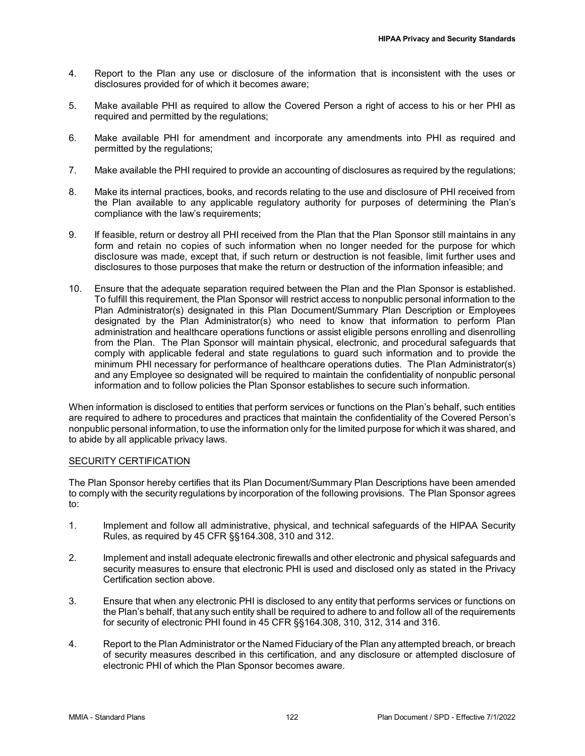4. Report to the Plan any use or disclosure of the information that is inconsistent with the uses or disclosures provided for of which it becomes aware;

5. Make available PHI as required to allow the Covered Person a right of access to his or her PHI as required and permitted by the regulations;

6. Make available PHI for amendment and incorporate any amendments into PHI as required and permitted by the regulations;

7. Make available the PHI required to provide an accounting of disclosures as required by the regulations;

8. Make its internal practices, books, and records relating to the use and disclosure of PHI received from the Plan available to any applicable regulatory authority for purposes of determining the Plan's compliance with the law's requirements;

9. If feasible, return or destroy all PHI received from the Plan that the Plan Sponsor still maintains in any form and retain no copies of such information when no longer needed for the purpose for which disclosure was made, except that, if such return or destruction is not feasible, limit further uses and disclosures to those purposes that make the return or destruction of the information infeasible; and

10. Ensure that the adequate separation required between the Plan and the Plan Sponsor is established. To fulfill this requirement, the Plan Sponsor will restrict access to nonpublic personal information to the Plan Administrator(s) designated in this Plan Document/Summary Plan Description or Employees designated by the Plan Administrator(s) who need to know that information to perform Plan administration and healthcare operations functions or assist eligible persons enrolling and disenrolling from the Plan. The Plan Sponsor will maintain physical, electronic, and procedural safeguards that comply with applicable federal and state regulations to guard such information and to provide the minimum PHI necessary for performance of healthcare operations duties. The Plan Administrator(s) and any Employee so designated will be required to maintain the confidentiality of nonpublic personal information and to follow policies the Plan Sponsor establishes to secure such information.

When information is disclosed to entities that perform services or functions on the Plan's behalf, such entities are required to adhere to procedures and practices that maintain the confidentiality of the Covered Person's nonpublic personal information, to use the information only for the limited purpose for which it was shared, and to abide by all applicable privacy laws.

## SECURITY CERTIFICATION

The Plan Sponsor hereby certifies that its Plan Document/Summary Plan Descriptions have been amended to comply with the security regulations by incorporation of the following provisions. The Plan Sponsor agrees to:

1. Implement and follow all administrative, physical, and technical safeguards of the HIPAA Security Rules, as required by 45 CFR §§164.308, 310 and 312.

2. Implement and install adequate electronic firewalls and other electronic and physical safeguards and security measures to ensure that electronic PHI is used and disclosed only as stated in the Privacy Certification section above.

3. Ensure that when any electronic PHI is disclosed to any entity that performs services or functions on the Plan's behalf, that any such entity shall be required to adhere to and follow all of the requirements for security of electronic PHI found in 45 CFR §§164.308, 310, 312, 314 and 316.

4. Report to the Plan Administrator or the Named Fiduciary of the Plan any attempted breach, or breach of security measures described in this certification, and any disclosure or attempted disclosure of electronic PHI of which the Plan Sponsor becomes aware.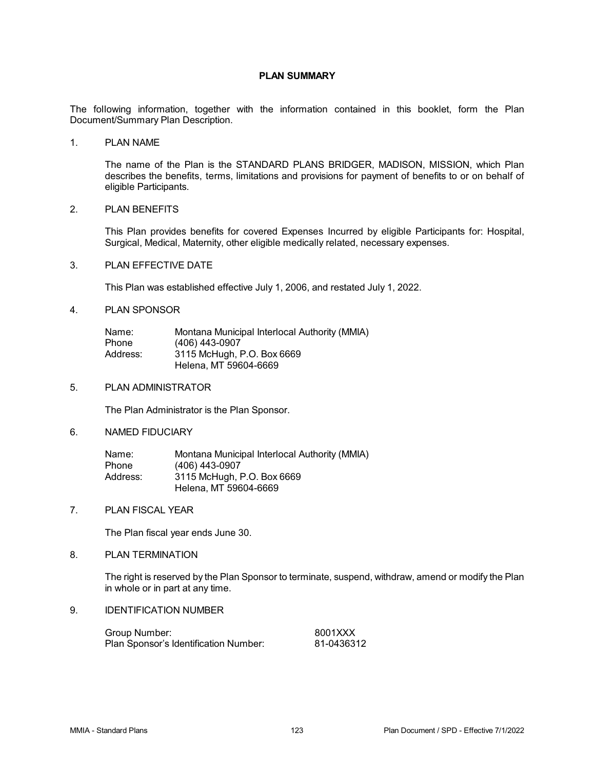## PLAN SUMMARY

The following information, together with the information contained in this booklet, form the Plan Document/Summary Plan Description.

1. PLAN NAME

   The name of the Plan is the STANDARD PLANS BRIDGER, MADISON, MISSION, which Plan describes the benefits, terms, limitations and provisions for payment of benefits to or on behalf of eligible Participants.

2. PLAN BENEFITS

   This Plan provides benefits for covered Expenses Incurred by eligible Participants for: Hospital, Surgical, Medical, Maternity, other eligible medically related, necessary expenses.

3. PLAN EFFECTIVE DATE

   This Plan was established effective July 1, 2006, and restated July 1, 2022.

4. PLAN SPONSOR

   | | |
   |---|---|
   | Name: | Montana Municipal Interlocal Authority (MMIA) |
   | Phone | (406) 443-0907 |
   | Address: | 3115 McHugh, P.O. Box 6669<br>Helena, MT 59604-6669 |

5. PLAN ADMINISTRATOR

   The Plan Administrator is the Plan Sponsor.

6. NAMED FIDUCIARY

   | | |
   |---|---|
   | Name: | Montana Municipal Interlocal Authority (MMIA) |
   | Phone | (406) 443-0907 |
   | Address: | 3115 McHugh, P.O. Box 6669<br>Helena, MT 59604-6669 |

7. PLAN FISCAL YEAR

   The Plan fiscal year ends June 30.

8. PLAN TERMINATION

   The right is reserved by the Plan Sponsor to terminate, suspend, withdraw, amend or modify the Plan in whole or in part at any time.

9. IDENTIFICATION NUMBER

   | | |
   |---|---|
   | Group Number: | 8001XXX |
   | Plan Sponsor's Identification Number: | 81-0436312 |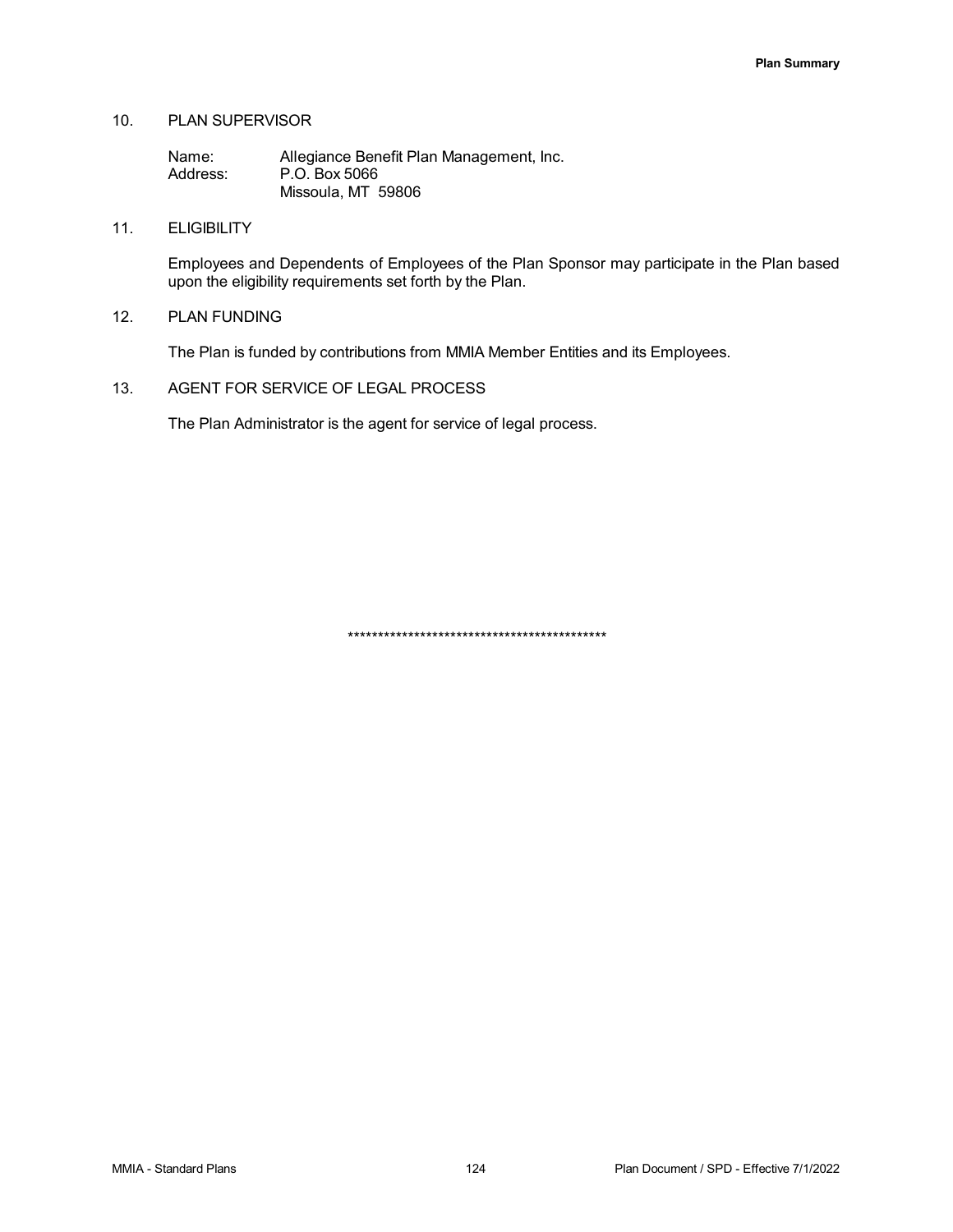10. PLAN SUPERVISOR

| | |
|---|---|
| Name: | Allegiance Benefit Plan Management, Inc. |
| Address: | P.O. Box 5066<br>Missoula, MT 59806 |

11. ELIGIBILITY

Employees and Dependents of Employees of the Plan Sponsor may participate in the Plan based upon the eligibility requirements set forth by the Plan.

12. PLAN FUNDING

The Plan is funded by contributions from MMIA Member Entities and its Employees.

13. AGENT FOR SERVICE OF LEGAL PROCESS

The Plan Administrator is the agent for service of legal process.

********************************************